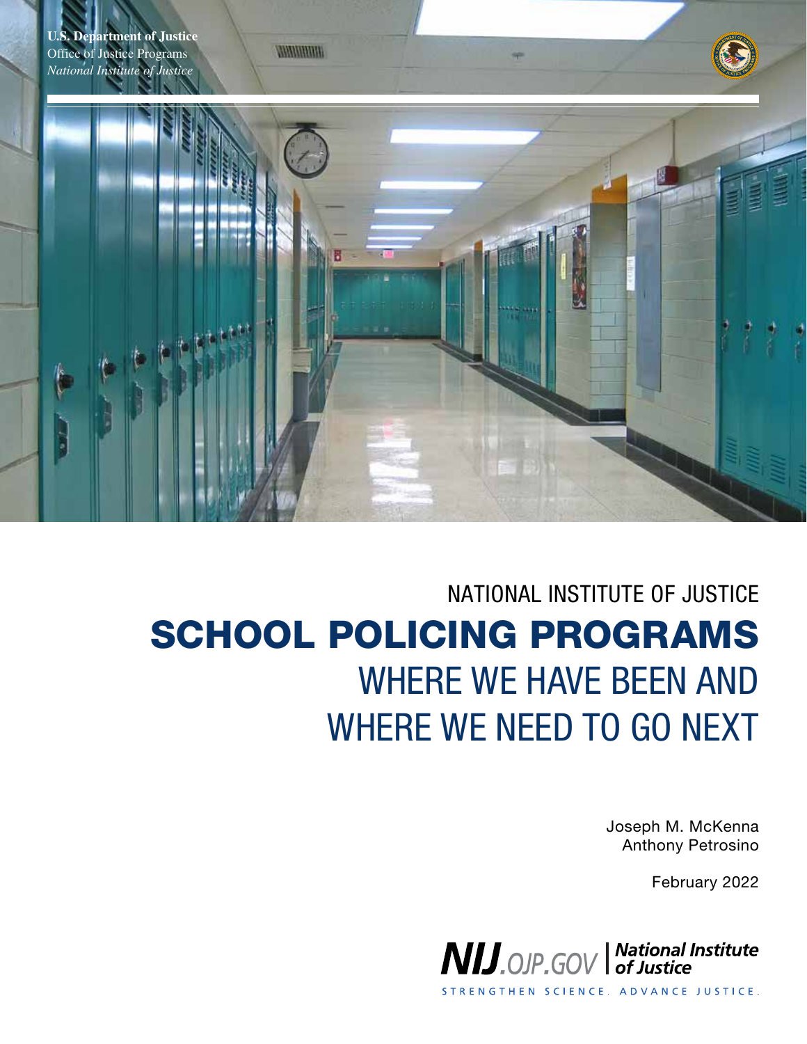U.S. Department of Justice
Office of Justice Programs
*National Institute of Justice*

NATIONAL INSTITUTE OF JUSTICE

# SCHOOL POLICING PROGRAMS

## WHERE WE HAVE BEEN AND WHERE WE NEED TO GO NEXT

Joseph M. McKenna
Anthony Petrosino

February 2022

NIJ.OJP.GOV | National Institute of Justice

STRENGTHEN SCIENCE. ADVANCE JUSTICE.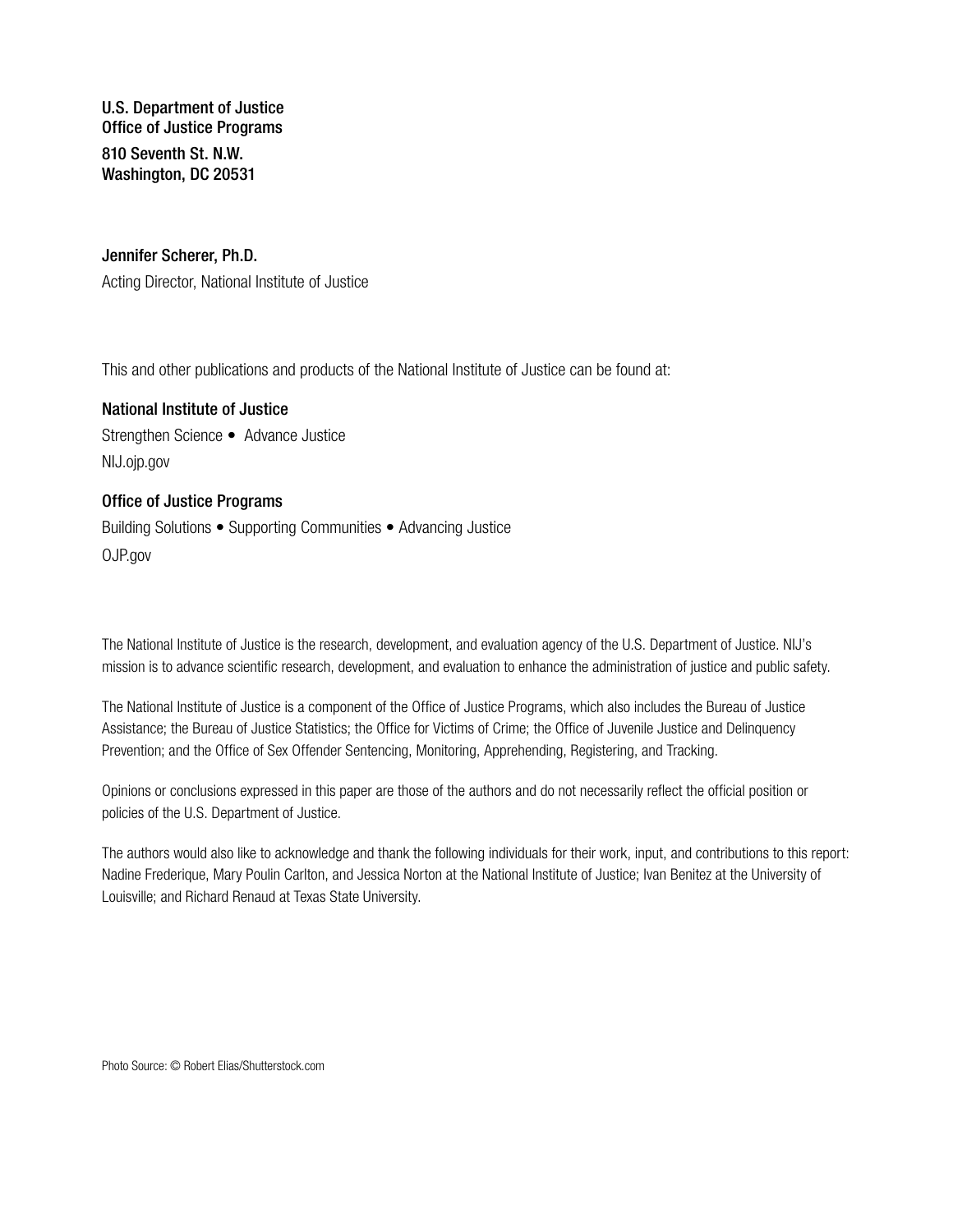**U.S. Department of Justice**
**Office of Justice Programs**

**810 Seventh St. N.W.**
**Washington, DC 20531**

**Jennifer Scherer, Ph.D.**

Acting Director, National Institute of Justice

This and other publications and products of the National Institute of Justice can be found at:

**National Institute of Justice**

Strengthen Science • Advance Justice

NIJ.ojp.gov

**Office of Justice Programs**

Building Solutions • Supporting Communities • Advancing Justice

OJP.gov

The National Institute of Justice is the research, development, and evaluation agency of the U.S. Department of Justice. NIJ's mission is to advance scientific research, development, and evaluation to enhance the administration of justice and public safety.

The National Institute of Justice is a component of the Office of Justice Programs, which also includes the Bureau of Justice Assistance; the Bureau of Justice Statistics; the Office for Victims of Crime; the Office of Juvenile Justice and Delinquency Prevention; and the Office of Sex Offender Sentencing, Monitoring, Apprehending, Registering, and Tracking.

Opinions or conclusions expressed in this paper are those of the authors and do not necessarily reflect the official position or policies of the U.S. Department of Justice.

The authors would also like to acknowledge and thank the following individuals for their work, input, and contributions to this report: Nadine Frederique, Mary Poulin Carlton, and Jessica Norton at the National Institute of Justice; Ivan Benitez at the University of Louisville; and Richard Renaud at Texas State University.

Photo Source: © Robert Elias/Shutterstock.com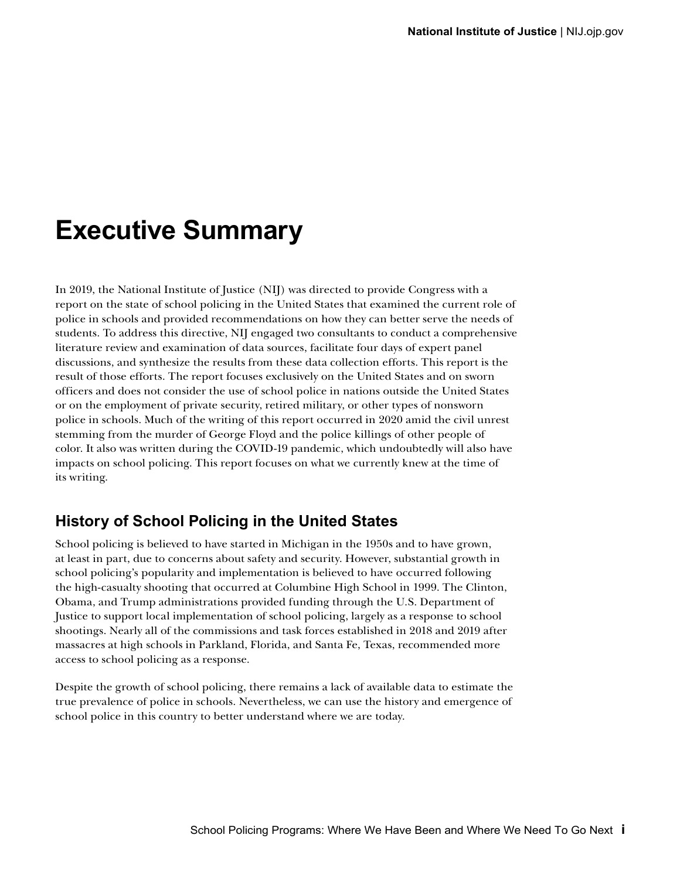# Executive Summary

In 2019, the National Institute of Justice (NIJ) was directed to provide Congress with a report on the state of school policing in the United States that examined the current role of police in schools and provided recommendations on how they can better serve the needs of students. To address this directive, NIJ engaged two consultants to conduct a comprehensive literature review and examination of data sources, facilitate four days of expert panel discussions, and synthesize the results from these data collection efforts. This report is the result of those efforts. The report focuses exclusively on the United States and on sworn officers and does not consider the use of school police in nations outside the United States or on the employment of private security, retired military, or other types of nonsworn police in schools. Much of the writing of this report occurred in 2020 amid the civil unrest stemming from the murder of George Floyd and the police killings of other people of color. It also was written during the COVID-19 pandemic, which undoubtedly will also have impacts on school policing. This report focuses on what we currently knew at the time of its writing.

## History of School Policing in the United States

School policing is believed to have started in Michigan in the 1950s and to have grown, at least in part, due to concerns about safety and security. However, substantial growth in school policing's popularity and implementation is believed to have occurred following the high-casualty shooting that occurred at Columbine High School in 1999. The Clinton, Obama, and Trump administrations provided funding through the U.S. Department of Justice to support local implementation of school policing, largely as a response to school shootings. Nearly all of the commissions and task forces established in 2018 and 2019 after massacres at high schools in Parkland, Florida, and Santa Fe, Texas, recommended more access to school policing as a response.

Despite the growth of school policing, there remains a lack of available data to estimate the true prevalence of police in schools. Nevertheless, we can use the history and emergence of school police in this country to better understand where we are today.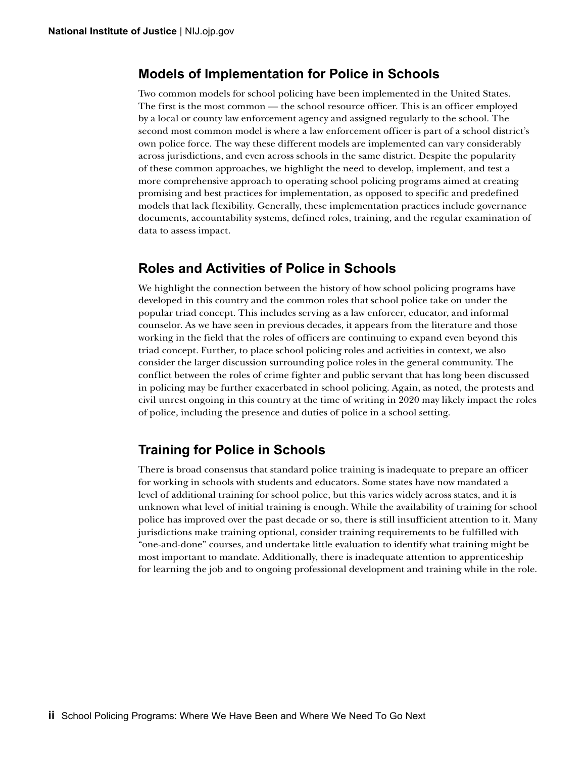## Models of Implementation for Police in Schools

Two common models for school policing have been implemented in the United States. The first is the most common — the school resource officer. This is an officer employed by a local or county law enforcement agency and assigned regularly to the school. The second most common model is where a law enforcement officer is part of a school district's own police force. The way these different models are implemented can vary considerably across jurisdictions, and even across schools in the same district. Despite the popularity of these common approaches, we highlight the need to develop, implement, and test a more comprehensive approach to operating school policing programs aimed at creating promising and best practices for implementation, as opposed to specific and predefined models that lack flexibility. Generally, these implementation practices include governance documents, accountability systems, defined roles, training, and the regular examination of data to assess impact.

## Roles and Activities of Police in Schools

We highlight the connection between the history of how school policing programs have developed in this country and the common roles that school police take on under the popular triad concept. This includes serving as a law enforcer, educator, and informal counselor. As we have seen in previous decades, it appears from the literature and those working in the field that the roles of officers are continuing to expand even beyond this triad concept. Further, to place school policing roles and activities in context, we also consider the larger discussion surrounding police roles in the general community. The conflict between the roles of crime fighter and public servant that has long been discussed in policing may be further exacerbated in school policing. Again, as noted, the protests and civil unrest ongoing in this country at the time of writing in 2020 may likely impact the roles of police, including the presence and duties of police in a school setting.

## Training for Police in Schools

There is broad consensus that standard police training is inadequate to prepare an officer for working in schools with students and educators. Some states have now mandated a level of additional training for school police, but this varies widely across states, and it is unknown what level of initial training is enough. While the availability of training for school police has improved over the past decade or so, there is still insufficient attention to it. Many jurisdictions make training optional, consider training requirements to be fulfilled with "one-and-done" courses, and undertake little evaluation to identify what training might be most important to mandate. Additionally, there is inadequate attention to apprenticeship for learning the job and to ongoing professional development and training while in the role.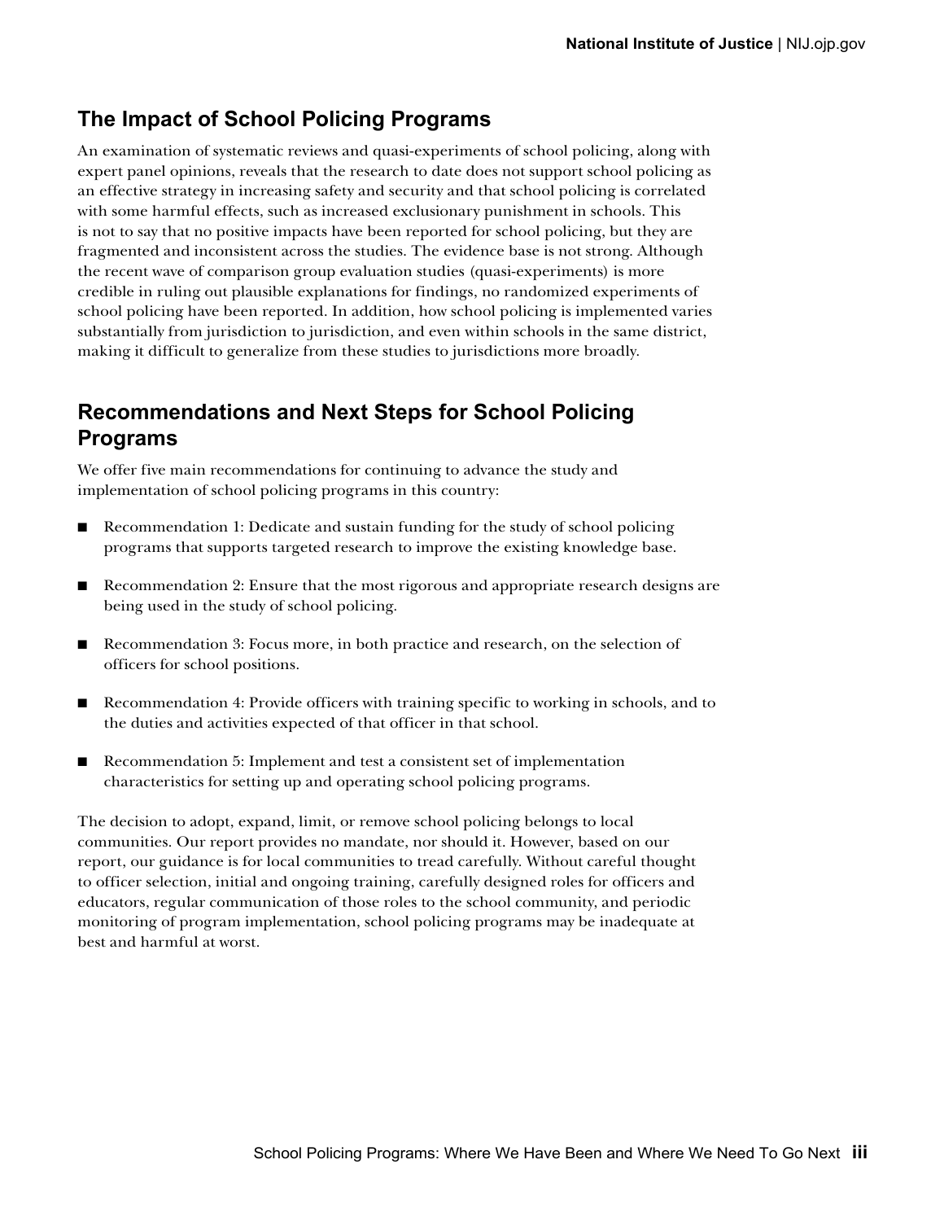## The Impact of School Policing Programs

An examination of systematic reviews and quasi-experiments of school policing, along with expert panel opinions, reveals that the research to date does not support school policing as an effective strategy in increasing safety and security and that school policing is correlated with some harmful effects, such as increased exclusionary punishment in schools. This is not to say that no positive impacts have been reported for school policing, but they are fragmented and inconsistent across the studies. The evidence base is not strong. Although the recent wave of comparison group evaluation studies (quasi-experiments) is more credible in ruling out plausible explanations for findings, no randomized experiments of school policing have been reported. In addition, how school policing is implemented varies substantially from jurisdiction to jurisdiction, and even within schools in the same district, making it difficult to generalize from these studies to jurisdictions more broadly.

## Recommendations and Next Steps for School Policing Programs

We offer five main recommendations for continuing to advance the study and implementation of school policing programs in this country:

- Recommendation 1: Dedicate and sustain funding for the study of school policing programs that supports targeted research to improve the existing knowledge base.
- Recommendation 2: Ensure that the most rigorous and appropriate research designs are being used in the study of school policing.
- Recommendation 3: Focus more, in both practice and research, on the selection of officers for school positions.
- Recommendation 4: Provide officers with training specific to working in schools, and to the duties and activities expected of that officer in that school.
- Recommendation 5: Implement and test a consistent set of implementation characteristics for setting up and operating school policing programs.

The decision to adopt, expand, limit, or remove school policing belongs to local communities. Our report provides no mandate, nor should it. However, based on our report, our guidance is for local communities to tread carefully. Without careful thought to officer selection, initial and ongoing training, carefully designed roles for officers and educators, regular communication of those roles to the school community, and periodic monitoring of program implementation, school policing programs may be inadequate at best and harmful at worst.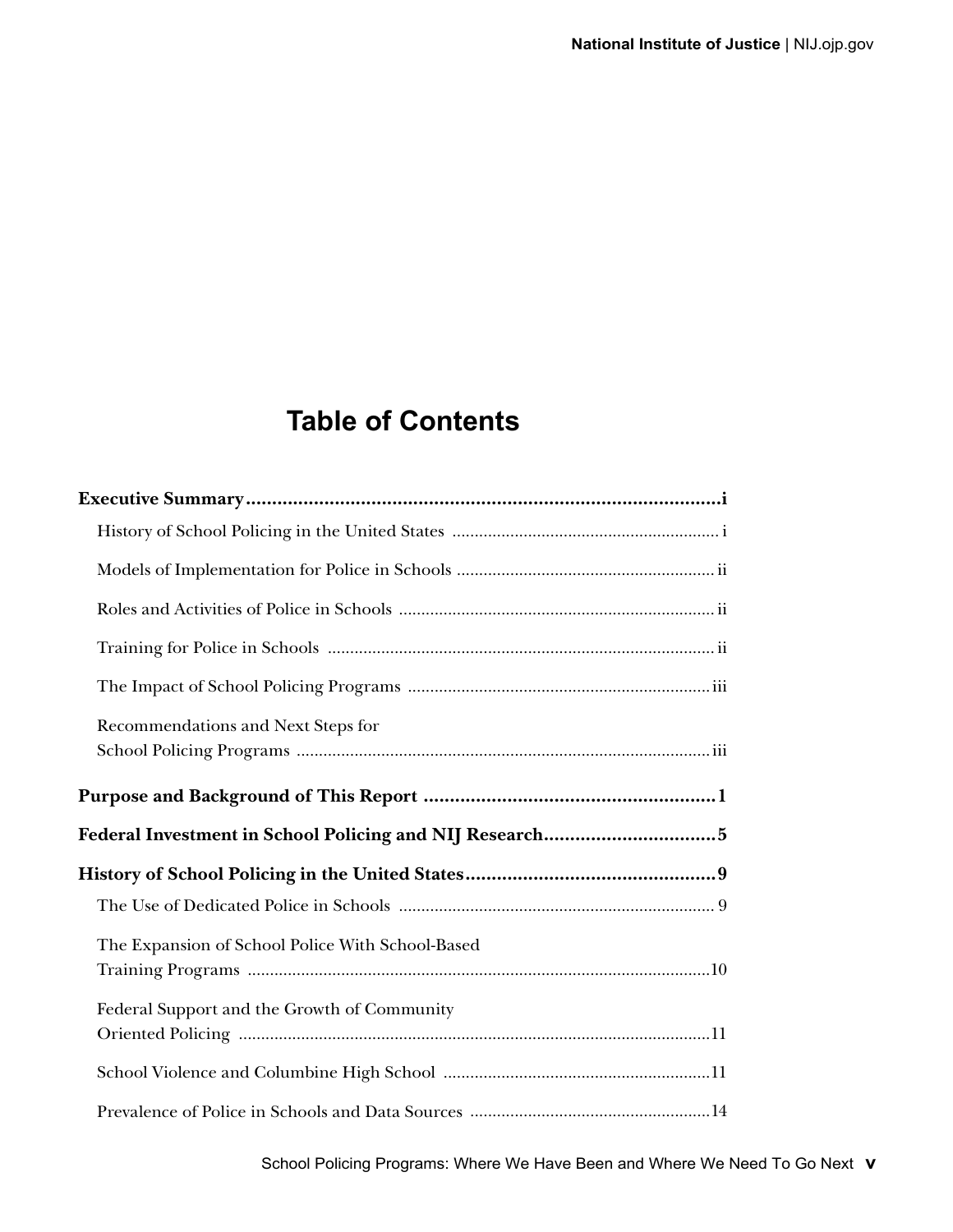# Table of Contents

**Executive Summary** .......... **i**

- History of School Policing in the United States .......... i
- Models of Implementation for Police in Schools .......... ii
- Roles and Activities of Police in Schools .......... ii
- Training for Police in Schools .......... ii
- The Impact of School Policing Programs .......... iii
- Recommendations and Next Steps for School Policing Programs .......... iii

**Purpose and Background of This Report** .......... **1**

**Federal Investment in School Policing and NIJ Research** .......... **5**

**History of School Policing in the United States** .......... **9**

- The Use of Dedicated Police in Schools .......... 9
- The Expansion of School Police With School-Based Training Programs .......... 10
- Federal Support and the Growth of Community Oriented Policing .......... 11
- School Violence and Columbine High School .......... 11
- Prevalence of Police in Schools and Data Sources .......... 14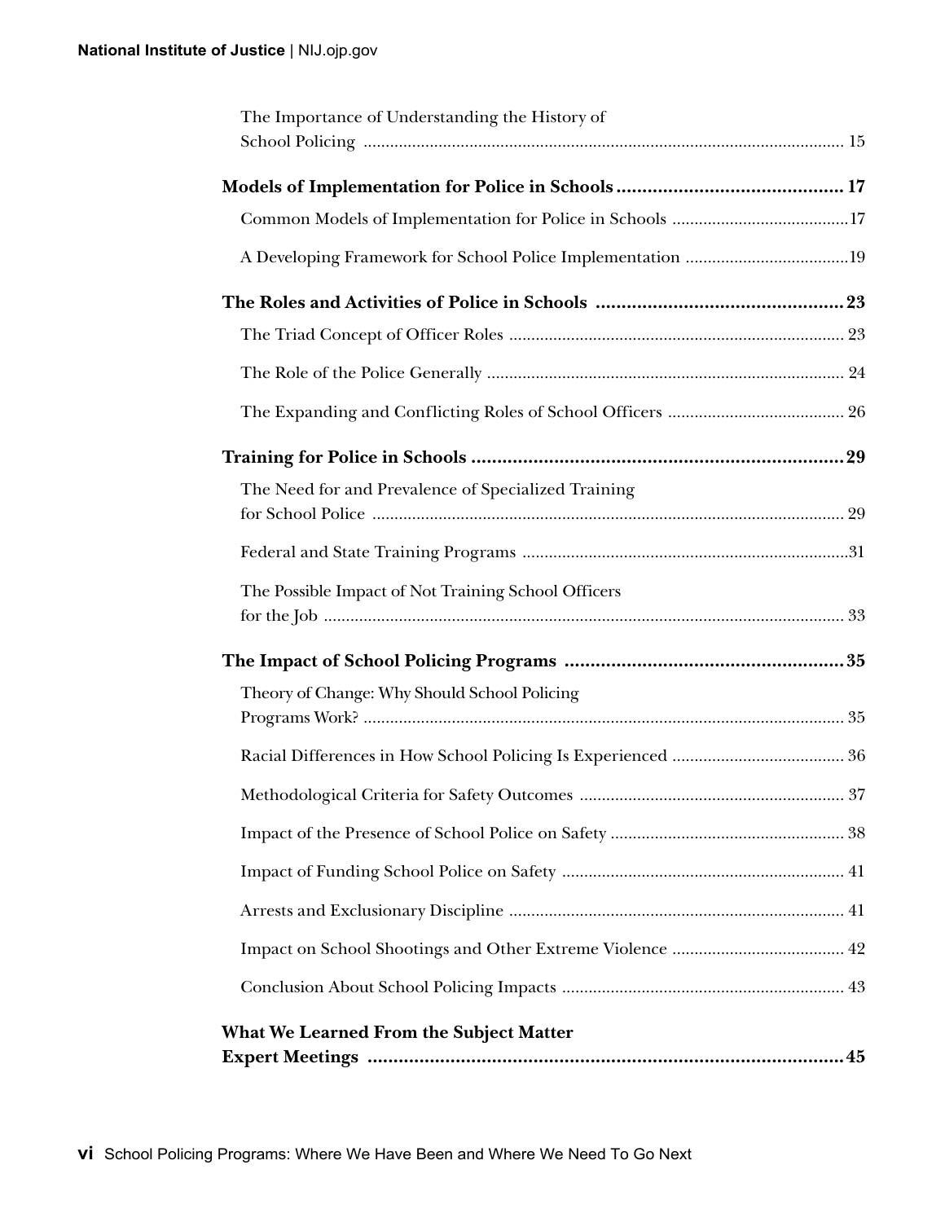The Importance of Understanding the History of School Policing ........ 15

**Models of Implementation for Police in Schools ........ 17**

Common Models of Implementation for Police in Schools ........ 17

A Developing Framework for School Police Implementation ........ 19

**The Roles and Activities of Police in Schools ........ 23**

The Triad Concept of Officer Roles ........ 23

The Role of the Police Generally ........ 24

The Expanding and Conflicting Roles of School Officers ........ 26

**Training for Police in Schools ........ 29**

The Need for and Prevalence of Specialized Training for School Police ........ 29

Federal and State Training Programs ........ 31

The Possible Impact of Not Training School Officers for the Job ........ 33

**The Impact of School Policing Programs ........ 35**

Theory of Change: Why Should School Policing Programs Work? ........ 35

Racial Differences in How School Policing Is Experienced ........ 36

Methodological Criteria for Safety Outcomes ........ 37

Impact of the Presence of School Police on Safety ........ 38

Impact of Funding School Police on Safety ........ 41

Arrests and Exclusionary Discipline ........ 41

Impact on School Shootings and Other Extreme Violence ........ 42

Conclusion About School Policing Impacts ........ 43

**What We Learned From the Subject Matter Expert Meetings ........ 45**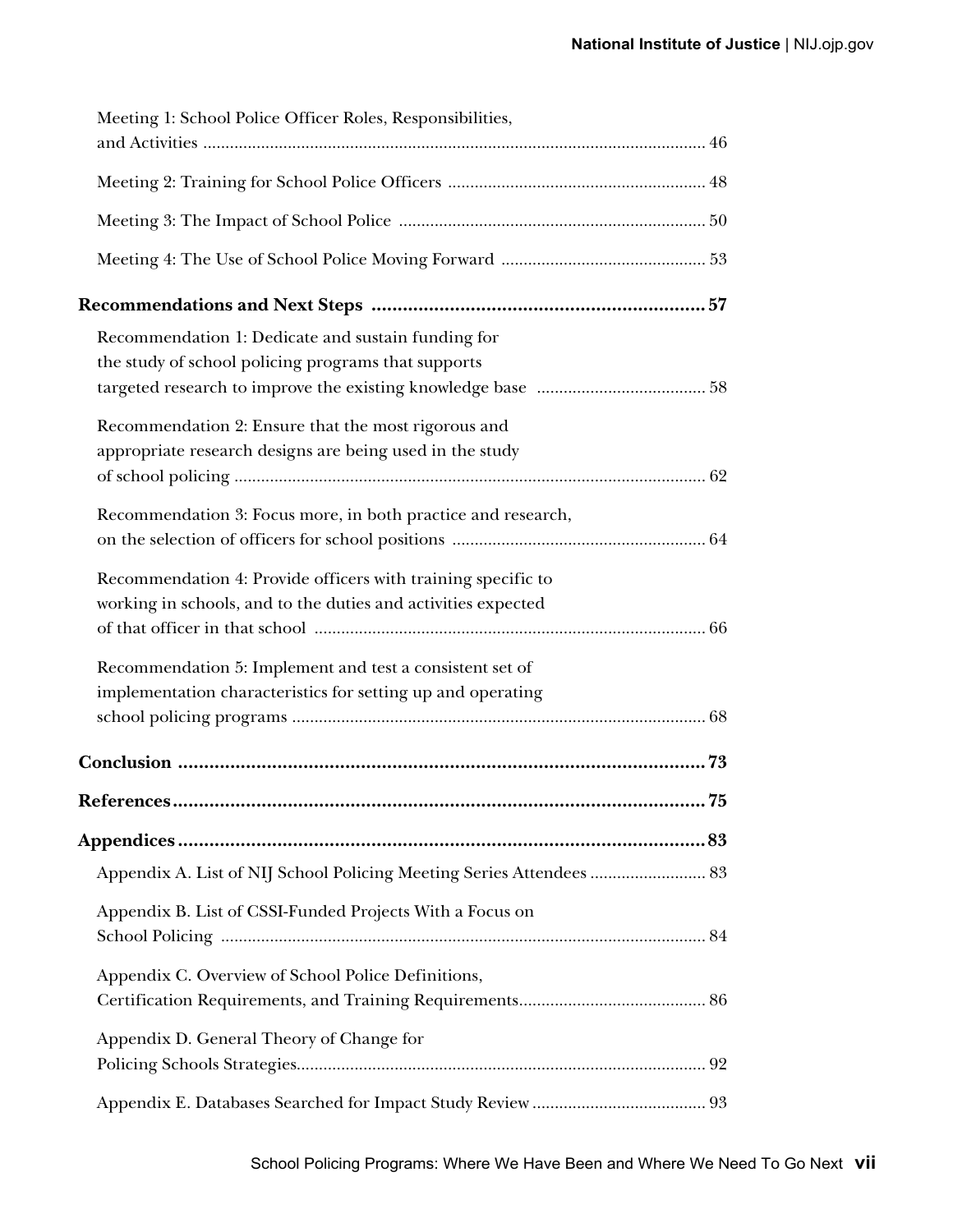Meeting 1: School Police Officer Roles, Responsibilities, and Activities ... 46

Meeting 2: Training for School Police Officers ... 48

Meeting 3: The Impact of School Police ... 50

Meeting 4: The Use of School Police Moving Forward ... 53

**Recommendations and Next Steps ... 57**

Recommendation 1: Dedicate and sustain funding for the study of school policing programs that supports targeted research to improve the existing knowledge base ... 58

Recommendation 2: Ensure that the most rigorous and appropriate research designs are being used in the study of school policing ... 62

Recommendation 3: Focus more, in both practice and research, on the selection of officers for school positions ... 64

Recommendation 4: Provide officers with training specific to working in schools, and to the duties and activities expected of that officer in that school ... 66

Recommendation 5: Implement and test a consistent set of implementation characteristics for setting up and operating school policing programs ... 68

**Conclusion ... 73**

**References ... 75**

**Appendices ... 83**

Appendix A. List of NIJ School Policing Meeting Series Attendees ... 83

Appendix B. List of CSSI-Funded Projects With a Focus on School Policing ... 84

Appendix C. Overview of School Police Definitions, Certification Requirements, and Training Requirements ... 86

Appendix D. General Theory of Change for Policing Schools Strategies ... 92

Appendix E. Databases Searched for Impact Study Review ... 93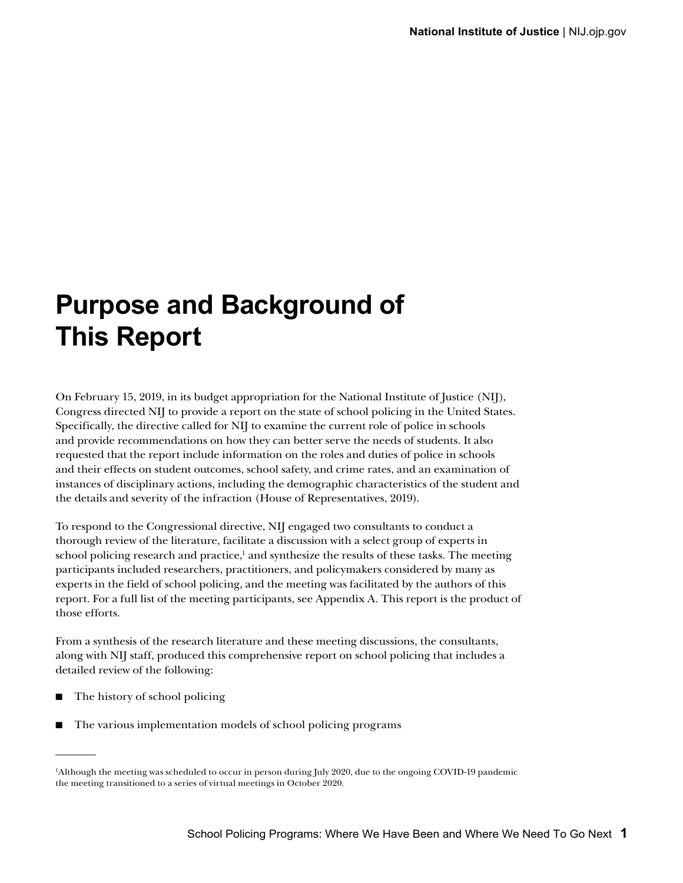# Purpose and Background of This Report

On February 15, 2019, in its budget appropriation for the National Institute of Justice (NIJ), Congress directed NIJ to provide a report on the state of school policing in the United States. Specifically, the directive called for NIJ to examine the current role of police in schools and provide recommendations on how they can better serve the needs of students. It also requested that the report include information on the roles and duties of police in schools and their effects on student outcomes, school safety, and crime rates, and an examination of instances of disciplinary actions, including the demographic characteristics of the student and the details and severity of the infraction (House of Representatives, 2019).

To respond to the Congressional directive, NIJ engaged two consultants to conduct a thorough review of the literature, facilitate a discussion with a select group of experts in school policing research and practice,[1] and synthesize the results of these tasks. The meeting participants included researchers, practitioners, and policymakers considered by many as experts in the field of school policing, and the meeting was facilitated by the authors of this report. For a full list of the meeting participants, see Appendix A. This report is the product of those efforts.

From a synthesis of the research literature and these meeting discussions, the consultants, along with NIJ staff, produced this comprehensive report on school policing that includes a detailed review of the following:

- The history of school policing
- The various implementation models of school policing programs

[1] Although the meeting was scheduled to occur in person during July 2020, due to the ongoing COVID-19 pandemic the meeting transitioned to a series of virtual meetings in October 2020.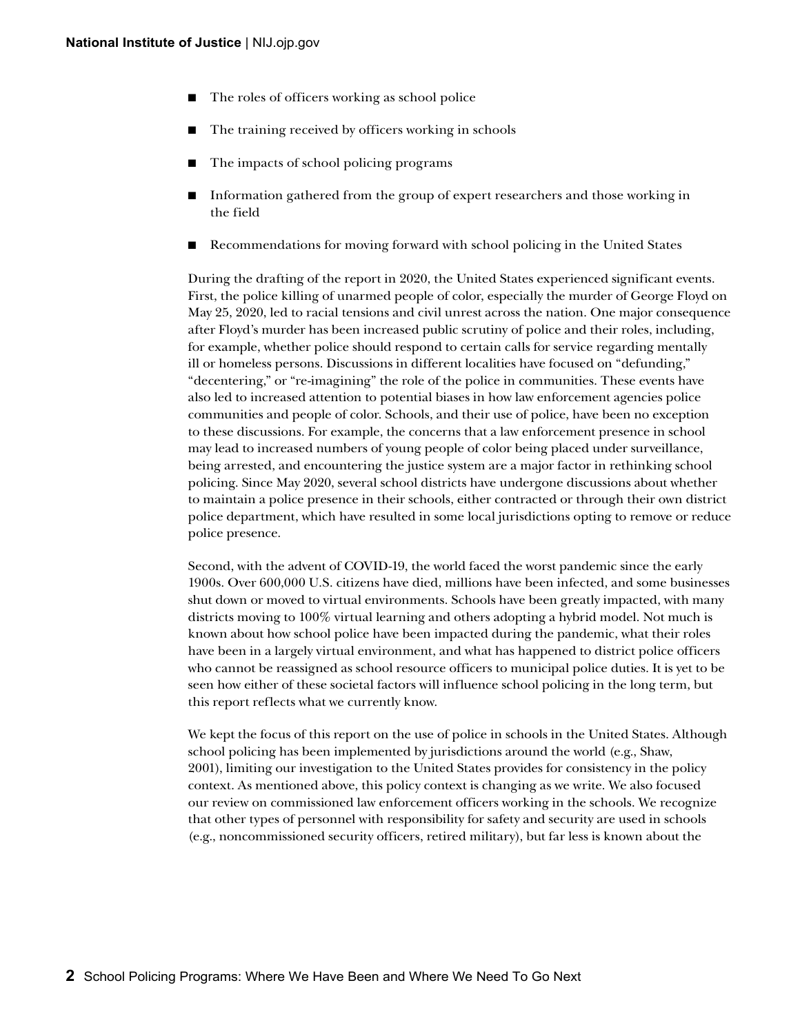- The roles of officers working as school police
- The training received by officers working in schools
- The impacts of school policing programs
- Information gathered from the group of expert researchers and those working in the field
- Recommendations for moving forward with school policing in the United States

During the drafting of the report in 2020, the United States experienced significant events. First, the police killing of unarmed people of color, especially the murder of George Floyd on May 25, 2020, led to racial tensions and civil unrest across the nation. One major consequence after Floyd's murder has been increased public scrutiny of police and their roles, including, for example, whether police should respond to certain calls for service regarding mentally ill or homeless persons. Discussions in different localities have focused on "defunding," "decentering," or "re-imagining" the role of the police in communities. These events have also led to increased attention to potential biases in how law enforcement agencies police communities and people of color. Schools, and their use of police, have been no exception to these discussions. For example, the concerns that a law enforcement presence in school may lead to increased numbers of young people of color being placed under surveillance, being arrested, and encountering the justice system are a major factor in rethinking school policing. Since May 2020, several school districts have undergone discussions about whether to maintain a police presence in their schools, either contracted or through their own district police department, which have resulted in some local jurisdictions opting to remove or reduce police presence.

Second, with the advent of COVID-19, the world faced the worst pandemic since the early 1900s. Over 600,000 U.S. citizens have died, millions have been infected, and some businesses shut down or moved to virtual environments. Schools have been greatly impacted, with many districts moving to 100% virtual learning and others adopting a hybrid model. Not much is known about how school police have been impacted during the pandemic, what their roles have been in a largely virtual environment, and what has happened to district police officers who cannot be reassigned as school resource officers to municipal police duties. It is yet to be seen how either of these societal factors will influence school policing in the long term, but this report reflects what we currently know.

We kept the focus of this report on the use of police in schools in the United States. Although school policing has been implemented by jurisdictions around the world (e.g., Shaw, 2001), limiting our investigation to the United States provides for consistency in the policy context. As mentioned above, this policy context is changing as we write. We also focused our review on commissioned law enforcement officers working in the schools. We recognize that other types of personnel with responsibility for safety and security are used in schools (e.g., noncommissioned security officers, retired military), but far less is known about the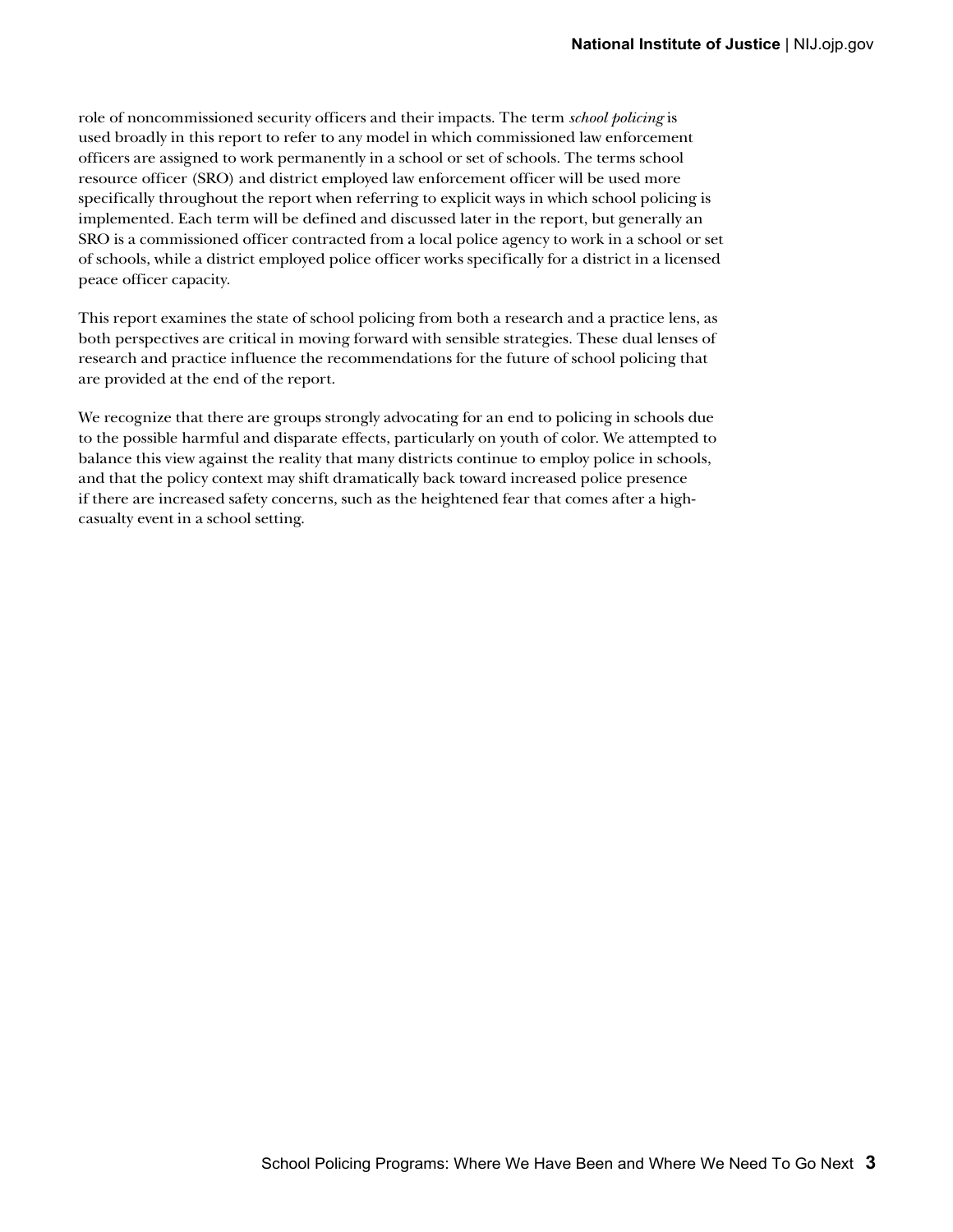role of noncommissioned security officers and their impacts. The term *school policing* is used broadly in this report to refer to any model in which commissioned law enforcement officers are assigned to work permanently in a school or set of schools. The terms school resource officer (SRO) and district employed law enforcement officer will be used more specifically throughout the report when referring to explicit ways in which school policing is implemented. Each term will be defined and discussed later in the report, but generally an SRO is a commissioned officer contracted from a local police agency to work in a school or set of schools, while a district employed police officer works specifically for a district in a licensed peace officer capacity.

This report examines the state of school policing from both a research and a practice lens, as both perspectives are critical in moving forward with sensible strategies. These dual lenses of research and practice influence the recommendations for the future of school policing that are provided at the end of the report.

We recognize that there are groups strongly advocating for an end to policing in schools due to the possible harmful and disparate effects, particularly on youth of color. We attempted to balance this view against the reality that many districts continue to employ police in schools, and that the policy context may shift dramatically back toward increased police presence if there are increased safety concerns, such as the heightened fear that comes after a high-casualty event in a school setting.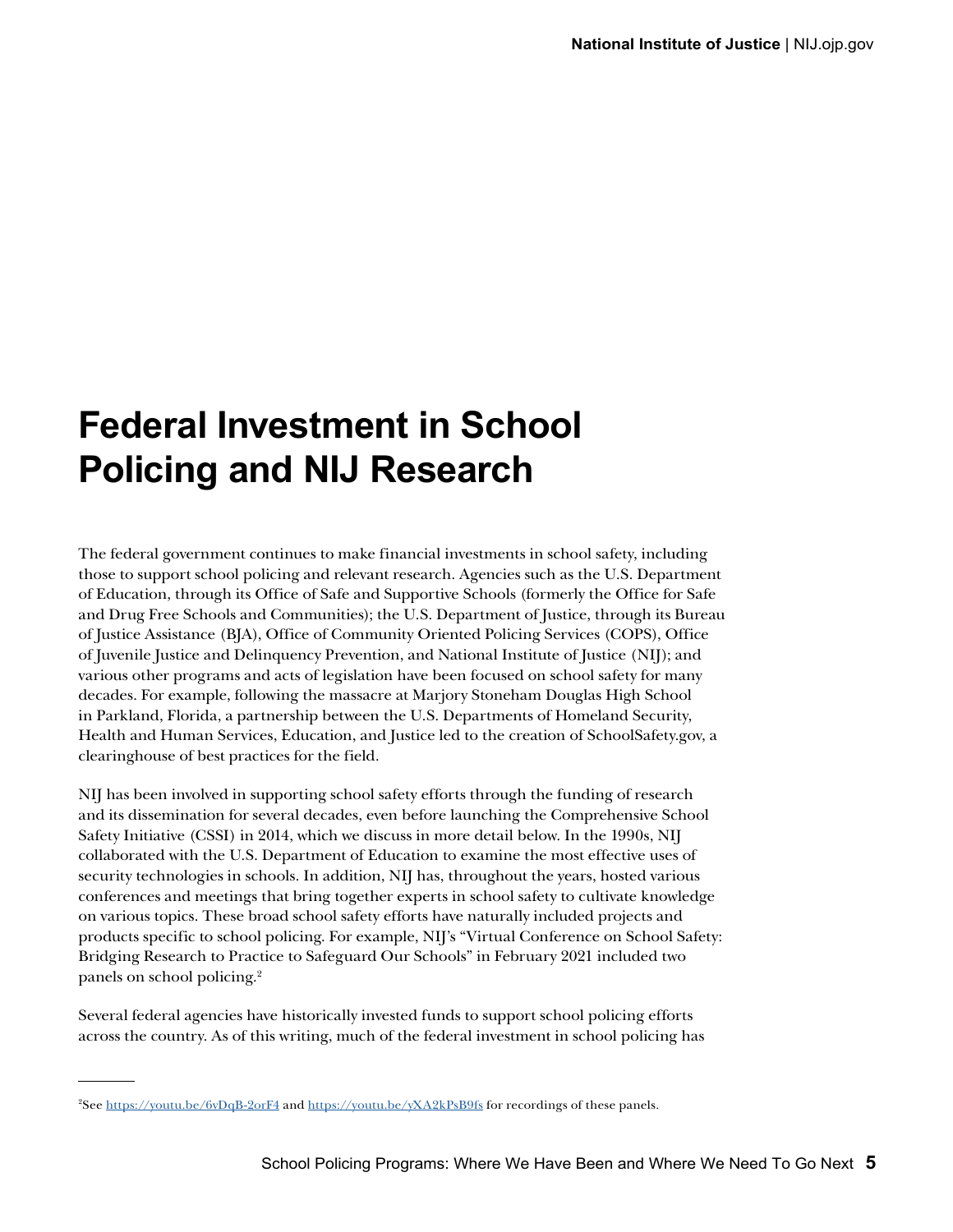# Federal Investment in School Policing and NIJ Research

The federal government continues to make financial investments in school safety, including those to support school policing and relevant research. Agencies such as the U.S. Department of Education, through its Office of Safe and Supportive Schools (formerly the Office for Safe and Drug Free Schools and Communities); the U.S. Department of Justice, through its Bureau of Justice Assistance (BJA), Office of Community Oriented Policing Services (COPS), Office of Juvenile Justice and Delinquency Prevention, and National Institute of Justice (NIJ); and various other programs and acts of legislation have been focused on school safety for many decades. For example, following the massacre at Marjory Stoneham Douglas High School in Parkland, Florida, a partnership between the U.S. Departments of Homeland Security, Health and Human Services, Education, and Justice led to the creation of SchoolSafety.gov, a clearinghouse of best practices for the field.

NIJ has been involved in supporting school safety efforts through the funding of research and its dissemination for several decades, even before launching the Comprehensive School Safety Initiative (CSSI) in 2014, which we discuss in more detail below. In the 1990s, NIJ collaborated with the U.S. Department of Education to examine the most effective uses of security technologies in schools. In addition, NIJ has, throughout the years, hosted various conferences and meetings that bring together experts in school safety to cultivate knowledge on various topics. These broad school safety efforts have naturally included projects and products specific to school policing. For example, NIJ's "Virtual Conference on School Safety: Bridging Research to Practice to Safeguard Our Schools" in February 2021 included two panels on school policing.[2]

Several federal agencies have historically invested funds to support school policing efforts across the country. As of this writing, much of the federal investment in school policing has

---

[2]See https://youtu.be/6vDqB-2orF4 and https://youtu.be/yXA2kPsB9fs for recordings of these panels.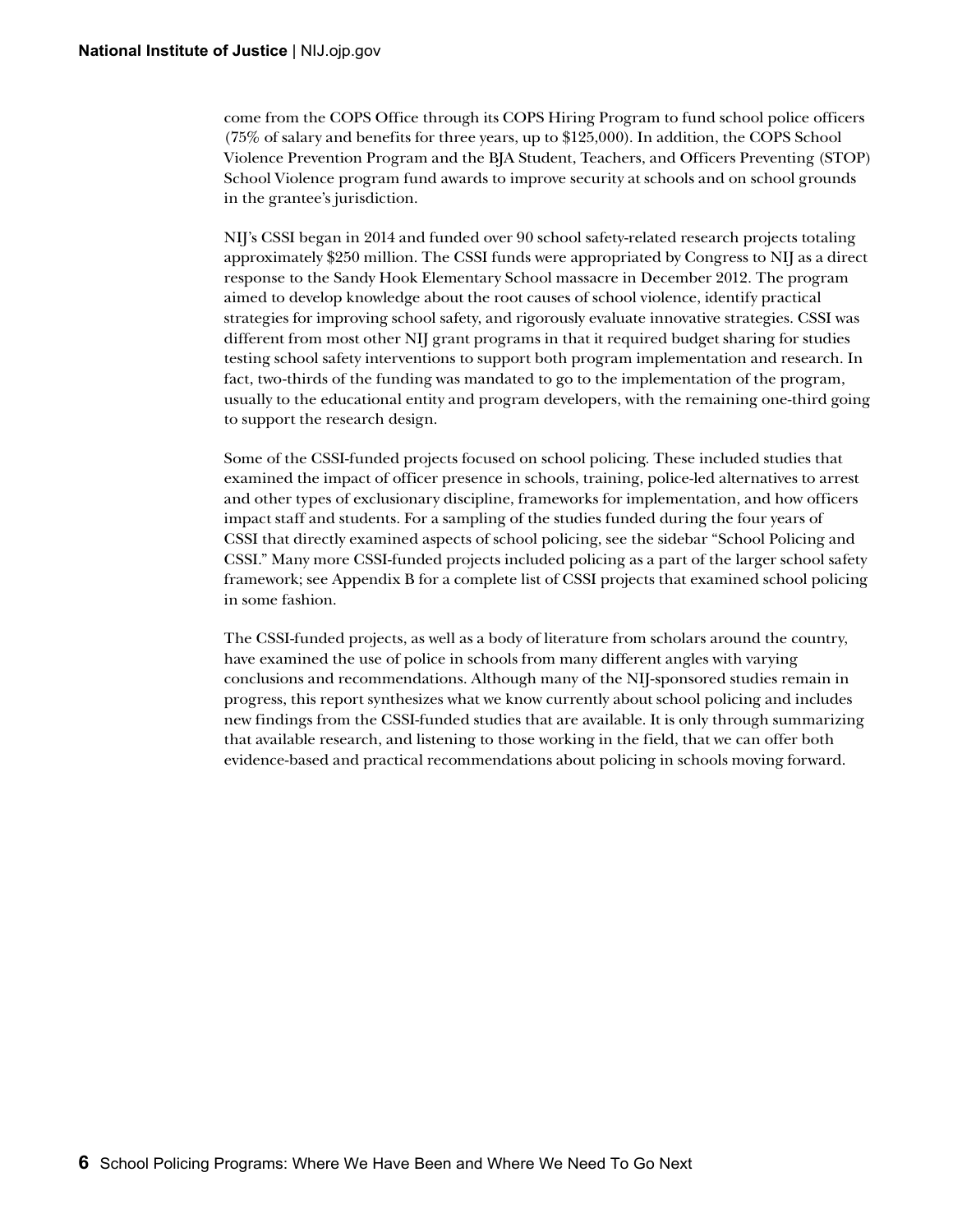come from the COPS Office through its COPS Hiring Program to fund school police officers (75% of salary and benefits for three years, up to $125,000). In addition, the COPS School Violence Prevention Program and the BJA Student, Teachers, and Officers Preventing (STOP) School Violence program fund awards to improve security at schools and on school grounds in the grantee's jurisdiction.

NIJ's CSSI began in 2014 and funded over 90 school safety-related research projects totaling approximately $250 million. The CSSI funds were appropriated by Congress to NIJ as a direct response to the Sandy Hook Elementary School massacre in December 2012. The program aimed to develop knowledge about the root causes of school violence, identify practical strategies for improving school safety, and rigorously evaluate innovative strategies. CSSI was different from most other NIJ grant programs in that it required budget sharing for studies testing school safety interventions to support both program implementation and research. In fact, two-thirds of the funding was mandated to go to the implementation of the program, usually to the educational entity and program developers, with the remaining one-third going to support the research design.

Some of the CSSI-funded projects focused on school policing. These included studies that examined the impact of officer presence in schools, training, police-led alternatives to arrest and other types of exclusionary discipline, frameworks for implementation, and how officers impact staff and students. For a sampling of the studies funded during the four years of CSSI that directly examined aspects of school policing, see the sidebar "School Policing and CSSI." Many more CSSI-funded projects included policing as a part of the larger school safety framework; see Appendix B for a complete list of CSSI projects that examined school policing in some fashion.

The CSSI-funded projects, as well as a body of literature from scholars around the country, have examined the use of police in schools from many different angles with varying conclusions and recommendations. Although many of the NIJ-sponsored studies remain in progress, this report synthesizes what we know currently about school policing and includes new findings from the CSSI-funded studies that are available. It is only through summarizing that available research, and listening to those working in the field, that we can offer both evidence-based and practical recommendations about policing in schools moving forward.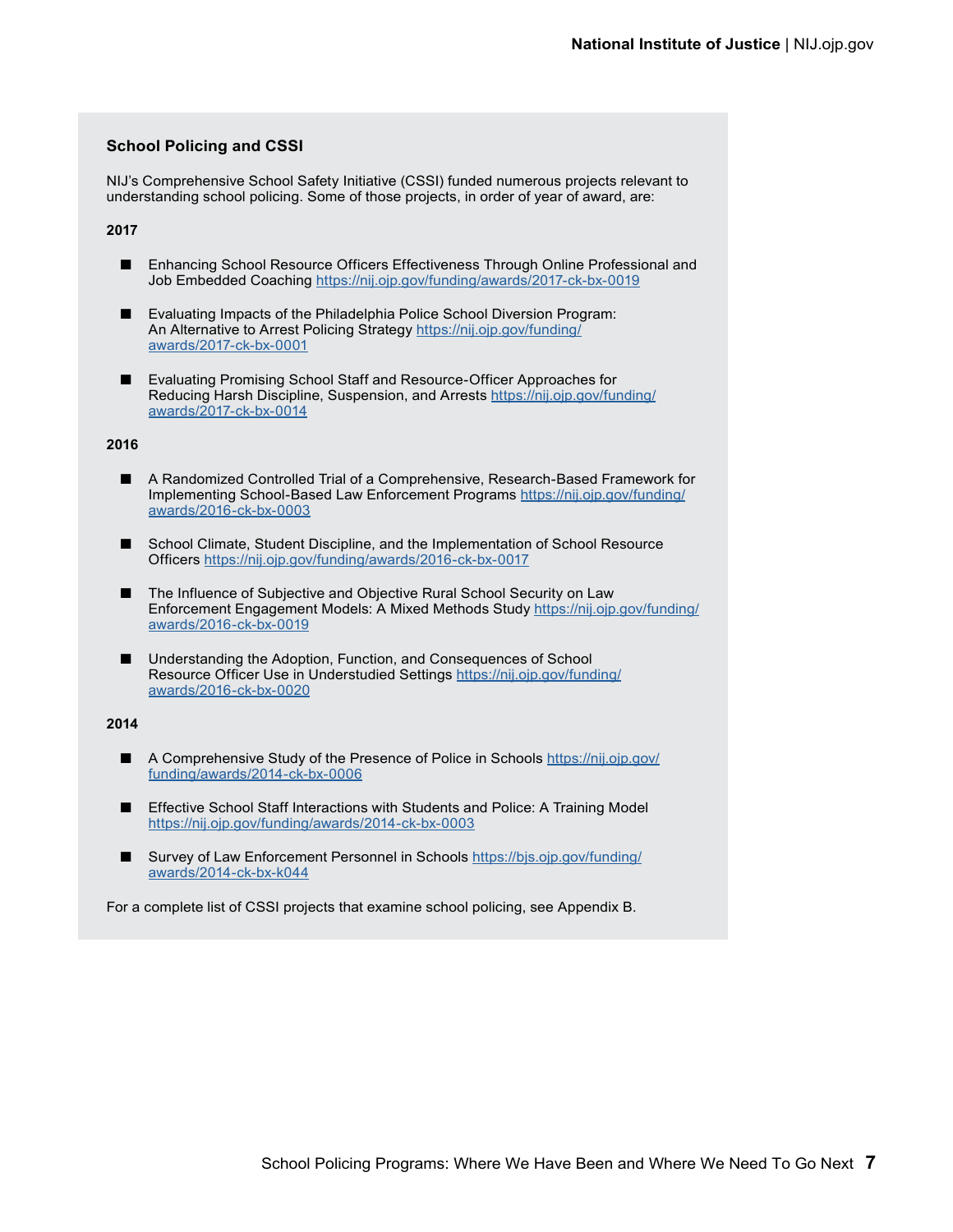### School Policing and CSSI

NIJ's Comprehensive School Safety Initiative (CSSI) funded numerous projects relevant to understanding school policing. Some of those projects, in order of year of award, are:

**2017**

- Enhancing School Resource Officers Effectiveness Through Online Professional and Job Embedded Coaching https://nij.ojp.gov/funding/awards/2017-ck-bx-0019
- Evaluating Impacts of the Philadelphia Police School Diversion Program: An Alternative to Arrest Policing Strategy https://nij.ojp.gov/funding/awards/2017-ck-bx-0001
- Evaluating Promising School Staff and Resource-Officer Approaches for Reducing Harsh Discipline, Suspension, and Arrests https://nij.ojp.gov/funding/awards/2017-ck-bx-0014

**2016**

- A Randomized Controlled Trial of a Comprehensive, Research-Based Framework for Implementing School-Based Law Enforcement Programs https://nij.ojp.gov/funding/awards/2016-ck-bx-0003
- School Climate, Student Discipline, and the Implementation of School Resource Officers https://nij.ojp.gov/funding/awards/2016-ck-bx-0017
- The Influence of Subjective and Objective Rural School Security on Law Enforcement Engagement Models: A Mixed Methods Study https://nij.ojp.gov/funding/awards/2016-ck-bx-0019
- Understanding the Adoption, Function, and Consequences of School Resource Officer Use in Understudied Settings https://nij.ojp.gov/funding/awards/2016-ck-bx-0020

**2014**

- A Comprehensive Study of the Presence of Police in Schools https://nij.ojp.gov/funding/awards/2014-ck-bx-0006
- Effective School Staff Interactions with Students and Police: A Training Model https://nij.ojp.gov/funding/awards/2014-ck-bx-0003
- Survey of Law Enforcement Personnel in Schools https://bjs.ojp.gov/funding/awards/2014-ck-bx-k044

For a complete list of CSSI projects that examine school policing, see Appendix B.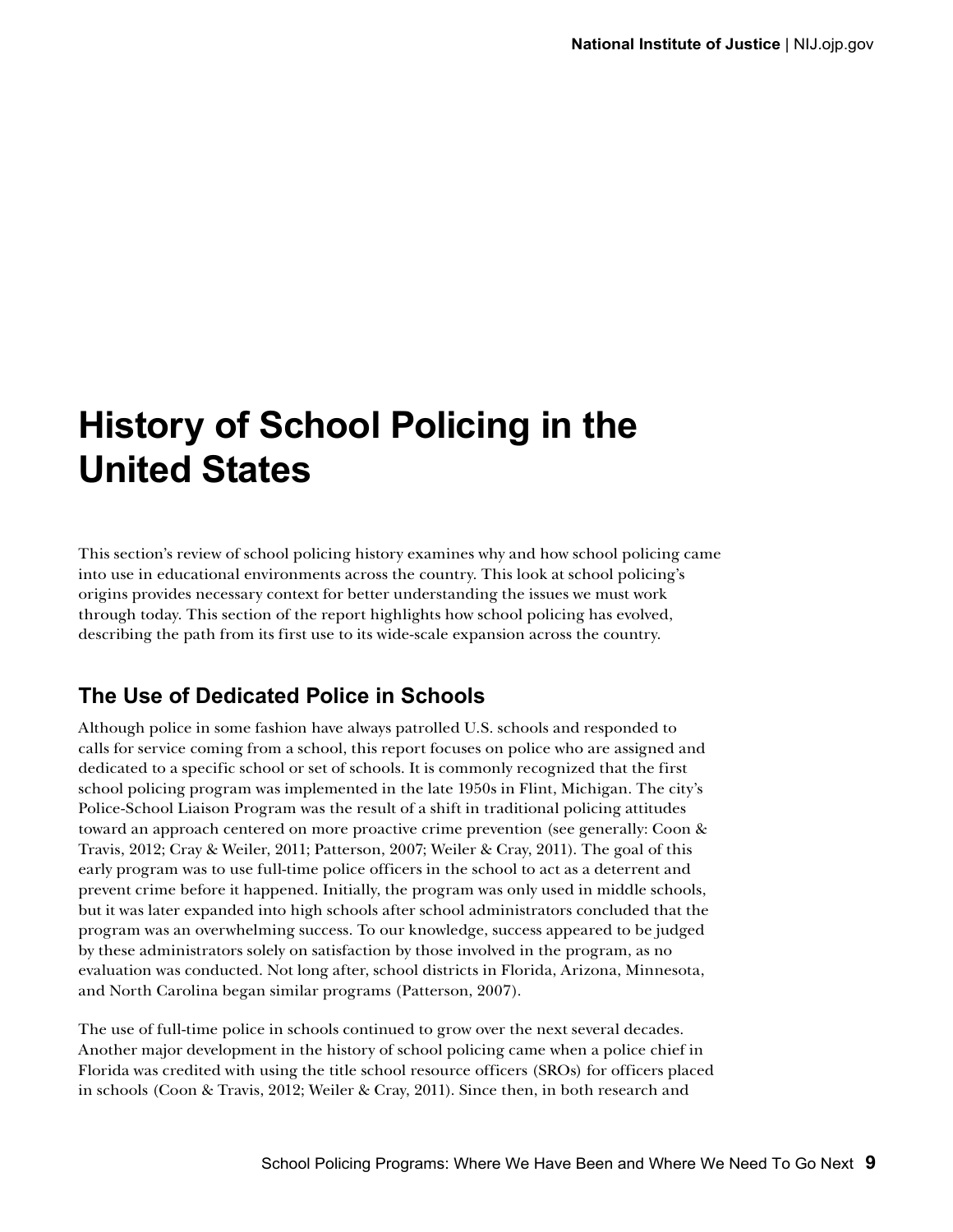# History of School Policing in the United States

This section's review of school policing history examines why and how school policing came into use in educational environments across the country. This look at school policing's origins provides necessary context for better understanding the issues we must work through today. This section of the report highlights how school policing has evolved, describing the path from its first use to its wide-scale expansion across the country.

## The Use of Dedicated Police in Schools

Although police in some fashion have always patrolled U.S. schools and responded to calls for service coming from a school, this report focuses on police who are assigned and dedicated to a specific school or set of schools. It is commonly recognized that the first school policing program was implemented in the late 1950s in Flint, Michigan. The city's Police-School Liaison Program was the result of a shift in traditional policing attitudes toward an approach centered on more proactive crime prevention (see generally: Coon & Travis, 2012; Cray & Weiler, 2011; Patterson, 2007; Weiler & Cray, 2011). The goal of this early program was to use full-time police officers in the school to act as a deterrent and prevent crime before it happened. Initially, the program was only used in middle schools, but it was later expanded into high schools after school administrators concluded that the program was an overwhelming success. To our knowledge, success appeared to be judged by these administrators solely on satisfaction by those involved in the program, as no evaluation was conducted. Not long after, school districts in Florida, Arizona, Minnesota, and North Carolina began similar programs (Patterson, 2007).

The use of full-time police in schools continued to grow over the next several decades. Another major development in the history of school policing came when a police chief in Florida was credited with using the title school resource officers (SROs) for officers placed in schools (Coon & Travis, 2012; Weiler & Cray, 2011). Since then, in both research and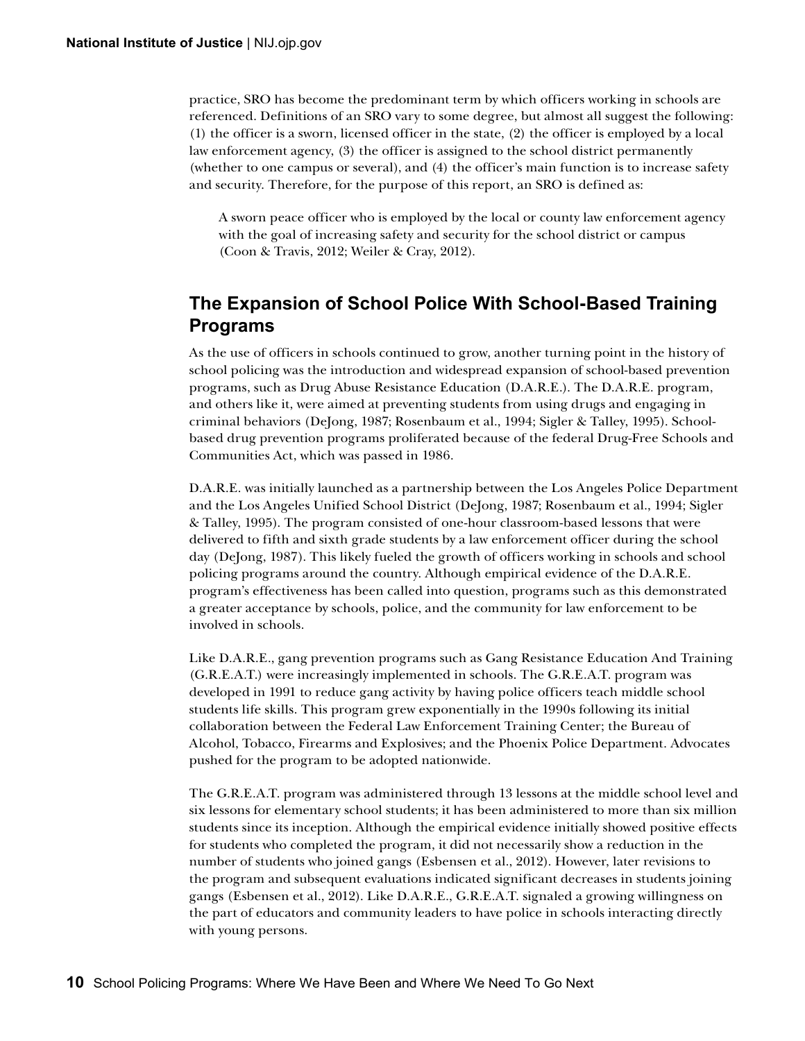practice, SRO has become the predominant term by which officers working in schools are referenced. Definitions of an SRO vary to some degree, but almost all suggest the following: (1) the officer is a sworn, licensed officer in the state, (2) the officer is employed by a local law enforcement agency, (3) the officer is assigned to the school district permanently (whether to one campus or several), and (4) the officer's main function is to increase safety and security. Therefore, for the purpose of this report, an SRO is defined as:

> A sworn peace officer who is employed by the local or county law enforcement agency with the goal of increasing safety and security for the school district or campus (Coon & Travis, 2012; Weiler & Cray, 2012).

## The Expansion of School Police With School-Based Training Programs

As the use of officers in schools continued to grow, another turning point in the history of school policing was the introduction and widespread expansion of school-based prevention programs, such as Drug Abuse Resistance Education (D.A.R.E.). The D.A.R.E. program, and others like it, were aimed at preventing students from using drugs and engaging in criminal behaviors (DeJong, 1987; Rosenbaum et al., 1994; Sigler & Talley, 1995). School-based drug prevention programs proliferated because of the federal Drug-Free Schools and Communities Act, which was passed in 1986.

D.A.R.E. was initially launched as a partnership between the Los Angeles Police Department and the Los Angeles Unified School District (DeJong, 1987; Rosenbaum et al., 1994; Sigler & Talley, 1995). The program consisted of one-hour classroom-based lessons that were delivered to fifth and sixth grade students by a law enforcement officer during the school day (DeJong, 1987). This likely fueled the growth of officers working in schools and school policing programs around the country. Although empirical evidence of the D.A.R.E. program's effectiveness has been called into question, programs such as this demonstrated a greater acceptance by schools, police, and the community for law enforcement to be involved in schools.

Like D.A.R.E., gang prevention programs such as Gang Resistance Education And Training (G.R.E.A.T.) were increasingly implemented in schools. The G.R.E.A.T. program was developed in 1991 to reduce gang activity by having police officers teach middle school students life skills. This program grew exponentially in the 1990s following its initial collaboration between the Federal Law Enforcement Training Center; the Bureau of Alcohol, Tobacco, Firearms and Explosives; and the Phoenix Police Department. Advocates pushed for the program to be adopted nationwide.

The G.R.E.A.T. program was administered through 13 lessons at the middle school level and six lessons for elementary school students; it has been administered to more than six million students since its inception. Although the empirical evidence initially showed positive effects for students who completed the program, it did not necessarily show a reduction in the number of students who joined gangs (Esbensen et al., 2012). However, later revisions to the program and subsequent evaluations indicated significant decreases in students joining gangs (Esbensen et al., 2012). Like D.A.R.E., G.R.E.A.T. signaled a growing willingness on the part of educators and community leaders to have police in schools interacting directly with young persons.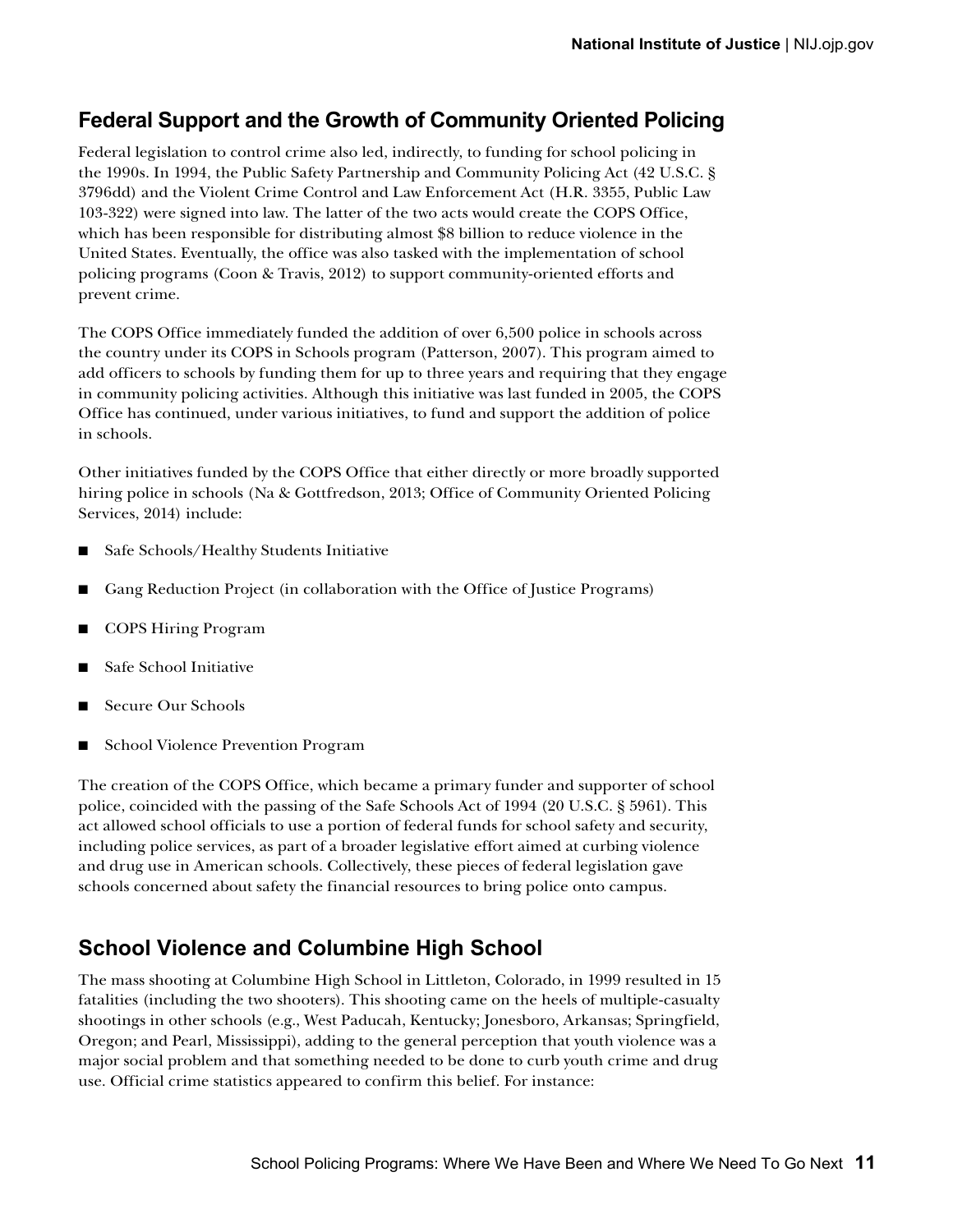## Federal Support and the Growth of Community Oriented Policing

Federal legislation to control crime also led, indirectly, to funding for school policing in the 1990s. In 1994, the Public Safety Partnership and Community Policing Act (42 U.S.C. § 3796dd) and the Violent Crime Control and Law Enforcement Act (H.R. 3355, Public Law 103-322) were signed into law. The latter of the two acts would create the COPS Office, which has been responsible for distributing almost $8 billion to reduce violence in the United States. Eventually, the office was also tasked with the implementation of school policing programs (Coon & Travis, 2012) to support community-oriented efforts and prevent crime.

The COPS Office immediately funded the addition of over 6,500 police in schools across the country under its COPS in Schools program (Patterson, 2007). This program aimed to add officers to schools by funding them for up to three years and requiring that they engage in community policing activities. Although this initiative was last funded in 2005, the COPS Office has continued, under various initiatives, to fund and support the addition of police in schools.

Other initiatives funded by the COPS Office that either directly or more broadly supported hiring police in schools (Na & Gottfredson, 2013; Office of Community Oriented Policing Services, 2014) include:

- Safe Schools/Healthy Students Initiative
- Gang Reduction Project (in collaboration with the Office of Justice Programs)
- COPS Hiring Program
- Safe School Initiative
- Secure Our Schools
- School Violence Prevention Program

The creation of the COPS Office, which became a primary funder and supporter of school police, coincided with the passing of the Safe Schools Act of 1994 (20 U.S.C. § 5961). This act allowed school officials to use a portion of federal funds for school safety and security, including police services, as part of a broader legislative effort aimed at curbing violence and drug use in American schools. Collectively, these pieces of federal legislation gave schools concerned about safety the financial resources to bring police onto campus.

## School Violence and Columbine High School

The mass shooting at Columbine High School in Littleton, Colorado, in 1999 resulted in 15 fatalities (including the two shooters). This shooting came on the heels of multiple-casualty shootings in other schools (e.g., West Paducah, Kentucky; Jonesboro, Arkansas; Springfield, Oregon; and Pearl, Mississippi), adding to the general perception that youth violence was a major social problem and that something needed to be done to curb youth crime and drug use. Official crime statistics appeared to confirm this belief. For instance: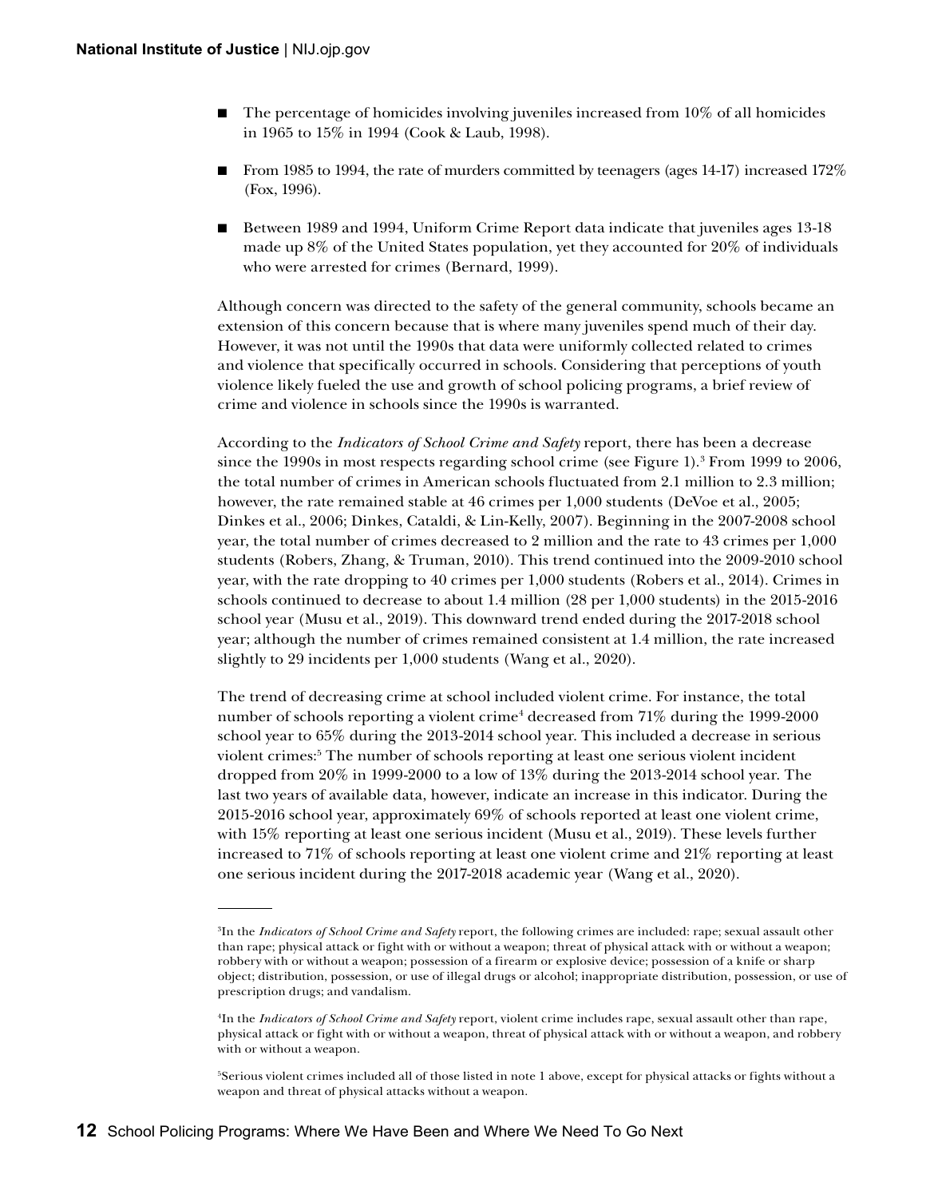- The percentage of homicides involving juveniles increased from 10% of all homicides in 1965 to 15% in 1994 (Cook & Laub, 1998).
- From 1985 to 1994, the rate of murders committed by teenagers (ages 14-17) increased 172% (Fox, 1996).
- Between 1989 and 1994, Uniform Crime Report data indicate that juveniles ages 13-18 made up 8% of the United States population, yet they accounted for 20% of individuals who were arrested for crimes (Bernard, 1999).

Although concern was directed to the safety of the general community, schools became an extension of this concern because that is where many juveniles spend much of their day. However, it was not until the 1990s that data were uniformly collected related to crimes and violence that specifically occurred in schools. Considering that perceptions of youth violence likely fueled the use and growth of school policing programs, a brief review of crime and violence in schools since the 1990s is warranted.

According to the *Indicators of School Crime and Safety* report, there has been a decrease since the 1990s in most respects regarding school crime (see Figure 1).[3] From 1999 to 2006, the total number of crimes in American schools fluctuated from 2.1 million to 2.3 million; however, the rate remained stable at 46 crimes per 1,000 students (DeVoe et al., 2005; Dinkes et al., 2006; Dinkes, Cataldi, & Lin-Kelly, 2007). Beginning in the 2007-2008 school year, the total number of crimes decreased to 2 million and the rate to 43 crimes per 1,000 students (Robers, Zhang, & Truman, 2010). This trend continued into the 2009-2010 school year, with the rate dropping to 40 crimes per 1,000 students (Robers et al., 2014). Crimes in schools continued to decrease to about 1.4 million (28 per 1,000 students) in the 2015-2016 school year (Musu et al., 2019). This downward trend ended during the 2017-2018 school year; although the number of crimes remained consistent at 1.4 million, the rate increased slightly to 29 incidents per 1,000 students (Wang et al., 2020).

The trend of decreasing crime at school included violent crime. For instance, the total number of schools reporting a violent crime[4] decreased from 71% during the 1999-2000 school year to 65% during the 2013-2014 school year. This included a decrease in serious violent crimes:[5] The number of schools reporting at least one serious violent incident dropped from 20% in 1999-2000 to a low of 13% during the 2013-2014 school year. The last two years of available data, however, indicate an increase in this indicator. During the 2015-2016 school year, approximately 69% of schools reported at least one violent crime, with 15% reporting at least one serious incident (Musu et al., 2019). These levels further increased to 71% of schools reporting at least one violent crime and 21% reporting at least one serious incident during the 2017-2018 academic year (Wang et al., 2020).

---

[3] In the *Indicators of School Crime and Safety* report, the following crimes are included: rape; sexual assault other than rape; physical attack or fight with or without a weapon; threat of physical attack with or without a weapon; robbery with or without a weapon; possession of a firearm or explosive device; possession of a knife or sharp object; distribution, possession, or use of illegal drugs or alcohol; inappropriate distribution, possession, or use of prescription drugs; and vandalism.

[4] In the *Indicators of School Crime and Safety* report, violent crime includes rape, sexual assault other than rape, physical attack or fight with or without a weapon, threat of physical attack with or without a weapon, and robbery with or without a weapon.

[5] Serious violent crimes included all of those listed in note 1 above, except for physical attacks or fights without a weapon and threat of physical attacks without a weapon.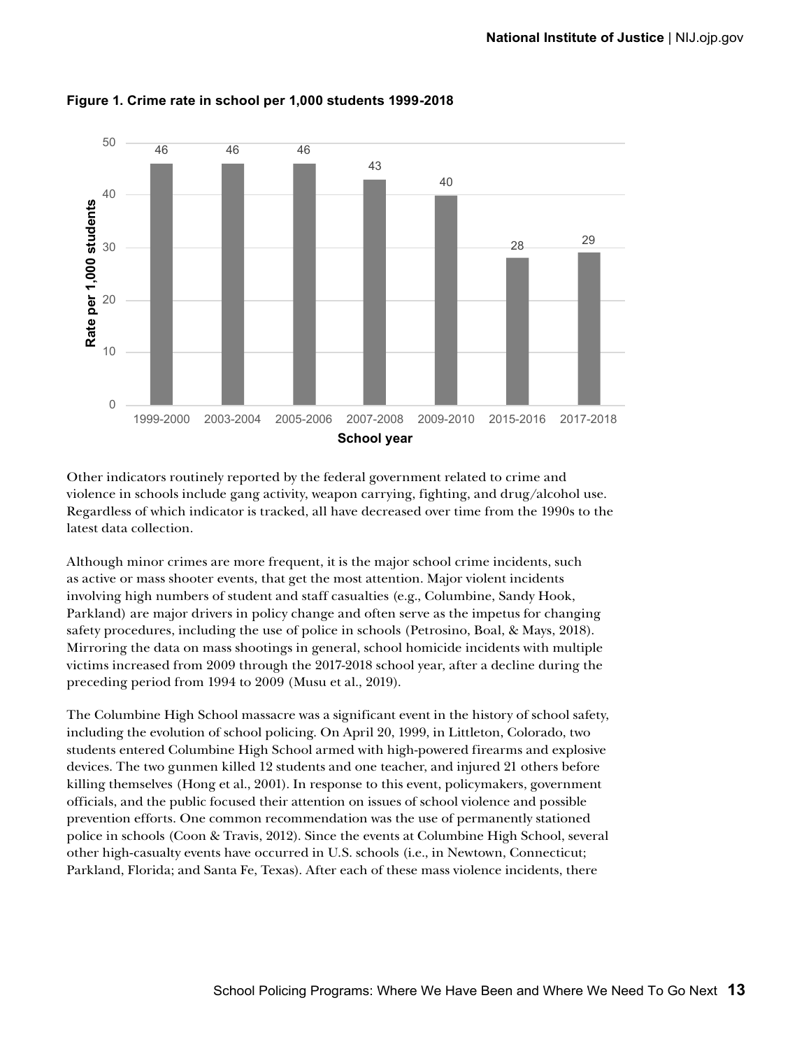**Figure 1. Crime rate in school per 1,000 students 1999-2018**

| School year | Rate per 1,000 students |
|---|---|
| 1999-2000 | 46 |
| 2003-2004 | 46 |
| 2005-2006 | 46 |
| 2007-2008 | 43 |
| 2009-2010 | 40 |
| 2015-2016 | 28 |
| 2017-2018 | 29 |

Other indicators routinely reported by the federal government related to crime and violence in schools include gang activity, weapon carrying, fighting, and drug/alcohol use. Regardless of which indicator is tracked, all have decreased over time from the 1990s to the latest data collection.

Although minor crimes are more frequent, it is the major school crime incidents, such as active or mass shooter events, that get the most attention. Major violent incidents involving high numbers of student and staff casualties (e.g., Columbine, Sandy Hook, Parkland) are major drivers in policy change and often serve as the impetus for changing safety procedures, including the use of police in schools (Petrosino, Boal, & Mays, 2018). Mirroring the data on mass shootings in general, school homicide incidents with multiple victims increased from 2009 through the 2017-2018 school year, after a decline during the preceding period from 1994 to 2009 (Musu et al., 2019).

The Columbine High School massacre was a significant event in the history of school safety, including the evolution of school policing. On April 20, 1999, in Littleton, Colorado, two students entered Columbine High School armed with high-powered firearms and explosive devices. The two gunmen killed 12 students and one teacher, and injured 21 others before killing themselves (Hong et al., 2001). In response to this event, policymakers, government officials, and the public focused their attention on issues of school violence and possible prevention efforts. One common recommendation was the use of permanently stationed police in schools (Coon & Travis, 2012). Since the events at Columbine High School, several other high-casualty events have occurred in U.S. schools (i.e., in Newtown, Connecticut; Parkland, Florida; and Santa Fe, Texas). After each of these mass violence incidents, there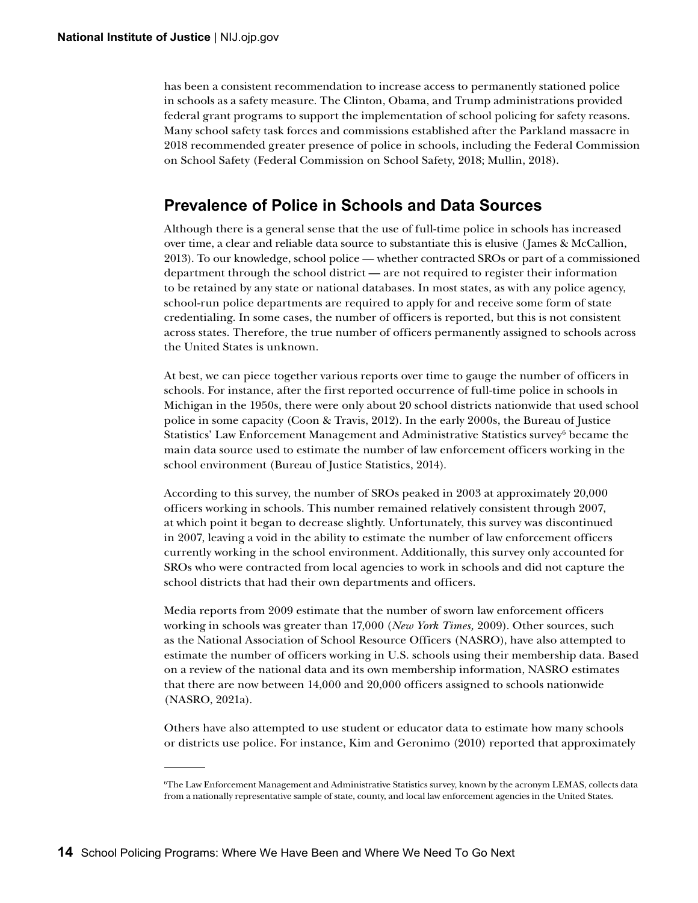has been a consistent recommendation to increase access to permanently stationed police in schools as a safety measure. The Clinton, Obama, and Trump administrations provided federal grant programs to support the implementation of school policing for safety reasons. Many school safety task forces and commissions established after the Parkland massacre in 2018 recommended greater presence of police in schools, including the Federal Commission on School Safety (Federal Commission on School Safety, 2018; Mullin, 2018).

## Prevalence of Police in Schools and Data Sources

Although there is a general sense that the use of full-time police in schools has increased over time, a clear and reliable data source to substantiate this is elusive (James & McCallion, 2013). To our knowledge, school police — whether contracted SROs or part of a commissioned department through the school district — are not required to register their information to be retained by any state or national databases. In most states, as with any police agency, school-run police departments are required to apply for and receive some form of state credentialing. In some cases, the number of officers is reported, but this is not consistent across states. Therefore, the true number of officers permanently assigned to schools across the United States is unknown.

At best, we can piece together various reports over time to gauge the number of officers in schools. For instance, after the first reported occurrence of full-time police in schools in Michigan in the 1950s, there were only about 20 school districts nationwide that used school police in some capacity (Coon & Travis, 2012). In the early 2000s, the Bureau of Justice Statistics' Law Enforcement Management and Administrative Statistics survey[6] became the main data source used to estimate the number of law enforcement officers working in the school environment (Bureau of Justice Statistics, 2014).

According to this survey, the number of SROs peaked in 2003 at approximately 20,000 officers working in schools. This number remained relatively consistent through 2007, at which point it began to decrease slightly. Unfortunately, this survey was discontinued in 2007, leaving a void in the ability to estimate the number of law enforcement officers currently working in the school environment. Additionally, this survey only accounted for SROs who were contracted from local agencies to work in schools and did not capture the school districts that had their own departments and officers.

Media reports from 2009 estimate that the number of sworn law enforcement officers working in schools was greater than 17,000 (*New York Times,* 2009). Other sources, such as the National Association of School Resource Officers (NASRO), have also attempted to estimate the number of officers working in U.S. schools using their membership data. Based on a review of the national data and its own membership information, NASRO estimates that there are now between 14,000 and 20,000 officers assigned to schools nationwide (NASRO, 2021a).

Others have also attempted to use student or educator data to estimate how many schools or districts use police. For instance, Kim and Geronimo (2010) reported that approximately

---

[6] The Law Enforcement Management and Administrative Statistics survey, known by the acronym LEMAS, collects data from a nationally representative sample of state, county, and local law enforcement agencies in the United States.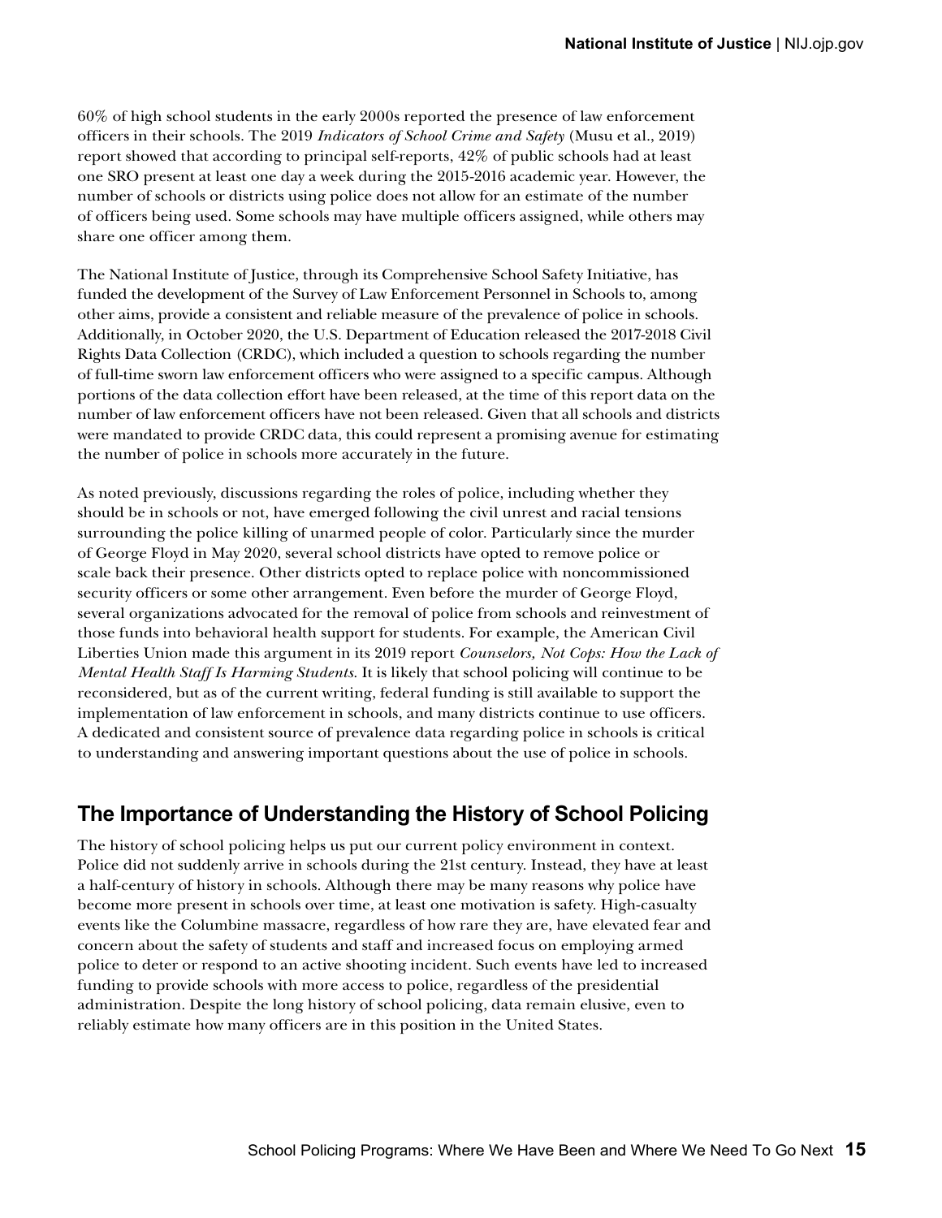60% of high school students in the early 2000s reported the presence of law enforcement officers in their schools. The 2019 *Indicators of School Crime and Safety* (Musu et al., 2019) report showed that according to principal self-reports, 42% of public schools had at least one SRO present at least one day a week during the 2015-2016 academic year. However, the number of schools or districts using police does not allow for an estimate of the number of officers being used. Some schools may have multiple officers assigned, while others may share one officer among them.

The National Institute of Justice, through its Comprehensive School Safety Initiative, has funded the development of the Survey of Law Enforcement Personnel in Schools to, among other aims, provide a consistent and reliable measure of the prevalence of police in schools. Additionally, in October 2020, the U.S. Department of Education released the 2017-2018 Civil Rights Data Collection (CRDC), which included a question to schools regarding the number of full-time sworn law enforcement officers who were assigned to a specific campus. Although portions of the data collection effort have been released, at the time of this report data on the number of law enforcement officers have not been released. Given that all schools and districts were mandated to provide CRDC data, this could represent a promising avenue for estimating the number of police in schools more accurately in the future.

As noted previously, discussions regarding the roles of police, including whether they should be in schools or not, have emerged following the civil unrest and racial tensions surrounding the police killing of unarmed people of color. Particularly since the murder of George Floyd in May 2020, several school districts have opted to remove police or scale back their presence. Other districts opted to replace police with noncommissioned security officers or some other arrangement. Even before the murder of George Floyd, several organizations advocated for the removal of police from schools and reinvestment of those funds into behavioral health support for students. For example, the American Civil Liberties Union made this argument in its 2019 report *Counselors, Not Cops: How the Lack of Mental Health Staff Is Harming Students*. It is likely that school policing will continue to be reconsidered, but as of the current writing, federal funding is still available to support the implementation of law enforcement in schools, and many districts continue to use officers. A dedicated and consistent source of prevalence data regarding police in schools is critical to understanding and answering important questions about the use of police in schools.

## The Importance of Understanding the History of School Policing

The history of school policing helps us put our current policy environment in context. Police did not suddenly arrive in schools during the 21st century. Instead, they have at least a half-century of history in schools. Although there may be many reasons why police have become more present in schools over time, at least one motivation is safety. High-casualty events like the Columbine massacre, regardless of how rare they are, have elevated fear and concern about the safety of students and staff and increased focus on employing armed police to deter or respond to an active shooting incident. Such events have led to increased funding to provide schools with more access to police, regardless of the presidential administration. Despite the long history of school policing, data remain elusive, even to reliably estimate how many officers are in this position in the United States.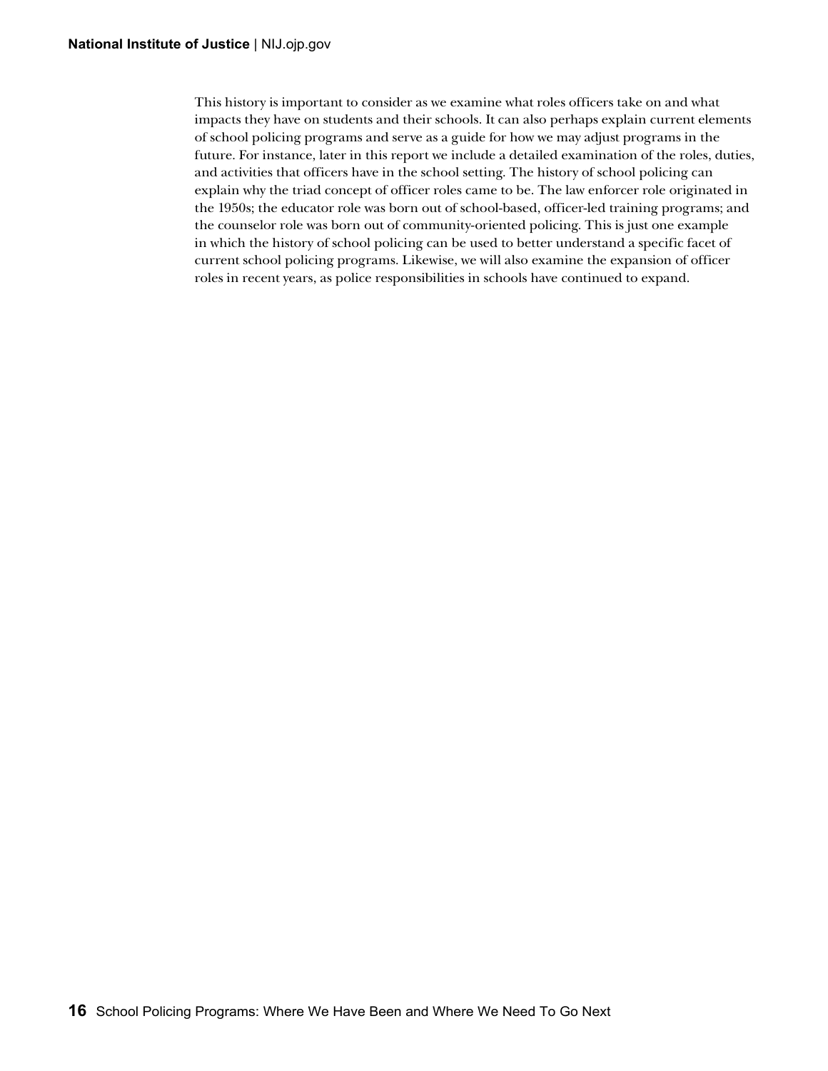This history is important to consider as we examine what roles officers take on and what impacts they have on students and their schools. It can also perhaps explain current elements of school policing programs and serve as a guide for how we may adjust programs in the future. For instance, later in this report we include a detailed examination of the roles, duties, and activities that officers have in the school setting. The history of school policing can explain why the triad concept of officer roles came to be. The law enforcer role originated in the 1950s; the educator role was born out of school-based, officer-led training programs; and the counselor role was born out of community-oriented policing. This is just one example in which the history of school policing can be used to better understand a specific facet of current school policing programs. Likewise, we will also examine the expansion of officer roles in recent years, as police responsibilities in schools have continued to expand.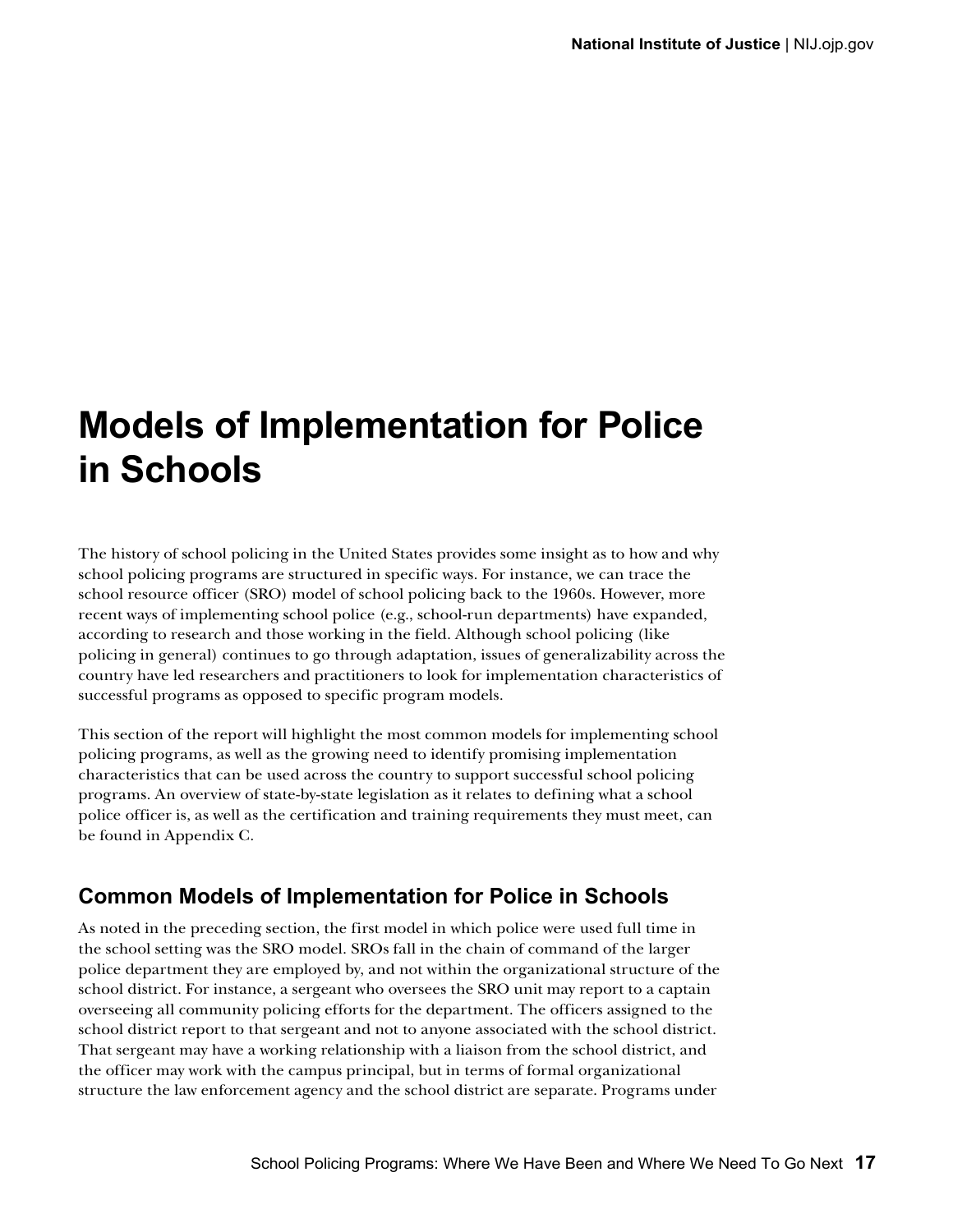# Models of Implementation for Police in Schools

The history of school policing in the United States provides some insight as to how and why school policing programs are structured in specific ways. For instance, we can trace the school resource officer (SRO) model of school policing back to the 1960s. However, more recent ways of implementing school police (e.g., school-run departments) have expanded, according to research and those working in the field. Although school policing (like policing in general) continues to go through adaptation, issues of generalizability across the country have led researchers and practitioners to look for implementation characteristics of successful programs as opposed to specific program models.

This section of the report will highlight the most common models for implementing school policing programs, as well as the growing need to identify promising implementation characteristics that can be used across the country to support successful school policing programs. An overview of state-by-state legislation as it relates to defining what a school police officer is, as well as the certification and training requirements they must meet, can be found in Appendix C.

## Common Models of Implementation for Police in Schools

As noted in the preceding section, the first model in which police were used full time in the school setting was the SRO model. SROs fall in the chain of command of the larger police department they are employed by, and not within the organizational structure of the school district. For instance, a sergeant who oversees the SRO unit may report to a captain overseeing all community policing efforts for the department. The officers assigned to the school district report to that sergeant and not to anyone associated with the school district. That sergeant may have a working relationship with a liaison from the school district, and the officer may work with the campus principal, but in terms of formal organizational structure the law enforcement agency and the school district are separate. Programs under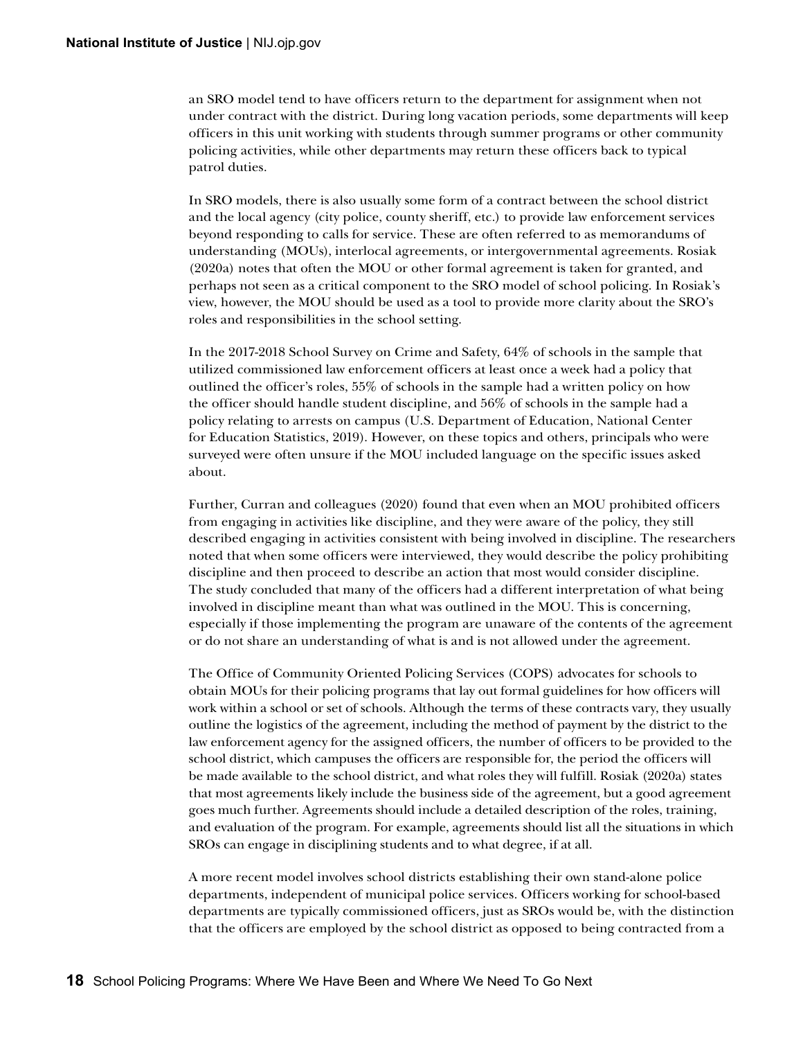an SRO model tend to have officers return to the department for assignment when not under contract with the district. During long vacation periods, some departments will keep officers in this unit working with students through summer programs or other community policing activities, while other departments may return these officers back to typical patrol duties.

In SRO models, there is also usually some form of a contract between the school district and the local agency (city police, county sheriff, etc.) to provide law enforcement services beyond responding to calls for service. These are often referred to as memorandums of understanding (MOUs), interlocal agreements, or intergovernmental agreements. Rosiak (2020a) notes that often the MOU or other formal agreement is taken for granted, and perhaps not seen as a critical component to the SRO model of school policing. In Rosiak's view, however, the MOU should be used as a tool to provide more clarity about the SRO's roles and responsibilities in the school setting.

In the 2017-2018 School Survey on Crime and Safety, 64% of schools in the sample that utilized commissioned law enforcement officers at least once a week had a policy that outlined the officer's roles, 55% of schools in the sample had a written policy on how the officer should handle student discipline, and 56% of schools in the sample had a policy relating to arrests on campus (U.S. Department of Education, National Center for Education Statistics, 2019). However, on these topics and others, principals who were surveyed were often unsure if the MOU included language on the specific issues asked about.

Further, Curran and colleagues (2020) found that even when an MOU prohibited officers from engaging in activities like discipline, and they were aware of the policy, they still described engaging in activities consistent with being involved in discipline. The researchers noted that when some officers were interviewed, they would describe the policy prohibiting discipline and then proceed to describe an action that most would consider discipline. The study concluded that many of the officers had a different interpretation of what being involved in discipline meant than what was outlined in the MOU. This is concerning, especially if those implementing the program are unaware of the contents of the agreement or do not share an understanding of what is and is not allowed under the agreement.

The Office of Community Oriented Policing Services (COPS) advocates for schools to obtain MOUs for their policing programs that lay out formal guidelines for how officers will work within a school or set of schools. Although the terms of these contracts vary, they usually outline the logistics of the agreement, including the method of payment by the district to the law enforcement agency for the assigned officers, the number of officers to be provided to the school district, which campuses the officers are responsible for, the period the officers will be made available to the school district, and what roles they will fulfill. Rosiak (2020a) states that most agreements likely include the business side of the agreement, but a good agreement goes much further. Agreements should include a detailed description of the roles, training, and evaluation of the program. For example, agreements should list all the situations in which SROs can engage in disciplining students and to what degree, if at all.

A more recent model involves school districts establishing their own stand-alone police departments, independent of municipal police services. Officers working for school-based departments are typically commissioned officers, just as SROs would be, with the distinction that the officers are employed by the school district as opposed to being contracted from a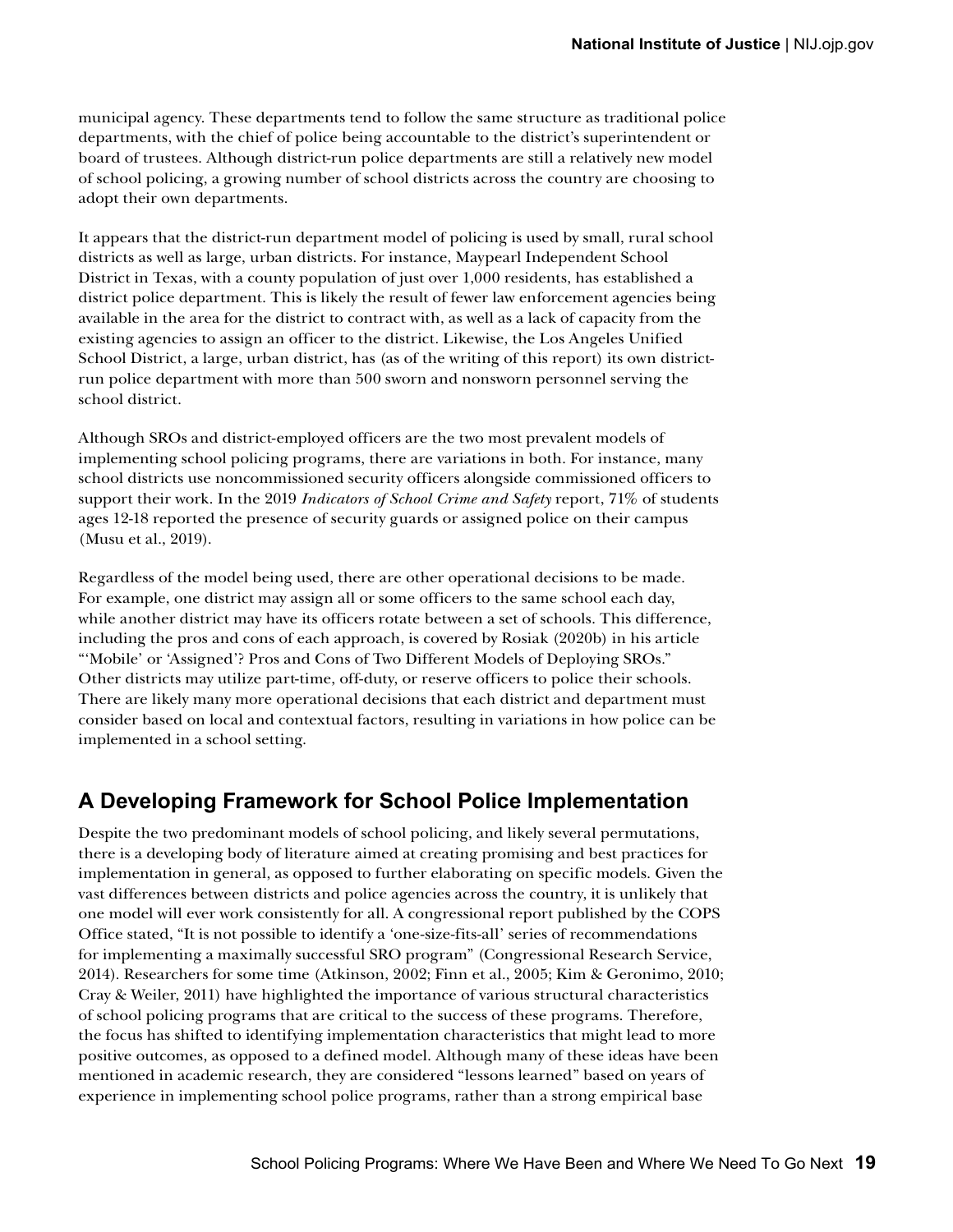municipal agency. These departments tend to follow the same structure as traditional police departments, with the chief of police being accountable to the district's superintendent or board of trustees. Although district-run police departments are still a relatively new model of school policing, a growing number of school districts across the country are choosing to adopt their own departments.

It appears that the district-run department model of policing is used by small, rural school districts as well as large, urban districts. For instance, Maypearl Independent School District in Texas, with a county population of just over 1,000 residents, has established a district police department. This is likely the result of fewer law enforcement agencies being available in the area for the district to contract with, as well as a lack of capacity from the existing agencies to assign an officer to the district. Likewise, the Los Angeles Unified School District, a large, urban district, has (as of the writing of this report) its own district-run police department with more than 500 sworn and nonsworn personnel serving the school district.

Although SROs and district-employed officers are the two most prevalent models of implementing school policing programs, there are variations in both. For instance, many school districts use noncommissioned security officers alongside commissioned officers to support their work. In the 2019 *Indicators of School Crime and Safety* report, 71% of students ages 12-18 reported the presence of security guards or assigned police on their campus (Musu et al., 2019).

Regardless of the model being used, there are other operational decisions to be made. For example, one district may assign all or some officers to the same school each day, while another district may have its officers rotate between a set of schools. This difference, including the pros and cons of each approach, is covered by Rosiak (2020b) in his article "'Mobile' or 'Assigned'? Pros and Cons of Two Different Models of Deploying SROs." Other districts may utilize part-time, off-duty, or reserve officers to police their schools. There are likely many more operational decisions that each district and department must consider based on local and contextual factors, resulting in variations in how police can be implemented in a school setting.

## A Developing Framework for School Police Implementation

Despite the two predominant models of school policing, and likely several permutations, there is a developing body of literature aimed at creating promising and best practices for implementation in general, as opposed to further elaborating on specific models. Given the vast differences between districts and police agencies across the country, it is unlikely that one model will ever work consistently for all. A congressional report published by the COPS Office stated, "It is not possible to identify a 'one-size-fits-all' series of recommendations for implementing a maximally successful SRO program" (Congressional Research Service, 2014). Researchers for some time (Atkinson, 2002; Finn et al., 2005; Kim & Geronimo, 2010; Cray & Weiler, 2011) have highlighted the importance of various structural characteristics of school policing programs that are critical to the success of these programs. Therefore, the focus has shifted to identifying implementation characteristics that might lead to more positive outcomes, as opposed to a defined model. Although many of these ideas have been mentioned in academic research, they are considered "lessons learned" based on years of experience in implementing school police programs, rather than a strong empirical base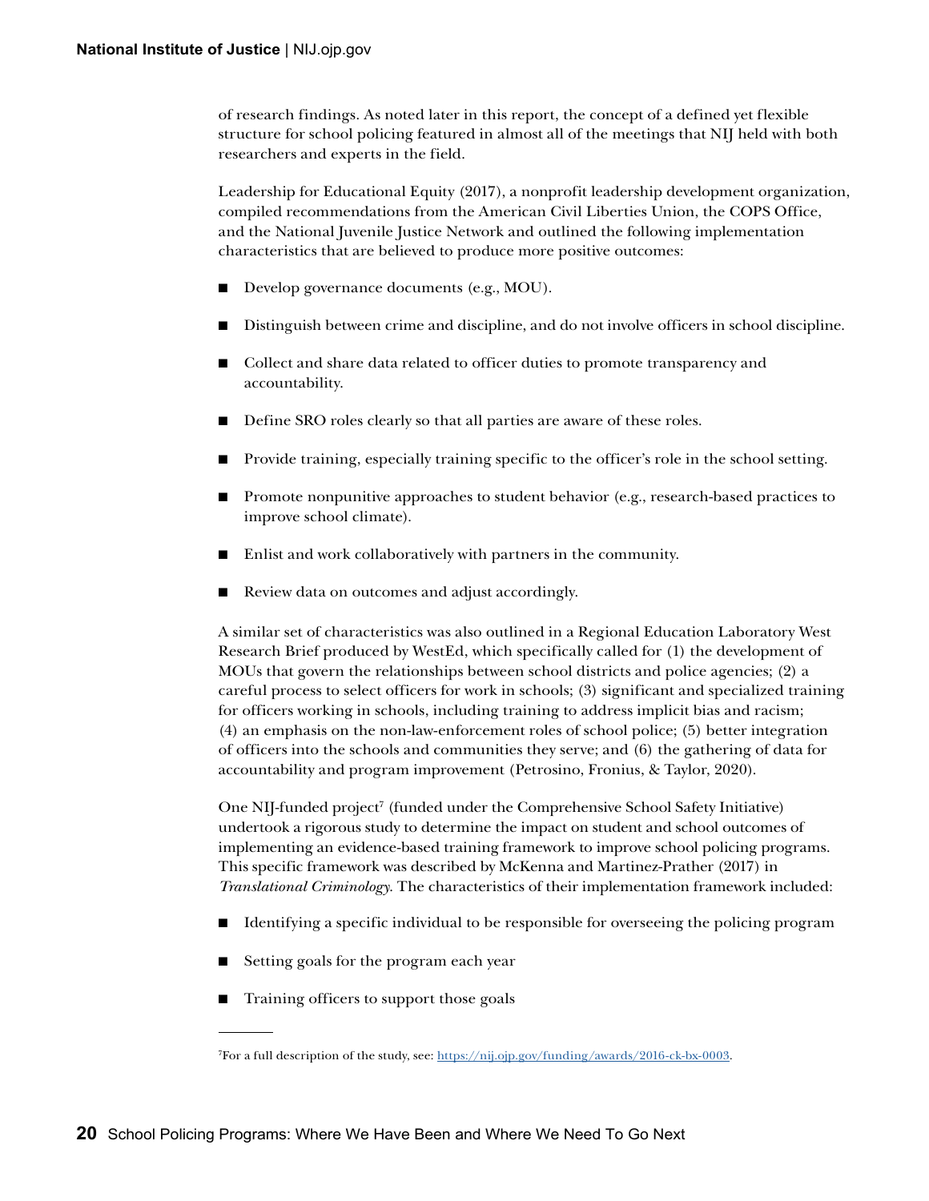of research findings. As noted later in this report, the concept of a defined yet flexible structure for school policing featured in almost all of the meetings that NIJ held with both researchers and experts in the field.

Leadership for Educational Equity (2017), a nonprofit leadership development organization, compiled recommendations from the American Civil Liberties Union, the COPS Office, and the National Juvenile Justice Network and outlined the following implementation characteristics that are believed to produce more positive outcomes:

- Develop governance documents (e.g., MOU).
- Distinguish between crime and discipline, and do not involve officers in school discipline.
- Collect and share data related to officer duties to promote transparency and accountability.
- Define SRO roles clearly so that all parties are aware of these roles.
- Provide training, especially training specific to the officer's role in the school setting.
- Promote nonpunitive approaches to student behavior (e.g., research-based practices to improve school climate).
- Enlist and work collaboratively with partners in the community.
- Review data on outcomes and adjust accordingly.

A similar set of characteristics was also outlined in a Regional Education Laboratory West Research Brief produced by WestEd, which specifically called for (1) the development of MOUs that govern the relationships between school districts and police agencies; (2) a careful process to select officers for work in schools; (3) significant and specialized training for officers working in schools, including training to address implicit bias and racism; (4) an emphasis on the non-law-enforcement roles of school police; (5) better integration of officers into the schools and communities they serve; and (6) the gathering of data for accountability and program improvement (Petrosino, Fronius, & Taylor, 2020).

One NIJ-funded project[7] (funded under the Comprehensive School Safety Initiative) undertook a rigorous study to determine the impact on student and school outcomes of implementing an evidence-based training framework to improve school policing programs. This specific framework was described by McKenna and Martinez-Prather (2017) in *Translational Criminology*. The characteristics of their implementation framework included:

- Identifying a specific individual to be responsible for overseeing the policing program
- Setting goals for the program each year
- Training officers to support those goals

---

[7]For a full description of the study, see: https://nij.ojp.gov/funding/awards/2016-ck-bx-0003.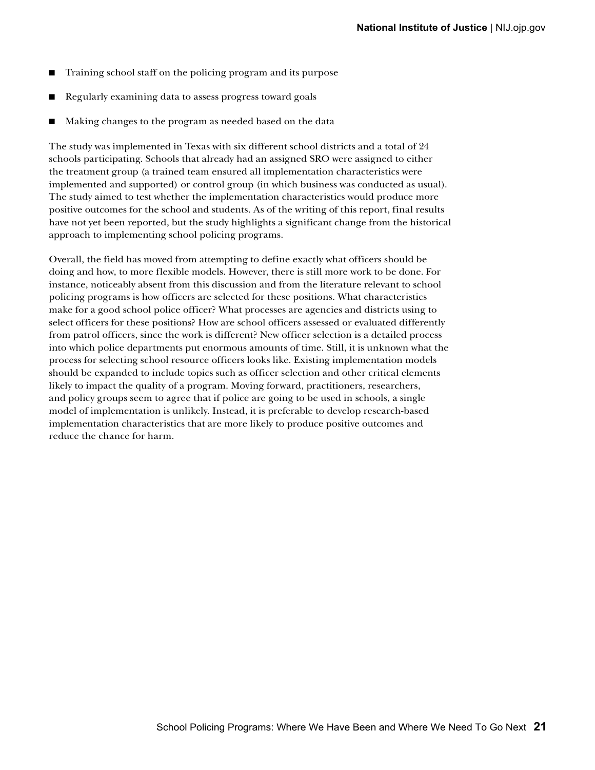- Training school staff on the policing program and its purpose
- Regularly examining data to assess progress toward goals
- Making changes to the program as needed based on the data

The study was implemented in Texas with six different school districts and a total of 24 schools participating. Schools that already had an assigned SRO were assigned to either the treatment group (a trained team ensured all implementation characteristics were implemented and supported) or control group (in which business was conducted as usual). The study aimed to test whether the implementation characteristics would produce more positive outcomes for the school and students. As of the writing of this report, final results have not yet been reported, but the study highlights a significant change from the historical approach to implementing school policing programs.

Overall, the field has moved from attempting to define exactly what officers should be doing and how, to more flexible models. However, there is still more work to be done. For instance, noticeably absent from this discussion and from the literature relevant to school policing programs is how officers are selected for these positions. What characteristics make for a good school police officer? What processes are agencies and districts using to select officers for these positions? How are school officers assessed or evaluated differently from patrol officers, since the work is different? New officer selection is a detailed process into which police departments put enormous amounts of time. Still, it is unknown what the process for selecting school resource officers looks like. Existing implementation models should be expanded to include topics such as officer selection and other critical elements likely to impact the quality of a program. Moving forward, practitioners, researchers, and policy groups seem to agree that if police are going to be used in schools, a single model of implementation is unlikely. Instead, it is preferable to develop research-based implementation characteristics that are more likely to produce positive outcomes and reduce the chance for harm.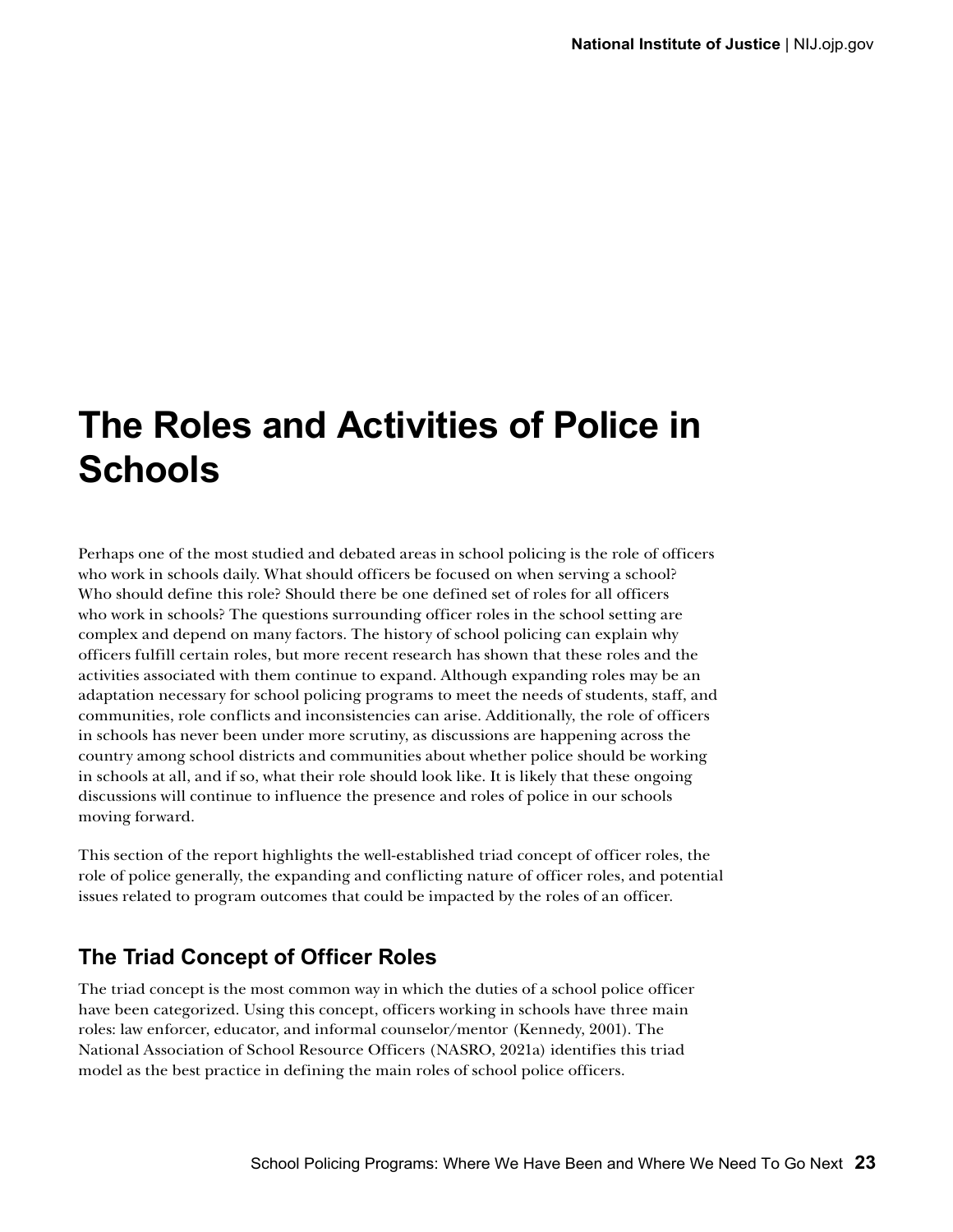# The Roles and Activities of Police in Schools

Perhaps one of the most studied and debated areas in school policing is the role of officers who work in schools daily. What should officers be focused on when serving a school? Who should define this role? Should there be one defined set of roles for all officers who work in schools? The questions surrounding officer roles in the school setting are complex and depend on many factors. The history of school policing can explain why officers fulfill certain roles, but more recent research has shown that these roles and the activities associated with them continue to expand. Although expanding roles may be an adaptation necessary for school policing programs to meet the needs of students, staff, and communities, role conflicts and inconsistencies can arise. Additionally, the role of officers in schools has never been under more scrutiny, as discussions are happening across the country among school districts and communities about whether police should be working in schools at all, and if so, what their role should look like. It is likely that these ongoing discussions will continue to influence the presence and roles of police in our schools moving forward.

This section of the report highlights the well-established triad concept of officer roles, the role of police generally, the expanding and conflicting nature of officer roles, and potential issues related to program outcomes that could be impacted by the roles of an officer.

## The Triad Concept of Officer Roles

The triad concept is the most common way in which the duties of a school police officer have been categorized. Using this concept, officers working in schools have three main roles: law enforcer, educator, and informal counselor/mentor (Kennedy, 2001). The National Association of School Resource Officers (NASRO, 2021a) identifies this triad model as the best practice in defining the main roles of school police officers.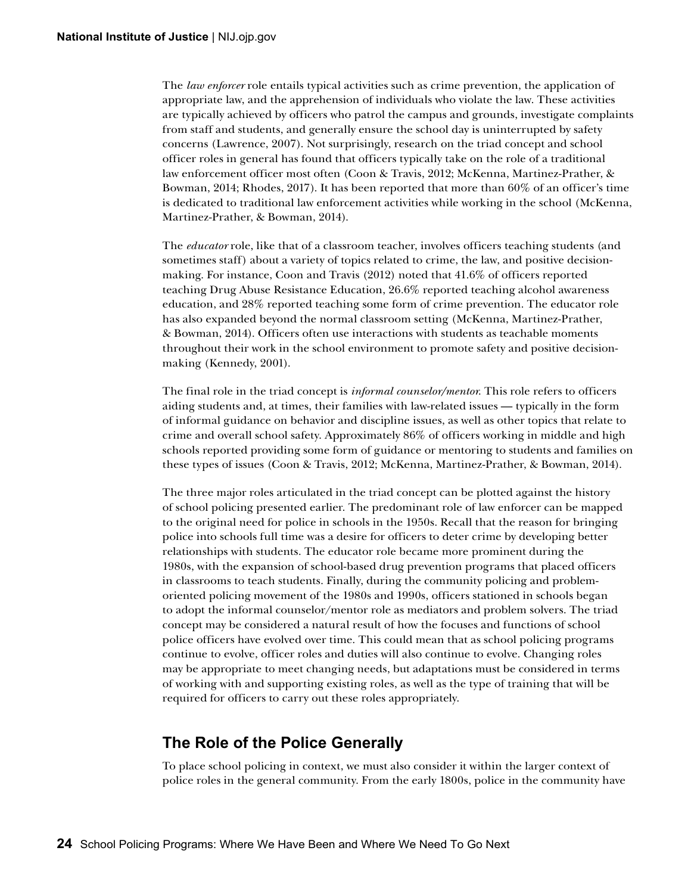The *law enforcer* role entails typical activities such as crime prevention, the application of appropriate law, and the apprehension of individuals who violate the law. These activities are typically achieved by officers who patrol the campus and grounds, investigate complaints from staff and students, and generally ensure the school day is uninterrupted by safety concerns (Lawrence, 2007). Not surprisingly, research on the triad concept and school officer roles in general has found that officers typically take on the role of a traditional law enforcement officer most often (Coon & Travis, 2012; McKenna, Martinez-Prather, & Bowman, 2014; Rhodes, 2017). It has been reported that more than 60% of an officer's time is dedicated to traditional law enforcement activities while working in the school (McKenna, Martinez-Prather, & Bowman, 2014).

The *educator* role, like that of a classroom teacher, involves officers teaching students (and sometimes staff) about a variety of topics related to crime, the law, and positive decision-making. For instance, Coon and Travis (2012) noted that 41.6% of officers reported teaching Drug Abuse Resistance Education, 26.6% reported teaching alcohol awareness education, and 28% reported teaching some form of crime prevention. The educator role has also expanded beyond the normal classroom setting (McKenna, Martinez-Prather, & Bowman, 2014). Officers often use interactions with students as teachable moments throughout their work in the school environment to promote safety and positive decision-making (Kennedy, 2001).

The final role in the triad concept is *informal counselor/mentor*. This role refers to officers aiding students and, at times, their families with law-related issues — typically in the form of informal guidance on behavior and discipline issues, as well as other topics that relate to crime and overall school safety. Approximately 86% of officers working in middle and high schools reported providing some form of guidance or mentoring to students and families on these types of issues (Coon & Travis, 2012; McKenna, Martinez-Prather, & Bowman, 2014).

The three major roles articulated in the triad concept can be plotted against the history of school policing presented earlier. The predominant role of law enforcer can be mapped to the original need for police in schools in the 1950s. Recall that the reason for bringing police into schools full time was a desire for officers to deter crime by developing better relationships with students. The educator role became more prominent during the 1980s, with the expansion of school-based drug prevention programs that placed officers in classrooms to teach students. Finally, during the community policing and problem-oriented policing movement of the 1980s and 1990s, officers stationed in schools began to adopt the informal counselor/mentor role as mediators and problem solvers. The triad concept may be considered a natural result of how the focuses and functions of school police officers have evolved over time. This could mean that as school policing programs continue to evolve, officer roles and duties will also continue to evolve. Changing roles may be appropriate to meet changing needs, but adaptations must be considered in terms of working with and supporting existing roles, as well as the type of training that will be required for officers to carry out these roles appropriately.

## The Role of the Police Generally

To place school policing in context, we must also consider it within the larger context of police roles in the general community. From the early 1800s, police in the community have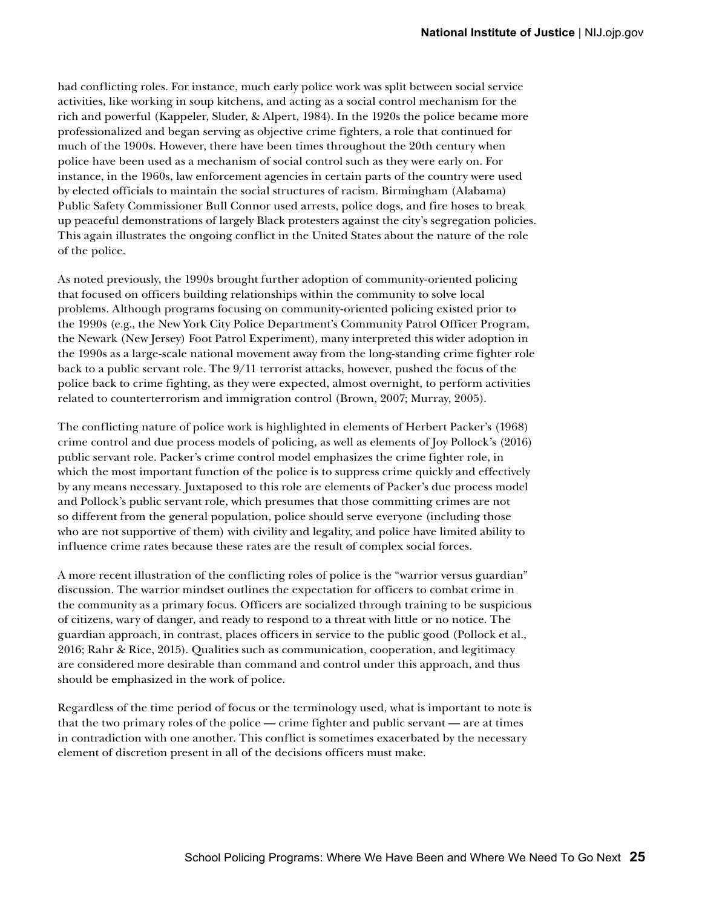had conflicting roles. For instance, much early police work was split between social service activities, like working in soup kitchens, and acting as a social control mechanism for the rich and powerful (Kappeler, Sluder, & Alpert, 1984). In the 1920s the police became more professionalized and began serving as objective crime fighters, a role that continued for much of the 1900s. However, there have been times throughout the 20th century when police have been used as a mechanism of social control such as they were early on. For instance, in the 1960s, law enforcement agencies in certain parts of the country were used by elected officials to maintain the social structures of racism. Birmingham (Alabama) Public Safety Commissioner Bull Connor used arrests, police dogs, and fire hoses to break up peaceful demonstrations of largely Black protesters against the city's segregation policies. This again illustrates the ongoing conflict in the United States about the nature of the role of the police.

As noted previously, the 1990s brought further adoption of community-oriented policing that focused on officers building relationships within the community to solve local problems. Although programs focusing on community-oriented policing existed prior to the 1990s (e.g., the New York City Police Department's Community Patrol Officer Program, the Newark (New Jersey) Foot Patrol Experiment), many interpreted this wider adoption in the 1990s as a large-scale national movement away from the long-standing crime fighter role back to a public servant role. The 9/11 terrorist attacks, however, pushed the focus of the police back to crime fighting, as they were expected, almost overnight, to perform activities related to counterterrorism and immigration control (Brown, 2007; Murray, 2005).

The conflicting nature of police work is highlighted in elements of Herbert Packer's (1968) crime control and due process models of policing, as well as elements of Joy Pollock's (2016) public servant role. Packer's crime control model emphasizes the crime fighter role, in which the most important function of the police is to suppress crime quickly and effectively by any means necessary. Juxtaposed to this role are elements of Packer's due process model and Pollock's public servant role, which presumes that those committing crimes are not so different from the general population, police should serve everyone (including those who are not supportive of them) with civility and legality, and police have limited ability to influence crime rates because these rates are the result of complex social forces.

A more recent illustration of the conflicting roles of police is the "warrior versus guardian" discussion. The warrior mindset outlines the expectation for officers to combat crime in the community as a primary focus. Officers are socialized through training to be suspicious of citizens, wary of danger, and ready to respond to a threat with little or no notice. The guardian approach, in contrast, places officers in service to the public good (Pollock et al., 2016; Rahr & Rice, 2015). Qualities such as communication, cooperation, and legitimacy are considered more desirable than command and control under this approach, and thus should be emphasized in the work of police.

Regardless of the time period of focus or the terminology used, what is important to note is that the two primary roles of the police — crime fighter and public servant — are at times in contradiction with one another. This conflict is sometimes exacerbated by the necessary element of discretion present in all of the decisions officers must make.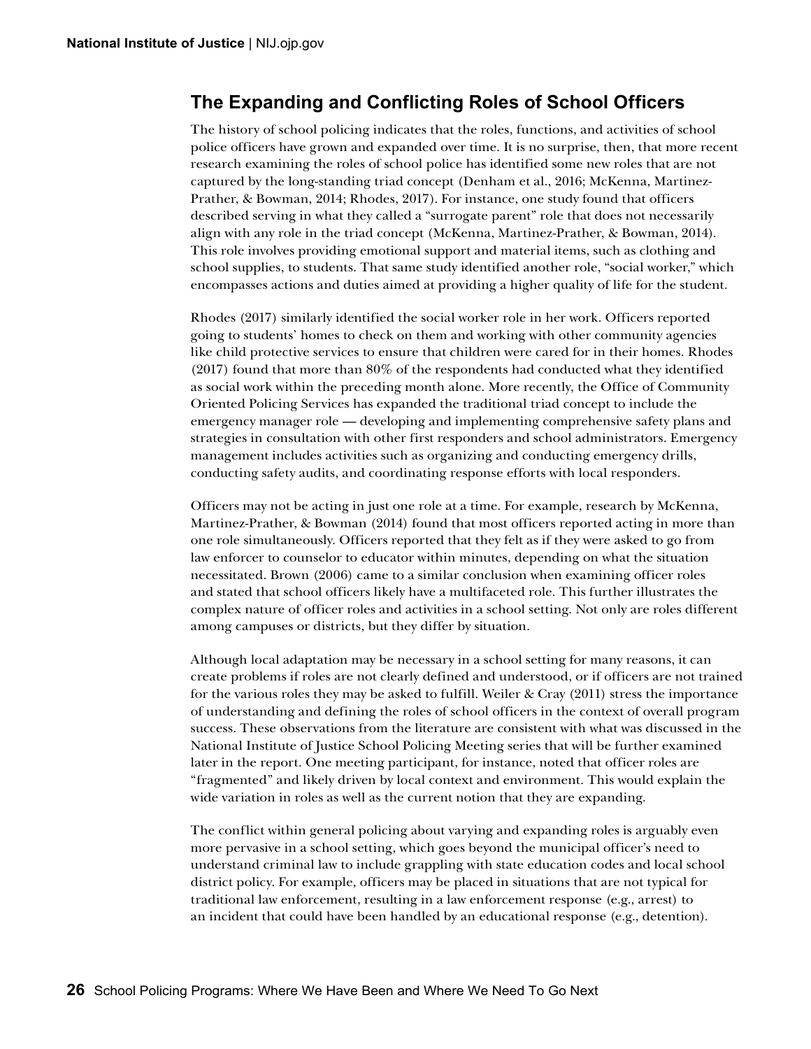## The Expanding and Conflicting Roles of School Officers

The history of school policing indicates that the roles, functions, and activities of school police officers have grown and expanded over time. It is no surprise, then, that more recent research examining the roles of school police has identified some new roles that are not captured by the long-standing triad concept (Denham et al., 2016; McKenna, Martinez-Prather, & Bowman, 2014; Rhodes, 2017). For instance, one study found that officers described serving in what they called a "surrogate parent" role that does not necessarily align with any role in the triad concept (McKenna, Martinez-Prather, & Bowman, 2014). This role involves providing emotional support and material items, such as clothing and school supplies, to students. That same study identified another role, "social worker," which encompasses actions and duties aimed at providing a higher quality of life for the student.

Rhodes (2017) similarly identified the social worker role in her work. Officers reported going to students' homes to check on them and working with other community agencies like child protective services to ensure that children were cared for in their homes. Rhodes (2017) found that more than 80% of the respondents had conducted what they identified as social work within the preceding month alone. More recently, the Office of Community Oriented Policing Services has expanded the traditional triad concept to include the emergency manager role — developing and implementing comprehensive safety plans and strategies in consultation with other first responders and school administrators. Emergency management includes activities such as organizing and conducting emergency drills, conducting safety audits, and coordinating response efforts with local responders.

Officers may not be acting in just one role at a time. For example, research by McKenna, Martinez-Prather, & Bowman (2014) found that most officers reported acting in more than one role simultaneously. Officers reported that they felt as if they were asked to go from law enforcer to counselor to educator within minutes, depending on what the situation necessitated. Brown (2006) came to a similar conclusion when examining officer roles and stated that school officers likely have a multifaceted role. This further illustrates the complex nature of officer roles and activities in a school setting. Not only are roles different among campuses or districts, but they differ by situation.

Although local adaptation may be necessary in a school setting for many reasons, it can create problems if roles are not clearly defined and understood, or if officers are not trained for the various roles they may be asked to fulfill. Weiler & Cray (2011) stress the importance of understanding and defining the roles of school officers in the context of overall program success. These observations from the literature are consistent with what was discussed in the National Institute of Justice School Policing Meeting series that will be further examined later in the report. One meeting participant, for instance, noted that officer roles are "fragmented" and likely driven by local context and environment. This would explain the wide variation in roles as well as the current notion that they are expanding.

The conflict within general policing about varying and expanding roles is arguably even more pervasive in a school setting, which goes beyond the municipal officer's need to understand criminal law to include grappling with state education codes and local school district policy. For example, officers may be placed in situations that are not typical for traditional law enforcement, resulting in a law enforcement response (e.g., arrest) to an incident that could have been handled by an educational response (e.g., detention).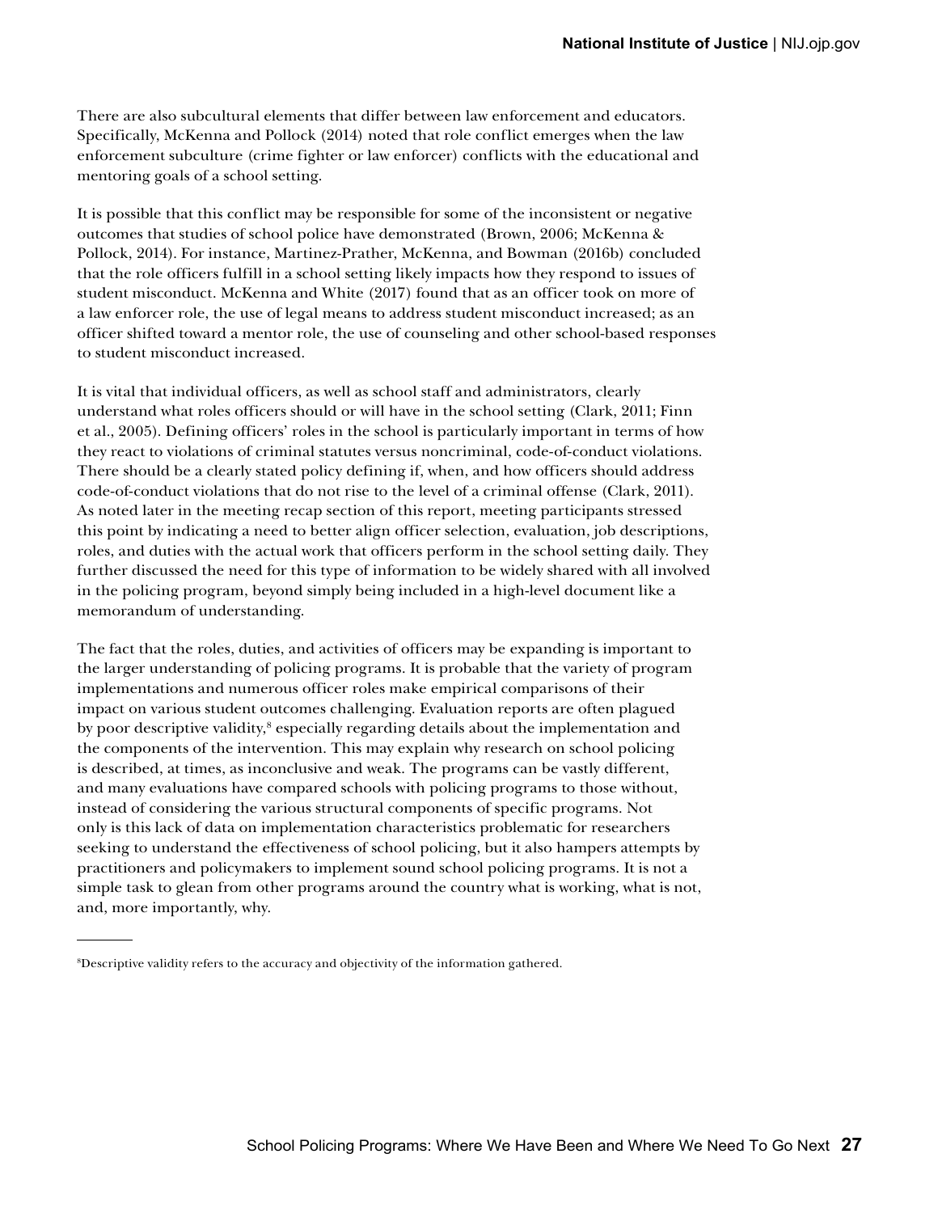There are also subcultural elements that differ between law enforcement and educators. Specifically, McKenna and Pollock (2014) noted that role conflict emerges when the law enforcement subculture (crime fighter or law enforcer) conflicts with the educational and mentoring goals of a school setting.

It is possible that this conflict may be responsible for some of the inconsistent or negative outcomes that studies of school police have demonstrated (Brown, 2006; McKenna & Pollock, 2014). For instance, Martinez-Prather, McKenna, and Bowman (2016b) concluded that the role officers fulfill in a school setting likely impacts how they respond to issues of student misconduct. McKenna and White (2017) found that as an officer took on more of a law enforcer role, the use of legal means to address student misconduct increased; as an officer shifted toward a mentor role, the use of counseling and other school-based responses to student misconduct increased.

It is vital that individual officers, as well as school staff and administrators, clearly understand what roles officers should or will have in the school setting (Clark, 2011; Finn et al., 2005). Defining officers' roles in the school is particularly important in terms of how they react to violations of criminal statutes versus noncriminal, code-of-conduct violations. There should be a clearly stated policy defining if, when, and how officers should address code-of-conduct violations that do not rise to the level of a criminal offense (Clark, 2011). As noted later in the meeting recap section of this report, meeting participants stressed this point by indicating a need to better align officer selection, evaluation, job descriptions, roles, and duties with the actual work that officers perform in the school setting daily. They further discussed the need for this type of information to be widely shared with all involved in the policing program, beyond simply being included in a high-level document like a memorandum of understanding.

The fact that the roles, duties, and activities of officers may be expanding is important to the larger understanding of policing programs. It is probable that the variety of program implementations and numerous officer roles make empirical comparisons of their impact on various student outcomes challenging. Evaluation reports are often plagued by poor descriptive validity,[8] especially regarding details about the implementation and the components of the intervention. This may explain why research on school policing is described, at times, as inconclusive and weak. The programs can be vastly different, and many evaluations have compared schools with policing programs to those without, instead of considering the various structural components of specific programs. Not only is this lack of data on implementation characteristics problematic for researchers seeking to understand the effectiveness of school policing, but it also hampers attempts by practitioners and policymakers to implement sound school policing programs. It is not a simple task to glean from other programs around the country what is working, what is not, and, more importantly, why.

[8]Descriptive validity refers to the accuracy and objectivity of the information gathered.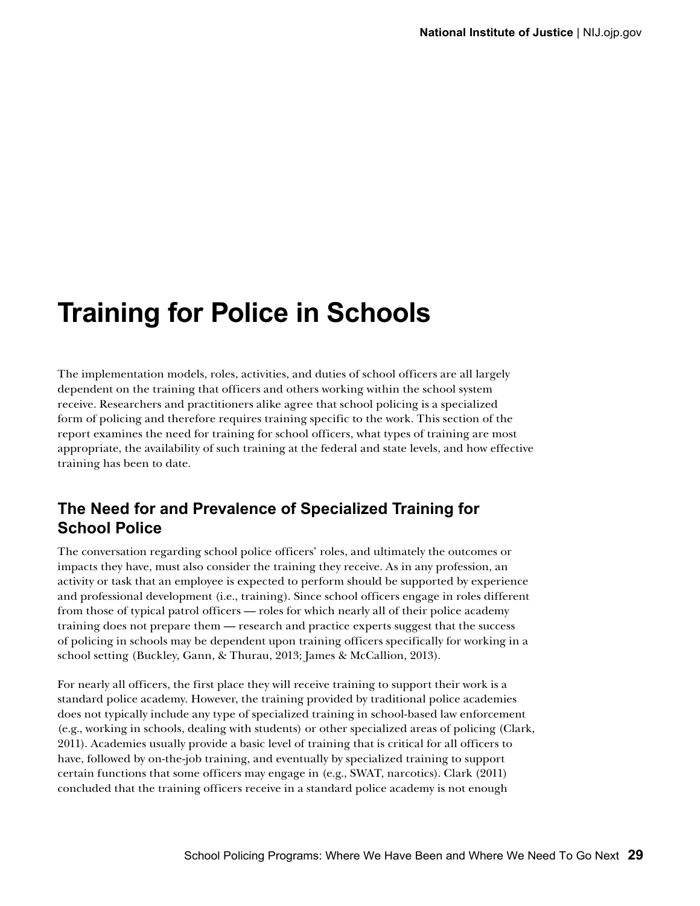# Training for Police in Schools

The implementation models, roles, activities, and duties of school officers are all largely dependent on the training that officers and others working within the school system receive. Researchers and practitioners alike agree that school policing is a specialized form of policing and therefore requires training specific to the work. This section of the report examines the need for training for school officers, what types of training are most appropriate, the availability of such training at the federal and state levels, and how effective training has been to date.

## The Need for and Prevalence of Specialized Training for School Police

The conversation regarding school police officers' roles, and ultimately the outcomes or impacts they have, must also consider the training they receive. As in any profession, an activity or task that an employee is expected to perform should be supported by experience and professional development (i.e., training). Since school officers engage in roles different from those of typical patrol officers — roles for which nearly all of their police academy training does not prepare them — research and practice experts suggest that the success of policing in schools may be dependent upon training officers specifically for working in a school setting (Buckley, Gann, & Thurau, 2013; James & McCallion, 2013).

For nearly all officers, the first place they will receive training to support their work is a standard police academy. However, the training provided by traditional police academies does not typically include any type of specialized training in school-based law enforcement (e.g., working in schools, dealing with students) or other specialized areas of policing (Clark, 2011). Academies usually provide a basic level of training that is critical for all officers to have, followed by on-the-job training, and eventually by specialized training to support certain functions that some officers may engage in (e.g., SWAT, narcotics). Clark (2011) concluded that the training officers receive in a standard police academy is not enough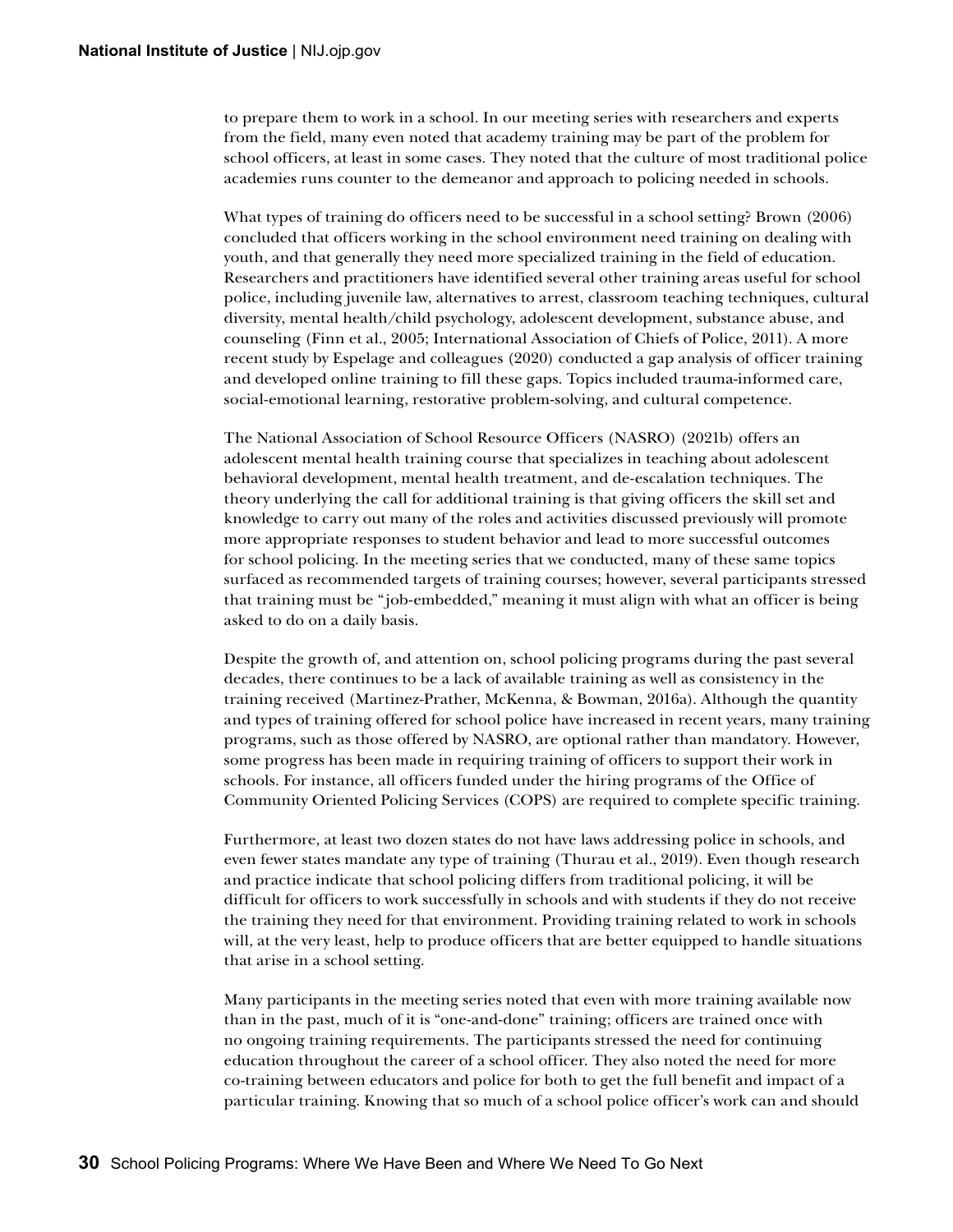to prepare them to work in a school. In our meeting series with researchers and experts from the field, many even noted that academy training may be part of the problem for school officers, at least in some cases. They noted that the culture of most traditional police academies runs counter to the demeanor and approach to policing needed in schools.

What types of training do officers need to be successful in a school setting? Brown (2006) concluded that officers working in the school environment need training on dealing with youth, and that generally they need more specialized training in the field of education. Researchers and practitioners have identified several other training areas useful for school police, including juvenile law, alternatives to arrest, classroom teaching techniques, cultural diversity, mental health/child psychology, adolescent development, substance abuse, and counseling (Finn et al., 2005; International Association of Chiefs of Police, 2011). A more recent study by Espelage and colleagues (2020) conducted a gap analysis of officer training and developed online training to fill these gaps. Topics included trauma-informed care, social-emotional learning, restorative problem-solving, and cultural competence.

The National Association of School Resource Officers (NASRO) (2021b) offers an adolescent mental health training course that specializes in teaching about adolescent behavioral development, mental health treatment, and de-escalation techniques. The theory underlying the call for additional training is that giving officers the skill set and knowledge to carry out many of the roles and activities discussed previously will promote more appropriate responses to student behavior and lead to more successful outcomes for school policing. In the meeting series that we conducted, many of these same topics surfaced as recommended targets of training courses; however, several participants stressed that training must be "job-embedded," meaning it must align with what an officer is being asked to do on a daily basis.

Despite the growth of, and attention on, school policing programs during the past several decades, there continues to be a lack of available training as well as consistency in the training received (Martinez-Prather, McKenna, & Bowman, 2016a). Although the quantity and types of training offered for school police have increased in recent years, many training programs, such as those offered by NASRO, are optional rather than mandatory. However, some progress has been made in requiring training of officers to support their work in schools. For instance, all officers funded under the hiring programs of the Office of Community Oriented Policing Services (COPS) are required to complete specific training.

Furthermore, at least two dozen states do not have laws addressing police in schools, and even fewer states mandate any type of training (Thurau et al., 2019). Even though research and practice indicate that school policing differs from traditional policing, it will be difficult for officers to work successfully in schools and with students if they do not receive the training they need for that environment. Providing training related to work in schools will, at the very least, help to produce officers that are better equipped to handle situations that arise in a school setting.

Many participants in the meeting series noted that even with more training available now than in the past, much of it is "one-and-done" training; officers are trained once with no ongoing training requirements. The participants stressed the need for continuing education throughout the career of a school officer. They also noted the need for more co-training between educators and police for both to get the full benefit and impact of a particular training. Knowing that so much of a school police officer's work can and should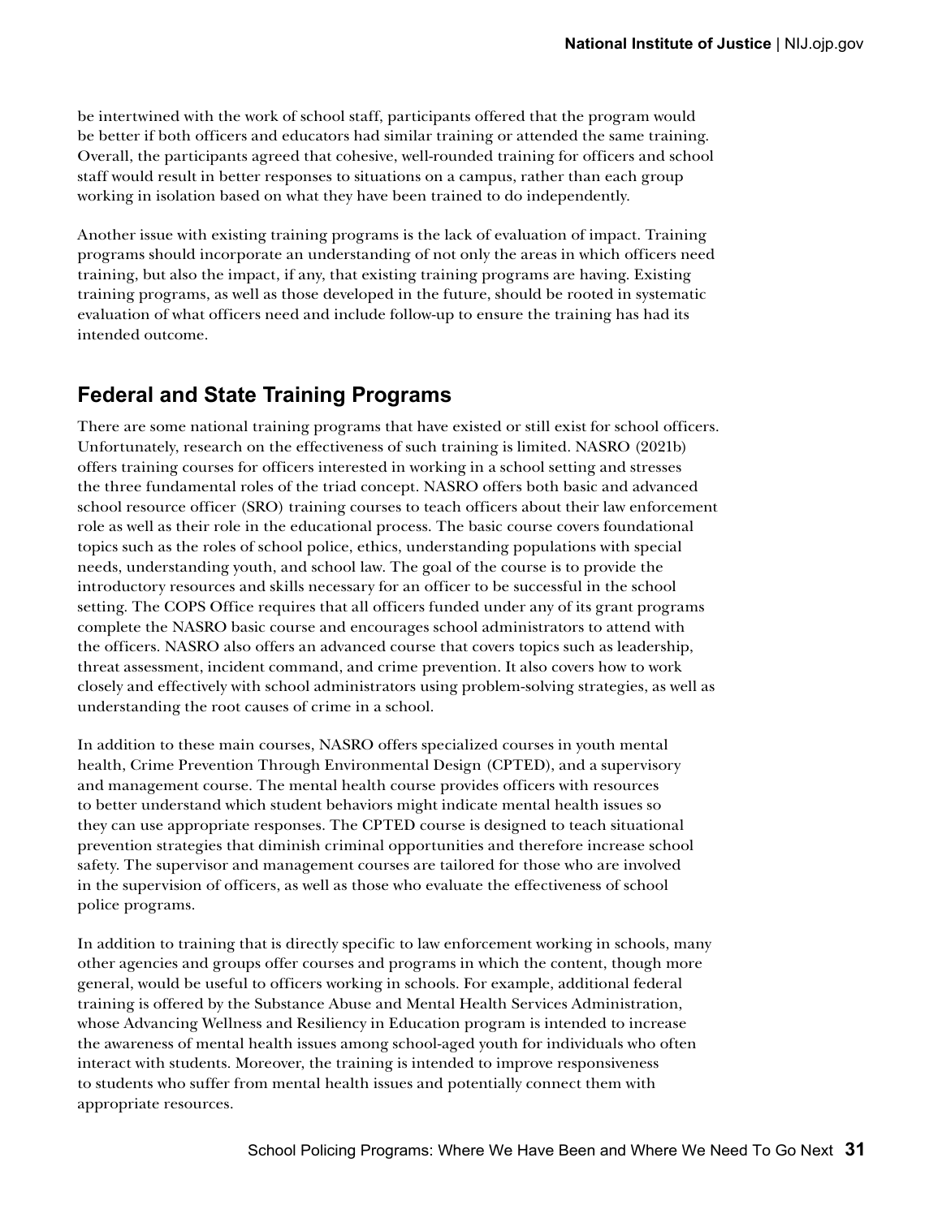be intertwined with the work of school staff, participants offered that the program would be better if both officers and educators had similar training or attended the same training. Overall, the participants agreed that cohesive, well-rounded training for officers and school staff would result in better responses to situations on a campus, rather than each group working in isolation based on what they have been trained to do independently.

Another issue with existing training programs is the lack of evaluation of impact. Training programs should incorporate an understanding of not only the areas in which officers need training, but also the impact, if any, that existing training programs are having. Existing training programs, as well as those developed in the future, should be rooted in systematic evaluation of what officers need and include follow-up to ensure the training has had its intended outcome.

## Federal and State Training Programs

There are some national training programs that have existed or still exist for school officers. Unfortunately, research on the effectiveness of such training is limited. NASRO (2021b) offers training courses for officers interested in working in a school setting and stresses the three fundamental roles of the triad concept. NASRO offers both basic and advanced school resource officer (SRO) training courses to teach officers about their law enforcement role as well as their role in the educational process. The basic course covers foundational topics such as the roles of school police, ethics, understanding populations with special needs, understanding youth, and school law. The goal of the course is to provide the introductory resources and skills necessary for an officer to be successful in the school setting. The COPS Office requires that all officers funded under any of its grant programs complete the NASRO basic course and encourages school administrators to attend with the officers. NASRO also offers an advanced course that covers topics such as leadership, threat assessment, incident command, and crime prevention. It also covers how to work closely and effectively with school administrators using problem-solving strategies, as well as understanding the root causes of crime in a school.

In addition to these main courses, NASRO offers specialized courses in youth mental health, Crime Prevention Through Environmental Design (CPTED), and a supervisory and management course. The mental health course provides officers with resources to better understand which student behaviors might indicate mental health issues so they can use appropriate responses. The CPTED course is designed to teach situational prevention strategies that diminish criminal opportunities and therefore increase school safety. The supervisor and management courses are tailored for those who are involved in the supervision of officers, as well as those who evaluate the effectiveness of school police programs.

In addition to training that is directly specific to law enforcement working in schools, many other agencies and groups offer courses and programs in which the content, though more general, would be useful to officers working in schools. For example, additional federal training is offered by the Substance Abuse and Mental Health Services Administration, whose Advancing Wellness and Resiliency in Education program is intended to increase the awareness of mental health issues among school-aged youth for individuals who often interact with students. Moreover, the training is intended to improve responsiveness to students who suffer from mental health issues and potentially connect them with appropriate resources.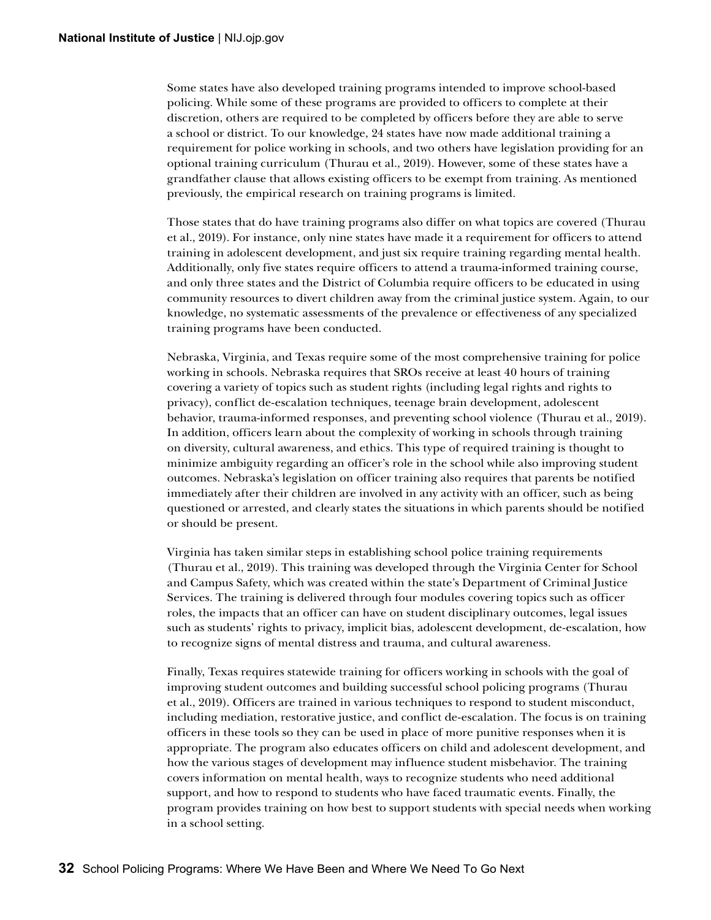Some states have also developed training programs intended to improve school-based policing. While some of these programs are provided to officers to complete at their discretion, others are required to be completed by officers before they are able to serve a school or district. To our knowledge, 24 states have now made additional training a requirement for police working in schools, and two others have legislation providing for an optional training curriculum (Thurau et al., 2019). However, some of these states have a grandfather clause that allows existing officers to be exempt from training. As mentioned previously, the empirical research on training programs is limited.

Those states that do have training programs also differ on what topics are covered (Thurau et al., 2019). For instance, only nine states have made it a requirement for officers to attend training in adolescent development, and just six require training regarding mental health. Additionally, only five states require officers to attend a trauma-informed training course, and only three states and the District of Columbia require officers to be educated in using community resources to divert children away from the criminal justice system. Again, to our knowledge, no systematic assessments of the prevalence or effectiveness of any specialized training programs have been conducted.

Nebraska, Virginia, and Texas require some of the most comprehensive training for police working in schools. Nebraska requires that SROs receive at least 40 hours of training covering a variety of topics such as student rights (including legal rights and rights to privacy), conflict de-escalation techniques, teenage brain development, adolescent behavior, trauma-informed responses, and preventing school violence (Thurau et al., 2019). In addition, officers learn about the complexity of working in schools through training on diversity, cultural awareness, and ethics. This type of required training is thought to minimize ambiguity regarding an officer's role in the school while also improving student outcomes. Nebraska's legislation on officer training also requires that parents be notified immediately after their children are involved in any activity with an officer, such as being questioned or arrested, and clearly states the situations in which parents should be notified or should be present.

Virginia has taken similar steps in establishing school police training requirements (Thurau et al., 2019). This training was developed through the Virginia Center for School and Campus Safety, which was created within the state's Department of Criminal Justice Services. The training is delivered through four modules covering topics such as officer roles, the impacts that an officer can have on student disciplinary outcomes, legal issues such as students' rights to privacy, implicit bias, adolescent development, de-escalation, how to recognize signs of mental distress and trauma, and cultural awareness.

Finally, Texas requires statewide training for officers working in schools with the goal of improving student outcomes and building successful school policing programs (Thurau et al., 2019). Officers are trained in various techniques to respond to student misconduct, including mediation, restorative justice, and conflict de-escalation. The focus is on training officers in these tools so they can be used in place of more punitive responses when it is appropriate. The program also educates officers on child and adolescent development, and how the various stages of development may influence student misbehavior. The training covers information on mental health, ways to recognize students who need additional support, and how to respond to students who have faced traumatic events. Finally, the program provides training on how best to support students with special needs when working in a school setting.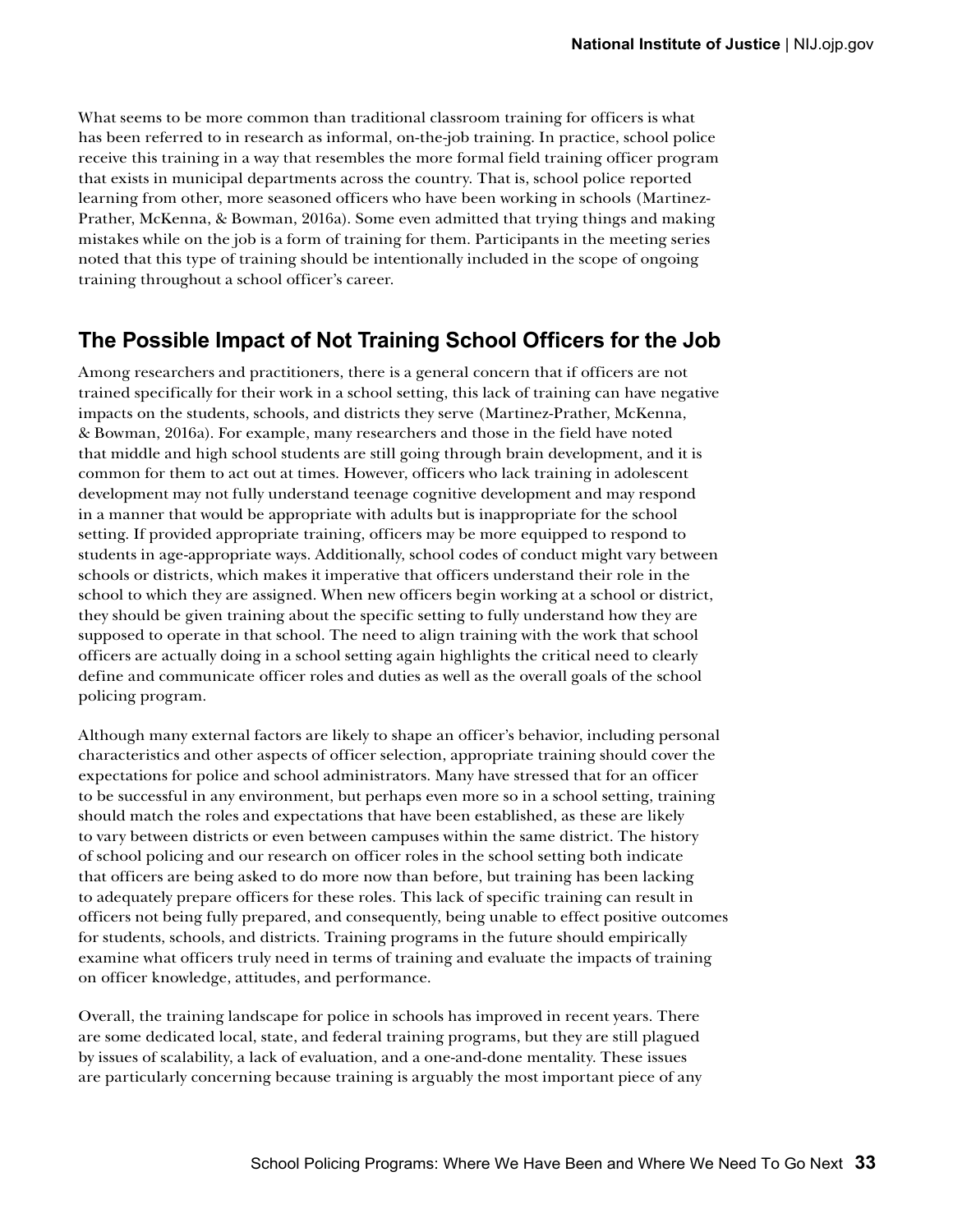What seems to be more common than traditional classroom training for officers is what has been referred to in research as informal, on-the-job training. In practice, school police receive this training in a way that resembles the more formal field training officer program that exists in municipal departments across the country. That is, school police reported learning from other, more seasoned officers who have been working in schools (Martinez-Prather, McKenna, & Bowman, 2016a). Some even admitted that trying things and making mistakes while on the job is a form of training for them. Participants in the meeting series noted that this type of training should be intentionally included in the scope of ongoing training throughout a school officer's career.

## The Possible Impact of Not Training School Officers for the Job

Among researchers and practitioners, there is a general concern that if officers are not trained specifically for their work in a school setting, this lack of training can have negative impacts on the students, schools, and districts they serve (Martinez-Prather, McKenna, & Bowman, 2016a). For example, many researchers and those in the field have noted that middle and high school students are still going through brain development, and it is common for them to act out at times. However, officers who lack training in adolescent development may not fully understand teenage cognitive development and may respond in a manner that would be appropriate with adults but is inappropriate for the school setting. If provided appropriate training, officers may be more equipped to respond to students in age-appropriate ways. Additionally, school codes of conduct might vary between schools or districts, which makes it imperative that officers understand their role in the school to which they are assigned. When new officers begin working at a school or district, they should be given training about the specific setting to fully understand how they are supposed to operate in that school. The need to align training with the work that school officers are actually doing in a school setting again highlights the critical need to clearly define and communicate officer roles and duties as well as the overall goals of the school policing program.

Although many external factors are likely to shape an officer's behavior, including personal characteristics and other aspects of officer selection, appropriate training should cover the expectations for police and school administrators. Many have stressed that for an officer to be successful in any environment, but perhaps even more so in a school setting, training should match the roles and expectations that have been established, as these are likely to vary between districts or even between campuses within the same district. The history of school policing and our research on officer roles in the school setting both indicate that officers are being asked to do more now than before, but training has been lacking to adequately prepare officers for these roles. This lack of specific training can result in officers not being fully prepared, and consequently, being unable to effect positive outcomes for students, schools, and districts. Training programs in the future should empirically examine what officers truly need in terms of training and evaluate the impacts of training on officer knowledge, attitudes, and performance.

Overall, the training landscape for police in schools has improved in recent years. There are some dedicated local, state, and federal training programs, but they are still plagued by issues of scalability, a lack of evaluation, and a one-and-done mentality. These issues are particularly concerning because training is arguably the most important piece of any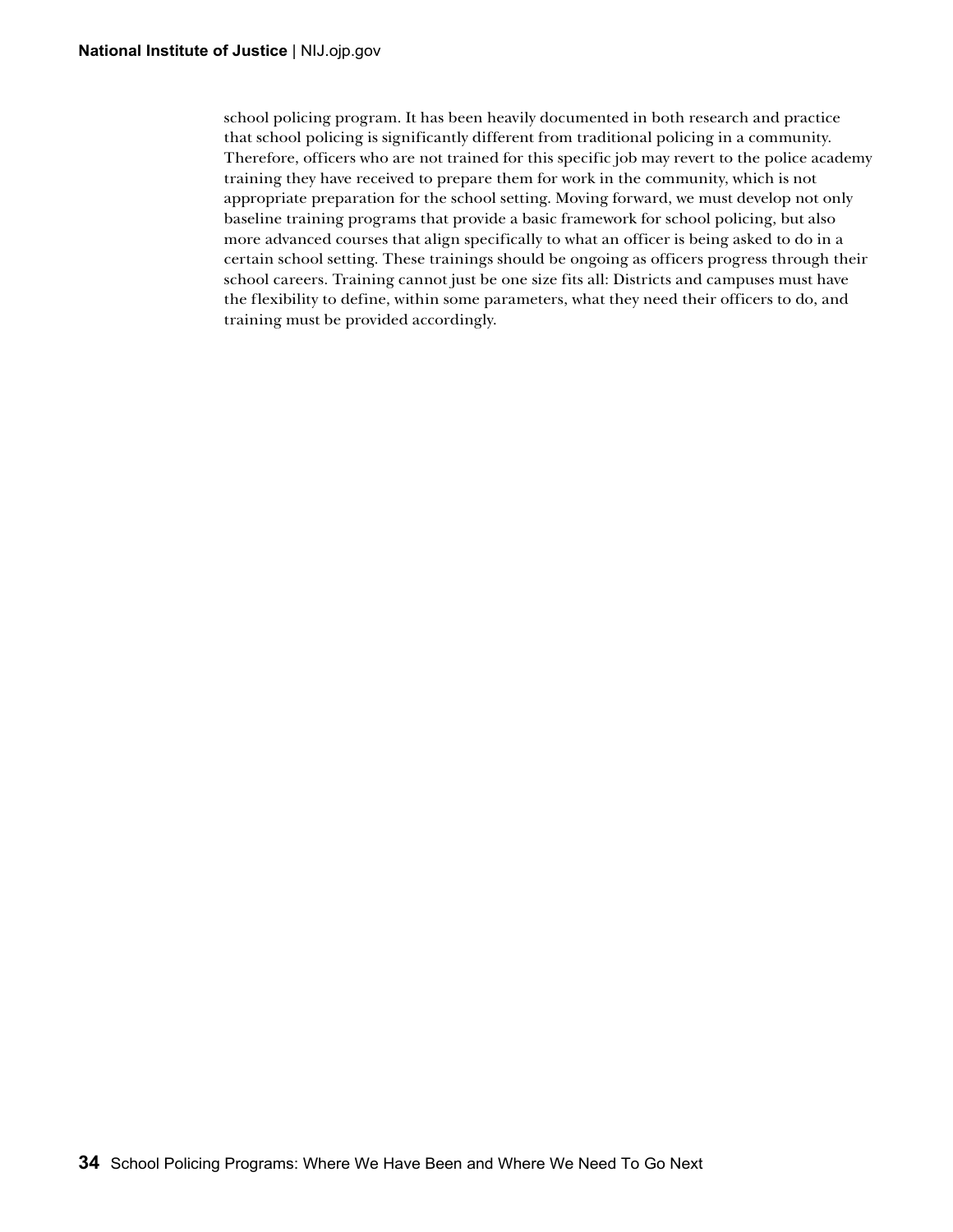school policing program. It has been heavily documented in both research and practice that school policing is significantly different from traditional policing in a community. Therefore, officers who are not trained for this specific job may revert to the police academy training they have received to prepare them for work in the community, which is not appropriate preparation for the school setting. Moving forward, we must develop not only baseline training programs that provide a basic framework for school policing, but also more advanced courses that align specifically to what an officer is being asked to do in a certain school setting. These trainings should be ongoing as officers progress through their school careers. Training cannot just be one size fits all: Districts and campuses must have the flexibility to define, within some parameters, what they need their officers to do, and training must be provided accordingly.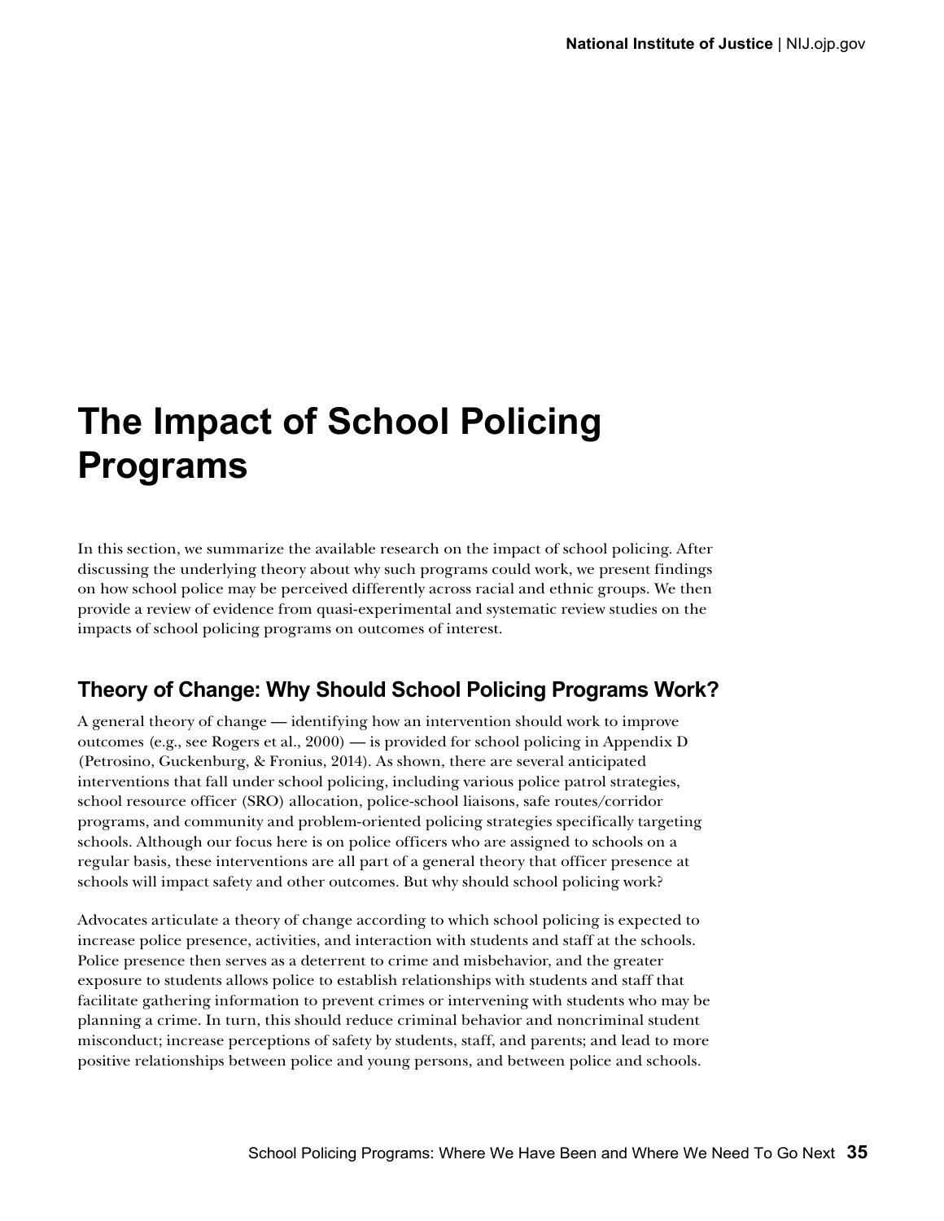# The Impact of School Policing Programs

In this section, we summarize the available research on the impact of school policing. After discussing the underlying theory about why such programs could work, we present findings on how school police may be perceived differently across racial and ethnic groups. We then provide a review of evidence from quasi-experimental and systematic review studies on the impacts of school policing programs on outcomes of interest.

## Theory of Change: Why Should School Policing Programs Work?

A general theory of change — identifying how an intervention should work to improve outcomes (e.g., see Rogers et al., 2000) — is provided for school policing in Appendix D (Petrosino, Guckenburg, & Fronius, 2014). As shown, there are several anticipated interventions that fall under school policing, including various police patrol strategies, school resource officer (SRO) allocation, police-school liaisons, safe routes/corridor programs, and community and problem-oriented policing strategies specifically targeting schools. Although our focus here is on police officers who are assigned to schools on a regular basis, these interventions are all part of a general theory that officer presence at schools will impact safety and other outcomes. But why should school policing work?

Advocates articulate a theory of change according to which school policing is expected to increase police presence, activities, and interaction with students and staff at the schools. Police presence then serves as a deterrent to crime and misbehavior, and the greater exposure to students allows police to establish relationships with students and staff that facilitate gathering information to prevent crimes or intervening with students who may be planning a crime. In turn, this should reduce criminal behavior and noncriminal student misconduct; increase perceptions of safety by students, staff, and parents; and lead to more positive relationships between police and young persons, and between police and schools.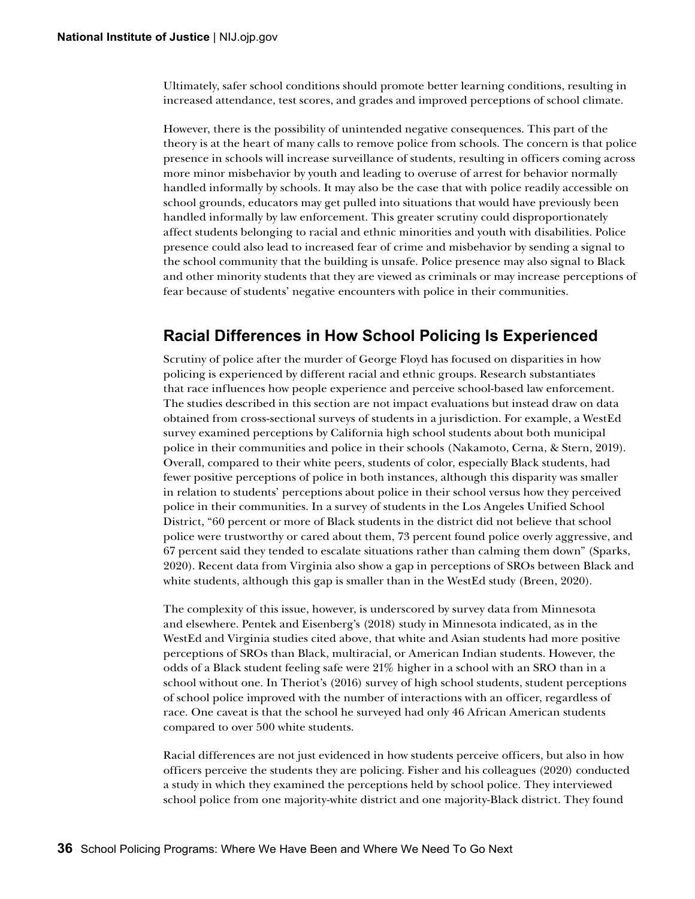Ultimately, safer school conditions should promote better learning conditions, resulting in increased attendance, test scores, and grades and improved perceptions of school climate.

However, there is the possibility of unintended negative consequences. This part of the theory is at the heart of many calls to remove police from schools. The concern is that police presence in schools will increase surveillance of students, resulting in officers coming across more minor misbehavior by youth and leading to overuse of arrest for behavior normally handled informally by schools. It may also be the case that with police readily accessible on school grounds, educators may get pulled into situations that would have previously been handled informally by law enforcement. This greater scrutiny could disproportionately affect students belonging to racial and ethnic minorities and youth with disabilities. Police presence could also lead to increased fear of crime and misbehavior by sending a signal to the school community that the building is unsafe. Police presence may also signal to Black and other minority students that they are viewed as criminals or may increase perceptions of fear because of students' negative encounters with police in their communities.

## Racial Differences in How School Policing Is Experienced

Scrutiny of police after the murder of George Floyd has focused on disparities in how policing is experienced by different racial and ethnic groups. Research substantiates that race influences how people experience and perceive school-based law enforcement. The studies described in this section are not impact evaluations but instead draw on data obtained from cross-sectional surveys of students in a jurisdiction. For example, a WestEd survey examined perceptions by California high school students about both municipal police in their communities and police in their schools (Nakamoto, Cerna, & Stern, 2019). Overall, compared to their white peers, students of color, especially Black students, had fewer positive perceptions of police in both instances, although this disparity was smaller in relation to students' perceptions about police in their school versus how they perceived police in their communities. In a survey of students in the Los Angeles Unified School District, "60 percent or more of Black students in the district did not believe that school police were trustworthy or cared about them, 73 percent found police overly aggressive, and 67 percent said they tended to escalate situations rather than calming them down" (Sparks, 2020). Recent data from Virginia also show a gap in perceptions of SROs between Black and white students, although this gap is smaller than in the WestEd study (Breen, 2020).

The complexity of this issue, however, is underscored by survey data from Minnesota and elsewhere. Pentek and Eisenberg's (2018) study in Minnesota indicated, as in the WestEd and Virginia studies cited above, that white and Asian students had more positive perceptions of SROs than Black, multiracial, or American Indian students. However, the odds of a Black student feeling safe were 21% higher in a school with an SRO than in a school without one. In Theriot's (2016) survey of high school students, student perceptions of school police improved with the number of interactions with an officer, regardless of race. One caveat is that the school he surveyed had only 46 African American students compared to over 500 white students.

Racial differences are not just evidenced in how students perceive officers, but also in how officers perceive the students they are policing. Fisher and his colleagues (2020) conducted a study in which they examined the perceptions held by school police. They interviewed school police from one majority-white district and one majority-Black district. They found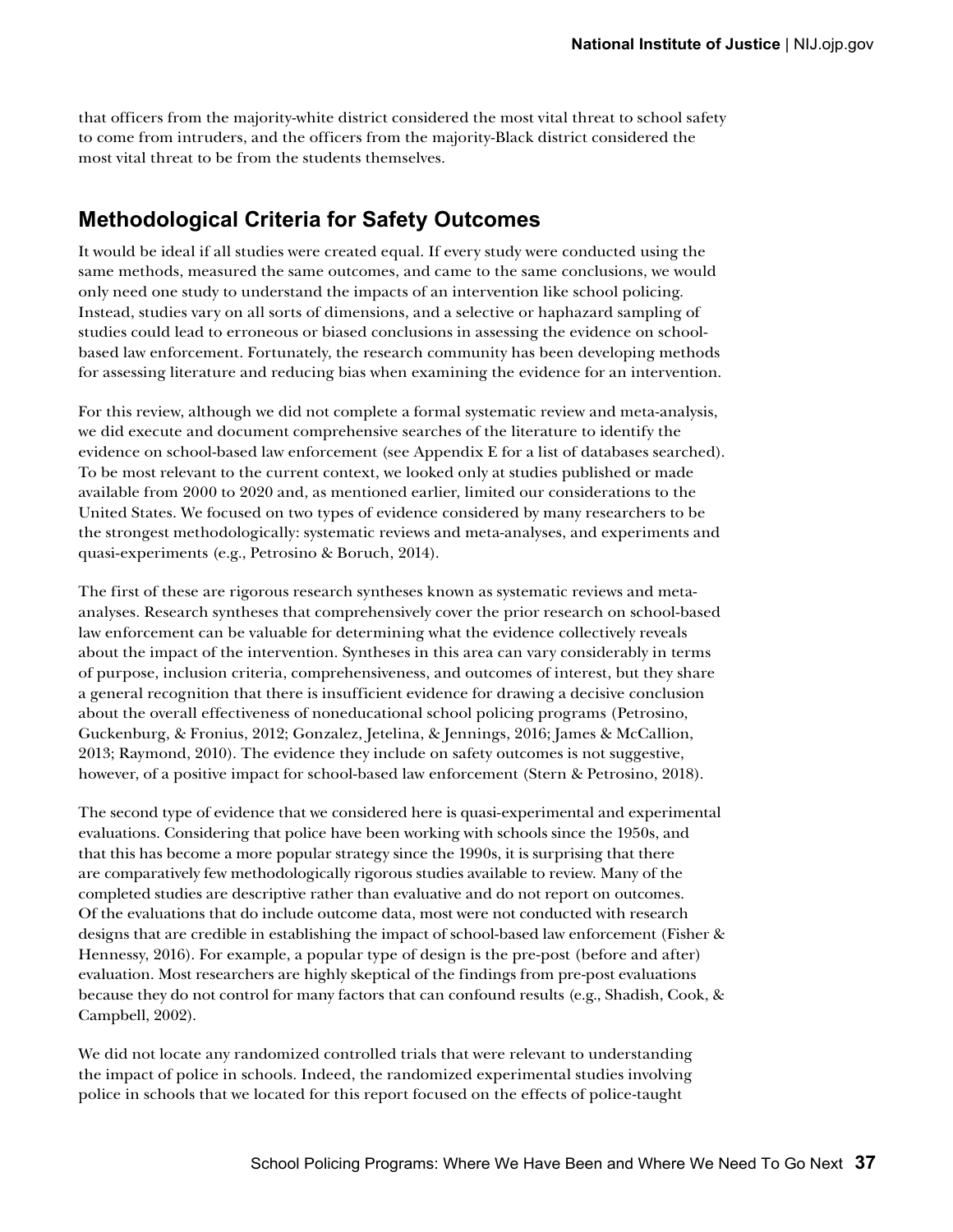that officers from the majority-white district considered the most vital threat to school safety to come from intruders, and the officers from the majority-Black district considered the most vital threat to be from the students themselves.

## Methodological Criteria for Safety Outcomes

It would be ideal if all studies were created equal. If every study were conducted using the same methods, measured the same outcomes, and came to the same conclusions, we would only need one study to understand the impacts of an intervention like school policing. Instead, studies vary on all sorts of dimensions, and a selective or haphazard sampling of studies could lead to erroneous or biased conclusions in assessing the evidence on school-based law enforcement. Fortunately, the research community has been developing methods for assessing literature and reducing bias when examining the evidence for an intervention.

For this review, although we did not complete a formal systematic review and meta-analysis, we did execute and document comprehensive searches of the literature to identify the evidence on school-based law enforcement (see Appendix E for a list of databases searched). To be most relevant to the current context, we looked only at studies published or made available from 2000 to 2020 and, as mentioned earlier, limited our considerations to the United States. We focused on two types of evidence considered by many researchers to be the strongest methodologically: systematic reviews and meta-analyses, and experiments and quasi-experiments (e.g., Petrosino & Boruch, 2014).

The first of these are rigorous research syntheses known as systematic reviews and meta-analyses. Research syntheses that comprehensively cover the prior research on school-based law enforcement can be valuable for determining what the evidence collectively reveals about the impact of the intervention. Syntheses in this area can vary considerably in terms of purpose, inclusion criteria, comprehensiveness, and outcomes of interest, but they share a general recognition that there is insufficient evidence for drawing a decisive conclusion about the overall effectiveness of noneducational school policing programs (Petrosino, Guckenburg, & Fronius, 2012; Gonzalez, Jetelina, & Jennings, 2016; James & McCallion, 2013; Raymond, 2010). The evidence they include on safety outcomes is not suggestive, however, of a positive impact for school-based law enforcement (Stern & Petrosino, 2018).

The second type of evidence that we considered here is quasi-experimental and experimental evaluations. Considering that police have been working with schools since the 1950s, and that this has become a more popular strategy since the 1990s, it is surprising that there are comparatively few methodologically rigorous studies available to review. Many of the completed studies are descriptive rather than evaluative and do not report on outcomes. Of the evaluations that do include outcome data, most were not conducted with research designs that are credible in establishing the impact of school-based law enforcement (Fisher & Hennessy, 2016). For example, a popular type of design is the pre-post (before and after) evaluation. Most researchers are highly skeptical of the findings from pre-post evaluations because they do not control for many factors that can confound results (e.g., Shadish, Cook, & Campbell, 2002).

We did not locate any randomized controlled trials that were relevant to understanding the impact of police in schools. Indeed, the randomized experimental studies involving police in schools that we located for this report focused on the effects of police-taught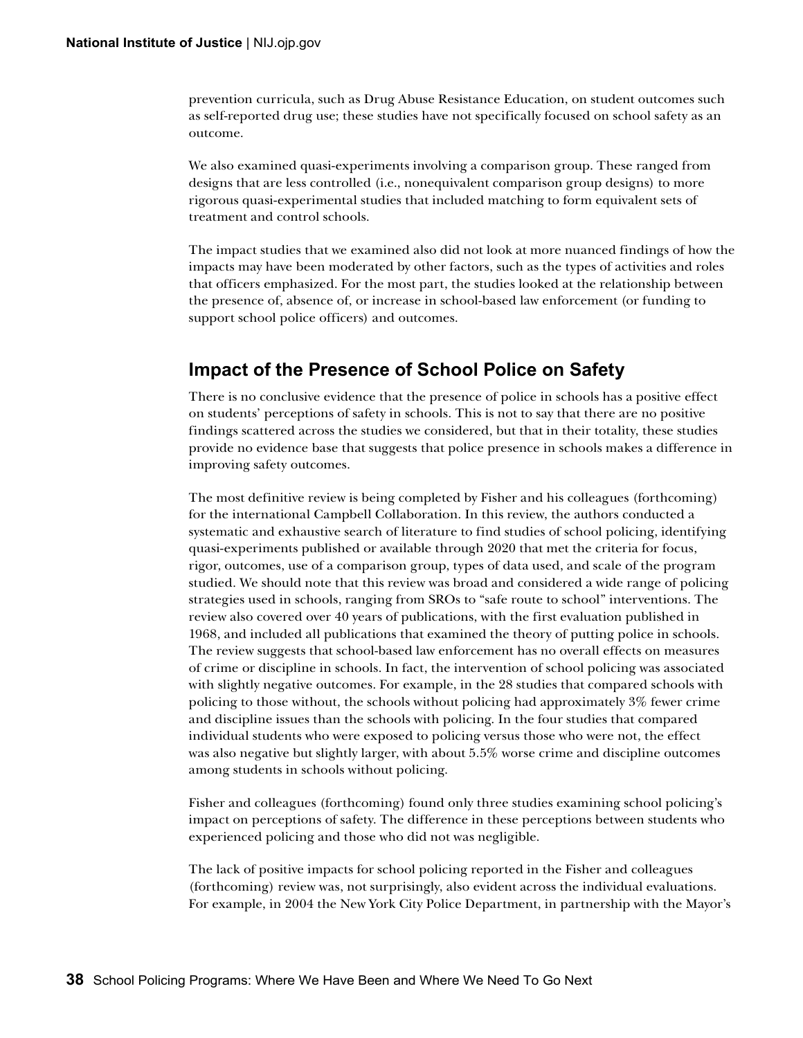prevention curricula, such as Drug Abuse Resistance Education, on student outcomes such as self-reported drug use; these studies have not specifically focused on school safety as an outcome.

We also examined quasi-experiments involving a comparison group. These ranged from designs that are less controlled (i.e., nonequivalent comparison group designs) to more rigorous quasi-experimental studies that included matching to form equivalent sets of treatment and control schools.

The impact studies that we examined also did not look at more nuanced findings of how the impacts may have been moderated by other factors, such as the types of activities and roles that officers emphasized. For the most part, the studies looked at the relationship between the presence of, absence of, or increase in school-based law enforcement (or funding to support school police officers) and outcomes.

## Impact of the Presence of School Police on Safety

There is no conclusive evidence that the presence of police in schools has a positive effect on students' perceptions of safety in schools. This is not to say that there are no positive findings scattered across the studies we considered, but that in their totality, these studies provide no evidence base that suggests that police presence in schools makes a difference in improving safety outcomes.

The most definitive review is being completed by Fisher and his colleagues (forthcoming) for the international Campbell Collaboration. In this review, the authors conducted a systematic and exhaustive search of literature to find studies of school policing, identifying quasi-experiments published or available through 2020 that met the criteria for focus, rigor, outcomes, use of a comparison group, types of data used, and scale of the program studied. We should note that this review was broad and considered a wide range of policing strategies used in schools, ranging from SROs to "safe route to school" interventions. The review also covered over 40 years of publications, with the first evaluation published in 1968, and included all publications that examined the theory of putting police in schools. The review suggests that school-based law enforcement has no overall effects on measures of crime or discipline in schools. In fact, the intervention of school policing was associated with slightly negative outcomes. For example, in the 28 studies that compared schools with policing to those without, the schools without policing had approximately 3% fewer crime and discipline issues than the schools with policing. In the four studies that compared individual students who were exposed to policing versus those who were not, the effect was also negative but slightly larger, with about 5.5% worse crime and discipline outcomes among students in schools without policing.

Fisher and colleagues (forthcoming) found only three studies examining school policing's impact on perceptions of safety. The difference in these perceptions between students who experienced policing and those who did not was negligible.

The lack of positive impacts for school policing reported in the Fisher and colleagues (forthcoming) review was, not surprisingly, also evident across the individual evaluations. For example, in 2004 the New York City Police Department, in partnership with the Mayor's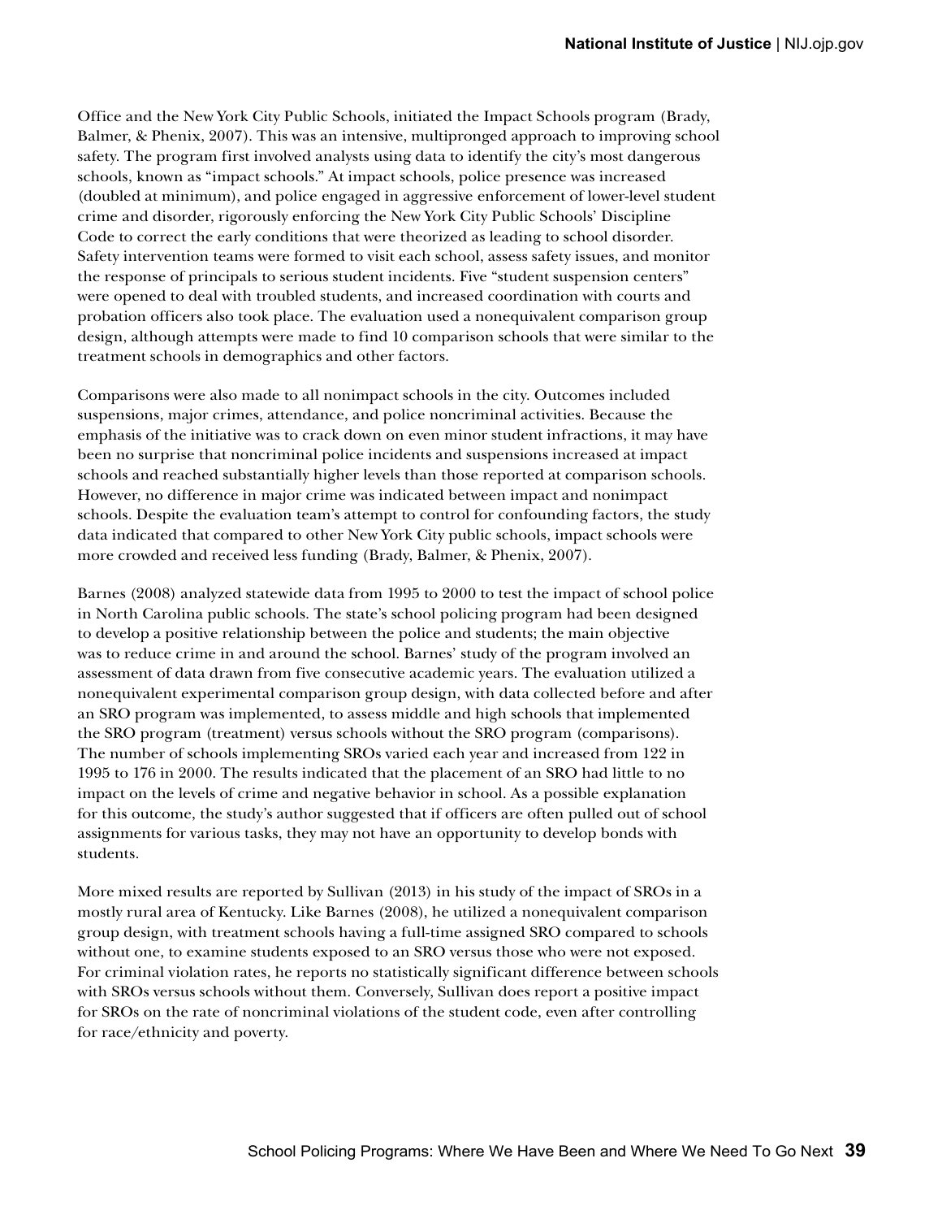Office and the New York City Public Schools, initiated the Impact Schools program (Brady, Balmer, & Phenix, 2007). This was an intensive, multipronged approach to improving school safety. The program first involved analysts using data to identify the city's most dangerous schools, known as "impact schools." At impact schools, police presence was increased (doubled at minimum), and police engaged in aggressive enforcement of lower-level student crime and disorder, rigorously enforcing the New York City Public Schools' Discipline Code to correct the early conditions that were theorized as leading to school disorder. Safety intervention teams were formed to visit each school, assess safety issues, and monitor the response of principals to serious student incidents. Five "student suspension centers" were opened to deal with troubled students, and increased coordination with courts and probation officers also took place. The evaluation used a nonequivalent comparison group design, although attempts were made to find 10 comparison schools that were similar to the treatment schools in demographics and other factors.

Comparisons were also made to all nonimpact schools in the city. Outcomes included suspensions, major crimes, attendance, and police noncriminal activities. Because the emphasis of the initiative was to crack down on even minor student infractions, it may have been no surprise that noncriminal police incidents and suspensions increased at impact schools and reached substantially higher levels than those reported at comparison schools. However, no difference in major crime was indicated between impact and nonimpact schools. Despite the evaluation team's attempt to control for confounding factors, the study data indicated that compared to other New York City public schools, impact schools were more crowded and received less funding (Brady, Balmer, & Phenix, 2007).

Barnes (2008) analyzed statewide data from 1995 to 2000 to test the impact of school police in North Carolina public schools. The state's school policing program had been designed to develop a positive relationship between the police and students; the main objective was to reduce crime in and around the school. Barnes' study of the program involved an assessment of data drawn from five consecutive academic years. The evaluation utilized a nonequivalent experimental comparison group design, with data collected before and after an SRO program was implemented, to assess middle and high schools that implemented the SRO program (treatment) versus schools without the SRO program (comparisons). The number of schools implementing SROs varied each year and increased from 122 in 1995 to 176 in 2000. The results indicated that the placement of an SRO had little to no impact on the levels of crime and negative behavior in school. As a possible explanation for this outcome, the study's author suggested that if officers are often pulled out of school assignments for various tasks, they may not have an opportunity to develop bonds with students.

More mixed results are reported by Sullivan (2013) in his study of the impact of SROs in a mostly rural area of Kentucky. Like Barnes (2008), he utilized a nonequivalent comparison group design, with treatment schools having a full-time assigned SRO compared to schools without one, to examine students exposed to an SRO versus those who were not exposed. For criminal violation rates, he reports no statistically significant difference between schools with SROs versus schools without them. Conversely, Sullivan does report a positive impact for SROs on the rate of noncriminal violations of the student code, even after controlling for race/ethnicity and poverty.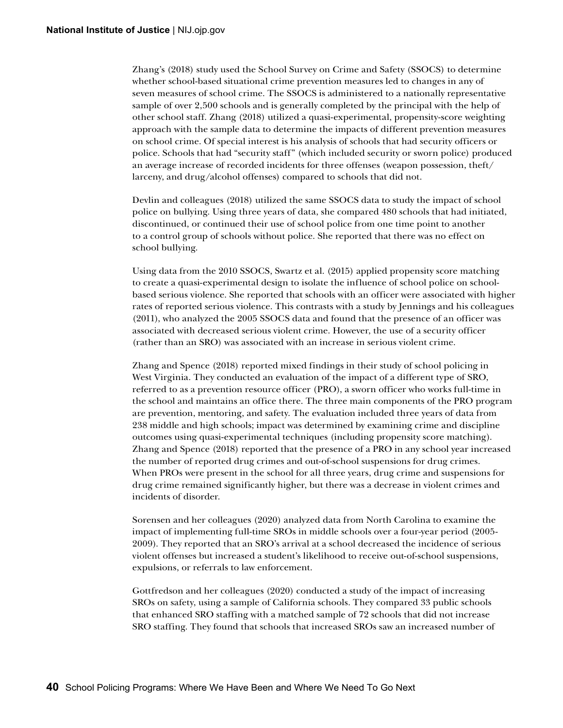Zhang's (2018) study used the School Survey on Crime and Safety (SSOCS) to determine whether school-based situational crime prevention measures led to changes in any of seven measures of school crime. The SSOCS is administered to a nationally representative sample of over 2,500 schools and is generally completed by the principal with the help of other school staff. Zhang (2018) utilized a quasi-experimental, propensity-score weighting approach with the sample data to determine the impacts of different prevention measures on school crime. Of special interest is his analysis of schools that had security officers or police. Schools that had "security staff" (which included security or sworn police) produced an average increase of recorded incidents for three offenses (weapon possession, theft/larceny, and drug/alcohol offenses) compared to schools that did not.

Devlin and colleagues (2018) utilized the same SSOCS data to study the impact of school police on bullying. Using three years of data, she compared 480 schools that had initiated, discontinued, or continued their use of school police from one time point to another to a control group of schools without police. She reported that there was no effect on school bullying.

Using data from the 2010 SSOCS, Swartz et al. (2015) applied propensity score matching to create a quasi-experimental design to isolate the influence of school police on school-based serious violence. She reported that schools with an officer were associated with higher rates of reported serious violence. This contrasts with a study by Jennings and his colleagues (2011), who analyzed the 2005 SSOCS data and found that the presence of an officer was associated with decreased serious violent crime. However, the use of a security officer (rather than an SRO) was associated with an increase in serious violent crime.

Zhang and Spence (2018) reported mixed findings in their study of school policing in West Virginia. They conducted an evaluation of the impact of a different type of SRO, referred to as a prevention resource officer (PRO), a sworn officer who works full-time in the school and maintains an office there. The three main components of the PRO program are prevention, mentoring, and safety. The evaluation included three years of data from 238 middle and high schools; impact was determined by examining crime and discipline outcomes using quasi-experimental techniques (including propensity score matching). Zhang and Spence (2018) reported that the presence of a PRO in any school year increased the number of reported drug crimes and out-of-school suspensions for drug crimes. When PROs were present in the school for all three years, drug crime and suspensions for drug crime remained significantly higher, but there was a decrease in violent crimes and incidents of disorder.

Sorensen and her colleagues (2020) analyzed data from North Carolina to examine the impact of implementing full-time SROs in middle schools over a four-year period (2005-2009). They reported that an SRO's arrival at a school decreased the incidence of serious violent offenses but increased a student's likelihood to receive out-of-school suspensions, expulsions, or referrals to law enforcement.

Gottfredson and her colleagues (2020) conducted a study of the impact of increasing SROs on safety, using a sample of California schools. They compared 33 public schools that enhanced SRO staffing with a matched sample of 72 schools that did not increase SRO staffing. They found that schools that increased SROs saw an increased number of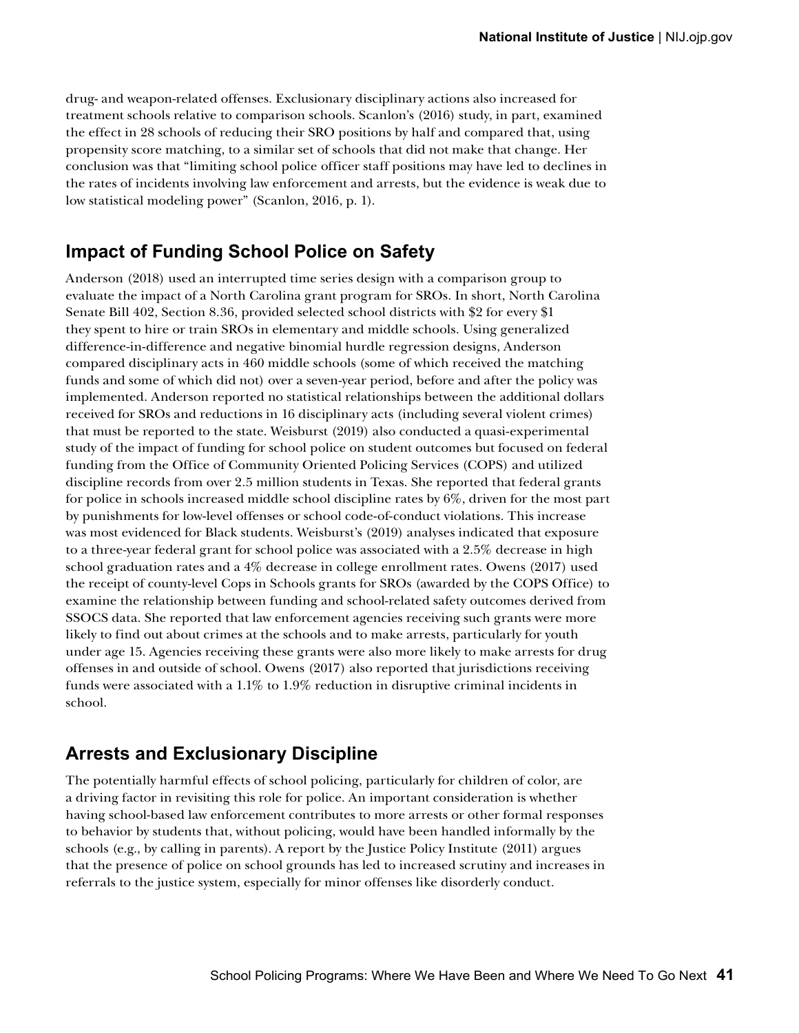drug- and weapon-related offenses. Exclusionary disciplinary actions also increased for treatment schools relative to comparison schools. Scanlon's (2016) study, in part, examined the effect in 28 schools of reducing their SRO positions by half and compared that, using propensity score matching, to a similar set of schools that did not make that change. Her conclusion was that "limiting school police officer staff positions may have led to declines in the rates of incidents involving law enforcement and arrests, but the evidence is weak due to low statistical modeling power" (Scanlon, 2016, p. 1).

## Impact of Funding School Police on Safety

Anderson (2018) used an interrupted time series design with a comparison group to evaluate the impact of a North Carolina grant program for SROs. In short, North Carolina Senate Bill 402, Section 8.36, provided selected school districts with $2 for every $1 they spent to hire or train SROs in elementary and middle schools. Using generalized difference-in-difference and negative binomial hurdle regression designs, Anderson compared disciplinary acts in 460 middle schools (some of which received the matching funds and some of which did not) over a seven-year period, before and after the policy was implemented. Anderson reported no statistical relationships between the additional dollars received for SROs and reductions in 16 disciplinary acts (including several violent crimes) that must be reported to the state. Weisburst (2019) also conducted a quasi-experimental study of the impact of funding for school police on student outcomes but focused on federal funding from the Office of Community Oriented Policing Services (COPS) and utilized discipline records from over 2.5 million students in Texas. She reported that federal grants for police in schools increased middle school discipline rates by 6%, driven for the most part by punishments for low-level offenses or school code-of-conduct violations. This increase was most evidenced for Black students. Weisburst's (2019) analyses indicated that exposure to a three-year federal grant for school police was associated with a 2.5% decrease in high school graduation rates and a 4% decrease in college enrollment rates. Owens (2017) used the receipt of county-level Cops in Schools grants for SROs (awarded by the COPS Office) to examine the relationship between funding and school-related safety outcomes derived from SSOCS data. She reported that law enforcement agencies receiving such grants were more likely to find out about crimes at the schools and to make arrests, particularly for youth under age 15. Agencies receiving these grants were also more likely to make arrests for drug offenses in and outside of school. Owens (2017) also reported that jurisdictions receiving funds were associated with a 1.1% to 1.9% reduction in disruptive criminal incidents in school.

## Arrests and Exclusionary Discipline

The potentially harmful effects of school policing, particularly for children of color, are a driving factor in revisiting this role for police. An important consideration is whether having school-based law enforcement contributes to more arrests or other formal responses to behavior by students that, without policing, would have been handled informally by the schools (e.g., by calling in parents). A report by the Justice Policy Institute (2011) argues that the presence of police on school grounds has led to increased scrutiny and increases in referrals to the justice system, especially for minor offenses like disorderly conduct.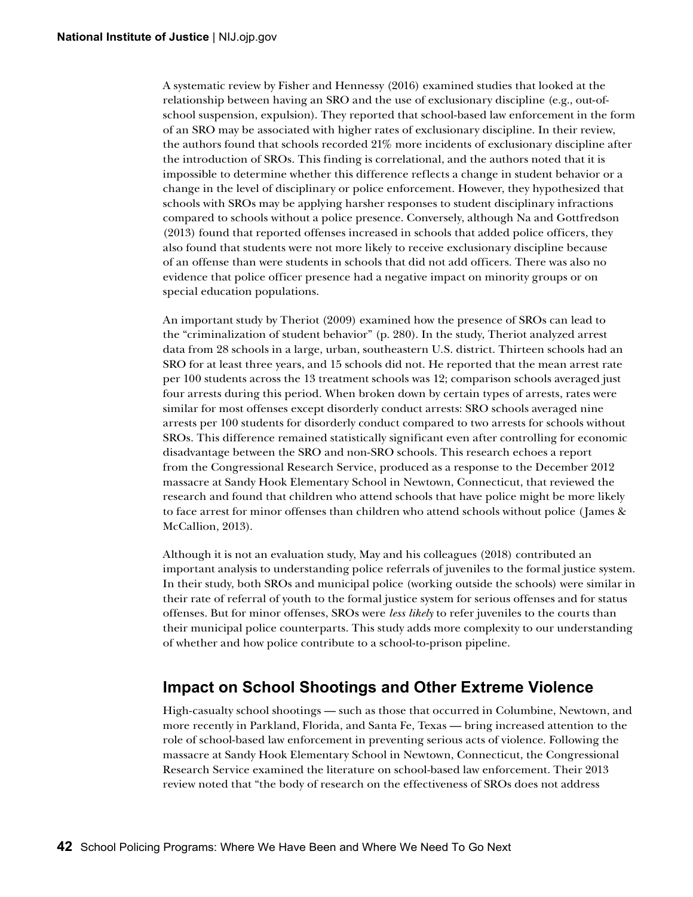A systematic review by Fisher and Hennessy (2016) examined studies that looked at the relationship between having an SRO and the use of exclusionary discipline (e.g., out-of-school suspension, expulsion). They reported that school-based law enforcement in the form of an SRO may be associated with higher rates of exclusionary discipline. In their review, the authors found that schools recorded 21% more incidents of exclusionary discipline after the introduction of SROs. This finding is correlational, and the authors noted that it is impossible to determine whether this difference reflects a change in student behavior or a change in the level of disciplinary or police enforcement. However, they hypothesized that schools with SROs may be applying harsher responses to student disciplinary infractions compared to schools without a police presence. Conversely, although Na and Gottfredson (2013) found that reported offenses increased in schools that added police officers, they also found that students were not more likely to receive exclusionary discipline because of an offense than were students in schools that did not add officers. There was also no evidence that police officer presence had a negative impact on minority groups or on special education populations.

An important study by Theriot (2009) examined how the presence of SROs can lead to the "criminalization of student behavior" (p. 280). In the study, Theriot analyzed arrest data from 28 schools in a large, urban, southeastern U.S. district. Thirteen schools had an SRO for at least three years, and 15 schools did not. He reported that the mean arrest rate per 100 students across the 13 treatment schools was 12; comparison schools averaged just four arrests during this period. When broken down by certain types of arrests, rates were similar for most offenses except disorderly conduct arrests: SRO schools averaged nine arrests per 100 students for disorderly conduct compared to two arrests for schools without SROs. This difference remained statistically significant even after controlling for economic disadvantage between the SRO and non-SRO schools. This research echoes a report from the Congressional Research Service, produced as a response to the December 2012 massacre at Sandy Hook Elementary School in Newtown, Connecticut, that reviewed the research and found that children who attend schools that have police might be more likely to face arrest for minor offenses than children who attend schools without police (James & McCallion, 2013).

Although it is not an evaluation study, May and his colleagues (2018) contributed an important analysis to understanding police referrals of juveniles to the formal justice system. In their study, both SROs and municipal police (working outside the schools) were similar in their rate of referral of youth to the formal justice system for serious offenses and for status offenses. But for minor offenses, SROs were *less likely* to refer juveniles to the courts than their municipal police counterparts. This study adds more complexity to our understanding of whether and how police contribute to a school-to-prison pipeline.

## Impact on School Shootings and Other Extreme Violence

High-casualty school shootings — such as those that occurred in Columbine, Newtown, and more recently in Parkland, Florida, and Santa Fe, Texas — bring increased attention to the role of school-based law enforcement in preventing serious acts of violence. Following the massacre at Sandy Hook Elementary School in Newtown, Connecticut, the Congressional Research Service examined the literature on school-based law enforcement. Their 2013 review noted that "the body of research on the effectiveness of SROs does not address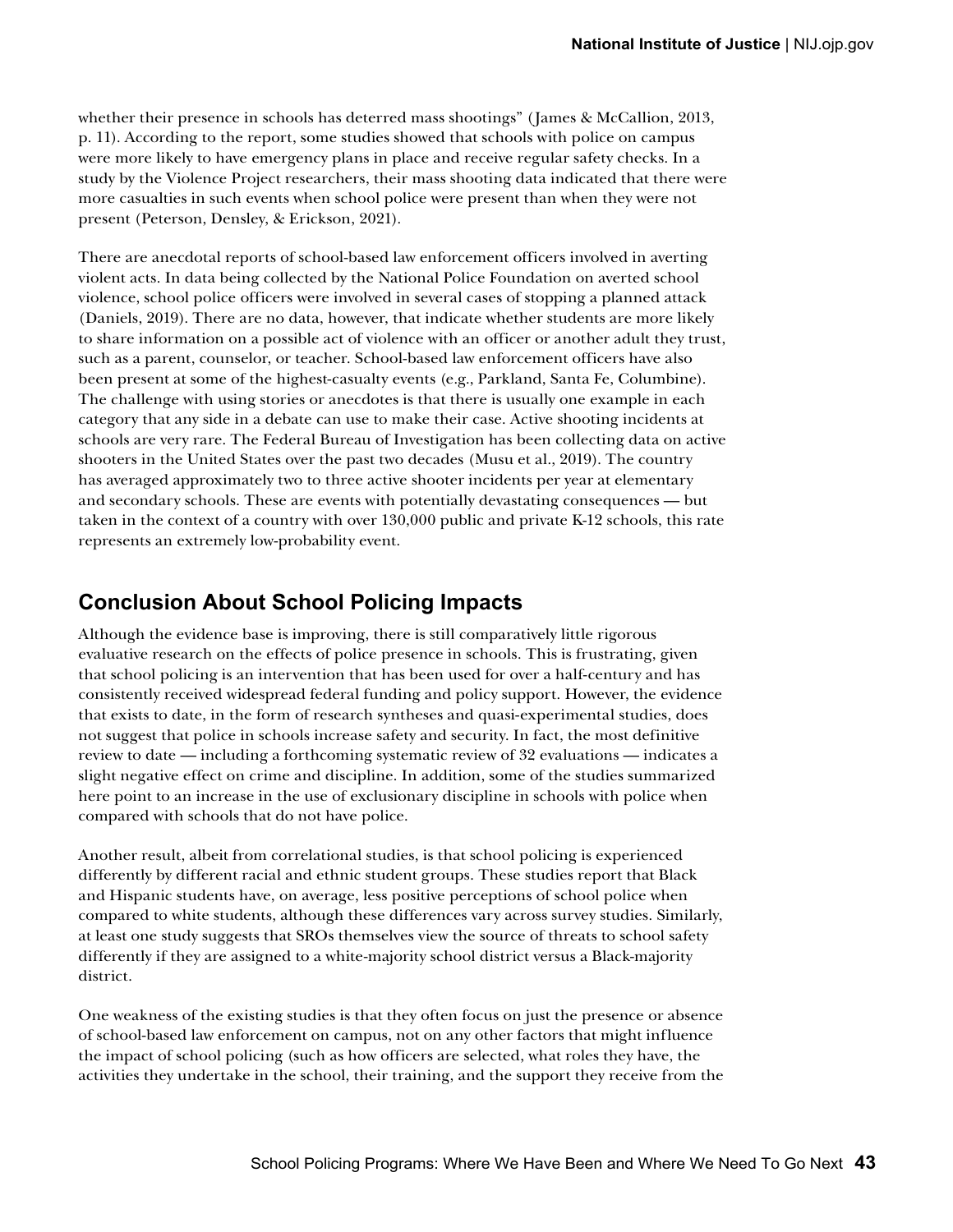whether their presence in schools has deterred mass shootings" (James & McCallion, 2013, p. 11). According to the report, some studies showed that schools with police on campus were more likely to have emergency plans in place and receive regular safety checks. In a study by the Violence Project researchers, their mass shooting data indicated that there were more casualties in such events when school police were present than when they were not present (Peterson, Densley, & Erickson, 2021).

There are anecdotal reports of school-based law enforcement officers involved in averting violent acts. In data being collected by the National Police Foundation on averted school violence, school police officers were involved in several cases of stopping a planned attack (Daniels, 2019). There are no data, however, that indicate whether students are more likely to share information on a possible act of violence with an officer or another adult they trust, such as a parent, counselor, or teacher. School-based law enforcement officers have also been present at some of the highest-casualty events (e.g., Parkland, Santa Fe, Columbine). The challenge with using stories or anecdotes is that there is usually one example in each category that any side in a debate can use to make their case. Active shooting incidents at schools are very rare. The Federal Bureau of Investigation has been collecting data on active shooters in the United States over the past two decades (Musu et al., 2019). The country has averaged approximately two to three active shooter incidents per year at elementary and secondary schools. These are events with potentially devastating consequences — but taken in the context of a country with over 130,000 public and private K-12 schools, this rate represents an extremely low-probability event.

## Conclusion About School Policing Impacts

Although the evidence base is improving, there is still comparatively little rigorous evaluative research on the effects of police presence in schools. This is frustrating, given that school policing is an intervention that has been used for over a half-century and has consistently received widespread federal funding and policy support. However, the evidence that exists to date, in the form of research syntheses and quasi-experimental studies, does not suggest that police in schools increase safety and security. In fact, the most definitive review to date — including a forthcoming systematic review of 32 evaluations — indicates a slight negative effect on crime and discipline. In addition, some of the studies summarized here point to an increase in the use of exclusionary discipline in schools with police when compared with schools that do not have police.

Another result, albeit from correlational studies, is that school policing is experienced differently by different racial and ethnic student groups. These studies report that Black and Hispanic students have, on average, less positive perceptions of school police when compared to white students, although these differences vary across survey studies. Similarly, at least one study suggests that SROs themselves view the source of threats to school safety differently if they are assigned to a white-majority school district versus a Black-majority district.

One weakness of the existing studies is that they often focus on just the presence or absence of school-based law enforcement on campus, not on any other factors that might influence the impact of school policing (such as how officers are selected, what roles they have, the activities they undertake in the school, their training, and the support they receive from the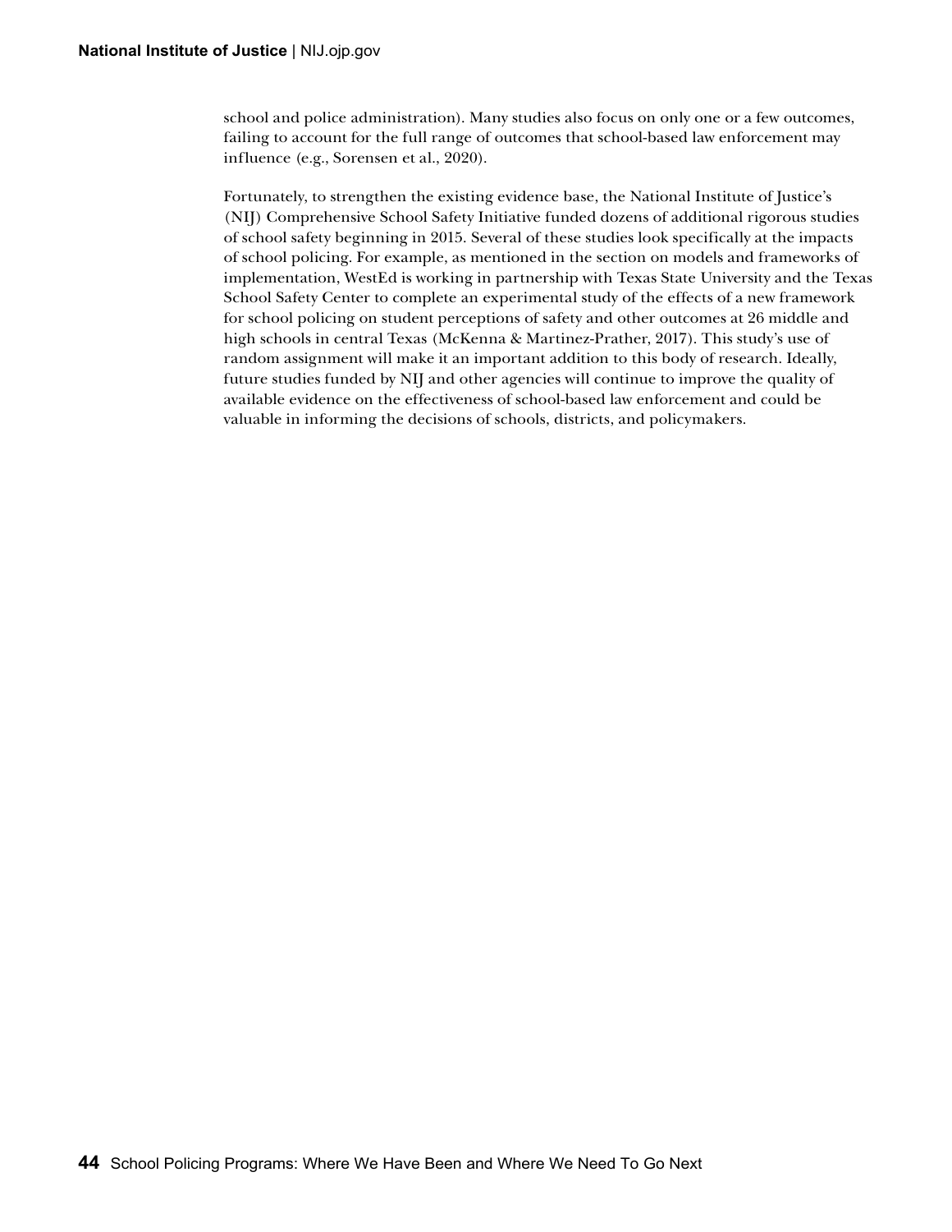school and police administration). Many studies also focus on only one or a few outcomes, failing to account for the full range of outcomes that school-based law enforcement may influence (e.g., Sorensen et al., 2020).

Fortunately, to strengthen the existing evidence base, the National Institute of Justice's (NIJ) Comprehensive School Safety Initiative funded dozens of additional rigorous studies of school safety beginning in 2015. Several of these studies look specifically at the impacts of school policing. For example, as mentioned in the section on models and frameworks of implementation, WestEd is working in partnership with Texas State University and the Texas School Safety Center to complete an experimental study of the effects of a new framework for school policing on student perceptions of safety and other outcomes at 26 middle and high schools in central Texas (McKenna & Martinez-Prather, 2017). This study's use of random assignment will make it an important addition to this body of research. Ideally, future studies funded by NIJ and other agencies will continue to improve the quality of available evidence on the effectiveness of school-based law enforcement and could be valuable in informing the decisions of schools, districts, and policymakers.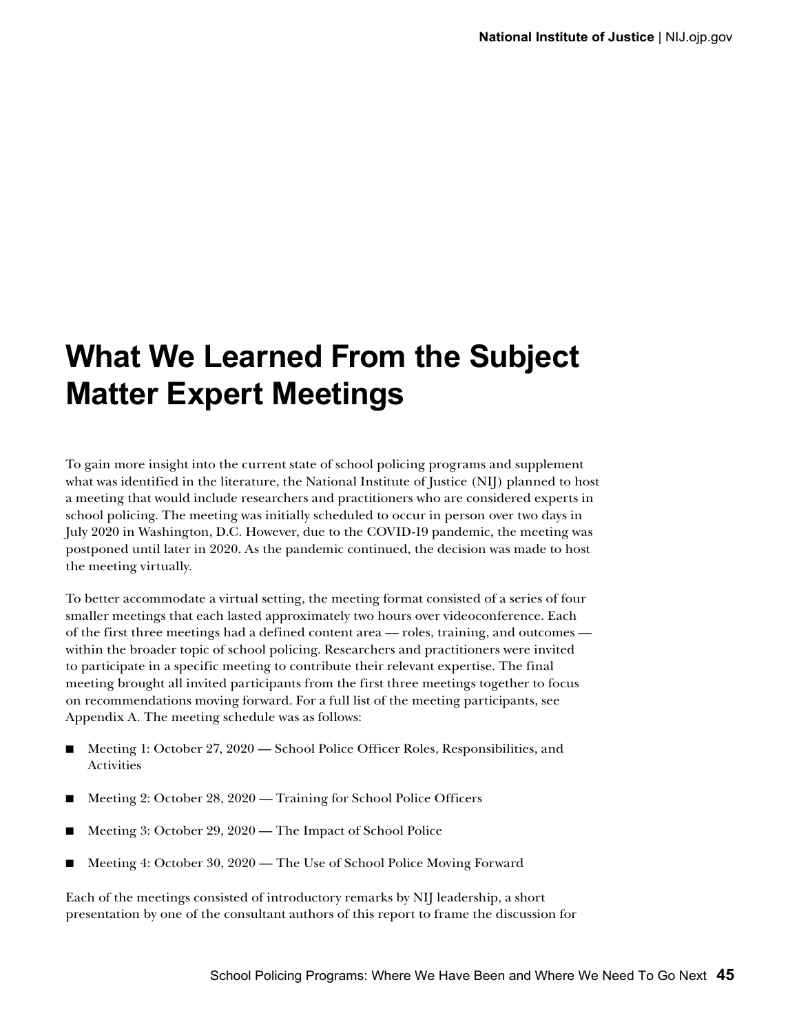# What We Learned From the Subject Matter Expert Meetings

To gain more insight into the current state of school policing programs and supplement what was identified in the literature, the National Institute of Justice (NIJ) planned to host a meeting that would include researchers and practitioners who are considered experts in school policing. The meeting was initially scheduled to occur in person over two days in July 2020 in Washington, D.C. However, due to the COVID-19 pandemic, the meeting was postponed until later in 2020. As the pandemic continued, the decision was made to host the meeting virtually.

To better accommodate a virtual setting, the meeting format consisted of a series of four smaller meetings that each lasted approximately two hours over videoconference. Each of the first three meetings had a defined content area — roles, training, and outcomes — within the broader topic of school policing. Researchers and practitioners were invited to participate in a specific meeting to contribute their relevant expertise. The final meeting brought all invited participants from the first three meetings together to focus on recommendations moving forward. For a full list of the meeting participants, see Appendix A. The meeting schedule was as follows:

- Meeting 1: October 27, 2020 — School Police Officer Roles, Responsibilities, and Activities
- Meeting 2: October 28, 2020 — Training for School Police Officers
- Meeting 3: October 29, 2020 — The Impact of School Police
- Meeting 4: October 30, 2020 — The Use of School Police Moving Forward

Each of the meetings consisted of introductory remarks by NIJ leadership, a short presentation by one of the consultant authors of this report to frame the discussion for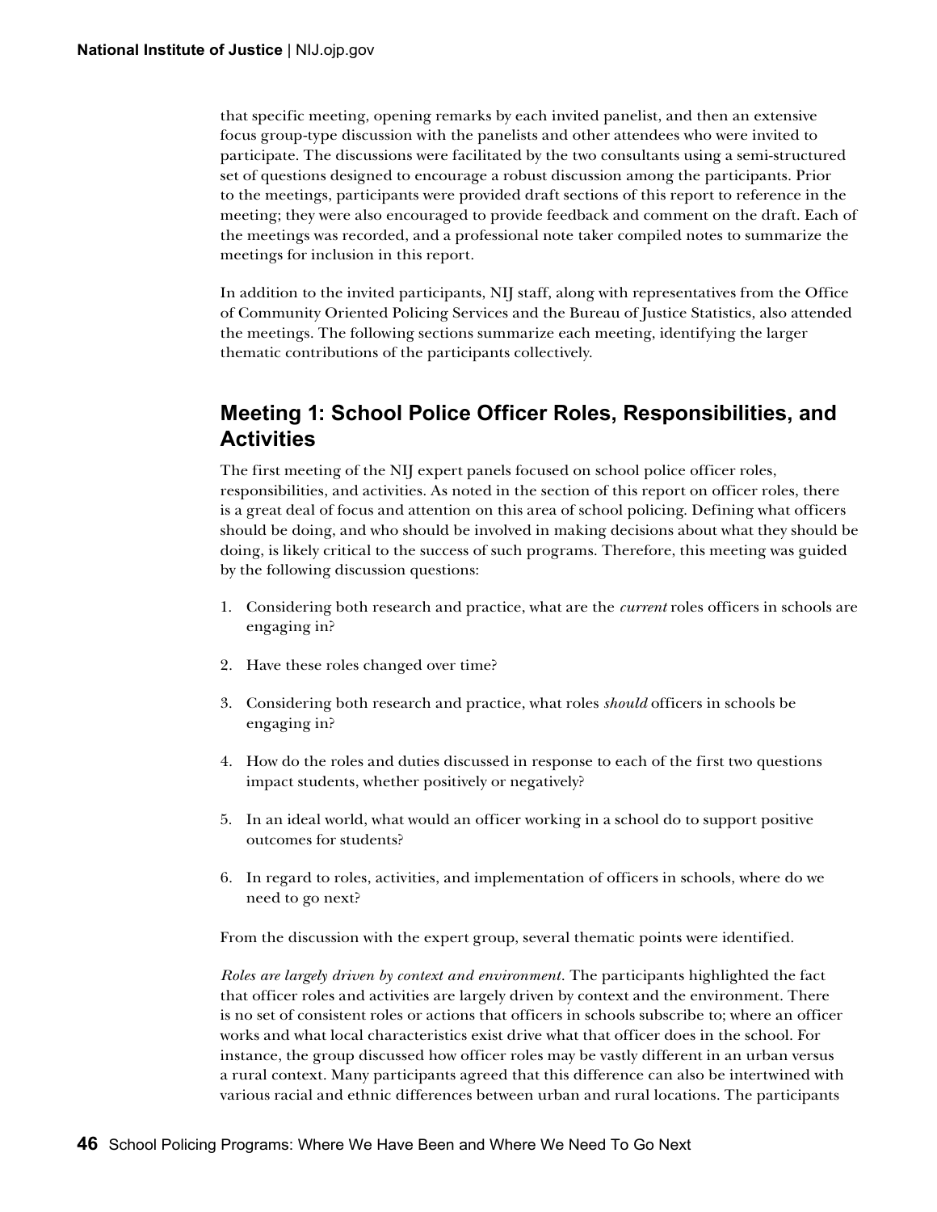that specific meeting, opening remarks by each invited panelist, and then an extensive focus group-type discussion with the panelists and other attendees who were invited to participate. The discussions were facilitated by the two consultants using a semi-structured set of questions designed to encourage a robust discussion among the participants. Prior to the meetings, participants were provided draft sections of this report to reference in the meeting; they were also encouraged to provide feedback and comment on the draft. Each of the meetings was recorded, and a professional note taker compiled notes to summarize the meetings for inclusion in this report.

In addition to the invited participants, NIJ staff, along with representatives from the Office of Community Oriented Policing Services and the Bureau of Justice Statistics, also attended the meetings. The following sections summarize each meeting, identifying the larger thematic contributions of the participants collectively.

## Meeting 1: School Police Officer Roles, Responsibilities, and Activities

The first meeting of the NIJ expert panels focused on school police officer roles, responsibilities, and activities. As noted in the section of this report on officer roles, there is a great deal of focus and attention on this area of school policing. Defining what officers should be doing, and who should be involved in making decisions about what they should be doing, is likely critical to the success of such programs. Therefore, this meeting was guided by the following discussion questions:

1. Considering both research and practice, what are the *current* roles officers in schools are engaging in?
2. Have these roles changed over time?
3. Considering both research and practice, what roles *should* officers in schools be engaging in?
4. How do the roles and duties discussed in response to each of the first two questions impact students, whether positively or negatively?
5. In an ideal world, what would an officer working in a school do to support positive outcomes for students?
6. In regard to roles, activities, and implementation of officers in schools, where do we need to go next?

From the discussion with the expert group, several thematic points were identified.

*Roles are largely driven by context and environment.* The participants highlighted the fact that officer roles and activities are largely driven by context and the environment. There is no set of consistent roles or actions that officers in schools subscribe to; where an officer works and what local characteristics exist drive what that officer does in the school. For instance, the group discussed how officer roles may be vastly different in an urban versus a rural context. Many participants agreed that this difference can also be intertwined with various racial and ethnic differences between urban and rural locations. The participants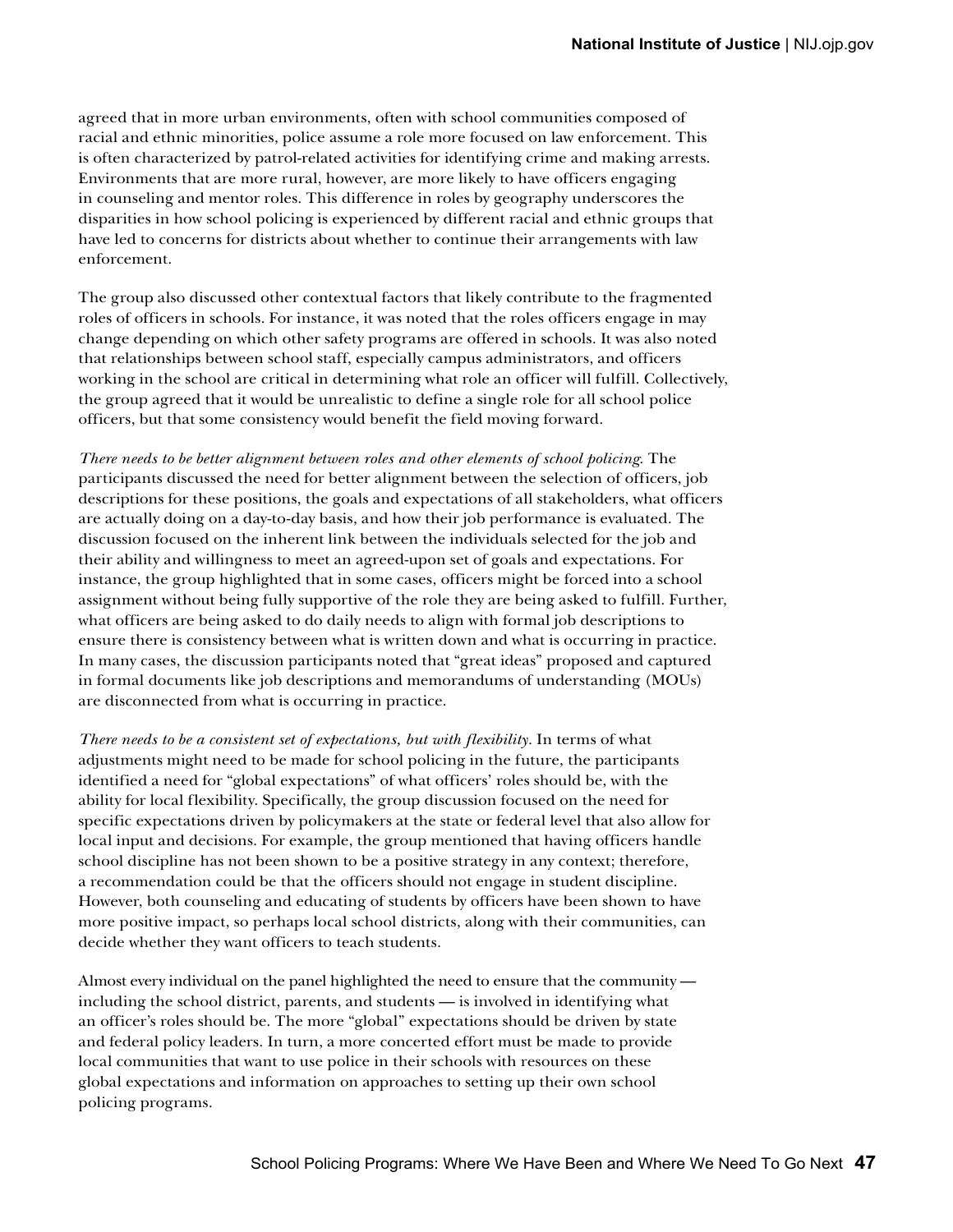agreed that in more urban environments, often with school communities composed of racial and ethnic minorities, police assume a role more focused on law enforcement. This is often characterized by patrol-related activities for identifying crime and making arrests. Environments that are more rural, however, are more likely to have officers engaging in counseling and mentor roles. This difference in roles by geography underscores the disparities in how school policing is experienced by different racial and ethnic groups that have led to concerns for districts about whether to continue their arrangements with law enforcement.

The group also discussed other contextual factors that likely contribute to the fragmented roles of officers in schools. For instance, it was noted that the roles officers engage in may change depending on which other safety programs are offered in schools. It was also noted that relationships between school staff, especially campus administrators, and officers working in the school are critical in determining what role an officer will fulfill. Collectively, the group agreed that it would be unrealistic to define a single role for all school police officers, but that some consistency would benefit the field moving forward.

*There needs to be better alignment between roles and other elements of school policing*. The participants discussed the need for better alignment between the selection of officers, job descriptions for these positions, the goals and expectations of all stakeholders, what officers are actually doing on a day-to-day basis, and how their job performance is evaluated. The discussion focused on the inherent link between the individuals selected for the job and their ability and willingness to meet an agreed-upon set of goals and expectations. For instance, the group highlighted that in some cases, officers might be forced into a school assignment without being fully supportive of the role they are being asked to fulfill. Further, what officers are being asked to do daily needs to align with formal job descriptions to ensure there is consistency between what is written down and what is occurring in practice. In many cases, the discussion participants noted that "great ideas" proposed and captured in formal documents like job descriptions and memorandums of understanding (MOUs) are disconnected from what is occurring in practice.

*There needs to be a consistent set of expectations, but with flexibility*. In terms of what adjustments might need to be made for school policing in the future, the participants identified a need for "global expectations" of what officers' roles should be, with the ability for local flexibility. Specifically, the group discussion focused on the need for specific expectations driven by policymakers at the state or federal level that also allow for local input and decisions. For example, the group mentioned that having officers handle school discipline has not been shown to be a positive strategy in any context; therefore, a recommendation could be that the officers should not engage in student discipline. However, both counseling and educating of students by officers have been shown to have more positive impact, so perhaps local school districts, along with their communities, can decide whether they want officers to teach students.

Almost every individual on the panel highlighted the need to ensure that the community — including the school district, parents, and students — is involved in identifying what an officer's roles should be. The more "global" expectations should be driven by state and federal policy leaders. In turn, a more concerted effort must be made to provide local communities that want to use police in their schools with resources on these global expectations and information on approaches to setting up their own school policing programs.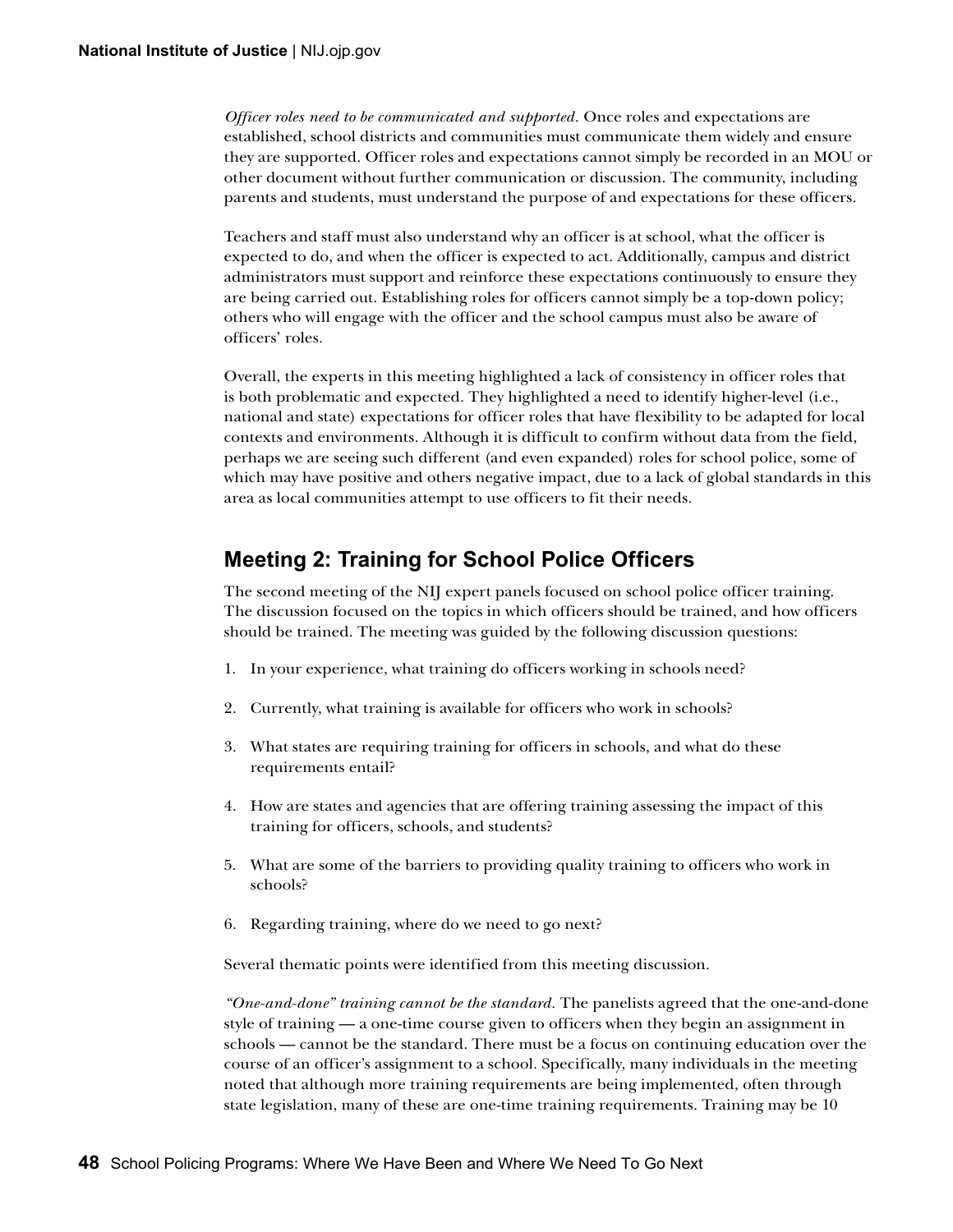*Officer roles need to be communicated and supported.* Once roles and expectations are established, school districts and communities must communicate them widely and ensure they are supported. Officer roles and expectations cannot simply be recorded in an MOU or other document without further communication or discussion. The community, including parents and students, must understand the purpose of and expectations for these officers.

Teachers and staff must also understand why an officer is at school, what the officer is expected to do, and when the officer is expected to act. Additionally, campus and district administrators must support and reinforce these expectations continuously to ensure they are being carried out. Establishing roles for officers cannot simply be a top-down policy; others who will engage with the officer and the school campus must also be aware of officers' roles.

Overall, the experts in this meeting highlighted a lack of consistency in officer roles that is both problematic and expected. They highlighted a need to identify higher-level (i.e., national and state) expectations for officer roles that have flexibility to be adapted for local contexts and environments. Although it is difficult to confirm without data from the field, perhaps we are seeing such different (and even expanded) roles for school police, some of which may have positive and others negative impact, due to a lack of global standards in this area as local communities attempt to use officers to fit their needs.

## Meeting 2: Training for School Police Officers

The second meeting of the NIJ expert panels focused on school police officer training. The discussion focused on the topics in which officers should be trained, and how officers should be trained. The meeting was guided by the following discussion questions:

1. In your experience, what training do officers working in schools need?
2. Currently, what training is available for officers who work in schools?
3. What states are requiring training for officers in schools, and what do these requirements entail?
4. How are states and agencies that are offering training assessing the impact of this training for officers, schools, and students?
5. What are some of the barriers to providing quality training to officers who work in schools?
6. Regarding training, where do we need to go next?

Several thematic points were identified from this meeting discussion.

*"One-and-done" training cannot be the standard.* The panelists agreed that the one-and-done style of training — a one-time course given to officers when they begin an assignment in schools — cannot be the standard. There must be a focus on continuing education over the course of an officer's assignment to a school. Specifically, many individuals in the meeting noted that although more training requirements are being implemented, often through state legislation, many of these are one-time training requirements. Training may be 10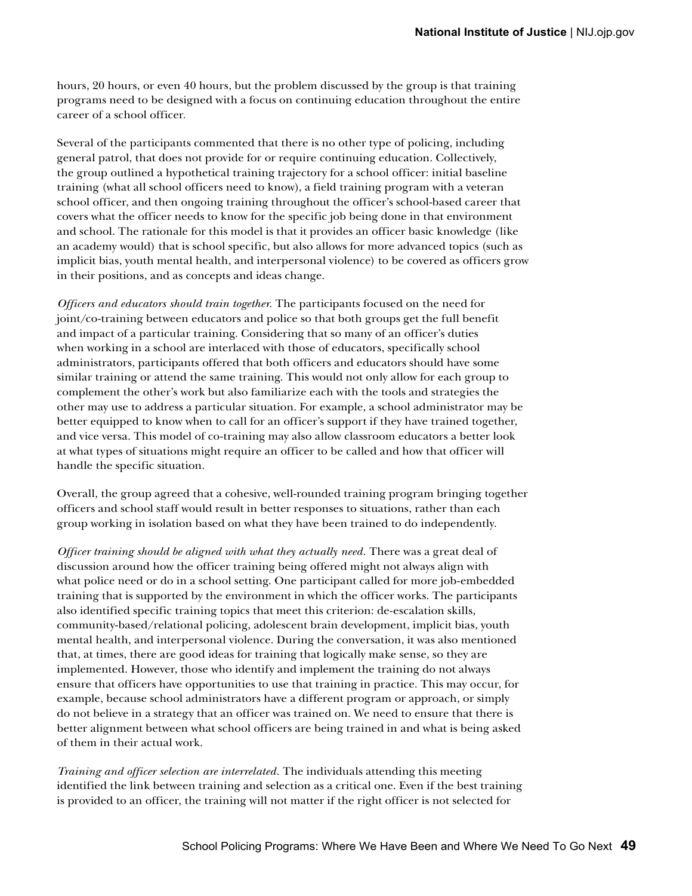hours, 20 hours, or even 40 hours, but the problem discussed by the group is that training programs need to be designed with a focus on continuing education throughout the entire career of a school officer.

Several of the participants commented that there is no other type of policing, including general patrol, that does not provide for or require continuing education. Collectively, the group outlined a hypothetical training trajectory for a school officer: initial baseline training (what all school officers need to know), a field training program with a veteran school officer, and then ongoing training throughout the officer's school-based career that covers what the officer needs to know for the specific job being done in that environment and school. The rationale for this model is that it provides an officer basic knowledge (like an academy would) that is school specific, but also allows for more advanced topics (such as implicit bias, youth mental health, and interpersonal violence) to be covered as officers grow in their positions, and as concepts and ideas change.

*Officers and educators should train together.* The participants focused on the need for joint/co-training between educators and police so that both groups get the full benefit and impact of a particular training. Considering that so many of an officer's duties when working in a school are interlaced with those of educators, specifically school administrators, participants offered that both officers and educators should have some similar training or attend the same training. This would not only allow for each group to complement the other's work but also familiarize each with the tools and strategies the other may use to address a particular situation. For example, a school administrator may be better equipped to know when to call for an officer's support if they have trained together, and vice versa. This model of co-training may also allow classroom educators a better look at what types of situations might require an officer to be called and how that officer will handle the specific situation.

Overall, the group agreed that a cohesive, well-rounded training program bringing together officers and school staff would result in better responses to situations, rather than each group working in isolation based on what they have been trained to do independently.

*Officer training should be aligned with what they actually need.* There was a great deal of discussion around how the officer training being offered might not always align with what police need or do in a school setting. One participant called for more job-embedded training that is supported by the environment in which the officer works. The participants also identified specific training topics that meet this criterion: de-escalation skills, community-based/relational policing, adolescent brain development, implicit bias, youth mental health, and interpersonal violence. During the conversation, it was also mentioned that, at times, there are good ideas for training that logically make sense, so they are implemented. However, those who identify and implement the training do not always ensure that officers have opportunities to use that training in practice. This may occur, for example, because school administrators have a different program or approach, or simply do not believe in a strategy that an officer was trained on. We need to ensure that there is better alignment between what school officers are being trained in and what is being asked of them in their actual work.

*Training and officer selection are interrelated.* The individuals attending this meeting identified the link between training and selection as a critical one. Even if the best training is provided to an officer, the training will not matter if the right officer is not selected for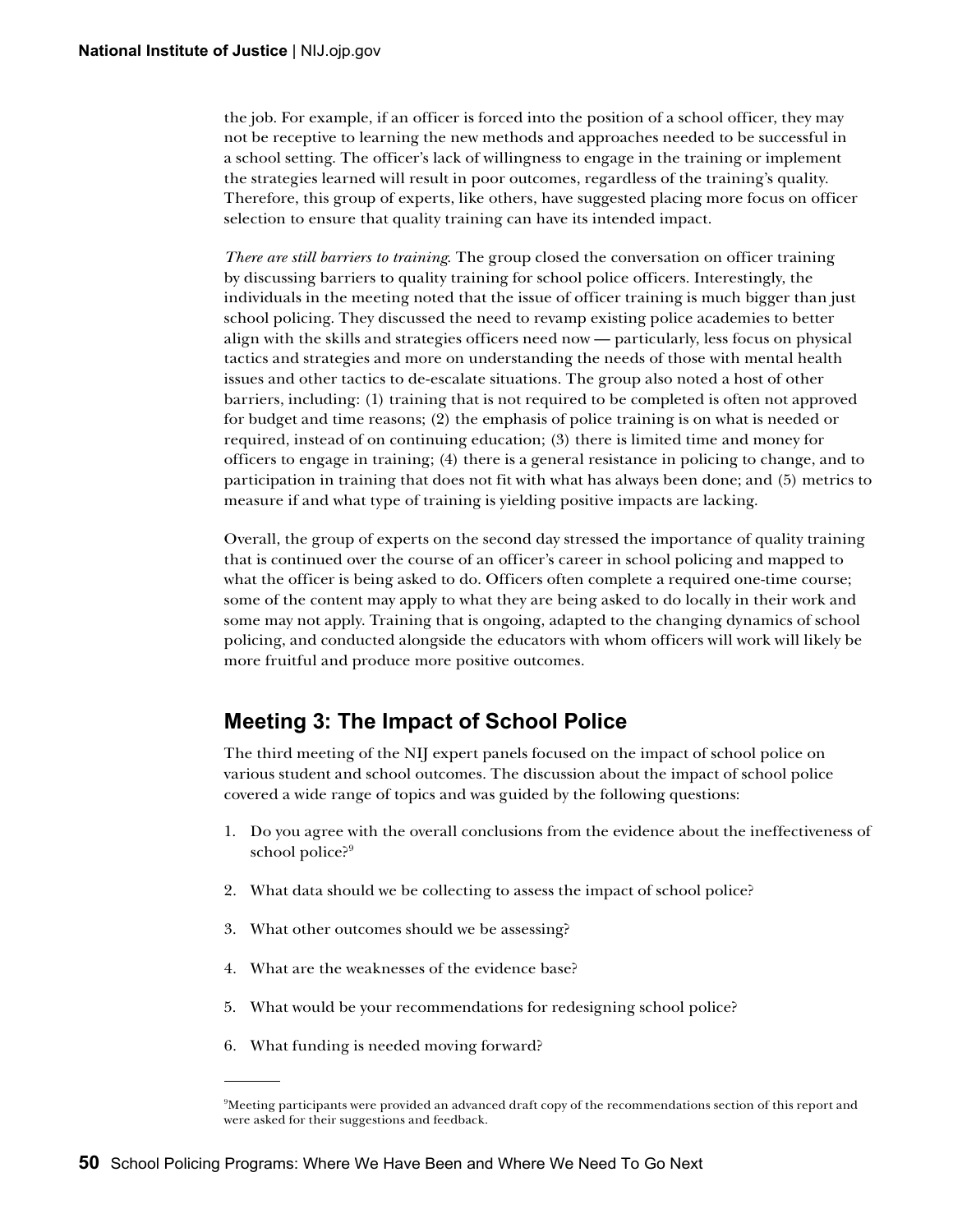the job. For example, if an officer is forced into the position of a school officer, they may not be receptive to learning the new methods and approaches needed to be successful in a school setting. The officer's lack of willingness to engage in the training or implement the strategies learned will result in poor outcomes, regardless of the training's quality. Therefore, this group of experts, like others, have suggested placing more focus on officer selection to ensure that quality training can have its intended impact.

*There are still barriers to training.* The group closed the conversation on officer training by discussing barriers to quality training for school police officers. Interestingly, the individuals in the meeting noted that the issue of officer training is much bigger than just school policing. They discussed the need to revamp existing police academies to better align with the skills and strategies officers need now — particularly, less focus on physical tactics and strategies and more on understanding the needs of those with mental health issues and other tactics to de-escalate situations. The group also noted a host of other barriers, including: (1) training that is not required to be completed is often not approved for budget and time reasons; (2) the emphasis of police training is on what is needed or required, instead of on continuing education; (3) there is limited time and money for officers to engage in training; (4) there is a general resistance in policing to change, and to participation in training that does not fit with what has always been done; and (5) metrics to measure if and what type of training is yielding positive impacts are lacking.

Overall, the group of experts on the second day stressed the importance of quality training that is continued over the course of an officer's career in school policing and mapped to what the officer is being asked to do. Officers often complete a required one-time course; some of the content may apply to what they are being asked to do locally in their work and some may not apply. Training that is ongoing, adapted to the changing dynamics of school policing, and conducted alongside the educators with whom officers will work will likely be more fruitful and produce more positive outcomes.

## Meeting 3: The Impact of School Police

The third meeting of the NIJ expert panels focused on the impact of school police on various student and school outcomes. The discussion about the impact of school police covered a wide range of topics and was guided by the following questions:

1. Do you agree with the overall conclusions from the evidence about the ineffectiveness of school police?[9]
2. What data should we be collecting to assess the impact of school police?
3. What other outcomes should we be assessing?
4. What are the weaknesses of the evidence base?
5. What would be your recommendations for redesigning school police?
6. What funding is needed moving forward?

[9]Meeting participants were provided an advanced draft copy of the recommendations section of this report and were asked for their suggestions and feedback.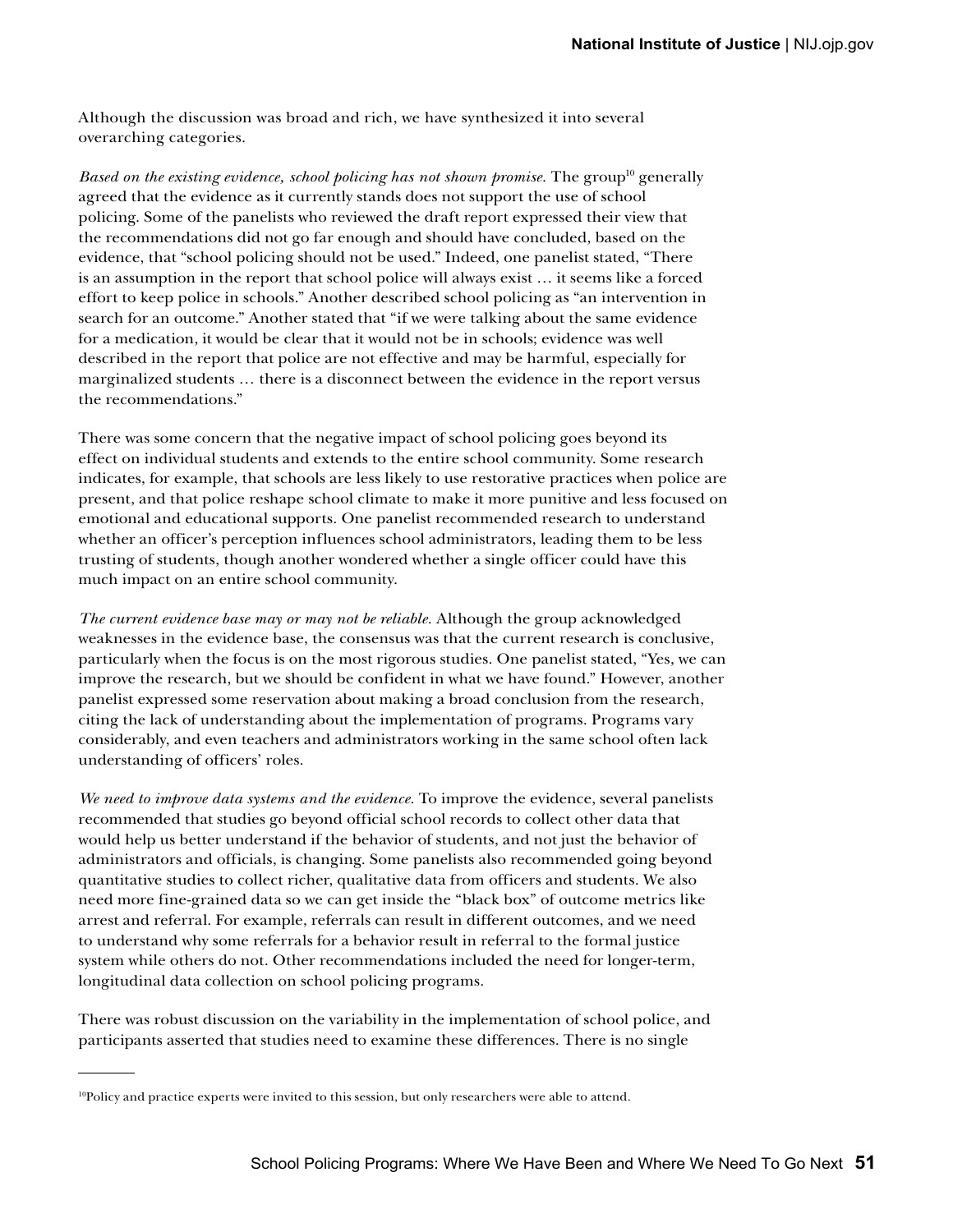Although the discussion was broad and rich, we have synthesized it into several overarching categories.

*Based on the existing evidence, school policing has not shown promise.* The group[10] generally agreed that the evidence as it currently stands does not support the use of school policing. Some of the panelists who reviewed the draft report expressed their view that the recommendations did not go far enough and should have concluded, based on the evidence, that "school policing should not be used." Indeed, one panelist stated, "There is an assumption in the report that school police will always exist … it seems like a forced effort to keep police in schools." Another described school policing as "an intervention in search for an outcome." Another stated that "if we were talking about the same evidence for a medication, it would be clear that it would not be in schools; evidence was well described in the report that police are not effective and may be harmful, especially for marginalized students … there is a disconnect between the evidence in the report versus the recommendations."

There was some concern that the negative impact of school policing goes beyond its effect on individual students and extends to the entire school community. Some research indicates, for example, that schools are less likely to use restorative practices when police are present, and that police reshape school climate to make it more punitive and less focused on emotional and educational supports. One panelist recommended research to understand whether an officer's perception influences school administrators, leading them to be less trusting of students, though another wondered whether a single officer could have this much impact on an entire school community.

*The current evidence base may or may not be reliable.* Although the group acknowledged weaknesses in the evidence base, the consensus was that the current research is conclusive, particularly when the focus is on the most rigorous studies. One panelist stated, "Yes, we can improve the research, but we should be confident in what we have found." However, another panelist expressed some reservation about making a broad conclusion from the research, citing the lack of understanding about the implementation of programs. Programs vary considerably, and even teachers and administrators working in the same school often lack understanding of officers' roles.

*We need to improve data systems and the evidence.* To improve the evidence, several panelists recommended that studies go beyond official school records to collect other data that would help us better understand if the behavior of students, and not just the behavior of administrators and officials, is changing. Some panelists also recommended going beyond quantitative studies to collect richer, qualitative data from officers and students. We also need more fine-grained data so we can get inside the "black box" of outcome metrics like arrest and referral. For example, referrals can result in different outcomes, and we need to understand why some referrals for a behavior result in referral to the formal justice system while others do not. Other recommendations included the need for longer-term, longitudinal data collection on school policing programs.

There was robust discussion on the variability in the implementation of school police, and participants asserted that studies need to examine these differences. There is no single

---

[10] Policy and practice experts were invited to this session, but only researchers were able to attend.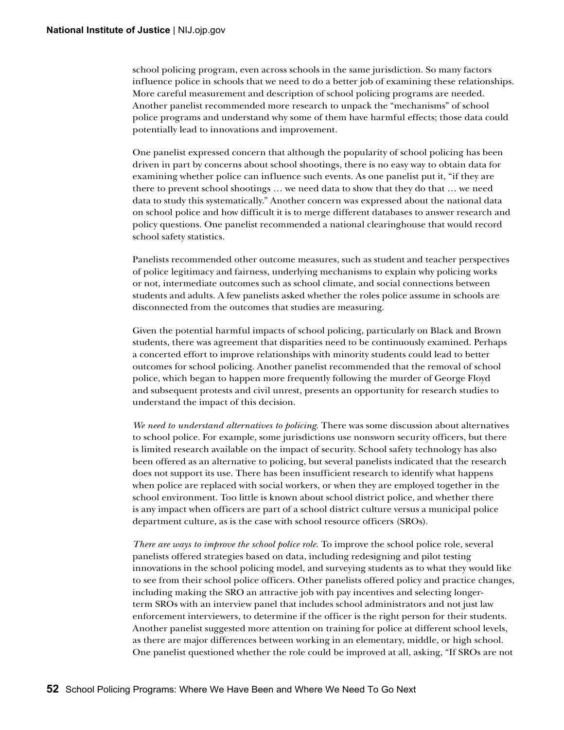school policing program, even across schools in the same jurisdiction. So many factors influence police in schools that we need to do a better job of examining these relationships. More careful measurement and description of school policing programs are needed. Another panelist recommended more research to unpack the "mechanisms" of school police programs and understand why some of them have harmful effects; those data could potentially lead to innovations and improvement.

One panelist expressed concern that although the popularity of school policing has been driven in part by concerns about school shootings, there is no easy way to obtain data for examining whether police can influence such events. As one panelist put it, "if they are there to prevent school shootings … we need data to show that they do that … we need data to study this systematically." Another concern was expressed about the national data on school police and how difficult it is to merge different databases to answer research and policy questions. One panelist recommended a national clearinghouse that would record school safety statistics.

Panelists recommended other outcome measures, such as student and teacher perspectives of police legitimacy and fairness, underlying mechanisms to explain why policing works or not, intermediate outcomes such as school climate, and social connections between students and adults. A few panelists asked whether the roles police assume in schools are disconnected from the outcomes that studies are measuring.

Given the potential harmful impacts of school policing, particularly on Black and Brown students, there was agreement that disparities need to be continuously examined. Perhaps a concerted effort to improve relationships with minority students could lead to better outcomes for school policing. Another panelist recommended that the removal of school police, which began to happen more frequently following the murder of George Floyd and subsequent protests and civil unrest, presents an opportunity for research studies to understand the impact of this decision.

*We need to understand alternatives to policing.* There was some discussion about alternatives to school police. For example, some jurisdictions use nonsworn security officers, but there is limited research available on the impact of security. School safety technology has also been offered as an alternative to policing, but several panelists indicated that the research does not support its use. There has been insufficient research to identify what happens when police are replaced with social workers, or when they are employed together in the school environment. Too little is known about school district police, and whether there is any impact when officers are part of a school district culture versus a municipal police department culture, as is the case with school resource officers (SROs).

*There are ways to improve the school police role.* To improve the school police role, several panelists offered strategies based on data, including redesigning and pilot testing innovations in the school policing model, and surveying students as to what they would like to see from their school police officers. Other panelists offered policy and practice changes, including making the SRO an attractive job with pay incentives and selecting longer-term SROs with an interview panel that includes school administrators and not just law enforcement interviewers, to determine if the officer is the right person for their students. Another panelist suggested more attention on training for police at different school levels, as there are major differences between working in an elementary, middle, or high school. One panelist questioned whether the role could be improved at all, asking, "If SROs are not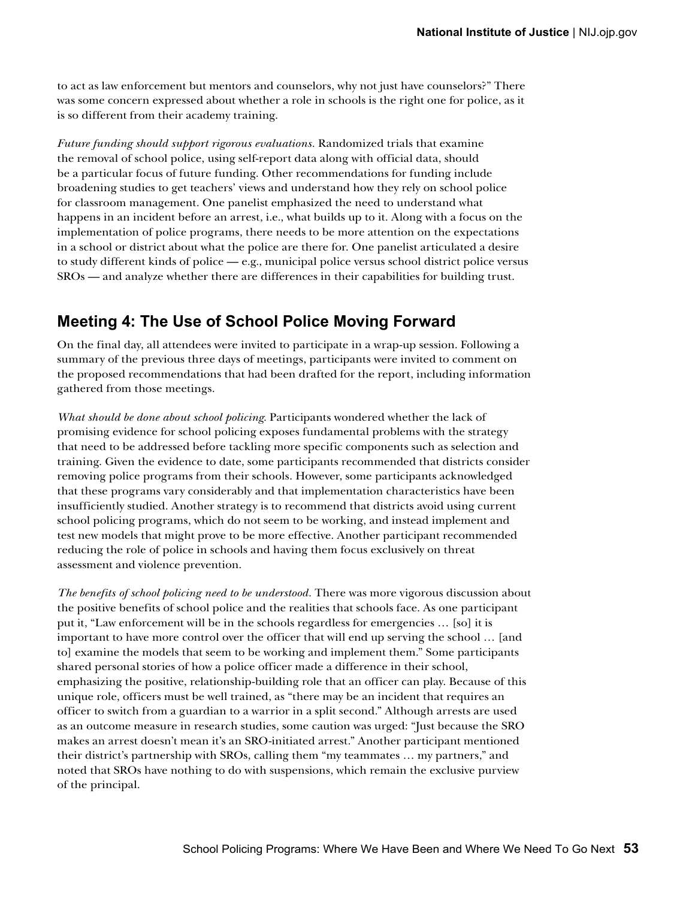to act as law enforcement but mentors and counselors, why not just have counselors?" There was some concern expressed about whether a role in schools is the right one for police, as it is so different from their academy training.

*Future funding should support rigorous evaluations.* Randomized trials that examine the removal of school police, using self-report data along with official data, should be a particular focus of future funding. Other recommendations for funding include broadening studies to get teachers' views and understand how they rely on school police for classroom management. One panelist emphasized the need to understand what happens in an incident before an arrest, i.e., what builds up to it. Along with a focus on the implementation of police programs, there needs to be more attention on the expectations in a school or district about what the police are there for. One panelist articulated a desire to study different kinds of police — e.g., municipal police versus school district police versus SROs — and analyze whether there are differences in their capabilities for building trust.

## Meeting 4: The Use of School Police Moving Forward

On the final day, all attendees were invited to participate in a wrap-up session. Following a summary of the previous three days of meetings, participants were invited to comment on the proposed recommendations that had been drafted for the report, including information gathered from those meetings.

*What should be done about school policing.* Participants wondered whether the lack of promising evidence for school policing exposes fundamental problems with the strategy that need to be addressed before tackling more specific components such as selection and training. Given the evidence to date, some participants recommended that districts consider removing police programs from their schools. However, some participants acknowledged that these programs vary considerably and that implementation characteristics have been insufficiently studied. Another strategy is to recommend that districts avoid using current school policing programs, which do not seem to be working, and instead implement and test new models that might prove to be more effective. Another participant recommended reducing the role of police in schools and having them focus exclusively on threat assessment and violence prevention.

*The benefits of school policing need to be understood.* There was more vigorous discussion about the positive benefits of school police and the realities that schools face. As one participant put it, "Law enforcement will be in the schools regardless for emergencies … [so] it is important to have more control over the officer that will end up serving the school … [and to] examine the models that seem to be working and implement them." Some participants shared personal stories of how a police officer made a difference in their school, emphasizing the positive, relationship-building role that an officer can play. Because of this unique role, officers must be well trained, as "there may be an incident that requires an officer to switch from a guardian to a warrior in a split second." Although arrests are used as an outcome measure in research studies, some caution was urged: "Just because the SRO makes an arrest doesn't mean it's an SRO-initiated arrest." Another participant mentioned their district's partnership with SROs, calling them "my teammates … my partners," and noted that SROs have nothing to do with suspensions, which remain the exclusive purview of the principal.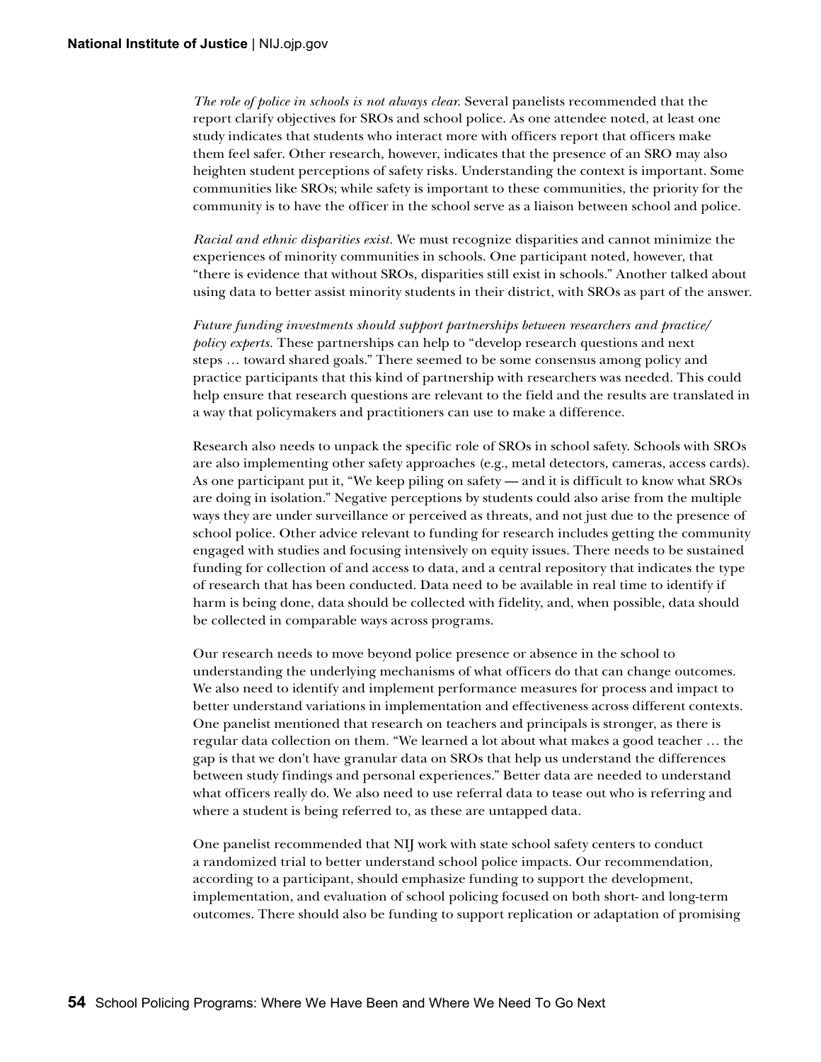*The role of police in schools is not always clear.* Several panelists recommended that the report clarify objectives for SROs and school police. As one attendee noted, at least one study indicates that students who interact more with officers report that officers make them feel safer. Other research, however, indicates that the presence of an SRO may also heighten student perceptions of safety risks. Understanding the context is important. Some communities like SROs; while safety is important to these communities, the priority for the community is to have the officer in the school serve as a liaison between school and police.

*Racial and ethnic disparities exist.* We must recognize disparities and cannot minimize the experiences of minority communities in schools. One participant noted, however, that "there is evidence that without SROs, disparities still exist in schools." Another talked about using data to better assist minority students in their district, with SROs as part of the answer.

*Future funding investments should support partnerships between researchers and practice/policy experts.* These partnerships can help to "develop research questions and next steps … toward shared goals." There seemed to be some consensus among policy and practice participants that this kind of partnership with researchers was needed. This could help ensure that research questions are relevant to the field and the results are translated in a way that policymakers and practitioners can use to make a difference.

Research also needs to unpack the specific role of SROs in school safety. Schools with SROs are also implementing other safety approaches (e.g., metal detectors, cameras, access cards). As one participant put it, "We keep piling on safety — and it is difficult to know what SROs are doing in isolation." Negative perceptions by students could also arise from the multiple ways they are under surveillance or perceived as threats, and not just due to the presence of school police. Other advice relevant to funding for research includes getting the community engaged with studies and focusing intensively on equity issues. There needs to be sustained funding for collection of and access to data, and a central repository that indicates the type of research that has been conducted. Data need to be available in real time to identify if harm is being done, data should be collected with fidelity, and, when possible, data should be collected in comparable ways across programs.

Our research needs to move beyond police presence or absence in the school to understanding the underlying mechanisms of what officers do that can change outcomes. We also need to identify and implement performance measures for process and impact to better understand variations in implementation and effectiveness across different contexts. One panelist mentioned that research on teachers and principals is stronger, as there is regular data collection on them. "We learned a lot about what makes a good teacher … the gap is that we don't have granular data on SROs that help us understand the differences between study findings and personal experiences." Better data are needed to understand what officers really do. We also need to use referral data to tease out who is referring and where a student is being referred to, as these are untapped data.

One panelist recommended that NIJ work with state school safety centers to conduct a randomized trial to better understand school police impacts. Our recommendation, according to a participant, should emphasize funding to support the development, implementation, and evaluation of school policing focused on both short- and long-term outcomes. There should also be funding to support replication or adaptation of promising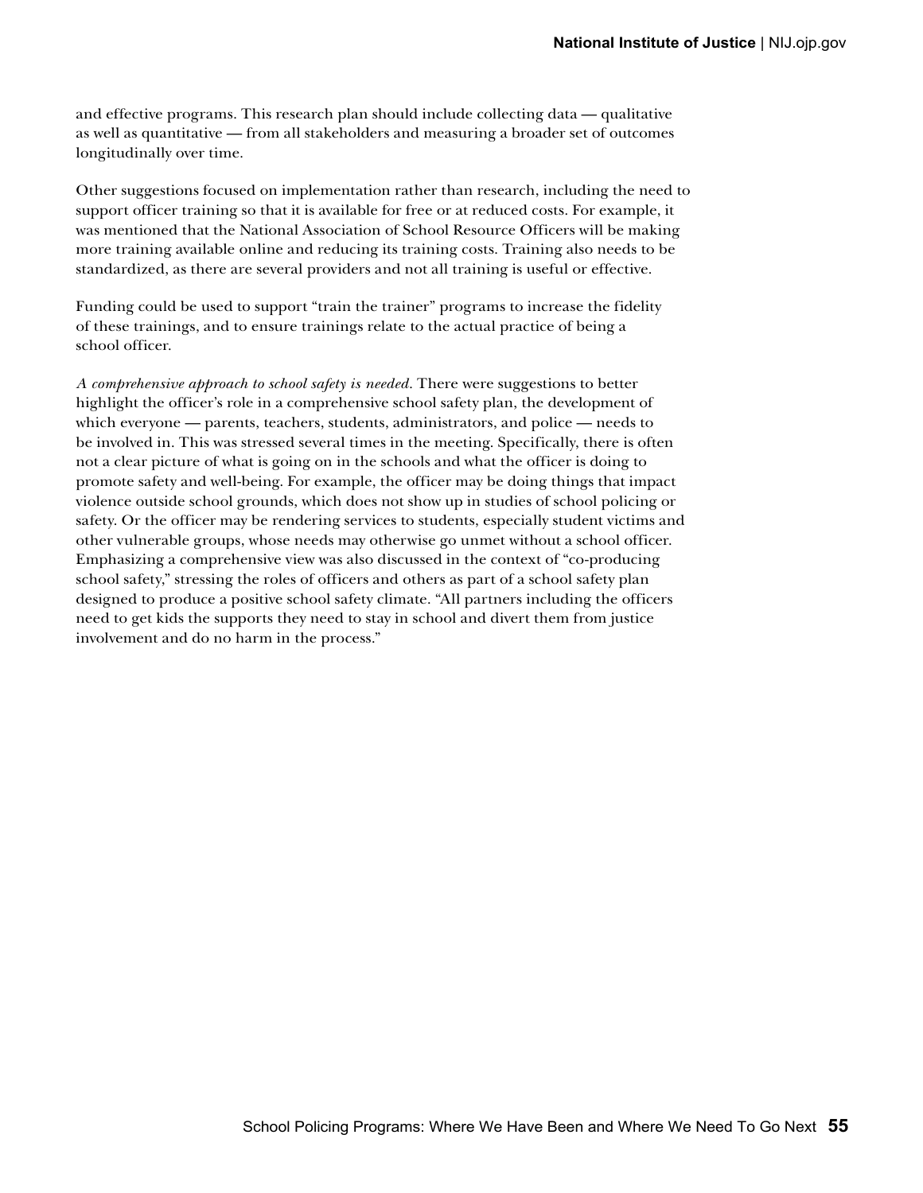and effective programs. This research plan should include collecting data — qualitative as well as quantitative — from all stakeholders and measuring a broader set of outcomes longitudinally over time.

Other suggestions focused on implementation rather than research, including the need to support officer training so that it is available for free or at reduced costs. For example, it was mentioned that the National Association of School Resource Officers will be making more training available online and reducing its training costs. Training also needs to be standardized, as there are several providers and not all training is useful or effective.

Funding could be used to support "train the trainer" programs to increase the fidelity of these trainings, and to ensure trainings relate to the actual practice of being a school officer.

*A comprehensive approach to school safety is needed.* There were suggestions to better highlight the officer's role in a comprehensive school safety plan, the development of which everyone — parents, teachers, students, administrators, and police — needs to be involved in. This was stressed several times in the meeting. Specifically, there is often not a clear picture of what is going on in the schools and what the officer is doing to promote safety and well-being. For example, the officer may be doing things that impact violence outside school grounds, which does not show up in studies of school policing or safety. Or the officer may be rendering services to students, especially student victims and other vulnerable groups, whose needs may otherwise go unmet without a school officer. Emphasizing a comprehensive view was also discussed in the context of "co-producing school safety," stressing the roles of officers and others as part of a school safety plan designed to produce a positive school safety climate. "All partners including the officers need to get kids the supports they need to stay in school and divert them from justice involvement and do no harm in the process."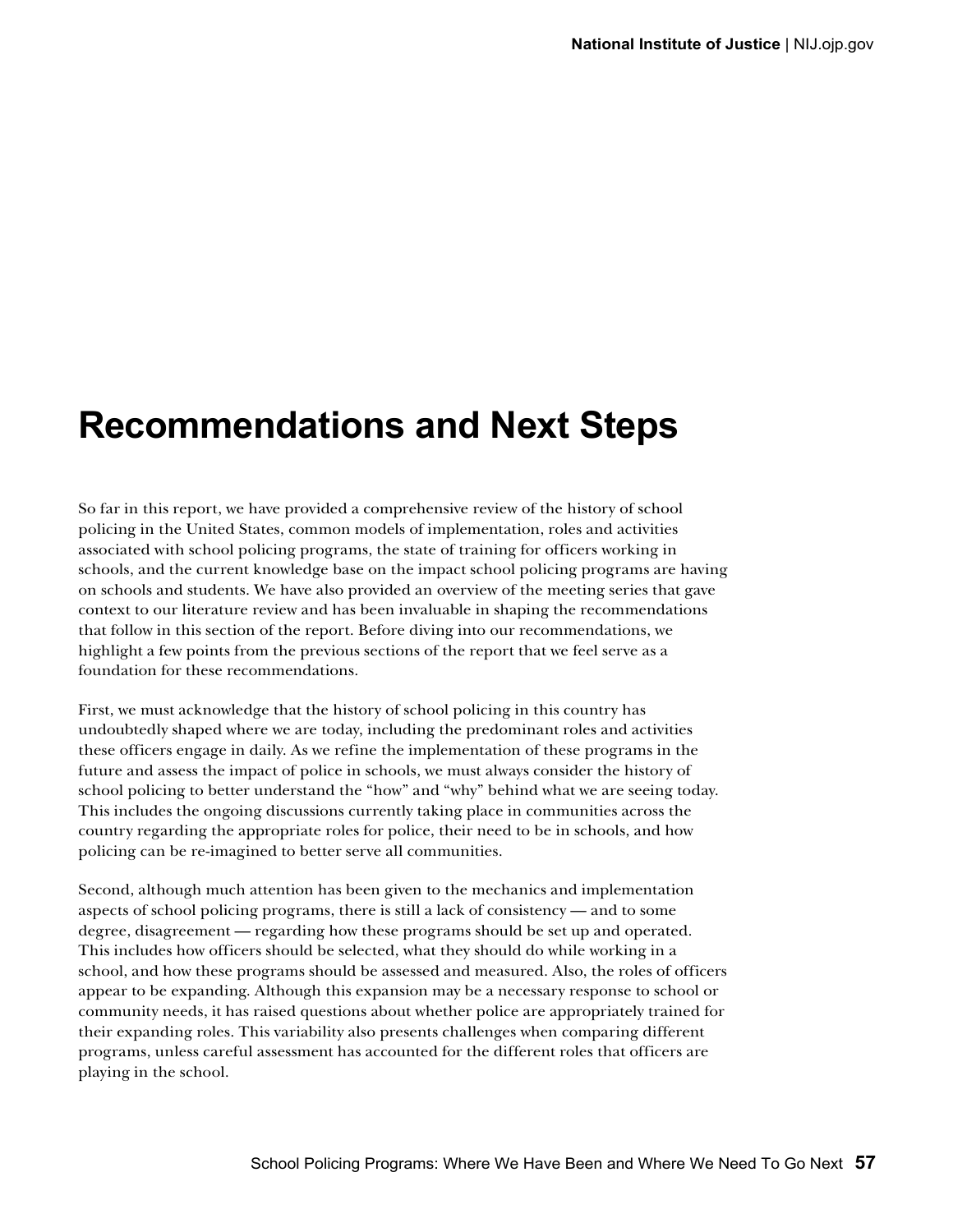# Recommendations and Next Steps

So far in this report, we have provided a comprehensive review of the history of school policing in the United States, common models of implementation, roles and activities associated with school policing programs, the state of training for officers working in schools, and the current knowledge base on the impact school policing programs are having on schools and students. We have also provided an overview of the meeting series that gave context to our literature review and has been invaluable in shaping the recommendations that follow in this section of the report. Before diving into our recommendations, we highlight a few points from the previous sections of the report that we feel serve as a foundation for these recommendations.

First, we must acknowledge that the history of school policing in this country has undoubtedly shaped where we are today, including the predominant roles and activities these officers engage in daily. As we refine the implementation of these programs in the future and assess the impact of police in schools, we must always consider the history of school policing to better understand the "how" and "why" behind what we are seeing today. This includes the ongoing discussions currently taking place in communities across the country regarding the appropriate roles for police, their need to be in schools, and how policing can be re-imagined to better serve all communities.

Second, although much attention has been given to the mechanics and implementation aspects of school policing programs, there is still a lack of consistency — and to some degree, disagreement — regarding how these programs should be set up and operated. This includes how officers should be selected, what they should do while working in a school, and how these programs should be assessed and measured. Also, the roles of officers appear to be expanding. Although this expansion may be a necessary response to school or community needs, it has raised questions about whether police are appropriately trained for their expanding roles. This variability also presents challenges when comparing different programs, unless careful assessment has accounted for the different roles that officers are playing in the school.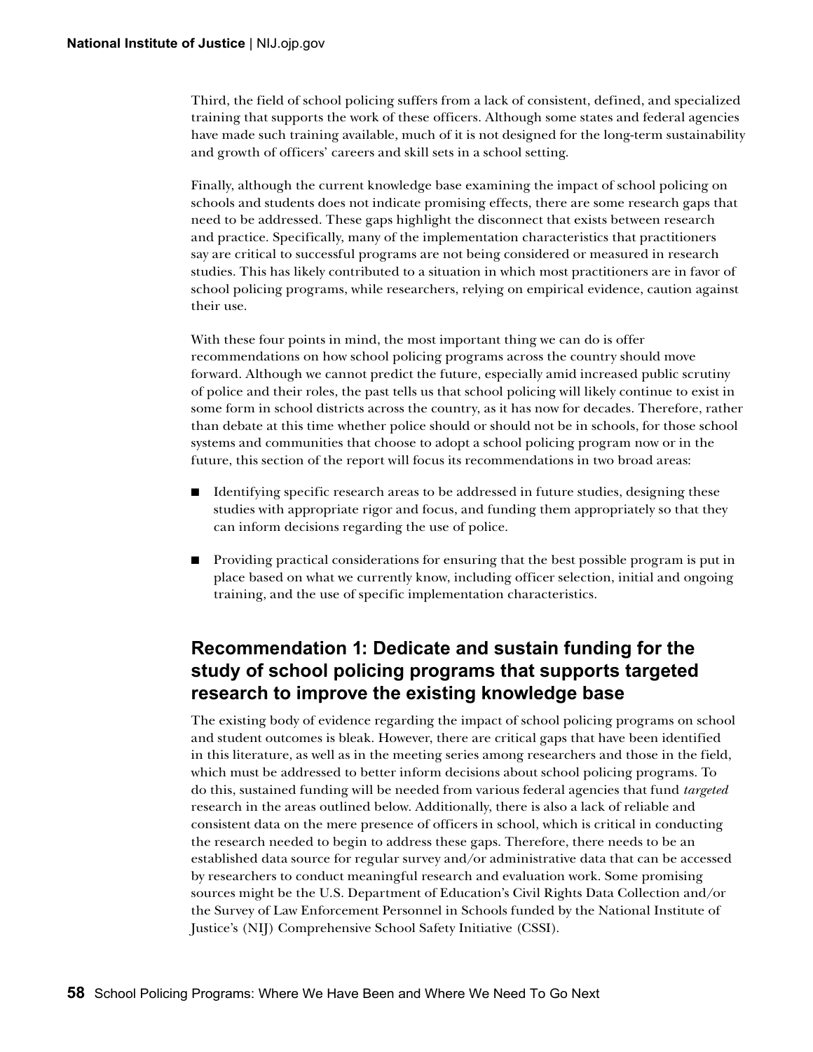Third, the field of school policing suffers from a lack of consistent, defined, and specialized training that supports the work of these officers. Although some states and federal agencies have made such training available, much of it is not designed for the long-term sustainability and growth of officers' careers and skill sets in a school setting.

Finally, although the current knowledge base examining the impact of school policing on schools and students does not indicate promising effects, there are some research gaps that need to be addressed. These gaps highlight the disconnect that exists between research and practice. Specifically, many of the implementation characteristics that practitioners say are critical to successful programs are not being considered or measured in research studies. This has likely contributed to a situation in which most practitioners are in favor of school policing programs, while researchers, relying on empirical evidence, caution against their use.

With these four points in mind, the most important thing we can do is offer recommendations on how school policing programs across the country should move forward. Although we cannot predict the future, especially amid increased public scrutiny of police and their roles, the past tells us that school policing will likely continue to exist in some form in school districts across the country, as it has now for decades. Therefore, rather than debate at this time whether police should or should not be in schools, for those school systems and communities that choose to adopt a school policing program now or in the future, this section of the report will focus its recommendations in two broad areas:

- Identifying specific research areas to be addressed in future studies, designing these studies with appropriate rigor and focus, and funding them appropriately so that they can inform decisions regarding the use of police.
- Providing practical considerations for ensuring that the best possible program is put in place based on what we currently know, including officer selection, initial and ongoing training, and the use of specific implementation characteristics.

## Recommendation 1: Dedicate and sustain funding for the study of school policing programs that supports targeted research to improve the existing knowledge base

The existing body of evidence regarding the impact of school policing programs on school and student outcomes is bleak. However, there are critical gaps that have been identified in this literature, as well as in the meeting series among researchers and those in the field, which must be addressed to better inform decisions about school policing programs. To do this, sustained funding will be needed from various federal agencies that fund *targeted* research in the areas outlined below. Additionally, there is also a lack of reliable and consistent data on the mere presence of officers in school, which is critical in conducting the research needed to begin to address these gaps. Therefore, there needs to be an established data source for regular survey and/or administrative data that can be accessed by researchers to conduct meaningful research and evaluation work. Some promising sources might be the U.S. Department of Education's Civil Rights Data Collection and/or the Survey of Law Enforcement Personnel in Schools funded by the National Institute of Justice's (NIJ) Comprehensive School Safety Initiative (CSSI).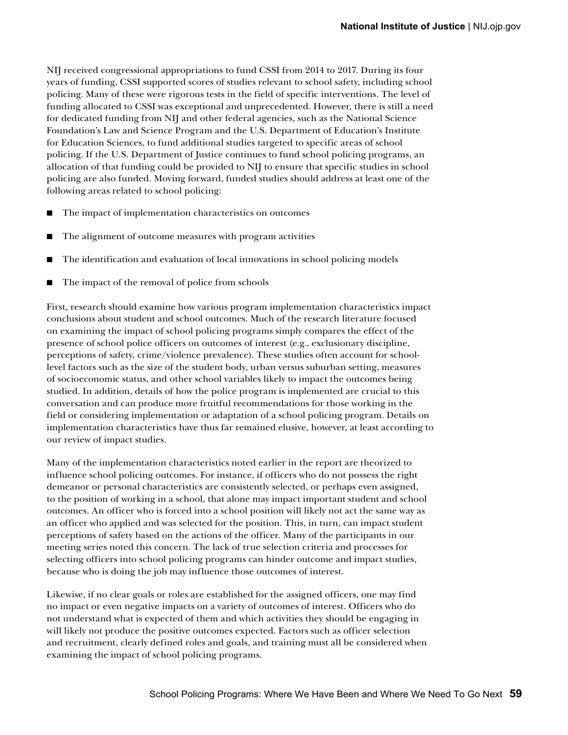NIJ received congressional appropriations to fund CSSI from 2014 to 2017. During its four years of funding, CSSI supported scores of studies relevant to school safety, including school policing. Many of these were rigorous tests in the field of specific interventions. The level of funding allocated to CSSI was exceptional and unprecedented. However, there is still a need for dedicated funding from NIJ and other federal agencies, such as the National Science Foundation's Law and Science Program and the U.S. Department of Education's Institute for Education Sciences, to fund additional studies targeted to specific areas of school policing. If the U.S. Department of Justice continues to fund school policing programs, an allocation of that funding could be provided to NIJ to ensure that specific studies in school policing are also funded. Moving forward, funded studies should address at least one of the following areas related to school policing:

- The impact of implementation characteristics on outcomes
- The alignment of outcome measures with program activities
- The identification and evaluation of local innovations in school policing models
- The impact of the removal of police from schools

First, research should examine how various program implementation characteristics impact conclusions about student and school outcomes. Much of the research literature focused on examining the impact of school policing programs simply compares the effect of the presence of school police officers on outcomes of interest (e.g., exclusionary discipline, perceptions of safety, crime/violence prevalence). These studies often account for school-level factors such as the size of the student body, urban versus suburban setting, measures of socioeconomic status, and other school variables likely to impact the outcomes being studied. In addition, details of how the police program is implemented are crucial to this conversation and can produce more fruitful recommendations for those working in the field or considering implementation or adaptation of a school policing program. Details on implementation characteristics have thus far remained elusive, however, at least according to our review of impact studies.

Many of the implementation characteristics noted earlier in the report are theorized to influence school policing outcomes. For instance, if officers who do not possess the right demeanor or personal characteristics are consistently selected, or perhaps even assigned, to the position of working in a school, that alone may impact important student and school outcomes. An officer who is forced into a school position will likely not act the same way as an officer who applied and was selected for the position. This, in turn, can impact student perceptions of safety based on the actions of the officer. Many of the participants in our meeting series noted this concern. The lack of true selection criteria and processes for selecting officers into school policing programs can hinder outcome and impact studies, because who is doing the job may influence those outcomes of interest.

Likewise, if no clear goals or roles are established for the assigned officers, one may find no impact or even negative impacts on a variety of outcomes of interest. Officers who do not understand what is expected of them and which activities they should be engaging in will likely not produce the positive outcomes expected. Factors such as officer selection and recruitment, clearly defined roles and goals, and training must all be considered when examining the impact of school policing programs.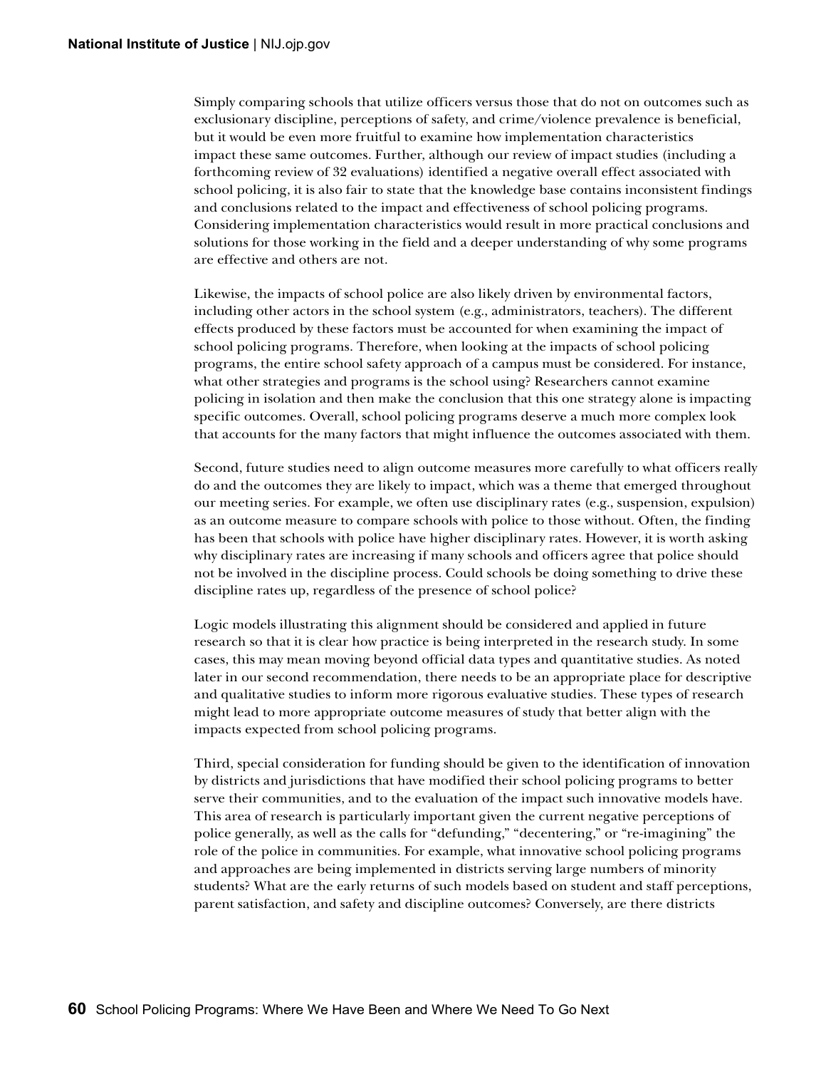Simply comparing schools that utilize officers versus those that do not on outcomes such as exclusionary discipline, perceptions of safety, and crime/violence prevalence is beneficial, but it would be even more fruitful to examine how implementation characteristics impact these same outcomes. Further, although our review of impact studies (including a forthcoming review of 32 evaluations) identified a negative overall effect associated with school policing, it is also fair to state that the knowledge base contains inconsistent findings and conclusions related to the impact and effectiveness of school policing programs. Considering implementation characteristics would result in more practical conclusions and solutions for those working in the field and a deeper understanding of why some programs are effective and others are not.

Likewise, the impacts of school police are also likely driven by environmental factors, including other actors in the school system (e.g., administrators, teachers). The different effects produced by these factors must be accounted for when examining the impact of school policing programs. Therefore, when looking at the impacts of school policing programs, the entire school safety approach of a campus must be considered. For instance, what other strategies and programs is the school using? Researchers cannot examine policing in isolation and then make the conclusion that this one strategy alone is impacting specific outcomes. Overall, school policing programs deserve a much more complex look that accounts for the many factors that might influence the outcomes associated with them.

Second, future studies need to align outcome measures more carefully to what officers really do and the outcomes they are likely to impact, which was a theme that emerged throughout our meeting series. For example, we often use disciplinary rates (e.g., suspension, expulsion) as an outcome measure to compare schools with police to those without. Often, the finding has been that schools with police have higher disciplinary rates. However, it is worth asking why disciplinary rates are increasing if many schools and officers agree that police should not be involved in the discipline process. Could schools be doing something to drive these discipline rates up, regardless of the presence of school police?

Logic models illustrating this alignment should be considered and applied in future research so that it is clear how practice is being interpreted in the research study. In some cases, this may mean moving beyond official data types and quantitative studies. As noted later in our second recommendation, there needs to be an appropriate place for descriptive and qualitative studies to inform more rigorous evaluative studies. These types of research might lead to more appropriate outcome measures of study that better align with the impacts expected from school policing programs.

Third, special consideration for funding should be given to the identification of innovation by districts and jurisdictions that have modified their school policing programs to better serve their communities, and to the evaluation of the impact such innovative models have. This area of research is particularly important given the current negative perceptions of police generally, as well as the calls for "defunding," "decentering," or "re-imagining" the role of the police in communities. For example, what innovative school policing programs and approaches are being implemented in districts serving large numbers of minority students? What are the early returns of such models based on student and staff perceptions, parent satisfaction, and safety and discipline outcomes? Conversely, are there districts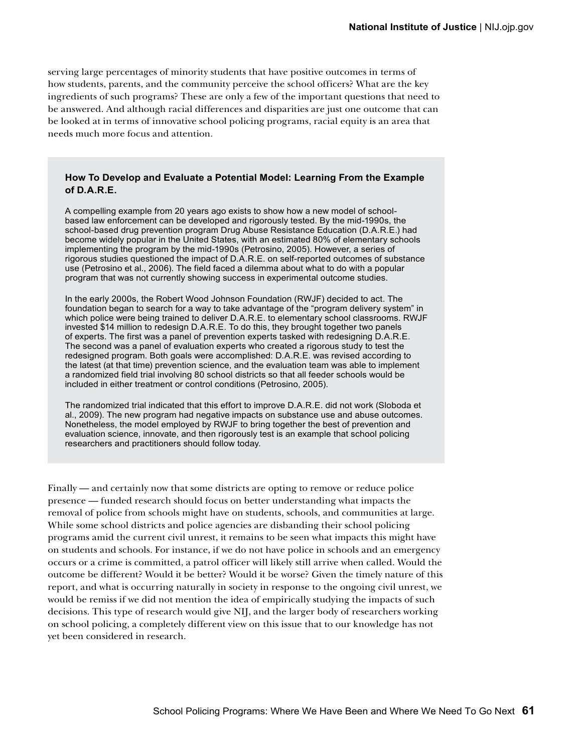serving large percentages of minority students that have positive outcomes in terms of how students, parents, and the community perceive the school officers? What are the key ingredients of such programs? These are only a few of the important questions that need to be answered. And although racial differences and disparities are just one outcome that can be looked at in terms of innovative school policing programs, racial equity is an area that needs much more focus and attention.

### How To Develop and Evaluate a Potential Model: Learning From the Example of D.A.R.E.

A compelling example from 20 years ago exists to show how a new model of school-based law enforcement can be developed and rigorously tested. By the mid-1990s, the school-based drug prevention program Drug Abuse Resistance Education (D.A.R.E.) had become widely popular in the United States, with an estimated 80% of elementary schools implementing the program by the mid-1990s (Petrosino, 2005). However, a series of rigorous studies questioned the impact of D.A.R.E. on self-reported outcomes of substance use (Petrosino et al., 2006). The field faced a dilemma about what to do with a popular program that was not currently showing success in experimental outcome studies.

In the early 2000s, the Robert Wood Johnson Foundation (RWJF) decided to act. The foundation began to search for a way to take advantage of the "program delivery system" in which police were being trained to deliver D.A.R.E. to elementary school classrooms. RWJF invested $14 million to redesign D.A.R.E. To do this, they brought together two panels of experts. The first was a panel of prevention experts tasked with redesigning D.A.R.E. The second was a panel of evaluation experts who created a rigorous study to test the redesigned program. Both goals were accomplished: D.A.R.E. was revised according to the latest (at that time) prevention science, and the evaluation team was able to implement a randomized field trial involving 80 school districts so that all feeder schools would be included in either treatment or control conditions (Petrosino, 2005).

The randomized trial indicated that this effort to improve D.A.R.E. did not work (Sloboda et al., 2009). The new program had negative impacts on substance use and abuse outcomes. Nonetheless, the model employed by RWJF to bring together the best of prevention and evaluation science, innovate, and then rigorously test is an example that school policing researchers and practitioners should follow today.

Finally — and certainly now that some districts are opting to remove or reduce police presence — funded research should focus on better understanding what impacts the removal of police from schools might have on students, schools, and communities at large. While some school districts and police agencies are disbanding their school policing programs amid the current civil unrest, it remains to be seen what impacts this might have on students and schools. For instance, if we do not have police in schools and an emergency occurs or a crime is committed, a patrol officer will likely still arrive when called. Would the outcome be different? Would it be better? Would it be worse? Given the timely nature of this report, and what is occurring naturally in society in response to the ongoing civil unrest, we would be remiss if we did not mention the idea of empirically studying the impacts of such decisions. This type of research would give NIJ, and the larger body of researchers working on school policing, a completely different view on this issue that to our knowledge has not yet been considered in research.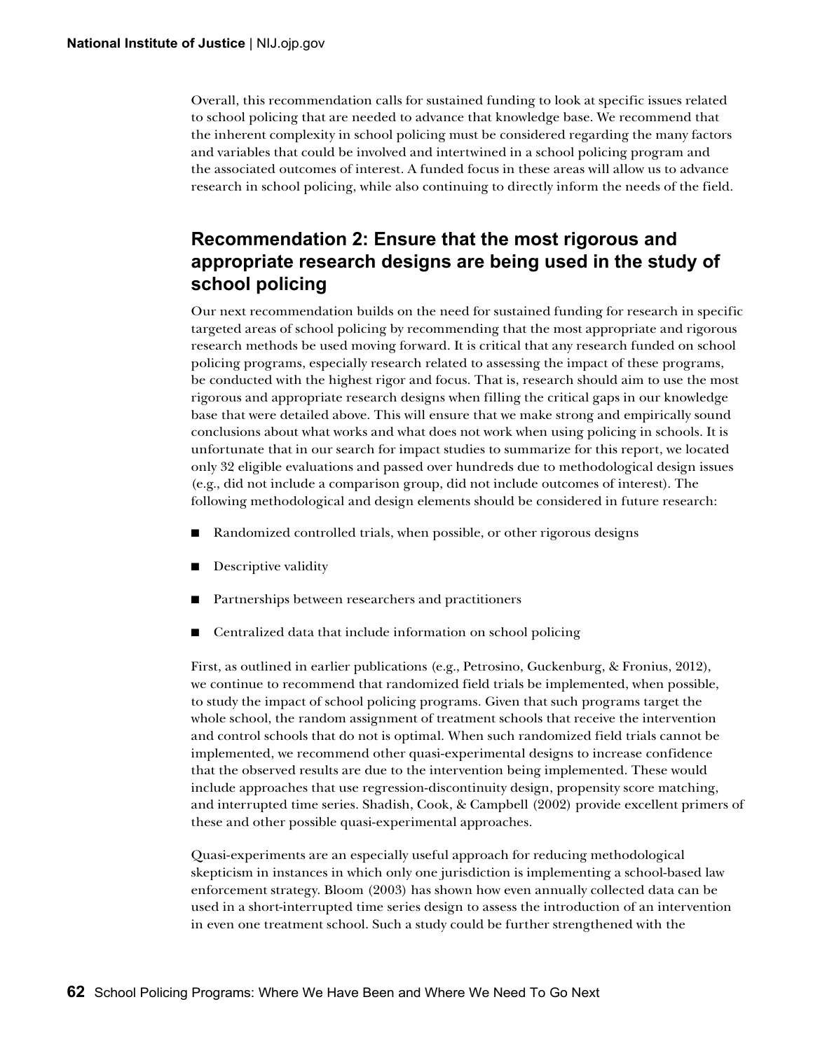Overall, this recommendation calls for sustained funding to look at specific issues related to school policing that are needed to advance that knowledge base. We recommend that the inherent complexity in school policing must be considered regarding the many factors and variables that could be involved and intertwined in a school policing program and the associated outcomes of interest. A funded focus in these areas will allow us to advance research in school policing, while also continuing to directly inform the needs of the field.

## Recommendation 2: Ensure that the most rigorous and appropriate research designs are being used in the study of school policing

Our next recommendation builds on the need for sustained funding for research in specific targeted areas of school policing by recommending that the most appropriate and rigorous research methods be used moving forward. It is critical that any research funded on school policing programs, especially research related to assessing the impact of these programs, be conducted with the highest rigor and focus. That is, research should aim to use the most rigorous and appropriate research designs when filling the critical gaps in our knowledge base that were detailed above. This will ensure that we make strong and empirically sound conclusions about what works and what does not work when using policing in schools. It is unfortunate that in our search for impact studies to summarize for this report, we located only 32 eligible evaluations and passed over hundreds due to methodological design issues (e.g., did not include a comparison group, did not include outcomes of interest). The following methodological and design elements should be considered in future research:

- Randomized controlled trials, when possible, or other rigorous designs
- Descriptive validity
- Partnerships between researchers and practitioners
- Centralized data that include information on school policing

First, as outlined in earlier publications (e.g., Petrosino, Guckenburg, & Fronius, 2012), we continue to recommend that randomized field trials be implemented, when possible, to study the impact of school policing programs. Given that such programs target the whole school, the random assignment of treatment schools that receive the intervention and control schools that do not is optimal. When such randomized field trials cannot be implemented, we recommend other quasi-experimental designs to increase confidence that the observed results are due to the intervention being implemented. These would include approaches that use regression-discontinuity design, propensity score matching, and interrupted time series. Shadish, Cook, & Campbell (2002) provide excellent primers of these and other possible quasi-experimental approaches.

Quasi-experiments are an especially useful approach for reducing methodological skepticism in instances in which only one jurisdiction is implementing a school-based law enforcement strategy. Bloom (2003) has shown how even annually collected data can be used in a short-interrupted time series design to assess the introduction of an intervention in even one treatment school. Such a study could be further strengthened with the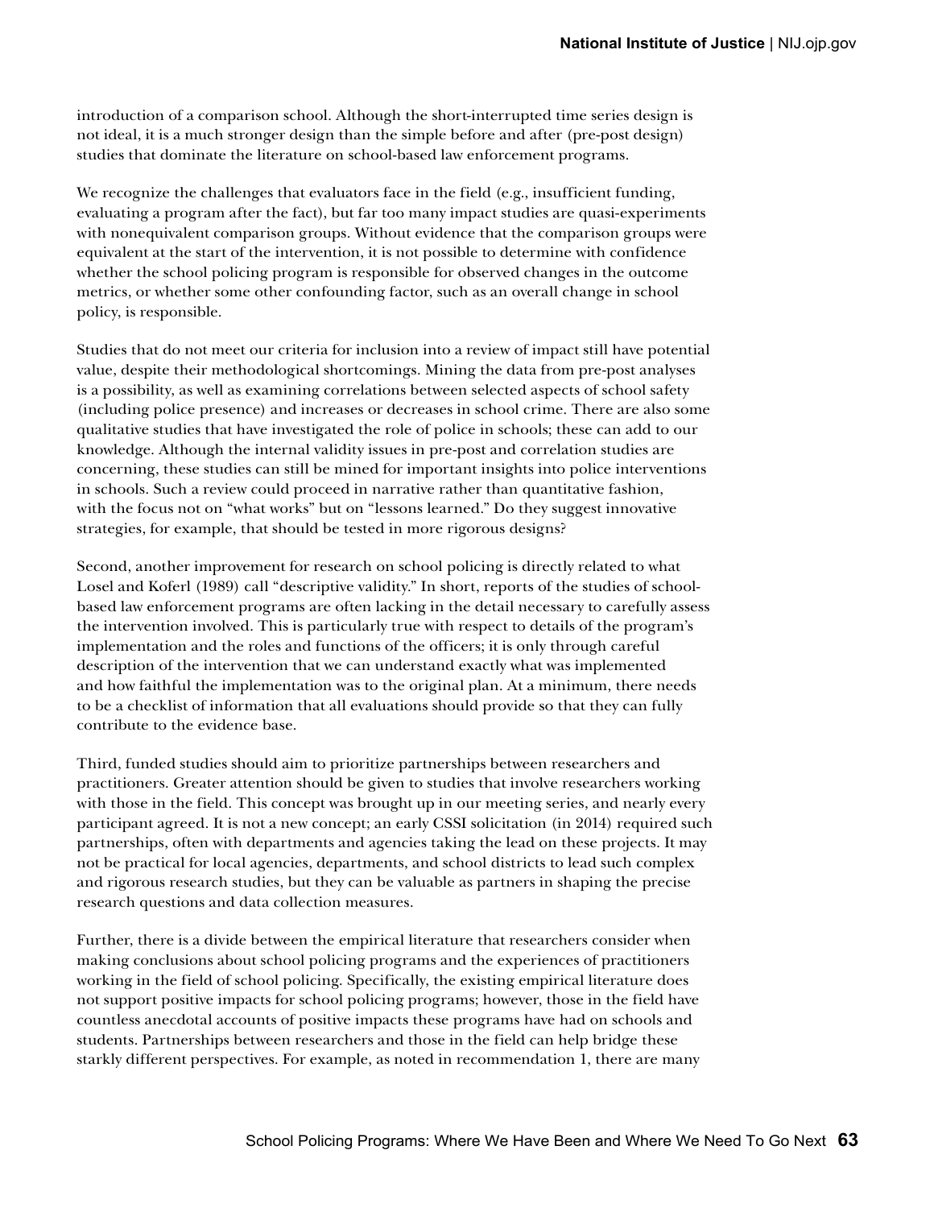introduction of a comparison school. Although the short-interrupted time series design is not ideal, it is a much stronger design than the simple before and after (pre-post design) studies that dominate the literature on school-based law enforcement programs.

We recognize the challenges that evaluators face in the field (e.g., insufficient funding, evaluating a program after the fact), but far too many impact studies are quasi-experiments with nonequivalent comparison groups. Without evidence that the comparison groups were equivalent at the start of the intervention, it is not possible to determine with confidence whether the school policing program is responsible for observed changes in the outcome metrics, or whether some other confounding factor, such as an overall change in school policy, is responsible.

Studies that do not meet our criteria for inclusion into a review of impact still have potential value, despite their methodological shortcomings. Mining the data from pre-post analyses is a possibility, as well as examining correlations between selected aspects of school safety (including police presence) and increases or decreases in school crime. There are also some qualitative studies that have investigated the role of police in schools; these can add to our knowledge. Although the internal validity issues in pre-post and correlation studies are concerning, these studies can still be mined for important insights into police interventions in schools. Such a review could proceed in narrative rather than quantitative fashion, with the focus not on "what works" but on "lessons learned." Do they suggest innovative strategies, for example, that should be tested in more rigorous designs?

Second, another improvement for research on school policing is directly related to what Losel and Koferl (1989) call "descriptive validity." In short, reports of the studies of school-based law enforcement programs are often lacking in the detail necessary to carefully assess the intervention involved. This is particularly true with respect to details of the program's implementation and the roles and functions of the officers; it is only through careful description of the intervention that we can understand exactly what was implemented and how faithful the implementation was to the original plan. At a minimum, there needs to be a checklist of information that all evaluations should provide so that they can fully contribute to the evidence base.

Third, funded studies should aim to prioritize partnerships between researchers and practitioners. Greater attention should be given to studies that involve researchers working with those in the field. This concept was brought up in our meeting series, and nearly every participant agreed. It is not a new concept; an early CSSI solicitation (in 2014) required such partnerships, often with departments and agencies taking the lead on these projects. It may not be practical for local agencies, departments, and school districts to lead such complex and rigorous research studies, but they can be valuable as partners in shaping the precise research questions and data collection measures.

Further, there is a divide between the empirical literature that researchers consider when making conclusions about school policing programs and the experiences of practitioners working in the field of school policing. Specifically, the existing empirical literature does not support positive impacts for school policing programs; however, those in the field have countless anecdotal accounts of positive impacts these programs have had on schools and students. Partnerships between researchers and those in the field can help bridge these starkly different perspectives. For example, as noted in recommendation 1, there are many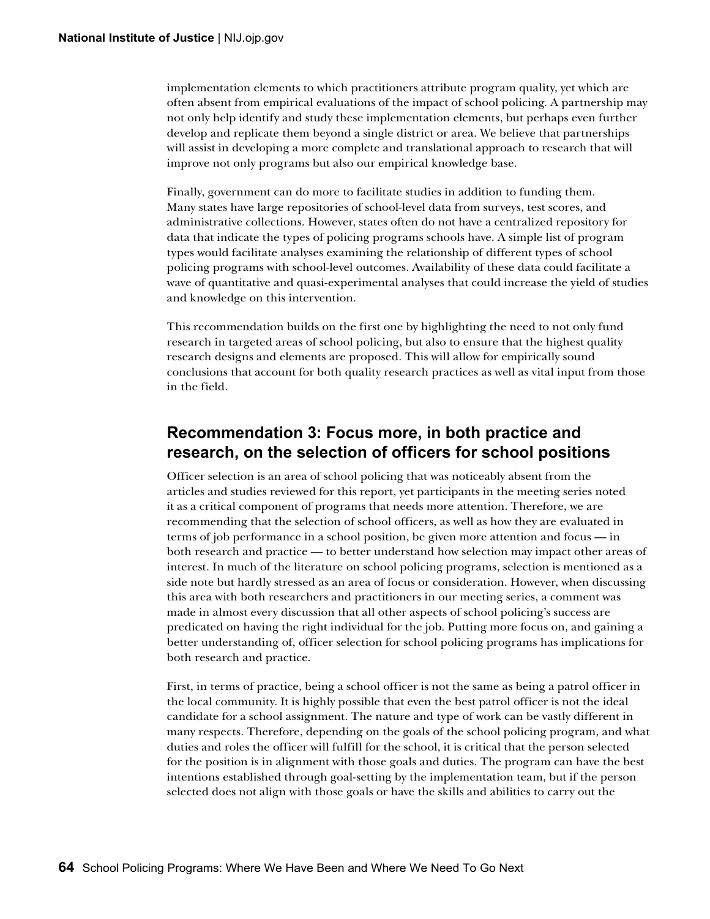implementation elements to which practitioners attribute program quality, yet which are often absent from empirical evaluations of the impact of school policing. A partnership may not only help identify and study these implementation elements, but perhaps even further develop and replicate them beyond a single district or area. We believe that partnerships will assist in developing a more complete and translational approach to research that will improve not only programs but also our empirical knowledge base.

Finally, government can do more to facilitate studies in addition to funding them. Many states have large repositories of school-level data from surveys, test scores, and administrative collections. However, states often do not have a centralized repository for data that indicate the types of policing programs schools have. A simple list of program types would facilitate analyses examining the relationship of different types of school policing programs with school-level outcomes. Availability of these data could facilitate a wave of quantitative and quasi-experimental analyses that could increase the yield of studies and knowledge on this intervention.

This recommendation builds on the first one by highlighting the need to not only fund research in targeted areas of school policing, but also to ensure that the highest quality research designs and elements are proposed. This will allow for empirically sound conclusions that account for both quality research practices as well as vital input from those in the field.

## Recommendation 3: Focus more, in both practice and research, on the selection of officers for school positions

Officer selection is an area of school policing that was noticeably absent from the articles and studies reviewed for this report, yet participants in the meeting series noted it as a critical component of programs that needs more attention. Therefore, we are recommending that the selection of school officers, as well as how they are evaluated in terms of job performance in a school position, be given more attention and focus — in both research and practice — to better understand how selection may impact other areas of interest. In much of the literature on school policing programs, selection is mentioned as a side note but hardly stressed as an area of focus or consideration. However, when discussing this area with both researchers and practitioners in our meeting series, a comment was made in almost every discussion that all other aspects of school policing's success are predicated on having the right individual for the job. Putting more focus on, and gaining a better understanding of, officer selection for school policing programs has implications for both research and practice.

First, in terms of practice, being a school officer is not the same as being a patrol officer in the local community. It is highly possible that even the best patrol officer is not the ideal candidate for a school assignment. The nature and type of work can be vastly different in many respects. Therefore, depending on the goals of the school policing program, and what duties and roles the officer will fulfill for the school, it is critical that the person selected for the position is in alignment with those goals and duties. The program can have the best intentions established through goal-setting by the implementation team, but if the person selected does not align with those goals or have the skills and abilities to carry out the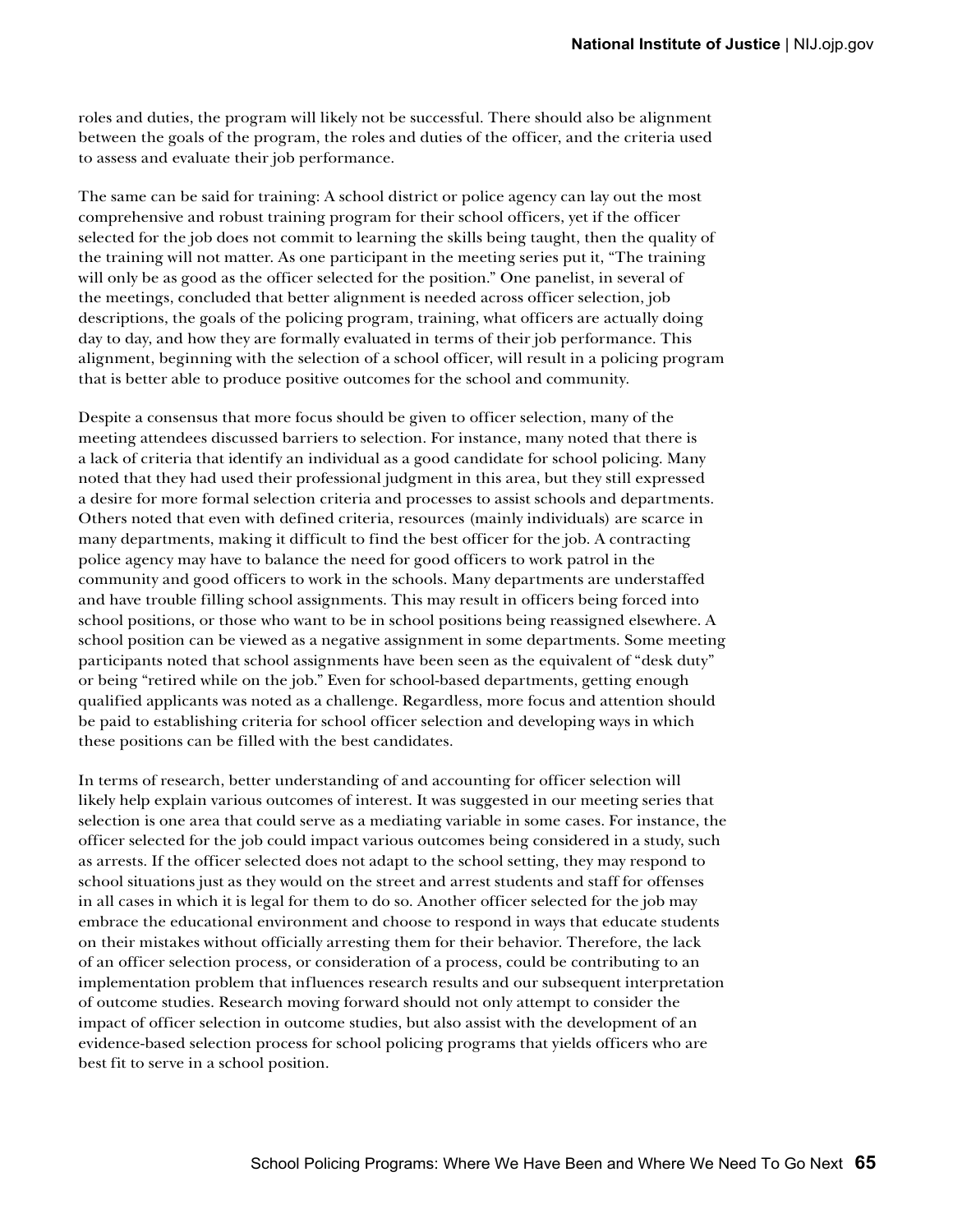roles and duties, the program will likely not be successful. There should also be alignment between the goals of the program, the roles and duties of the officer, and the criteria used to assess and evaluate their job performance.

The same can be said for training: A school district or police agency can lay out the most comprehensive and robust training program for their school officers, yet if the officer selected for the job does not commit to learning the skills being taught, then the quality of the training will not matter. As one participant in the meeting series put it, "The training will only be as good as the officer selected for the position." One panelist, in several of the meetings, concluded that better alignment is needed across officer selection, job descriptions, the goals of the policing program, training, what officers are actually doing day to day, and how they are formally evaluated in terms of their job performance. This alignment, beginning with the selection of a school officer, will result in a policing program that is better able to produce positive outcomes for the school and community.

Despite a consensus that more focus should be given to officer selection, many of the meeting attendees discussed barriers to selection. For instance, many noted that there is a lack of criteria that identify an individual as a good candidate for school policing. Many noted that they had used their professional judgment in this area, but they still expressed a desire for more formal selection criteria and processes to assist schools and departments. Others noted that even with defined criteria, resources (mainly individuals) are scarce in many departments, making it difficult to find the best officer for the job. A contracting police agency may have to balance the need for good officers to work patrol in the community and good officers to work in the schools. Many departments are understaffed and have trouble filling school assignments. This may result in officers being forced into school positions, or those who want to be in school positions being reassigned elsewhere. A school position can be viewed as a negative assignment in some departments. Some meeting participants noted that school assignments have been seen as the equivalent of "desk duty" or being "retired while on the job." Even for school-based departments, getting enough qualified applicants was noted as a challenge. Regardless, more focus and attention should be paid to establishing criteria for school officer selection and developing ways in which these positions can be filled with the best candidates.

In terms of research, better understanding of and accounting for officer selection will likely help explain various outcomes of interest. It was suggested in our meeting series that selection is one area that could serve as a mediating variable in some cases. For instance, the officer selected for the job could impact various outcomes being considered in a study, such as arrests. If the officer selected does not adapt to the school setting, they may respond to school situations just as they would on the street and arrest students and staff for offenses in all cases in which it is legal for them to do so. Another officer selected for the job may embrace the educational environment and choose to respond in ways that educate students on their mistakes without officially arresting them for their behavior. Therefore, the lack of an officer selection process, or consideration of a process, could be contributing to an implementation problem that influences research results and our subsequent interpretation of outcome studies. Research moving forward should not only attempt to consider the impact of officer selection in outcome studies, but also assist with the development of an evidence-based selection process for school policing programs that yields officers who are best fit to serve in a school position.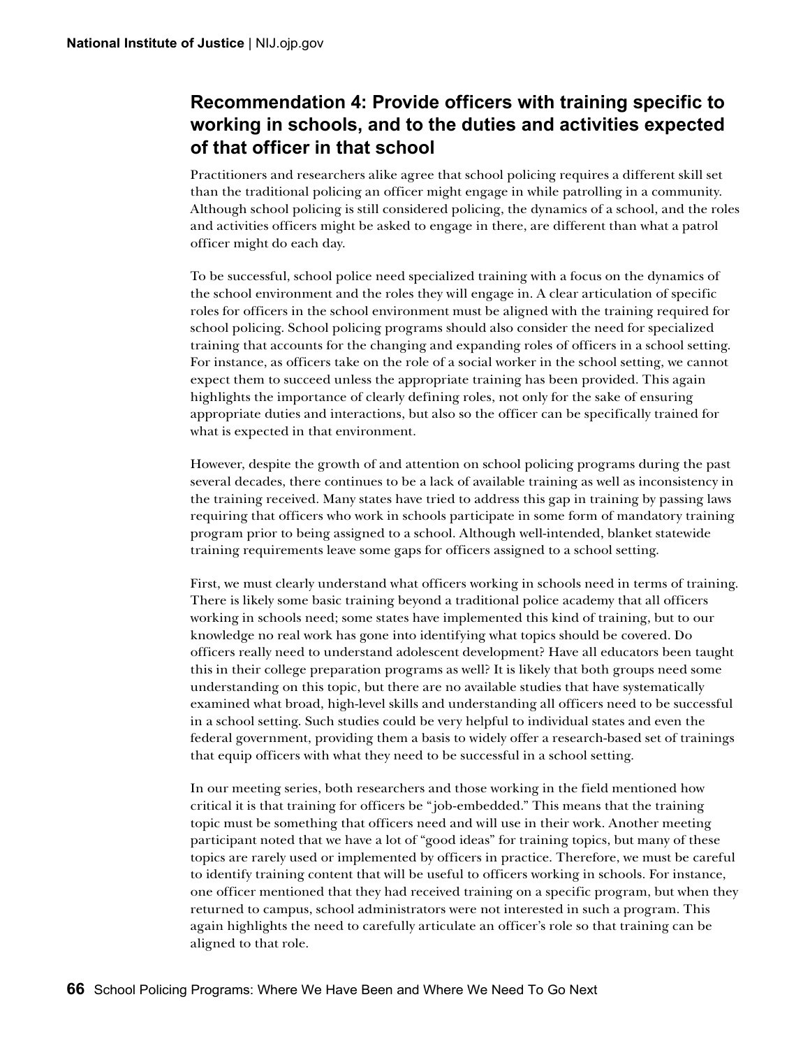## Recommendation 4: Provide officers with training specific to working in schools, and to the duties and activities expected of that officer in that school

Practitioners and researchers alike agree that school policing requires a different skill set than the traditional policing an officer might engage in while patrolling in a community. Although school policing is still considered policing, the dynamics of a school, and the roles and activities officers might be asked to engage in there, are different than what a patrol officer might do each day.

To be successful, school police need specialized training with a focus on the dynamics of the school environment and the roles they will engage in. A clear articulation of specific roles for officers in the school environment must be aligned with the training required for school policing. School policing programs should also consider the need for specialized training that accounts for the changing and expanding roles of officers in a school setting. For instance, as officers take on the role of a social worker in the school setting, we cannot expect them to succeed unless the appropriate training has been provided. This again highlights the importance of clearly defining roles, not only for the sake of ensuring appropriate duties and interactions, but also so the officer can be specifically trained for what is expected in that environment.

However, despite the growth of and attention on school policing programs during the past several decades, there continues to be a lack of available training as well as inconsistency in the training received. Many states have tried to address this gap in training by passing laws requiring that officers who work in schools participate in some form of mandatory training program prior to being assigned to a school. Although well-intended, blanket statewide training requirements leave some gaps for officers assigned to a school setting.

First, we must clearly understand what officers working in schools need in terms of training. There is likely some basic training beyond a traditional police academy that all officers working in schools need; some states have implemented this kind of training, but to our knowledge no real work has gone into identifying what topics should be covered. Do officers really need to understand adolescent development? Have all educators been taught this in their college preparation programs as well? It is likely that both groups need some understanding on this topic, but there are no available studies that have systematically examined what broad, high-level skills and understanding all officers need to be successful in a school setting. Such studies could be very helpful to individual states and even the federal government, providing them a basis to widely offer a research-based set of trainings that equip officers with what they need to be successful in a school setting.

In our meeting series, both researchers and those working in the field mentioned how critical it is that training for officers be "job-embedded." This means that the training topic must be something that officers need and will use in their work. Another meeting participant noted that we have a lot of "good ideas" for training topics, but many of these topics are rarely used or implemented by officers in practice. Therefore, we must be careful to identify training content that will be useful to officers working in schools. For instance, one officer mentioned that they had received training on a specific program, but when they returned to campus, school administrators were not interested in such a program. This again highlights the need to carefully articulate an officer's role so that training can be aligned to that role.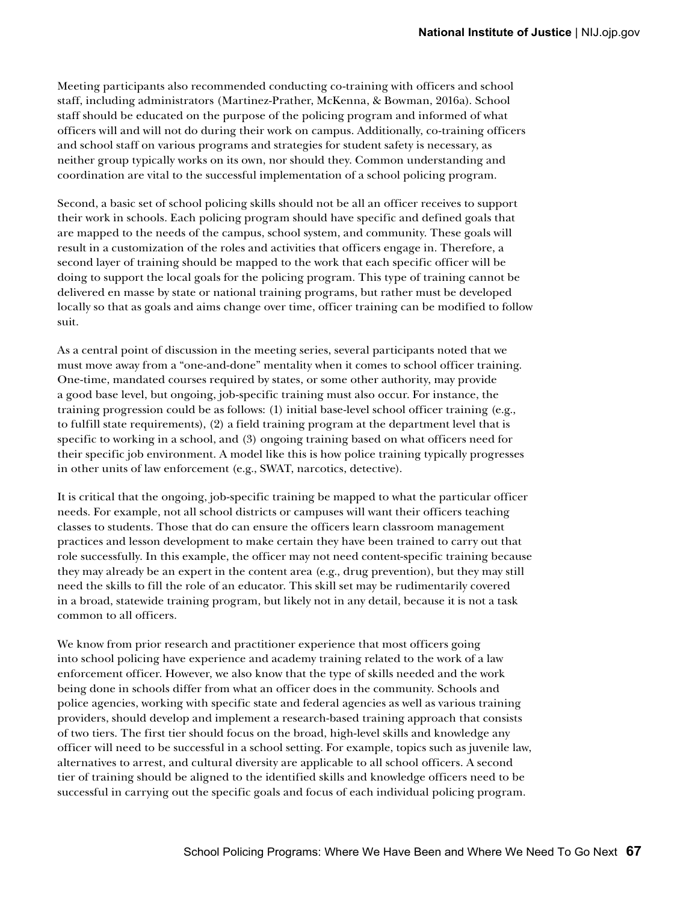Meeting participants also recommended conducting co-training with officers and school staff, including administrators (Martinez-Prather, McKenna, & Bowman, 2016a). School staff should be educated on the purpose of the policing program and informed of what officers will and will not do during their work on campus. Additionally, co-training officers and school staff on various programs and strategies for student safety is necessary, as neither group typically works on its own, nor should they. Common understanding and coordination are vital to the successful implementation of a school policing program.

Second, a basic set of school policing skills should not be all an officer receives to support their work in schools. Each policing program should have specific and defined goals that are mapped to the needs of the campus, school system, and community. These goals will result in a customization of the roles and activities that officers engage in. Therefore, a second layer of training should be mapped to the work that each specific officer will be doing to support the local goals for the policing program. This type of training cannot be delivered en masse by state or national training programs, but rather must be developed locally so that as goals and aims change over time, officer training can be modified to follow suit.

As a central point of discussion in the meeting series, several participants noted that we must move away from a "one-and-done" mentality when it comes to school officer training. One-time, mandated courses required by states, or some other authority, may provide a good base level, but ongoing, job-specific training must also occur. For instance, the training progression could be as follows: (1) initial base-level school officer training (e.g., to fulfill state requirements), (2) a field training program at the department level that is specific to working in a school, and (3) ongoing training based on what officers need for their specific job environment. A model like this is how police training typically progresses in other units of law enforcement (e.g., SWAT, narcotics, detective).

It is critical that the ongoing, job-specific training be mapped to what the particular officer needs. For example, not all school districts or campuses will want their officers teaching classes to students. Those that do can ensure the officers learn classroom management practices and lesson development to make certain they have been trained to carry out that role successfully. In this example, the officer may not need content-specific training because they may already be an expert in the content area (e.g., drug prevention), but they may still need the skills to fill the role of an educator. This skill set may be rudimentarily covered in a broad, statewide training program, but likely not in any detail, because it is not a task common to all officers.

We know from prior research and practitioner experience that most officers going into school policing have experience and academy training related to the work of a law enforcement officer. However, we also know that the type of skills needed and the work being done in schools differ from what an officer does in the community. Schools and police agencies, working with specific state and federal agencies as well as various training providers, should develop and implement a research-based training approach that consists of two tiers. The first tier should focus on the broad, high-level skills and knowledge any officer will need to be successful in a school setting. For example, topics such as juvenile law, alternatives to arrest, and cultural diversity are applicable to all school officers. A second tier of training should be aligned to the identified skills and knowledge officers need to be successful in carrying out the specific goals and focus of each individual policing program.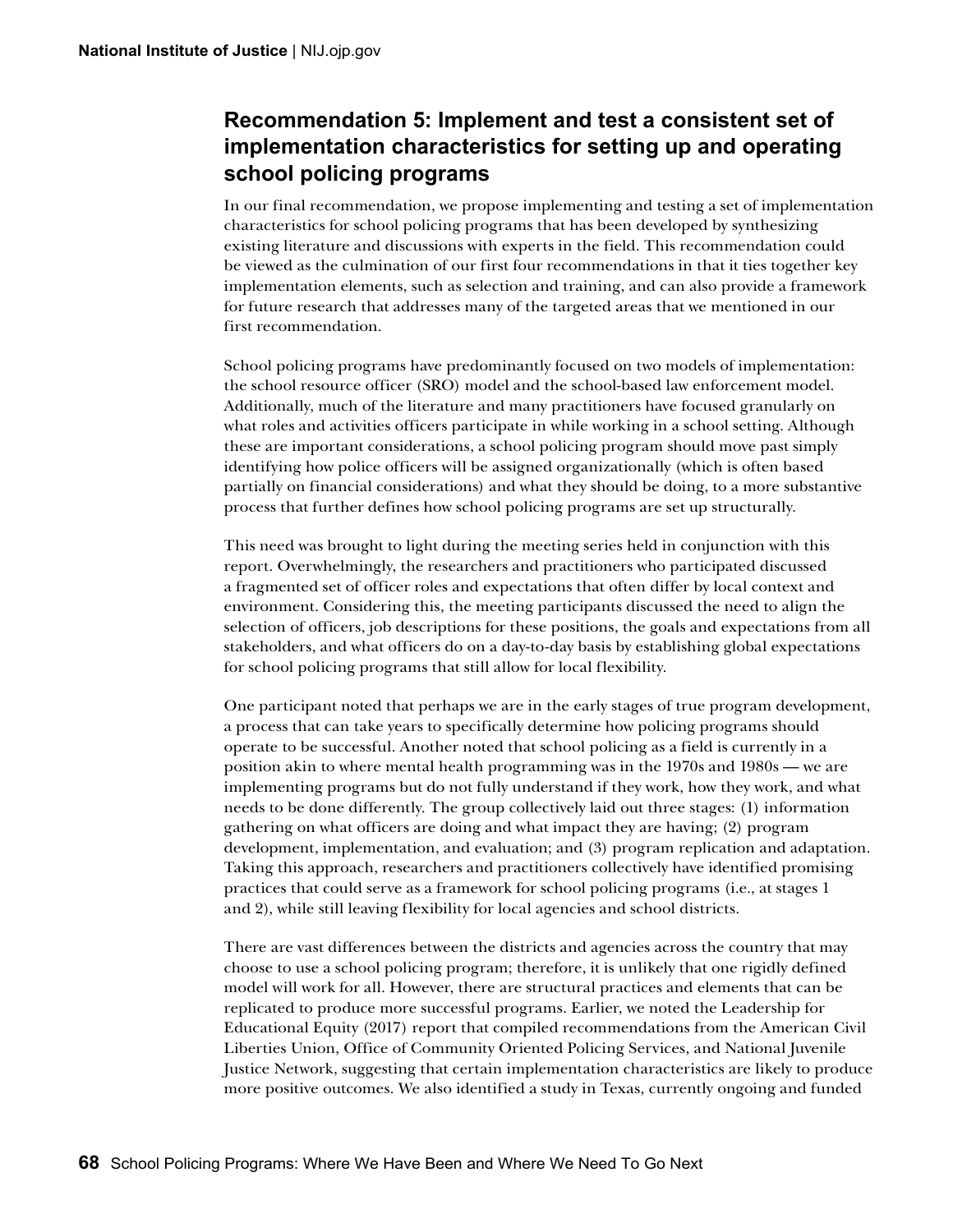## Recommendation 5: Implement and test a consistent set of implementation characteristics for setting up and operating school policing programs

In our final recommendation, we propose implementing and testing a set of implementation characteristics for school policing programs that has been developed by synthesizing existing literature and discussions with experts in the field. This recommendation could be viewed as the culmination of our first four recommendations in that it ties together key implementation elements, such as selection and training, and can also provide a framework for future research that addresses many of the targeted areas that we mentioned in our first recommendation.

School policing programs have predominantly focused on two models of implementation: the school resource officer (SRO) model and the school-based law enforcement model. Additionally, much of the literature and many practitioners have focused granularly on what roles and activities officers participate in while working in a school setting. Although these are important considerations, a school policing program should move past simply identifying how police officers will be assigned organizationally (which is often based partially on financial considerations) and what they should be doing, to a more substantive process that further defines how school policing programs are set up structurally.

This need was brought to light during the meeting series held in conjunction with this report. Overwhelmingly, the researchers and practitioners who participated discussed a fragmented set of officer roles and expectations that often differ by local context and environment. Considering this, the meeting participants discussed the need to align the selection of officers, job descriptions for these positions, the goals and expectations from all stakeholders, and what officers do on a day-to-day basis by establishing global expectations for school policing programs that still allow for local flexibility.

One participant noted that perhaps we are in the early stages of true program development, a process that can take years to specifically determine how policing programs should operate to be successful. Another noted that school policing as a field is currently in a position akin to where mental health programming was in the 1970s and 1980s — we are implementing programs but do not fully understand if they work, how they work, and what needs to be done differently. The group collectively laid out three stages: (1) information gathering on what officers are doing and what impact they are having; (2) program development, implementation, and evaluation; and (3) program replication and adaptation. Taking this approach, researchers and practitioners collectively have identified promising practices that could serve as a framework for school policing programs (i.e., at stages 1 and 2), while still leaving flexibility for local agencies and school districts.

There are vast differences between the districts and agencies across the country that may choose to use a school policing program; therefore, it is unlikely that one rigidly defined model will work for all. However, there are structural practices and elements that can be replicated to produce more successful programs. Earlier, we noted the Leadership for Educational Equity (2017) report that compiled recommendations from the American Civil Liberties Union, Office of Community Oriented Policing Services, and National Juvenile Justice Network, suggesting that certain implementation characteristics are likely to produce more positive outcomes. We also identified a study in Texas, currently ongoing and funded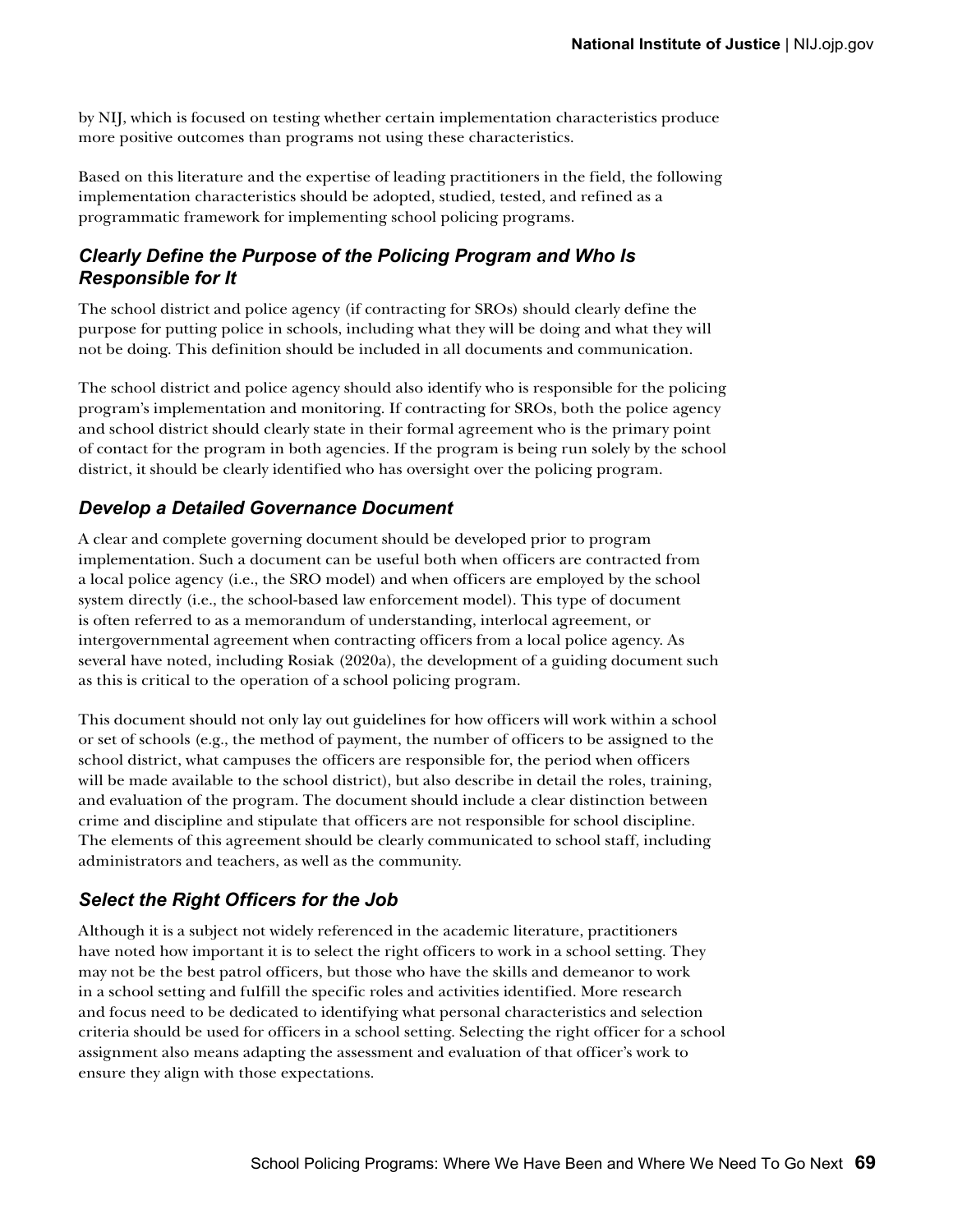by NIJ, which is focused on testing whether certain implementation characteristics produce more positive outcomes than programs not using these characteristics.

Based on this literature and the expertise of leading practitioners in the field, the following implementation characteristics should be adopted, studied, tested, and refined as a programmatic framework for implementing school policing programs.

### *Clearly Define the Purpose of the Policing Program and Who Is Responsible for It*

The school district and police agency (if contracting for SROs) should clearly define the purpose for putting police in schools, including what they will be doing and what they will not be doing. This definition should be included in all documents and communication.

The school district and police agency should also identify who is responsible for the policing program's implementation and monitoring. If contracting for SROs, both the police agency and school district should clearly state in their formal agreement who is the primary point of contact for the program in both agencies. If the program is being run solely by the school district, it should be clearly identified who has oversight over the policing program.

### *Develop a Detailed Governance Document*

A clear and complete governing document should be developed prior to program implementation. Such a document can be useful both when officers are contracted from a local police agency (i.e., the SRO model) and when officers are employed by the school system directly (i.e., the school-based law enforcement model). This type of document is often referred to as a memorandum of understanding, interlocal agreement, or intergovernmental agreement when contracting officers from a local police agency. As several have noted, including Rosiak (2020a), the development of a guiding document such as this is critical to the operation of a school policing program.

This document should not only lay out guidelines for how officers will work within a school or set of schools (e.g., the method of payment, the number of officers to be assigned to the school district, what campuses the officers are responsible for, the period when officers will be made available to the school district), but also describe in detail the roles, training, and evaluation of the program. The document should include a clear distinction between crime and discipline and stipulate that officers are not responsible for school discipline. The elements of this agreement should be clearly communicated to school staff, including administrators and teachers, as well as the community.

### *Select the Right Officers for the Job*

Although it is a subject not widely referenced in the academic literature, practitioners have noted how important it is to select the right officers to work in a school setting. They may not be the best patrol officers, but those who have the skills and demeanor to work in a school setting and fulfill the specific roles and activities identified. More research and focus need to be dedicated to identifying what personal characteristics and selection criteria should be used for officers in a school setting. Selecting the right officer for a school assignment also means adapting the assessment and evaluation of that officer's work to ensure they align with those expectations.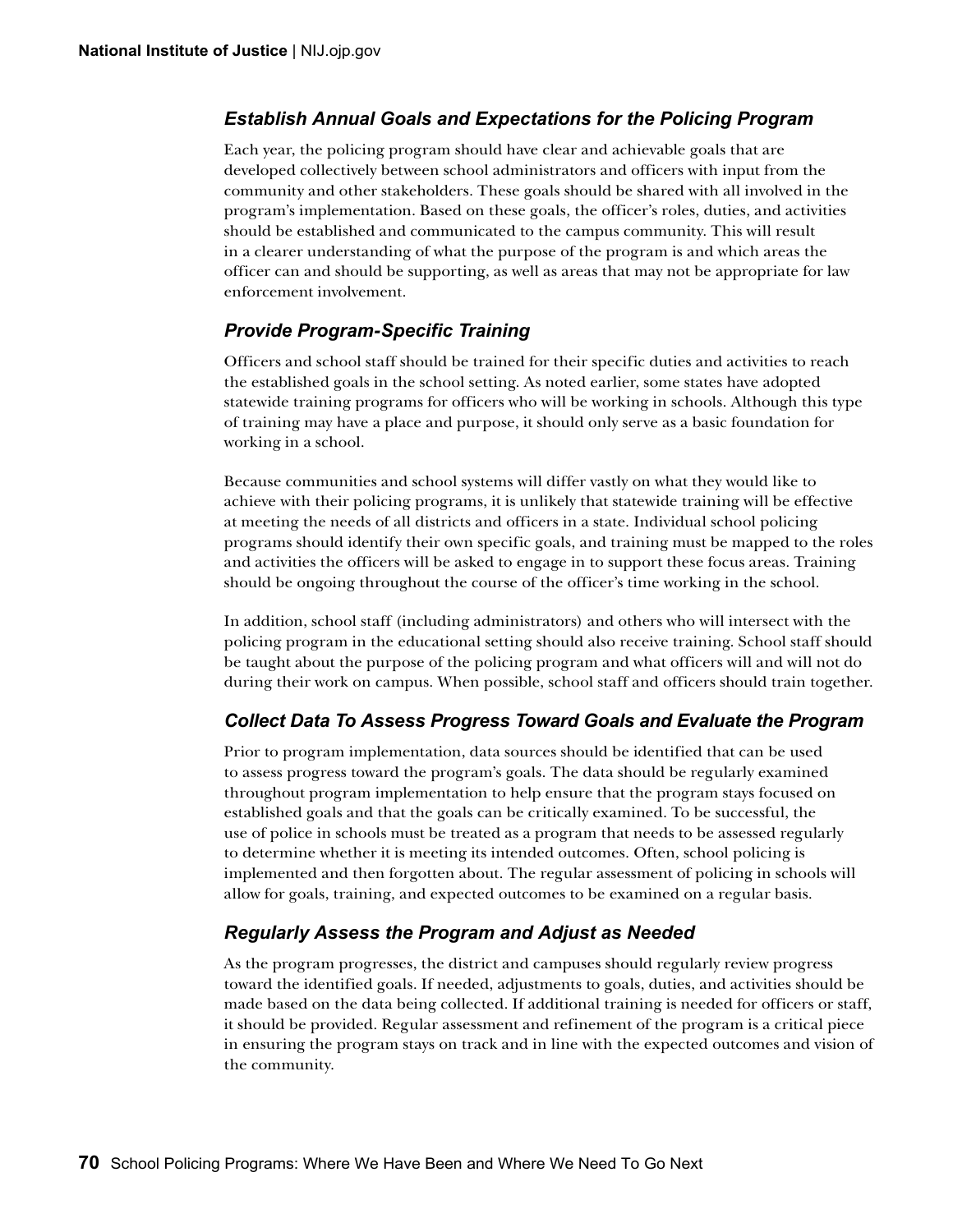### *Establish Annual Goals and Expectations for the Policing Program*

Each year, the policing program should have clear and achievable goals that are developed collectively between school administrators and officers with input from the community and other stakeholders. These goals should be shared with all involved in the program's implementation. Based on these goals, the officer's roles, duties, and activities should be established and communicated to the campus community. This will result in a clearer understanding of what the purpose of the program is and which areas the officer can and should be supporting, as well as areas that may not be appropriate for law enforcement involvement.

### *Provide Program-Specific Training*

Officers and school staff should be trained for their specific duties and activities to reach the established goals in the school setting. As noted earlier, some states have adopted statewide training programs for officers who will be working in schools. Although this type of training may have a place and purpose, it should only serve as a basic foundation for working in a school.

Because communities and school systems will differ vastly on what they would like to achieve with their policing programs, it is unlikely that statewide training will be effective at meeting the needs of all districts and officers in a state. Individual school policing programs should identify their own specific goals, and training must be mapped to the roles and activities the officers will be asked to engage in to support these focus areas. Training should be ongoing throughout the course of the officer's time working in the school.

In addition, school staff (including administrators) and others who will intersect with the policing program in the educational setting should also receive training. School staff should be taught about the purpose of the policing program and what officers will and will not do during their work on campus. When possible, school staff and officers should train together.

### *Collect Data To Assess Progress Toward Goals and Evaluate the Program*

Prior to program implementation, data sources should be identified that can be used to assess progress toward the program's goals. The data should be regularly examined throughout program implementation to help ensure that the program stays focused on established goals and that the goals can be critically examined. To be successful, the use of police in schools must be treated as a program that needs to be assessed regularly to determine whether it is meeting its intended outcomes. Often, school policing is implemented and then forgotten about. The regular assessment of policing in schools will allow for goals, training, and expected outcomes to be examined on a regular basis.

### *Regularly Assess the Program and Adjust as Needed*

As the program progresses, the district and campuses should regularly review progress toward the identified goals. If needed, adjustments to goals, duties, and activities should be made based on the data being collected. If additional training is needed for officers or staff, it should be provided. Regular assessment and refinement of the program is a critical piece in ensuring the program stays on track and in line with the expected outcomes and vision of the community.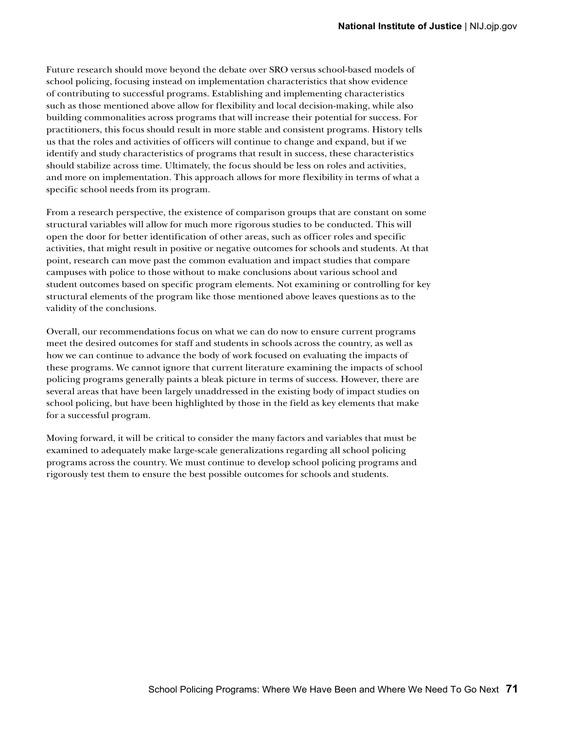Future research should move beyond the debate over SRO versus school-based models of school policing, focusing instead on implementation characteristics that show evidence of contributing to successful programs. Establishing and implementing characteristics such as those mentioned above allow for flexibility and local decision-making, while also building commonalities across programs that will increase their potential for success. For practitioners, this focus should result in more stable and consistent programs. History tells us that the roles and activities of officers will continue to change and expand, but if we identify and study characteristics of programs that result in success, these characteristics should stabilize across time. Ultimately, the focus should be less on roles and activities, and more on implementation. This approach allows for more flexibility in terms of what a specific school needs from its program.

From a research perspective, the existence of comparison groups that are constant on some structural variables will allow for much more rigorous studies to be conducted. This will open the door for better identification of other areas, such as officer roles and specific activities, that might result in positive or negative outcomes for schools and students. At that point, research can move past the common evaluation and impact studies that compare campuses with police to those without to make conclusions about various school and student outcomes based on specific program elements. Not examining or controlling for key structural elements of the program like those mentioned above leaves questions as to the validity of the conclusions.

Overall, our recommendations focus on what we can do now to ensure current programs meet the desired outcomes for staff and students in schools across the country, as well as how we can continue to advance the body of work focused on evaluating the impacts of these programs. We cannot ignore that current literature examining the impacts of school policing programs generally paints a bleak picture in terms of success. However, there are several areas that have been largely unaddressed in the existing body of impact studies on school policing, but have been highlighted by those in the field as key elements that make for a successful program.

Moving forward, it will be critical to consider the many factors and variables that must be examined to adequately make large-scale generalizations regarding all school policing programs across the country. We must continue to develop school policing programs and rigorously test them to ensure the best possible outcomes for schools and students.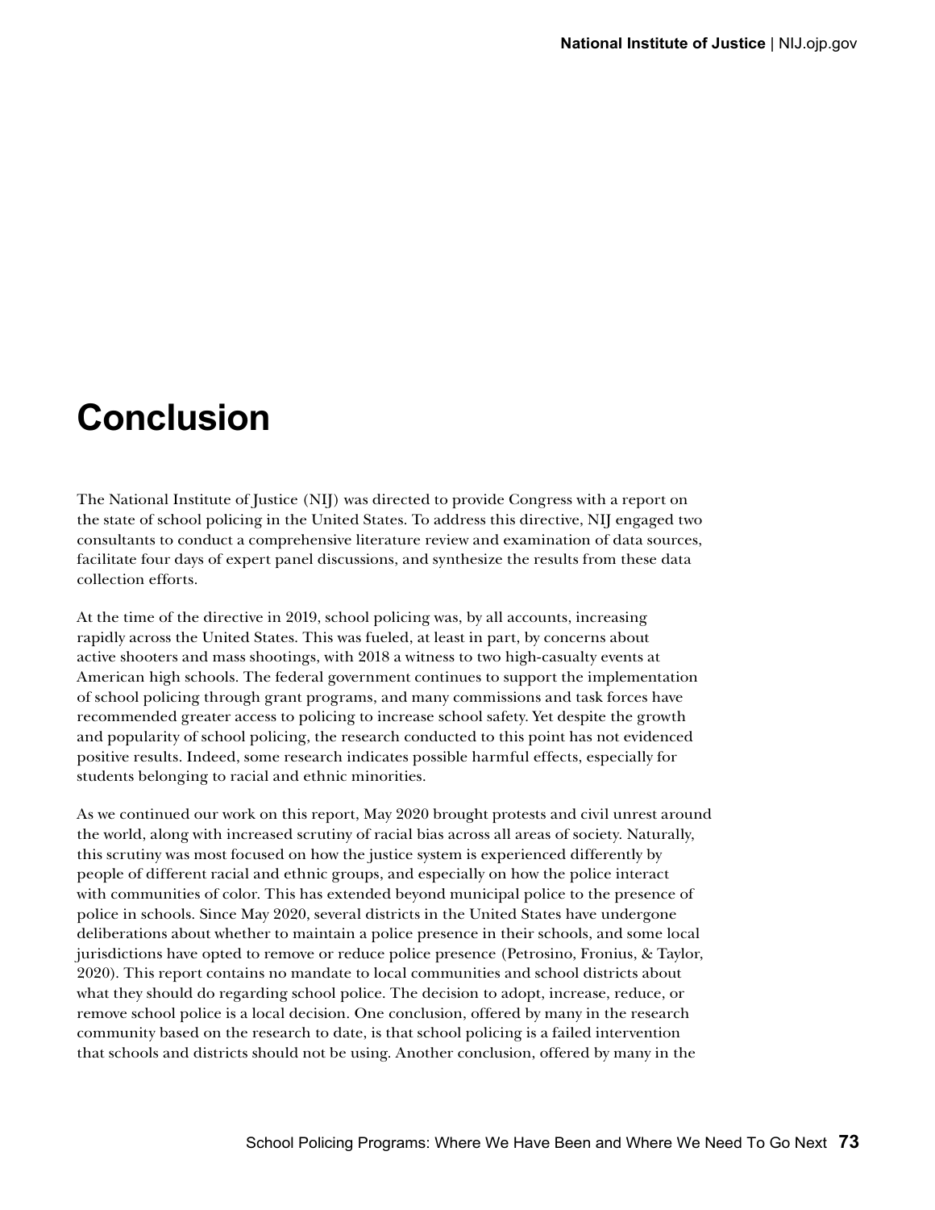# Conclusion

The National Institute of Justice (NIJ) was directed to provide Congress with a report on the state of school policing in the United States. To address this directive, NIJ engaged two consultants to conduct a comprehensive literature review and examination of data sources, facilitate four days of expert panel discussions, and synthesize the results from these data collection efforts.

At the time of the directive in 2019, school policing was, by all accounts, increasing rapidly across the United States. This was fueled, at least in part, by concerns about active shooters and mass shootings, with 2018 a witness to two high-casualty events at American high schools. The federal government continues to support the implementation of school policing through grant programs, and many commissions and task forces have recommended greater access to policing to increase school safety. Yet despite the growth and popularity of school policing, the research conducted to this point has not evidenced positive results. Indeed, some research indicates possible harmful effects, especially for students belonging to racial and ethnic minorities.

As we continued our work on this report, May 2020 brought protests and civil unrest around the world, along with increased scrutiny of racial bias across all areas of society. Naturally, this scrutiny was most focused on how the justice system is experienced differently by people of different racial and ethnic groups, and especially on how the police interact with communities of color. This has extended beyond municipal police to the presence of police in schools. Since May 2020, several districts in the United States have undergone deliberations about whether to maintain a police presence in their schools, and some local jurisdictions have opted to remove or reduce police presence (Petrosino, Fronius, & Taylor, 2020). This report contains no mandate to local communities and school districts about what they should do regarding school police. The decision to adopt, increase, reduce, or remove school police is a local decision. One conclusion, offered by many in the research community based on the research to date, is that school policing is a failed intervention that schools and districts should not be using. Another conclusion, offered by many in the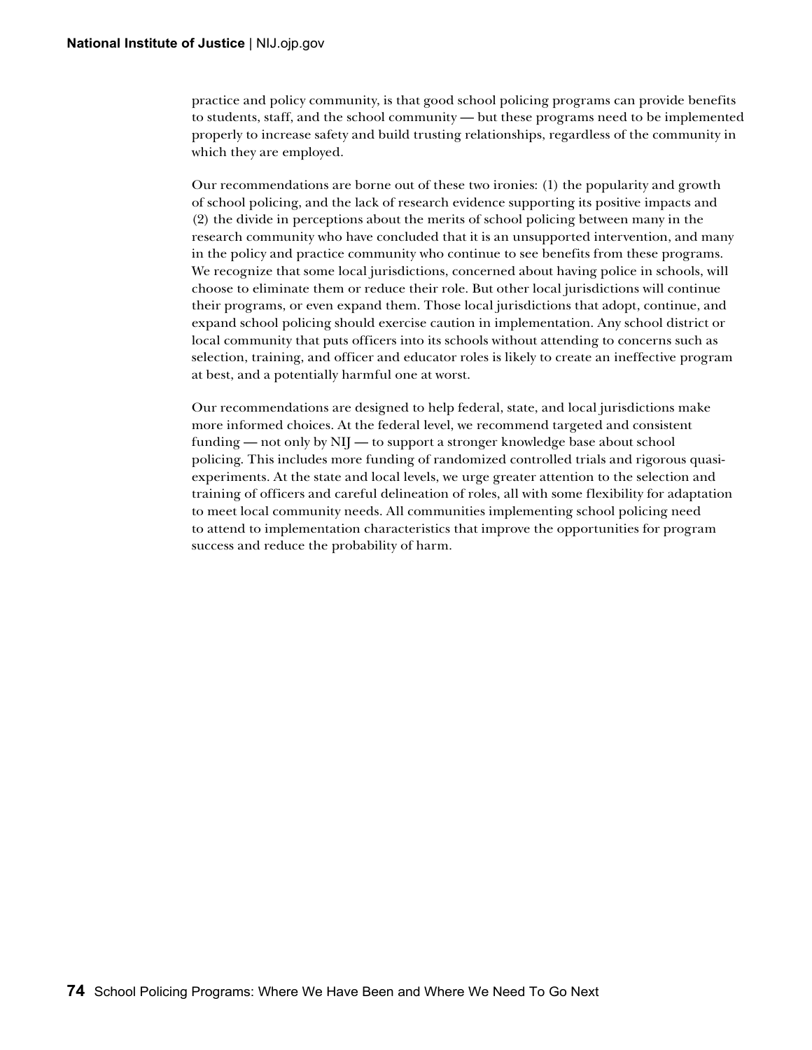practice and policy community, is that good school policing programs can provide benefits to students, staff, and the school community — but these programs need to be implemented properly to increase safety and build trusting relationships, regardless of the community in which they are employed.

Our recommendations are borne out of these two ironies: (1) the popularity and growth of school policing, and the lack of research evidence supporting its positive impacts and (2) the divide in perceptions about the merits of school policing between many in the research community who have concluded that it is an unsupported intervention, and many in the policy and practice community who continue to see benefits from these programs. We recognize that some local jurisdictions, concerned about having police in schools, will choose to eliminate them or reduce their role. But other local jurisdictions will continue their programs, or even expand them. Those local jurisdictions that adopt, continue, and expand school policing should exercise caution in implementation. Any school district or local community that puts officers into its schools without attending to concerns such as selection, training, and officer and educator roles is likely to create an ineffective program at best, and a potentially harmful one at worst.

Our recommendations are designed to help federal, state, and local jurisdictions make more informed choices. At the federal level, we recommend targeted and consistent funding — not only by NIJ — to support a stronger knowledge base about school policing. This includes more funding of randomized controlled trials and rigorous quasi-experiments. At the state and local levels, we urge greater attention to the selection and training of officers and careful delineation of roles, all with some flexibility for adaptation to meet local community needs. All communities implementing school policing need to attend to implementation characteristics that improve the opportunities for program success and reduce the probability of harm.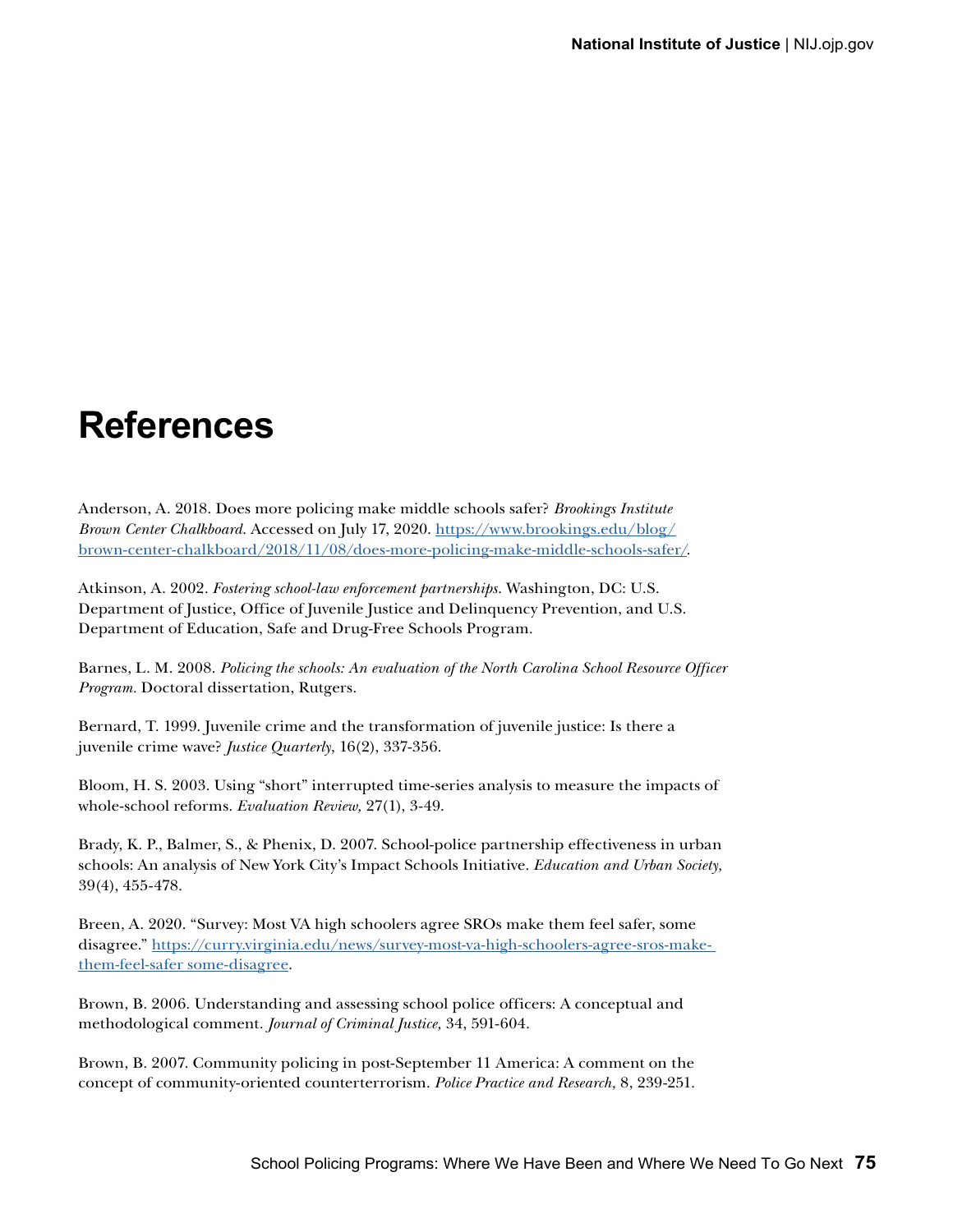# References

Anderson, A. 2018. Does more policing make middle schools safer? *Brookings Institute Brown Center Chalkboard.* Accessed on July 17, 2020. https://www.brookings.edu/blog/brown-center-chalkboard/2018/11/08/does-more-policing-make-middle-schools-safer/.

Atkinson, A. 2002. *Fostering school-law enforcement partnerships.* Washington, DC: U.S. Department of Justice, Office of Juvenile Justice and Delinquency Prevention, and U.S. Department of Education, Safe and Drug-Free Schools Program.

Barnes, L. M. 2008. *Policing the schools: An evaluation of the North Carolina School Resource Officer Program.* Doctoral dissertation, Rutgers.

Bernard, T. 1999. Juvenile crime and the transformation of juvenile justice: Is there a juvenile crime wave? *Justice Quarterly,* 16(2), 337-356.

Bloom, H. S. 2003. Using "short" interrupted time-series analysis to measure the impacts of whole-school reforms. *Evaluation Review,* 27(1), 3-49.

Brady, K. P., Balmer, S., & Phenix, D. 2007. School-police partnership effectiveness in urban schools: An analysis of New York City's Impact Schools Initiative. *Education and Urban Society,* 39(4), 455-478.

Breen, A. 2020. "Survey: Most VA high schoolers agree SROs make them feel safer, some disagree." https://curry.virginia.edu/news/survey-most-va-high-schoolers-agree-sros-make-them-feel-safer some-disagree.

Brown, B. 2006. Understanding and assessing school police officers: A conceptual and methodological comment. *Journal of Criminal Justice,* 34, 591-604.

Brown, B. 2007. Community policing in post-September 11 America: A comment on the concept of community-oriented counterterrorism. *Police Practice and Research,* 8, 239-251.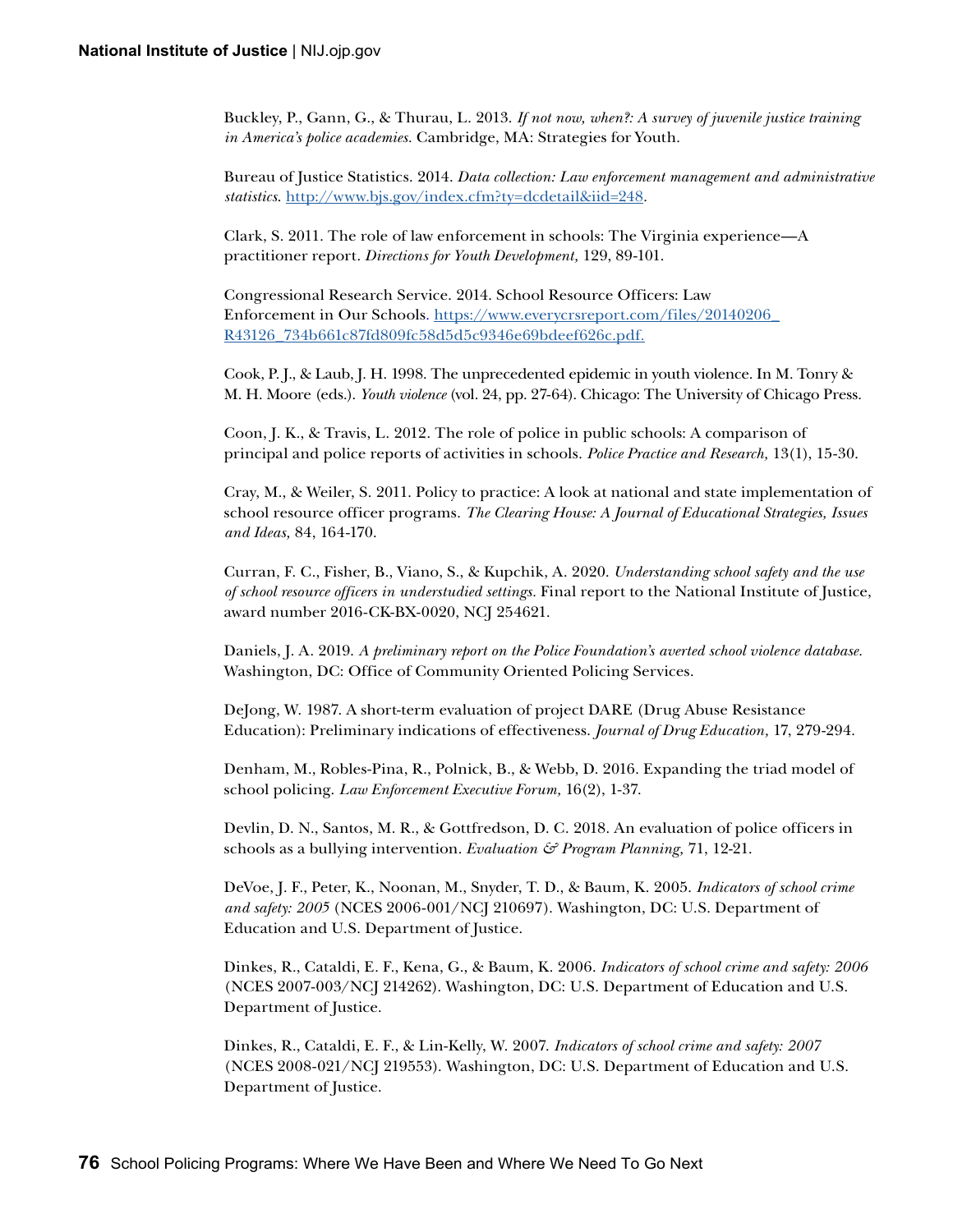Buckley, P., Gann, G., & Thurau, L. 2013. *If not now, when?: A survey of juvenile justice training in America's police academies.* Cambridge, MA: Strategies for Youth.

Bureau of Justice Statistics. 2014. *Data collection: Law enforcement management and administrative statistics.* http://www.bjs.gov/index.cfm?ty=dcdetail&iid=248.

Clark, S. 2011. The role of law enforcement in schools: The Virginia experience—A practitioner report. *Directions for Youth Development,* 129, 89-101.

Congressional Research Service. 2014. School Resource Officers: Law Enforcement in Our Schools. https://www.everycrsreport.com/files/20140206_R43126_734b661c87fd809fc58d5d5c9346e69bdeef626c.pdf.

Cook, P. J., & Laub, J. H. 1998. The unprecedented epidemic in youth violence. In M. Tonry & M. H. Moore (eds.). *Youth violence* (vol. 24, pp. 27-64). Chicago: The University of Chicago Press.

Coon, J. K., & Travis, L. 2012. The role of police in public schools: A comparison of principal and police reports of activities in schools. *Police Practice and Research,* 13(1), 15-30.

Cray, M., & Weiler, S. 2011. Policy to practice: A look at national and state implementation of school resource officer programs. *The Clearing House: A Journal of Educational Strategies, Issues and Ideas,* 84, 164-170.

Curran, F. C., Fisher, B., Viano, S., & Kupchik, A. 2020. *Understanding school safety and the use of school resource officers in understudied settings.* Final report to the National Institute of Justice, award number 2016-CK-BX-0020, NCJ 254621.

Daniels, J. A. 2019. *A preliminary report on the Police Foundation's averted school violence database.* Washington, DC: Office of Community Oriented Policing Services.

DeJong, W. 1987. A short-term evaluation of project DARE (Drug Abuse Resistance Education): Preliminary indications of effectiveness. *Journal of Drug Education,* 17, 279-294.

Denham, M., Robles-Pina, R., Polnick, B., & Webb, D. 2016. Expanding the triad model of school policing. *Law Enforcement Executive Forum,* 16(2), 1-37.

Devlin, D. N., Santos, M. R., & Gottfredson, D. C. 2018. An evaluation of police officers in schools as a bullying intervention. *Evaluation & Program Planning,* 71, 12-21.

DeVoe, J. F., Peter, K., Noonan, M., Snyder, T. D., & Baum, K. 2005. *Indicators of school crime and safety: 2005* (NCES 2006-001/NCJ 210697). Washington, DC: U.S. Department of Education and U.S. Department of Justice.

Dinkes, R., Cataldi, E. F., Kena, G., & Baum, K. 2006. *Indicators of school crime and safety: 2006* (NCES 2007-003/NCJ 214262). Washington, DC: U.S. Department of Education and U.S. Department of Justice.

Dinkes, R., Cataldi, E. F., & Lin-Kelly, W. 2007. *Indicators of school crime and safety: 2007* (NCES 2008-021/NCJ 219553). Washington, DC: U.S. Department of Education and U.S. Department of Justice.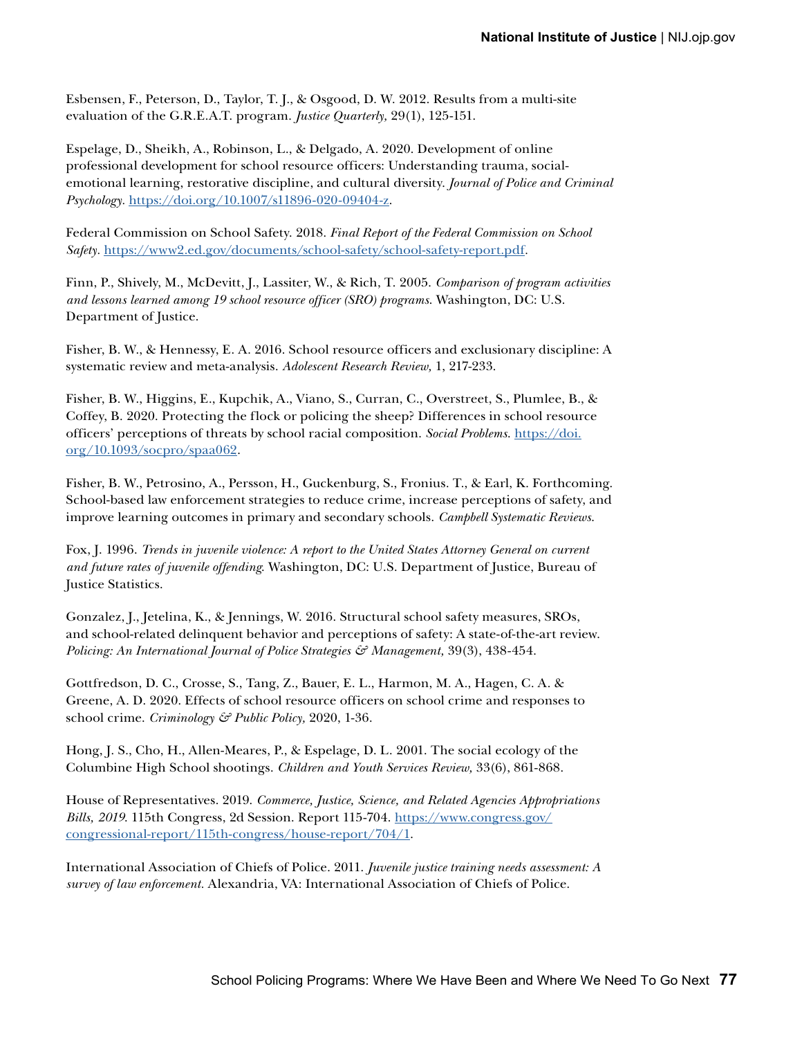Esbensen, F., Peterson, D., Taylor, T. J., & Osgood, D. W. 2012. Results from a multi-site evaluation of the G.R.E.A.T. program. *Justice Quarterly,* 29(1), 125-151.

Espelage, D., Sheikh, A., Robinson, L., & Delgado, A. 2020. Development of online professional development for school resource officers: Understanding trauma, social-emotional learning, restorative discipline, and cultural diversity. *Journal of Police and Criminal Psychology*. https://doi.org/10.1007/s11896-020-09404-z.

Federal Commission on School Safety. 2018. *Final Report of the Federal Commission on School Safety*. https://www2.ed.gov/documents/school-safety/school-safety-report.pdf.

Finn, P., Shively, M., McDevitt, J., Lassiter, W., & Rich, T. 2005. *Comparison of program activities and lessons learned among 19 school resource officer (SRO) programs*. Washington, DC: U.S. Department of Justice.

Fisher, B. W., & Hennessy, E. A. 2016. School resource officers and exclusionary discipline: A systematic review and meta-analysis. *Adolescent Research Review,* 1, 217-233.

Fisher, B. W., Higgins, E., Kupchik, A., Viano, S., Curran, C., Overstreet, S., Plumlee, B., & Coffey, B. 2020. Protecting the flock or policing the sheep? Differences in school resource officers' perceptions of threats by school racial composition. *Social Problems*. https://doi.org/10.1093/socpro/spaa062.

Fisher, B. W., Petrosino, A., Persson, H., Guckenburg, S., Fronius. T., & Earl, K. Forthcoming. School-based law enforcement strategies to reduce crime, increase perceptions of safety, and improve learning outcomes in primary and secondary schools. *Campbell Systematic Reviews*.

Fox, J. 1996. *Trends in juvenile violence: A report to the United States Attorney General on current and future rates of juvenile offending*. Washington, DC: U.S. Department of Justice, Bureau of Justice Statistics.

Gonzalez, J., Jetelina, K., & Jennings, W. 2016. Structural school safety measures, SROs, and school-related delinquent behavior and perceptions of safety: A state-of-the-art review. *Policing: An International Journal of Police Strategies & Management,* 39(3), 438-454.

Gottfredson, D. C., Crosse, S., Tang, Z., Bauer, E. L., Harmon, M. A., Hagen, C. A. & Greene, A. D. 2020. Effects of school resource officers on school crime and responses to school crime. *Criminology & Public Policy,* 2020, 1-36.

Hong, J. S., Cho, H., Allen-Meares, P., & Espelage, D. L. 2001. The social ecology of the Columbine High School shootings. *Children and Youth Services Review,* 33(6), 861-868.

House of Representatives. 2019. *Commerce, Justice, Science, and Related Agencies Appropriations Bills, 2019*. 115th Congress, 2d Session. Report 115-704. https://www.congress.gov/congressional-report/115th-congress/house-report/704/1.

International Association of Chiefs of Police. 2011. *Juvenile justice training needs assessment: A survey of law enforcement*. Alexandria, VA: International Association of Chiefs of Police.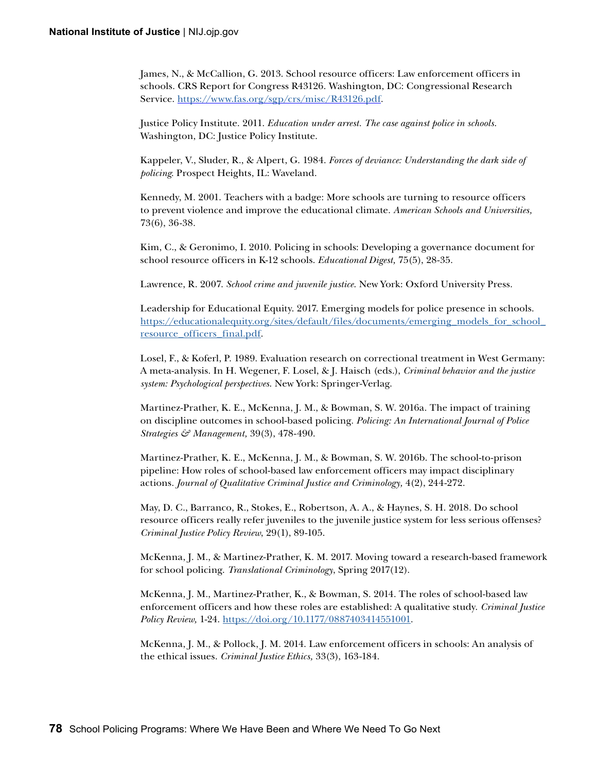James, N., & McCallion, G. 2013. School resource officers: Law enforcement officers in schools. CRS Report for Congress R43126. Washington, DC: Congressional Research Service. https://www.fas.org/sgp/crs/misc/R43126.pdf.

Justice Policy Institute. 2011. *Education under arrest. The case against police in schools.* Washington, DC: Justice Policy Institute.

Kappeler, V., Sluder, R., & Alpert, G. 1984. *Forces of deviance: Understanding the dark side of policing.* Prospect Heights, IL: Waveland.

Kennedy, M. 2001. Teachers with a badge: More schools are turning to resource officers to prevent violence and improve the educational climate. *American Schools and Universities,* 73(6), 36-38.

Kim, C., & Geronimo, I. 2010. Policing in schools: Developing a governance document for school resource officers in K-12 schools. *Educational Digest,* 75(5), 28-35.

Lawrence, R. 2007. *School crime and juvenile justice.* New York: Oxford University Press.

Leadership for Educational Equity. 2017. Emerging models for police presence in schools. https://educationalequity.org/sites/default/files/documents/emerging_models_for_school_resource_officers_final.pdf.

Losel, F., & Koferl, P. 1989. Evaluation research on correctional treatment in West Germany: A meta-analysis. In H. Wegener, F. Losel, & J. Haisch (eds.), *Criminal behavior and the justice system: Psychological perspectives.* New York: Springer-Verlag.

Martinez-Prather, K. E., McKenna, J. M., & Bowman, S. W. 2016a. The impact of training on discipline outcomes in school-based policing. *Policing: An International Journal of Police Strategies & Management,* 39(3), 478-490.

Martinez-Prather, K. E., McKenna, J. M., & Bowman, S. W. 2016b. The school-to-prison pipeline: How roles of school-based law enforcement officers may impact disciplinary actions. *Journal of Qualitative Criminal Justice and Criminology,* 4(2), 244-272.

May, D. C., Barranco, R., Stokes, E., Robertson, A. A., & Haynes, S. H. 2018. Do school resource officers really refer juveniles to the juvenile justice system for less serious offenses? *Criminal Justice Policy Review*, 29(1), 89-105.

McKenna, J. M., & Martinez-Prather, K. M. 2017. Moving toward a research-based framework for school policing. *Translational Criminology*, Spring 2017(12).

McKenna, J. M., Martinez-Prather, K., & Bowman, S. 2014. The roles of school-based law enforcement officers and how these roles are established: A qualitative study. *Criminal Justice Policy Review,* 1-24. https://doi.org/10.1177/0887403414551001.

McKenna, J. M., & Pollock, J. M. 2014. Law enforcement officers in schools: An analysis of the ethical issues. *Criminal Justice Ethics,* 33(3), 163-184.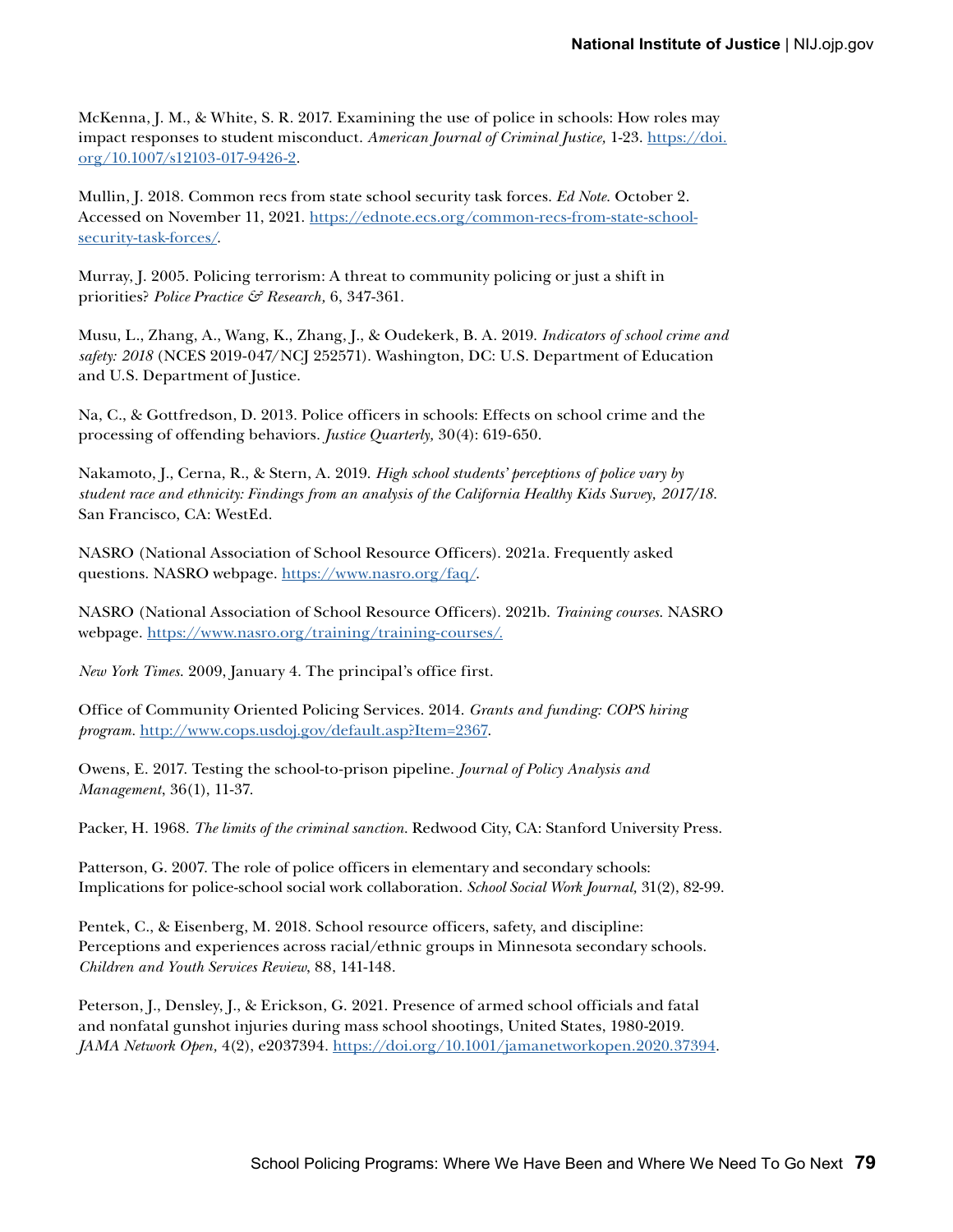McKenna, J. M., & White, S. R. 2017. Examining the use of police in schools: How roles may impact responses to student misconduct. *American Journal of Criminal Justice,* 1-23. https://doi.org/10.1007/s12103-017-9426-2.

Mullin, J. 2018. Common recs from state school security task forces. *Ed Note*. October 2. Accessed on November 11, 2021. https://ednote.ecs.org/common-recs-from-state-school-security-task-forces/.

Murray, J. 2005. Policing terrorism: A threat to community policing or just a shift in priorities? *Police Practice & Research,* 6, 347-361.

Musu, L., Zhang, A., Wang, K., Zhang, J., & Oudekerk, B. A. 2019. *Indicators of school crime and safety: 2018* (NCES 2019-047/NCJ 252571). Washington, DC: U.S. Department of Education and U.S. Department of Justice.

Na, C., & Gottfredson, D. 2013. Police officers in schools: Effects on school crime and the processing of offending behaviors. *Justice Quarterly,* 30(4): 619-650.

Nakamoto, J., Cerna, R., & Stern, A. 2019. *High school students' perceptions of police vary by student race and ethnicity: Findings from an analysis of the California Healthy Kids Survey, 2017/18.* San Francisco, CA: WestEd.

NASRO (National Association of School Resource Officers). 2021a. Frequently asked questions. NASRO webpage. https://www.nasro.org/faq/.

NASRO (National Association of School Resource Officers). 2021b. *Training courses*. NASRO webpage. https://www.nasro.org/training/training-courses/.

*New York Times*. 2009, January 4. The principal's office first.

Office of Community Oriented Policing Services. 2014. *Grants and funding: COPS hiring program.* http://www.cops.usdoj.gov/default.asp?Item=2367.

Owens, E. 2017. Testing the school-to-prison pipeline. *Journal of Policy Analysis and Management*, 36(1), 11-37.

Packer, H. 1968. *The limits of the criminal sanction.* Redwood City, CA: Stanford University Press.

Patterson, G. 2007. The role of police officers in elementary and secondary schools: Implications for police-school social work collaboration. *School Social Work Journal,* 31(2), 82-99.

Pentek, C., & Eisenberg, M. 2018. School resource officers, safety, and discipline: Perceptions and experiences across racial/ethnic groups in Minnesota secondary schools. *Children and Youth Services Review,* 88, 141-148.

Peterson, J., Densley, J., & Erickson, G. 2021. Presence of armed school officials and fatal and nonfatal gunshot injuries during mass school shootings, United States, 1980-2019. *JAMA Network Open,* 4(2), e2037394. https://doi.org/10.1001/jamanetworkopen.2020.37394.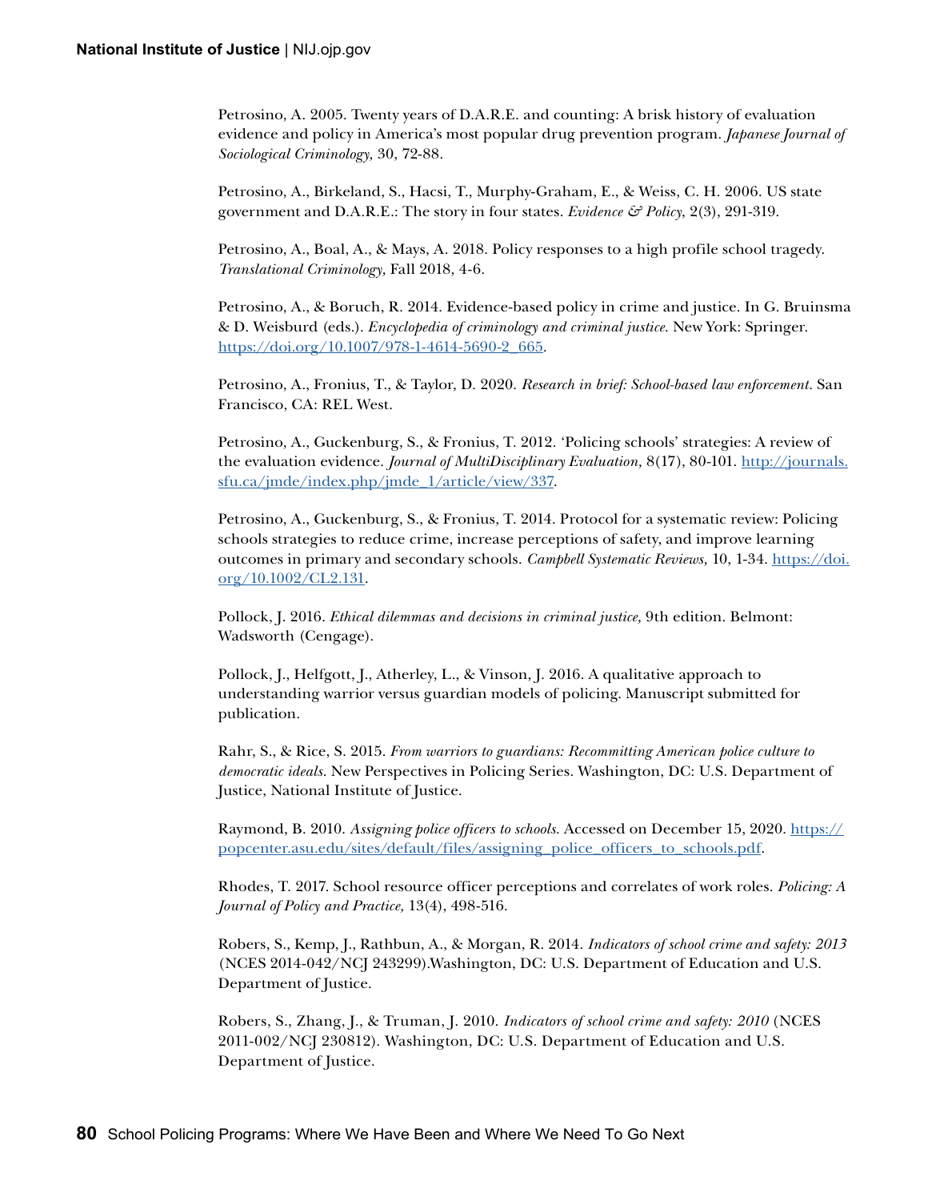Petrosino, A. 2005. Twenty years of D.A.R.E. and counting: A brisk history of evaluation evidence and policy in America's most popular drug prevention program. *Japanese Journal of Sociological Criminology,* 30, 72-88.

Petrosino, A., Birkeland, S., Hacsi, T., Murphy-Graham, E., & Weiss, C. H. 2006. US state government and D.A.R.E.: The story in four states. *Evidence & Policy*, 2(3), 291-319.

Petrosino, A., Boal, A., & Mays, A. 2018. Policy responses to a high profile school tragedy. *Translational Criminology,* Fall 2018, 4-6.

Petrosino, A., & Boruch, R. 2014. Evidence-based policy in crime and justice. In G. Bruinsma & D. Weisburd (eds.). *Encyclopedia of criminology and criminal justice.* New York: Springer. https://doi.org/10.1007/978-1-4614-5690-2_665.

Petrosino, A., Fronius, T., & Taylor, D. 2020. *Research in brief: School-based law enforcement.* San Francisco, CA: REL West.

Petrosino, A., Guckenburg, S., & Fronius, T. 2012. 'Policing schools' strategies: A review of the evaluation evidence. *Journal of MultiDisciplinary Evaluation,* 8(17), 80-101. http://journals.sfu.ca/jmde/index.php/jmde_1/article/view/337.

Petrosino, A., Guckenburg, S., & Fronius, T. 2014. Protocol for a systematic review: Policing schools strategies to reduce crime, increase perceptions of safety, and improve learning outcomes in primary and secondary schools. *Campbell Systematic Reviews,* 10, 1-34. https://doi.org/10.1002/CL2.131.

Pollock, J. 2016. *Ethical dilemmas and decisions in criminal justice,* 9th edition. Belmont: Wadsworth (Cengage).

Pollock, J., Helfgott, J., Atherley, L., & Vinson, J. 2016. A qualitative approach to understanding warrior versus guardian models of policing. Manuscript submitted for publication.

Rahr, S., & Rice, S. 2015. *From warriors to guardians: Recommitting American police culture to democratic ideals.* New Perspectives in Policing Series. Washington, DC: U.S. Department of Justice, National Institute of Justice.

Raymond, B. 2010. *Assigning police officers to schools.* Accessed on December 15, 2020. https://popcenter.asu.edu/sites/default/files/assigning_police_officers_to_schools.pdf.

Rhodes, T. 2017. School resource officer perceptions and correlates of work roles. *Policing: A Journal of Policy and Practice,* 13(4), 498-516.

Robers, S., Kemp, J., Rathbun, A., & Morgan, R. 2014. *Indicators of school crime and safety: 2013* (NCES 2014-042/NCJ 243299).Washington, DC: U.S. Department of Education and U.S. Department of Justice.

Robers, S., Zhang, J., & Truman, J. 2010. *Indicators of school crime and safety: 2010* (NCES 2011-002/NCJ 230812). Washington, DC: U.S. Department of Education and U.S. Department of Justice.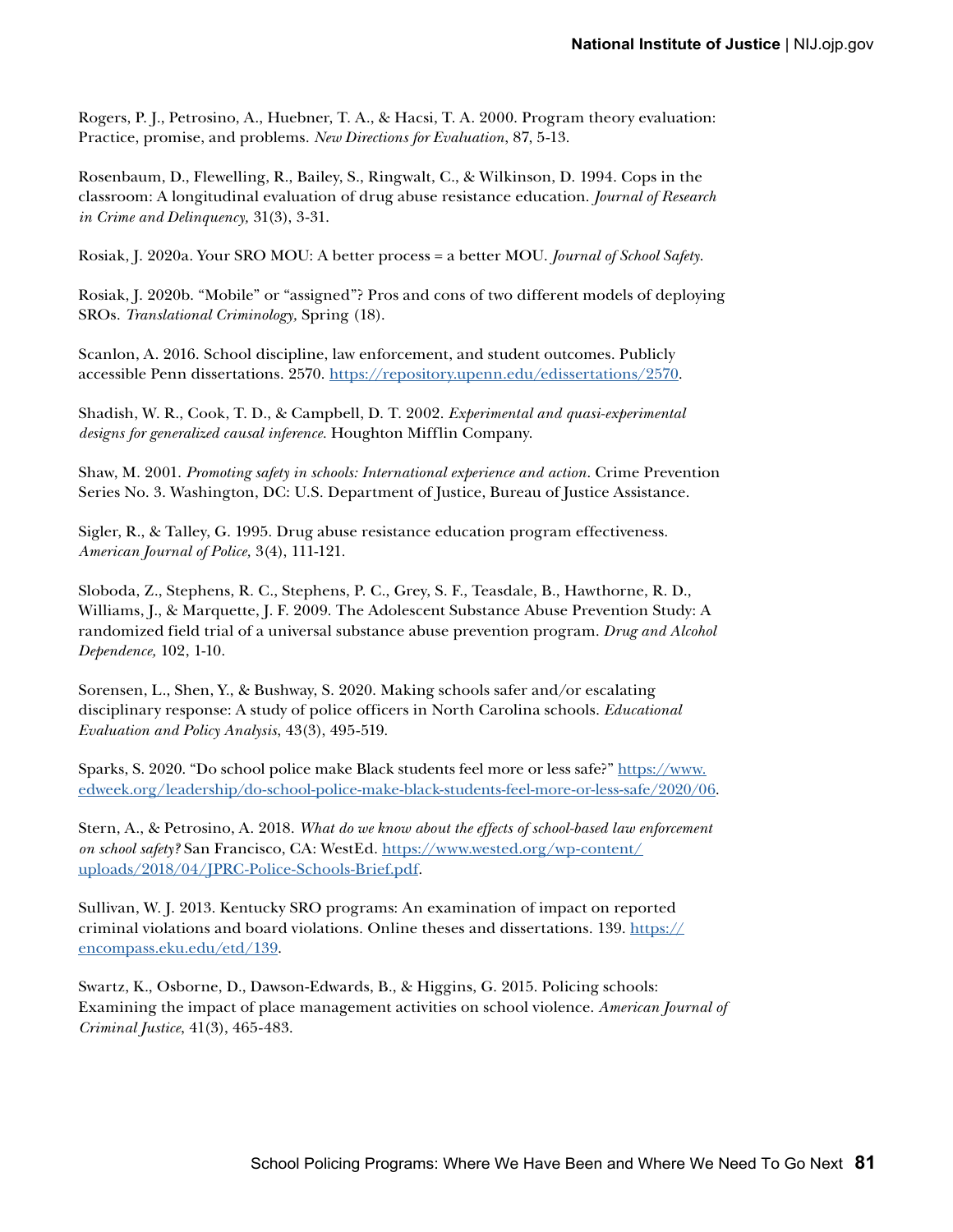Rogers, P. J., Petrosino, A., Huebner, T. A., & Hacsi, T. A. 2000. Program theory evaluation: Practice, promise, and problems. *New Directions for Evaluation*, 87, 5-13.

Rosenbaum, D., Flewelling, R., Bailey, S., Ringwalt, C., & Wilkinson, D. 1994. Cops in the classroom: A longitudinal evaluation of drug abuse resistance education. *Journal of Research in Crime and Delinquency,* 31(3), 3-31.

Rosiak, J. 2020a. Your SRO MOU: A better process = a better MOU. *Journal of School Safety*.

Rosiak, J. 2020b. "Mobile" or "assigned"? Pros and cons of two different models of deploying SROs. *Translational Criminology,* Spring (18).

Scanlon, A. 2016. School discipline, law enforcement, and student outcomes. Publicly accessible Penn dissertations. 2570. https://repository.upenn.edu/edissertations/2570.

Shadish, W. R., Cook, T. D., & Campbell, D. T. 2002. *Experimental and quasi-experimental designs for generalized causal inference*. Houghton Mifflin Company.

Shaw, M. 2001. *Promoting safety in schools: International experience and action*. Crime Prevention Series No. 3. Washington, DC: U.S. Department of Justice, Bureau of Justice Assistance.

Sigler, R., & Talley, G. 1995. Drug abuse resistance education program effectiveness. *American Journal of Police,* 3(4), 111-121.

Sloboda, Z., Stephens, R. C., Stephens, P. C., Grey, S. F., Teasdale, B., Hawthorne, R. D., Williams, J., & Marquette, J. F. 2009. The Adolescent Substance Abuse Prevention Study: A randomized field trial of a universal substance abuse prevention program. *Drug and Alcohol Dependence,* 102, 1-10.

Sorensen, L., Shen, Y., & Bushway, S. 2020. Making schools safer and/or escalating disciplinary response: A study of police officers in North Carolina schools. *Educational Evaluation and Policy Analysis*, 43(3), 495-519.

Sparks, S. 2020. "Do school police make Black students feel more or less safe?" https://www.edweek.org/leadership/do-school-police-make-black-students-feel-more-or-less-safe/2020/06.

Stern, A., & Petrosino, A. 2018. *What do we know about the effects of school-based law enforcement on school safety?* San Francisco, CA: WestEd. https://www.wested.org/wp-content/uploads/2018/04/JPRC-Police-Schools-Brief.pdf.

Sullivan, W. J. 2013. Kentucky SRO programs: An examination of impact on reported criminal violations and board violations. Online theses and dissertations. 139. https://encompass.eku.edu/etd/139.

Swartz, K., Osborne, D., Dawson-Edwards, B., & Higgins, G. 2015. Policing schools: Examining the impact of place management activities on school violence. *American Journal of Criminal Justice*, 41(3), 465-483.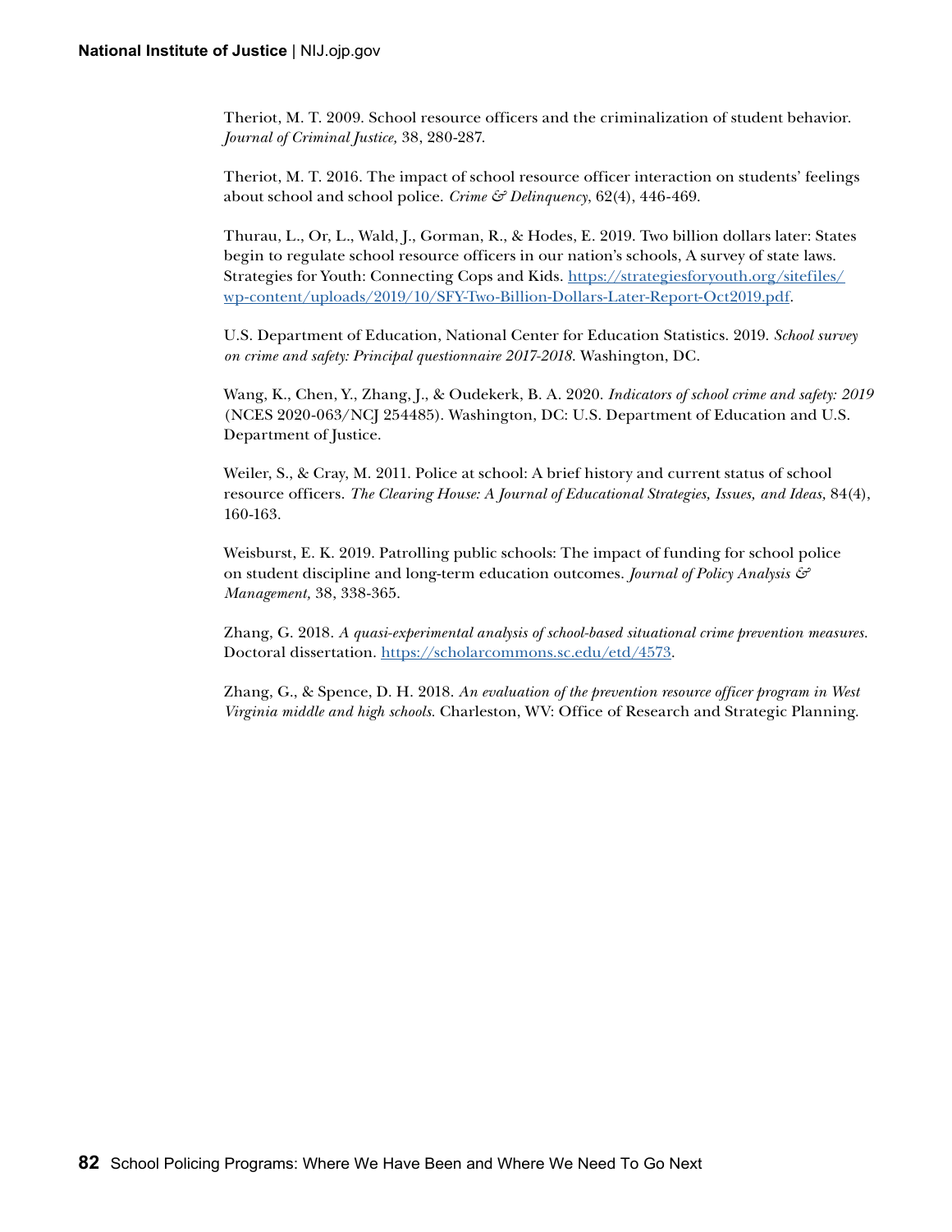Theriot, M. T. 2009. School resource officers and the criminalization of student behavior. *Journal of Criminal Justice,* 38, 280-287.

Theriot, M. T. 2016. The impact of school resource officer interaction on students' feelings about school and school police. *Crime & Delinquency*, 62(4), 446-469.

Thurau, L., Or, L., Wald, J., Gorman, R., & Hodes, E. 2019. Two billion dollars later: States begin to regulate school resource officers in our nation's schools, A survey of state laws. Strategies for Youth: Connecting Cops and Kids. [https://strategiesforyouth.org/sitefiles/wp-content/uploads/2019/10/SFY-Two-Billion-Dollars-Later-Report-Oct2019.pdf](https://strategiesforyouth.org/sitefiles/wp-content/uploads/2019/10/SFY-Two-Billion-Dollars-Later-Report-Oct2019.pdf).

U.S. Department of Education, National Center for Education Statistics. 2019. *School survey on crime and safety: Principal questionnaire 2017-2018.* Washington, DC.

Wang, K., Chen, Y., Zhang, J., & Oudekerk, B. A. 2020. *Indicators of school crime and safety: 2019* (NCES 2020-063/NCJ 254485). Washington, DC: U.S. Department of Education and U.S. Department of Justice.

Weiler, S., & Cray, M. 2011. Police at school: A brief history and current status of school resource officers. *The Clearing House: A Journal of Educational Strategies, Issues, and Ideas,* 84(4), 160-163.

Weisburst, E. K. 2019. Patrolling public schools: The impact of funding for school police on student discipline and long-term education outcomes. *Journal of Policy Analysis & Management,* 38, 338-365.

Zhang, G. 2018. *A quasi-experimental analysis of school-based situational crime prevention measures.* Doctoral dissertation. [https://scholarcommons.sc.edu/etd/4573](https://scholarcommons.sc.edu/etd/4573).

Zhang, G., & Spence, D. H. 2018. *An evaluation of the prevention resource officer program in West Virginia middle and high schools.* Charleston, WV: Office of Research and Strategic Planning.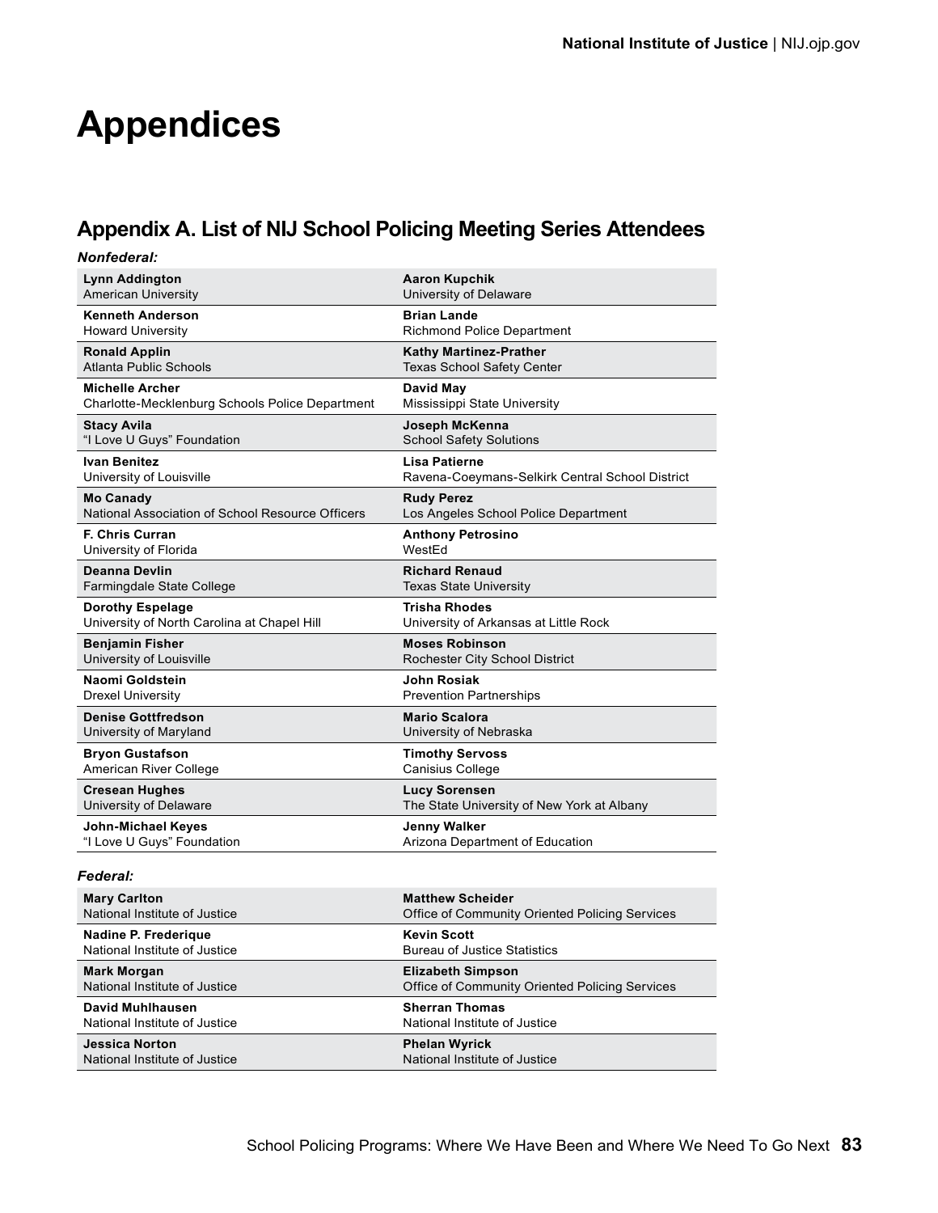# Appendices

## Appendix A. List of NIJ School Policing Meeting Series Attendees

***Nonfederal:***

| | |
|---|---|
| **Lynn Addington**<br>American University | **Aaron Kupchik**<br>University of Delaware |
| **Kenneth Anderson**<br>Howard University | **Brian Lande**<br>Richmond Police Department |
| **Ronald Applin**<br>Atlanta Public Schools | **Kathy Martinez-Prather**<br>Texas School Safety Center |
| **Michelle Archer**<br>Charlotte-Mecklenburg Schools Police Department | **David May**<br>Mississippi State University |
| **Stacy Avila**<br>"I Love U Guys" Foundation | **Joseph McKenna**<br>School Safety Solutions |
| **Ivan Benitez**<br>University of Louisville | **Lisa Patierne**<br>Ravena-Coeymans-Selkirk Central School District |
| **Mo Canady**<br>National Association of School Resource Officers | **Rudy Perez**<br>Los Angeles School Police Department |
| **F. Chris Curran**<br>University of Florida | **Anthony Petrosino**<br>WestEd |
| **Deanna Devlin**<br>Farmingdale State College | **Richard Renaud**<br>Texas State University |
| **Dorothy Espelage**<br>University of North Carolina at Chapel Hill | **Trisha Rhodes**<br>University of Arkansas at Little Rock |
| **Benjamin Fisher**<br>University of Louisville | **Moses Robinson**<br>Rochester City School District |
| **Naomi Goldstein**<br>Drexel University | **John Rosiak**<br>Prevention Partnerships |
| **Denise Gottfredson**<br>University of Maryland | **Mario Scalora**<br>University of Nebraska |
| **Bryon Gustafson**<br>American River College | **Timothy Servoss**<br>Canisius College |
| **Cresean Hughes**<br>University of Delaware | **Lucy Sorensen**<br>The State University of New York at Albany |
| **John-Michael Keyes**<br>"I Love U Guys" Foundation | **Jenny Walker**<br>Arizona Department of Education |

***Federal:***

| | |
|---|---|
| **Mary Carlton**<br>National Institute of Justice | **Matthew Scheider**<br>Office of Community Oriented Policing Services |
| **Nadine P. Frederique**<br>National Institute of Justice | **Kevin Scott**<br>Bureau of Justice Statistics |
| **Mark Morgan**<br>National Institute of Justice | **Elizabeth Simpson**<br>Office of Community Oriented Policing Services |
| **David Muhlhausen**<br>National Institute of Justice | **Sherran Thomas**<br>National Institute of Justice |
| **Jessica Norton**<br>National Institute of Justice | **Phelan Wyrick**<br>National Institute of Justice |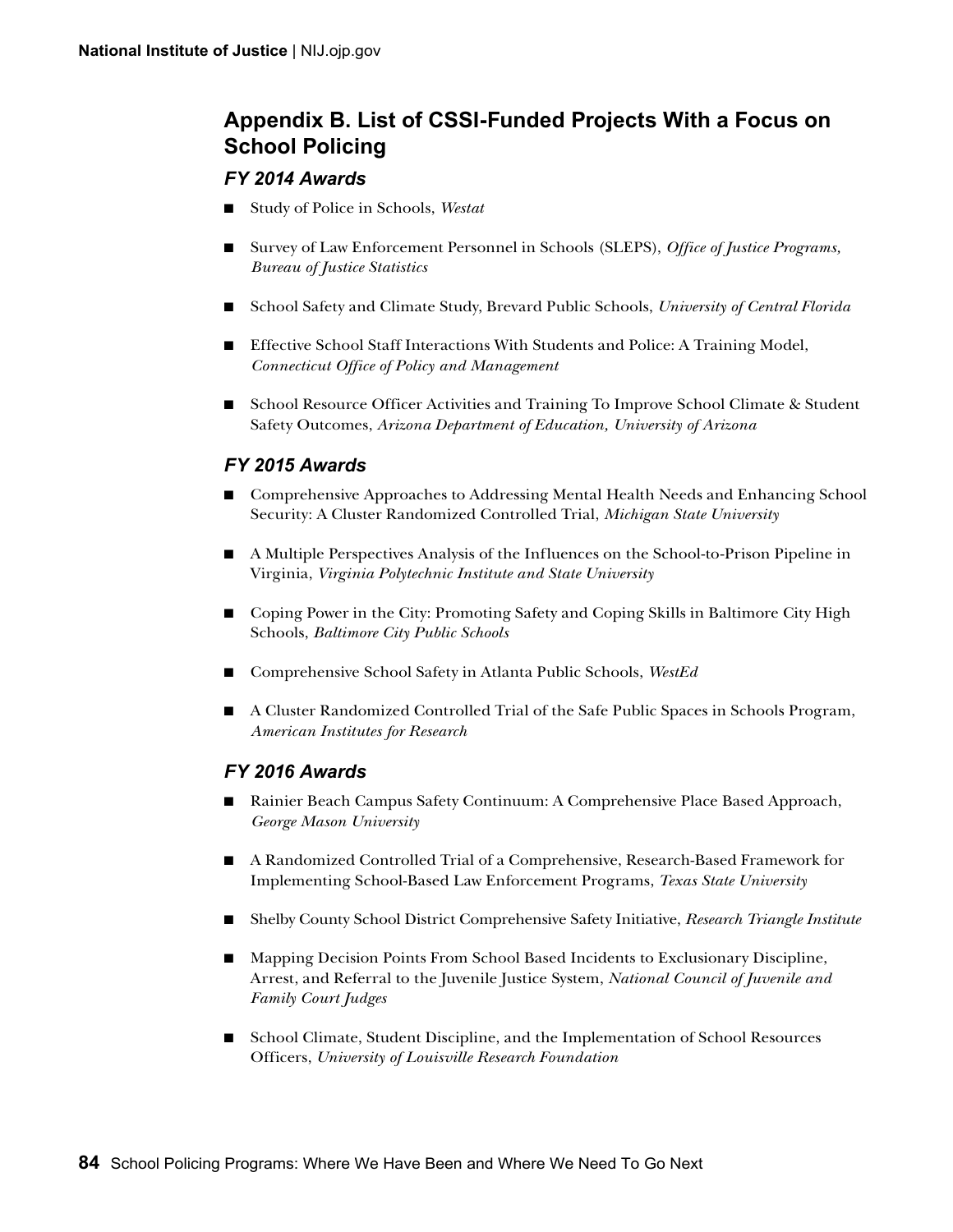## Appendix B. List of CSSI-Funded Projects With a Focus on School Policing

### FY 2014 Awards

- Study of Police in Schools, *Westat*
- Survey of Law Enforcement Personnel in Schools (SLEPS), *Office of Justice Programs, Bureau of Justice Statistics*
- School Safety and Climate Study, Brevard Public Schools, *University of Central Florida*
- Effective School Staff Interactions With Students and Police: A Training Model, *Connecticut Office of Policy and Management*
- School Resource Officer Activities and Training To Improve School Climate & Student Safety Outcomes, *Arizona Department of Education, University of Arizona*

### FY 2015 Awards

- Comprehensive Approaches to Addressing Mental Health Needs and Enhancing School Security: A Cluster Randomized Controlled Trial, *Michigan State University*
- A Multiple Perspectives Analysis of the Influences on the School-to-Prison Pipeline in Virginia, *Virginia Polytechnic Institute and State University*
- Coping Power in the City: Promoting Safety and Coping Skills in Baltimore City High Schools, *Baltimore City Public Schools*
- Comprehensive School Safety in Atlanta Public Schools, *WestEd*
- A Cluster Randomized Controlled Trial of the Safe Public Spaces in Schools Program, *American Institutes for Research*

### FY 2016 Awards

- Rainier Beach Campus Safety Continuum: A Comprehensive Place Based Approach, *George Mason University*
- A Randomized Controlled Trial of a Comprehensive, Research-Based Framework for Implementing School-Based Law Enforcement Programs, *Texas State University*
- Shelby County School District Comprehensive Safety Initiative, *Research Triangle Institute*
- Mapping Decision Points From School Based Incidents to Exclusionary Discipline, Arrest, and Referral to the Juvenile Justice System, *National Council of Juvenile and Family Court Judges*
- School Climate, Student Discipline, and the Implementation of School Resources Officers, *University of Louisville Research Foundation*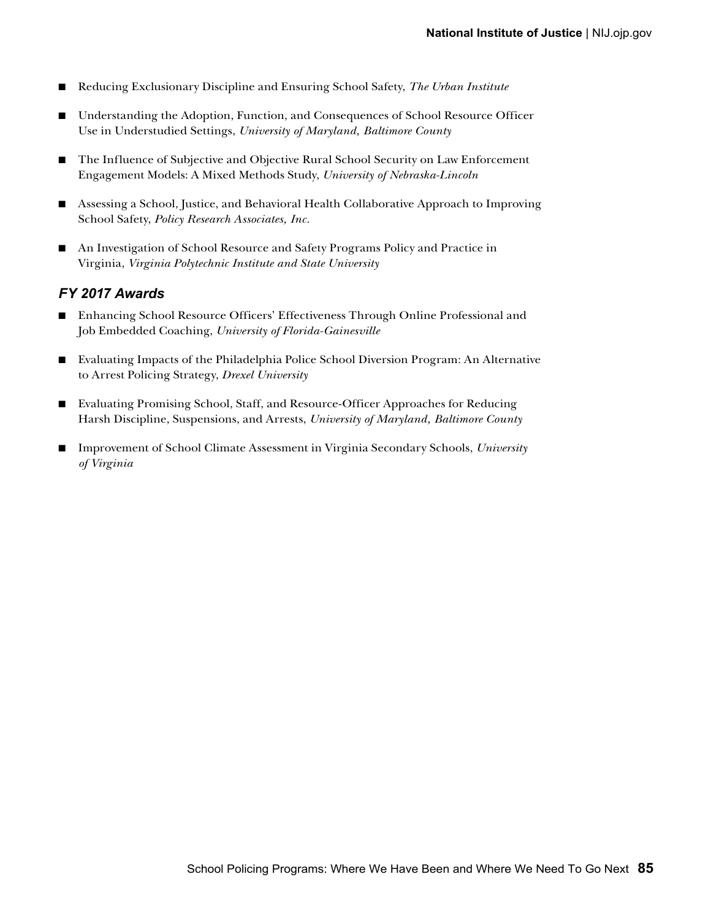- Reducing Exclusionary Discipline and Ensuring School Safety, *The Urban Institute*
- Understanding the Adoption, Function, and Consequences of School Resource Officer Use in Understudied Settings, *University of Maryland, Baltimore County*
- The Influence of Subjective and Objective Rural School Security on Law Enforcement Engagement Models: A Mixed Methods Study, *University of Nebraska-Lincoln*
- Assessing a School, Justice, and Behavioral Health Collaborative Approach to Improving School Safety, *Policy Research Associates, Inc.*
- An Investigation of School Resource and Safety Programs Policy and Practice in Virginia, *Virginia Polytechnic Institute and State University*

### *FY 2017 Awards*

- Enhancing School Resource Officers' Effectiveness Through Online Professional and Job Embedded Coaching, *University of Florida-Gainesville*
- Evaluating Impacts of the Philadelphia Police School Diversion Program: An Alternative to Arrest Policing Strategy, *Drexel University*
- Evaluating Promising School, Staff, and Resource-Officer Approaches for Reducing Harsh Discipline, Suspensions, and Arrests, *University of Maryland, Baltimore County*
- Improvement of School Climate Assessment in Virginia Secondary Schools, *University of Virginia*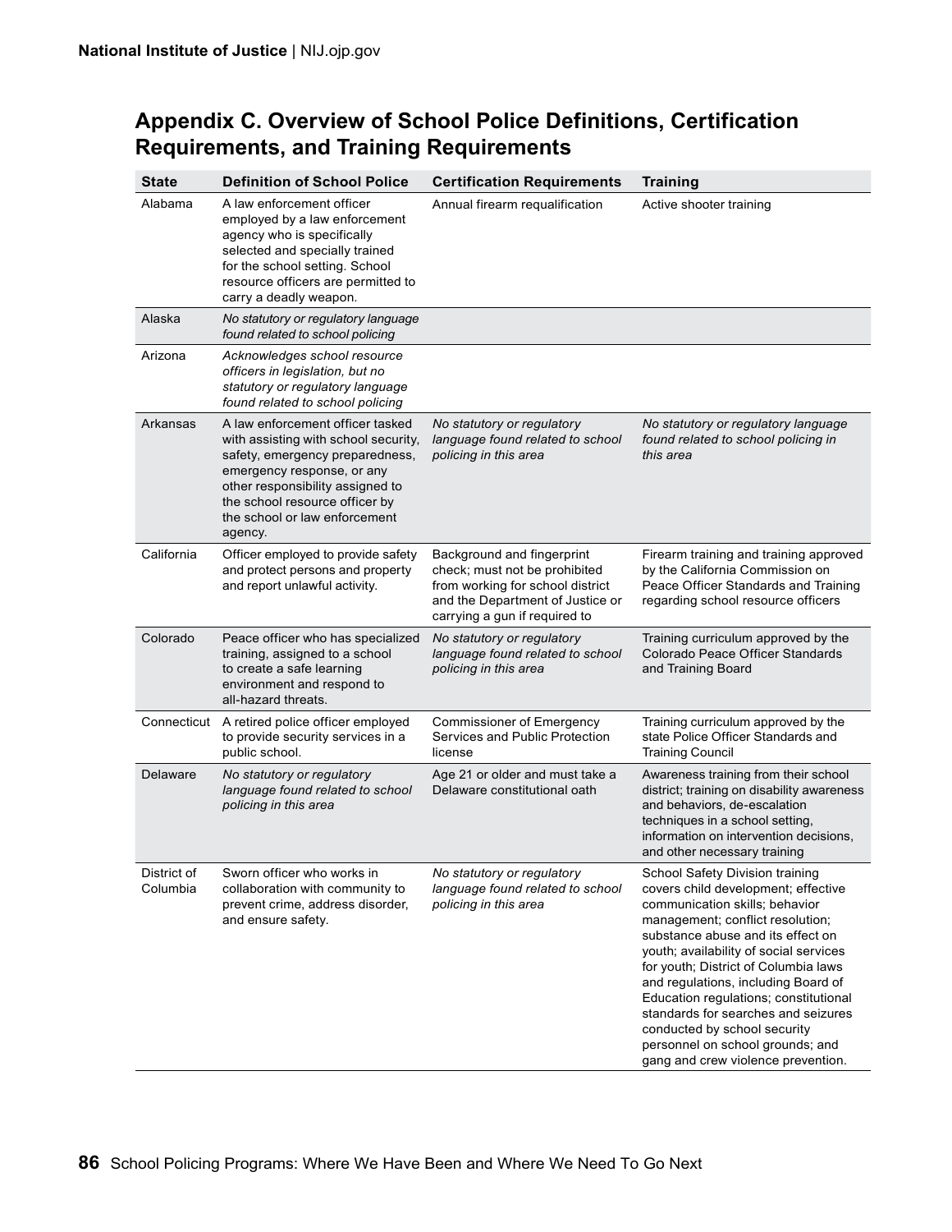## Appendix C. Overview of School Police Definitions, Certification Requirements, and Training Requirements

| State | Definition of School Police | Certification Requirements | Training |
|---|---|---|---|
| Alabama | A law enforcement officer employed by a law enforcement agency who is specifically selected and specially trained for the school setting. School resource officers are permitted to carry a deadly weapon. | Annual firearm requalification | Active shooter training |
| Alaska | *No statutory or regulatory language found related to school policing* | | |
| Arizona | *Acknowledges school resource officers in legislation, but no statutory or regulatory language found related to school policing* | | |
| Arkansas | A law enforcement officer tasked with assisting with school security, safety, emergency preparedness, emergency response, or any other responsibility assigned to the school resource officer by the school or law enforcement agency. | *No statutory or regulatory language found related to school policing in this area* | *No statutory or regulatory language found related to school policing in this area* |
| California | Officer employed to provide safety and protect persons and property and report unlawful activity. | Background and fingerprint check; must not be prohibited from working for school district and the Department of Justice or carrying a gun if required to | Firearm training and training approved by the California Commission on Peace Officer Standards and Training regarding school resource officers |
| Colorado | Peace officer who has specialized training, assigned to a school to create a safe learning environment and respond to all-hazard threats. | *No statutory or regulatory language found related to school policing in this area* | Training curriculum approved by the Colorado Peace Officer Standards and Training Board |
| Connecticut | A retired police officer employed to provide security services in a public school. | Commissioner of Emergency Services and Public Protection license | Training curriculum approved by the state Police Officer Standards and Training Council |
| Delaware | *No statutory or regulatory language found related to school policing in this area* | Age 21 or older and must take a Delaware constitutional oath | Awareness training from their school district; training on disability awareness and behaviors, de-escalation techniques in a school setting, information on intervention decisions, and other necessary training |
| District of Columbia | Sworn officer who works in collaboration with community to prevent crime, address disorder, and ensure safety. | *No statutory or regulatory language found related to school policing in this area* | School Safety Division training covers child development; effective communication skills; behavior management; conflict resolution; substance abuse and its effect on youth; availability of social services for youth; District of Columbia laws and regulations, including Board of Education regulations; constitutional standards for searches and seizures conducted by school security personnel on school grounds; and gang and crew violence prevention. |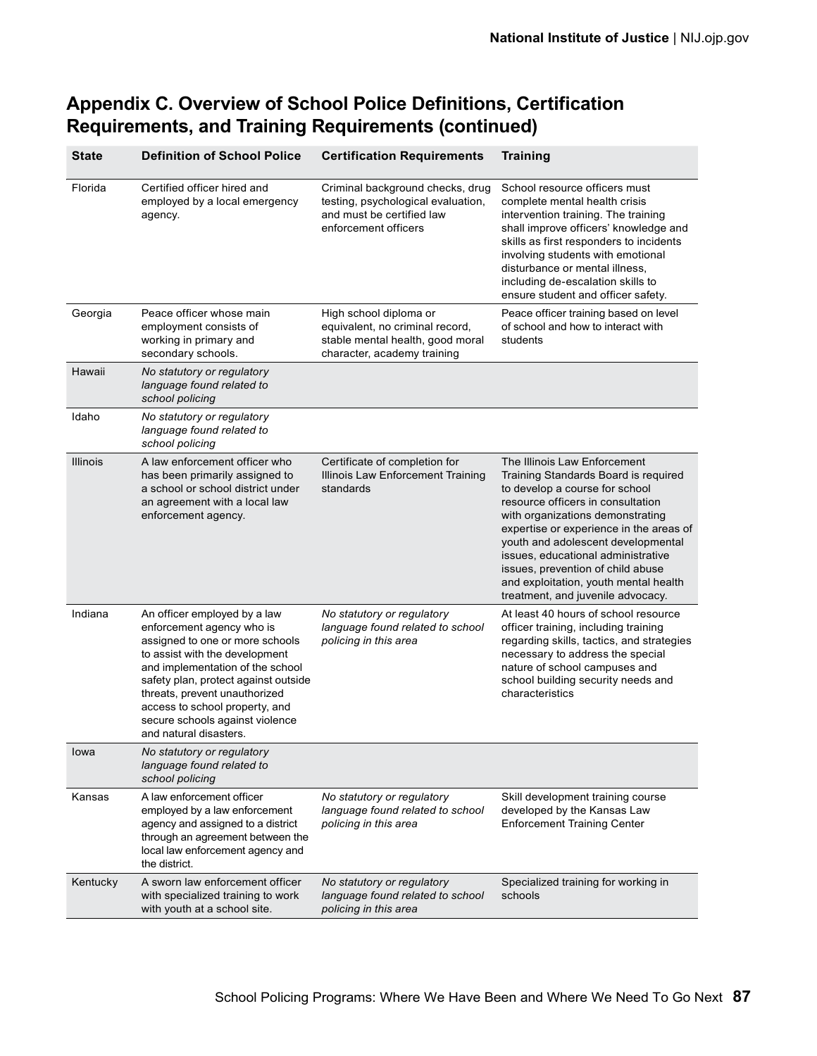## Appendix C. Overview of School Police Definitions, Certification Requirements, and Training Requirements (continued)

| State | Definition of School Police | Certification Requirements | Training |
|---|---|---|---|
| Florida | Certified officer hired and employed by a local emergency agency. | Criminal background checks, drug testing, psychological evaluation, and must be certified law enforcement officers | School resource officers must complete mental health crisis intervention training. The training shall improve officers' knowledge and skills as first responders to incidents involving students with emotional disturbance or mental illness, including de-escalation skills to ensure student and officer safety. |
| Georgia | Peace officer whose main employment consists of working in primary and secondary schools. | High school diploma or equivalent, no criminal record, stable mental health, good moral character, academy training | Peace officer training based on level of school and how to interact with students |
| Hawaii | *No statutory or regulatory language found related to school policing* | | |
| Idaho | *No statutory or regulatory language found related to school policing* | | |
| Illinois | A law enforcement officer who has been primarily assigned to a school or school district under an agreement with a local law enforcement agency. | Certificate of completion for Illinois Law Enforcement Training standards | The Illinois Law Enforcement Training Standards Board is required to develop a course for school resource officers in consultation with organizations demonstrating expertise or experience in the areas of youth and adolescent developmental issues, educational administrative issues, prevention of child abuse and exploitation, youth mental health treatment, and juvenile advocacy. |
| Indiana | An officer employed by a law enforcement agency who is assigned to one or more schools to assist with the development and implementation of the school safety plan, protect against outside threats, prevent unauthorized access to school property, and secure schools against violence and natural disasters. | *No statutory or regulatory language found related to school policing in this area* | At least 40 hours of school resource officer training, including training regarding skills, tactics, and strategies necessary to address the special nature of school campuses and school building security needs and characteristics |
| Iowa | *No statutory or regulatory language found related to school policing* | | |
| Kansas | A law enforcement officer employed by a law enforcement agency and assigned to a district through an agreement between the local law enforcement agency and the district. | *No statutory or regulatory language found related to school policing in this area* | Skill development training course developed by the Kansas Law Enforcement Training Center |
| Kentucky | A sworn law enforcement officer with specialized training to work with youth at a school site. | *No statutory or regulatory language found related to school policing in this area* | Specialized training for working in schools |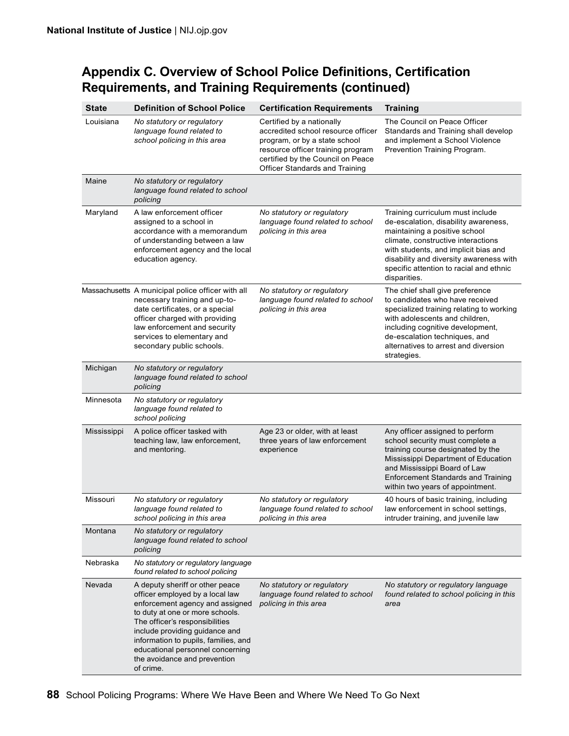## Appendix C. Overview of School Police Definitions, Certification Requirements, and Training Requirements (continued)

| State | Definition of School Police | Certification Requirements | Training |
|---|---|---|---|
| Louisiana | *No statutory or regulatory language found related to school policing in this area* | Certified by a nationally accredited school resource officer program, or by a state school resource officer training program certified by the Council on Peace Officer Standards and Training | The Council on Peace Officer Standards and Training shall develop and implement a School Violence Prevention Training Program. |
| Maine | *No statutory or regulatory language found related to school policing* | | |
| Maryland | A law enforcement officer assigned to a school in accordance with a memorandum of understanding between a law enforcement agency and the local education agency. | *No statutory or regulatory language found related to school policing in this area* | Training curriculum must include de-escalation, disability awareness, maintaining a positive school climate, constructive interactions with students, and implicit bias and disability and diversity awareness with specific attention to racial and ethnic disparities. |
| Massachusetts | A municipal police officer with all necessary training and up-to-date certificates, or a special officer charged with providing law enforcement and security services to elementary and secondary public schools. | *No statutory or regulatory language found related to school policing in this area* | The chief shall give preference to candidates who have received specialized training relating to working with adolescents and children, including cognitive development, de-escalation techniques, and alternatives to arrest and diversion strategies. |
| Michigan | *No statutory or regulatory language found related to school policing* | | |
| Minnesota | *No statutory or regulatory language found related to school policing* | | |
| Mississippi | A police officer tasked with teaching law, law enforcement, and mentoring. | Age 23 or older, with at least three years of law enforcement experience | Any officer assigned to perform school security must complete a training course designated by the Mississippi Department of Education and Mississippi Board of Law Enforcement Standards and Training within two years of appointment. |
| Missouri | *No statutory or regulatory language found related to school policing in this area* | *No statutory or regulatory language found related to school policing in this area* | 40 hours of basic training, including law enforcement in school settings, intruder training, and juvenile law |
| Montana | *No statutory or regulatory language found related to school policing* | | |
| Nebraska | *No statutory or regulatory language found related to school policing* | | |
| Nevada | A deputy sheriff or other peace officer employed by a local law enforcement agency and assigned to duty at one or more schools. The officer's responsibilities include providing guidance and information to pupils, families, and educational personnel concerning the avoidance and prevention of crime. | *No statutory or regulatory language found related to school policing in this area* | *No statutory or regulatory language found related to school policing in this area* |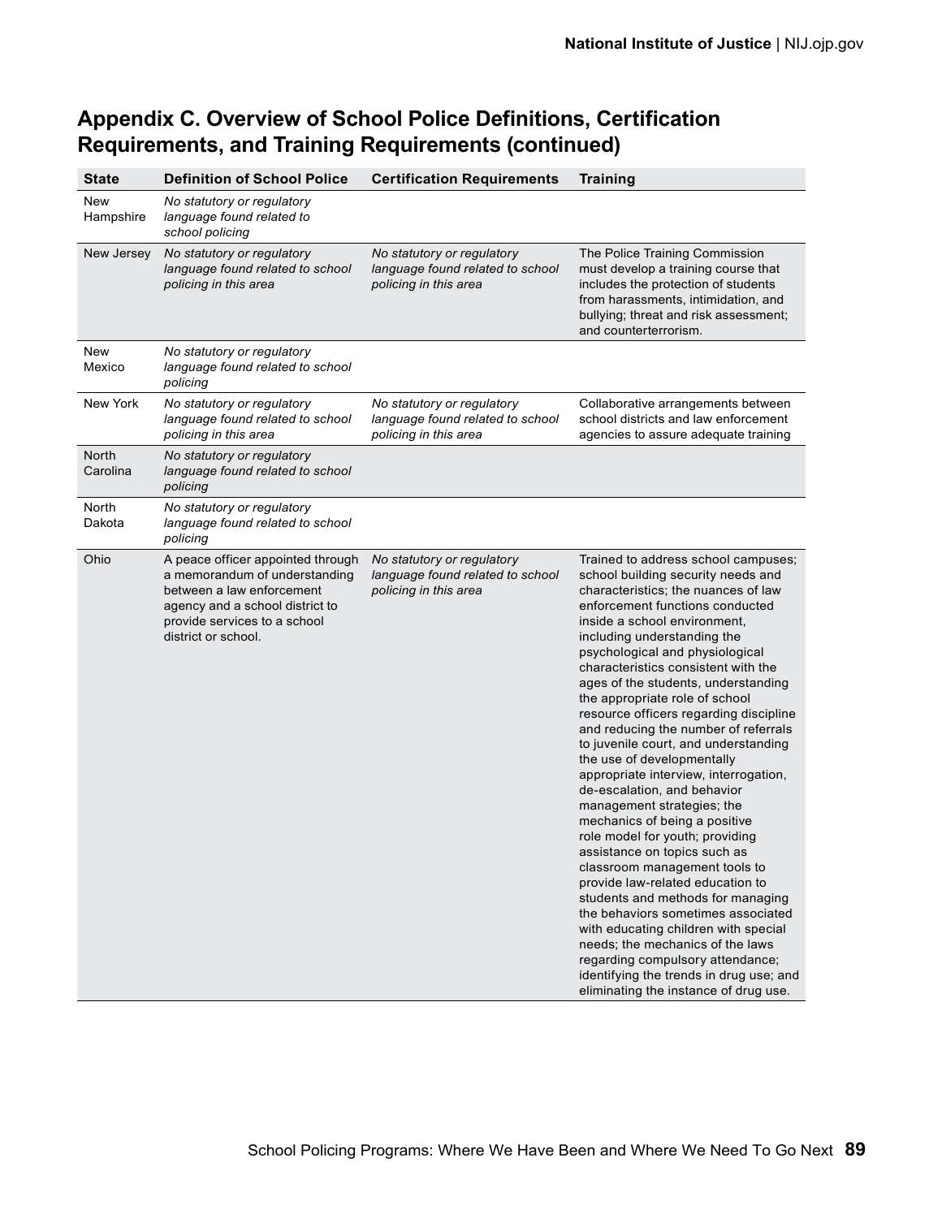## Appendix C. Overview of School Police Definitions, Certification Requirements, and Training Requirements (continued)

| State | Definition of School Police | Certification Requirements | Training |
|---|---|---|---|
| New Hampshire | *No statutory or regulatory language found related to school policing* | | |
| New Jersey | *No statutory or regulatory language found related to school policing in this area* | *No statutory or regulatory language found related to school policing in this area* | The Police Training Commission must develop a training course that includes the protection of students from harassments, intimidation, and bullying; threat and risk assessment; and counterterrorism. |
| New Mexico | *No statutory or regulatory language found related to school policing* | | |
| New York | *No statutory or regulatory language found related to school policing in this area* | *No statutory or regulatory language found related to school policing in this area* | Collaborative arrangements between school districts and law enforcement agencies to assure adequate training |
| North Carolina | *No statutory or regulatory language found related to school policing* | | |
| North Dakota | *No statutory or regulatory language found related to school policing* | | |
| Ohio | A peace officer appointed through a memorandum of understanding between a law enforcement agency and a school district to provide services to a school district or school. | *No statutory or regulatory language found related to school policing in this area* | Trained to address school campuses; school building security needs and characteristics; the nuances of law enforcement functions conducted inside a school environment, including understanding the psychological and physiological characteristics consistent with the ages of the students, understanding the appropriate role of school resource officers regarding discipline and reducing the number of referrals to juvenile court, and understanding the use of developmentally appropriate interview, interrogation, de-escalation, and behavior management strategies; the mechanics of being a positive role model for youth; providing assistance on topics such as classroom management tools to provide law-related education to students and methods for managing the behaviors sometimes associated with educating children with special needs; the mechanics of the laws regarding compulsory attendance; identifying the trends in drug use; and eliminating the instance of drug use. |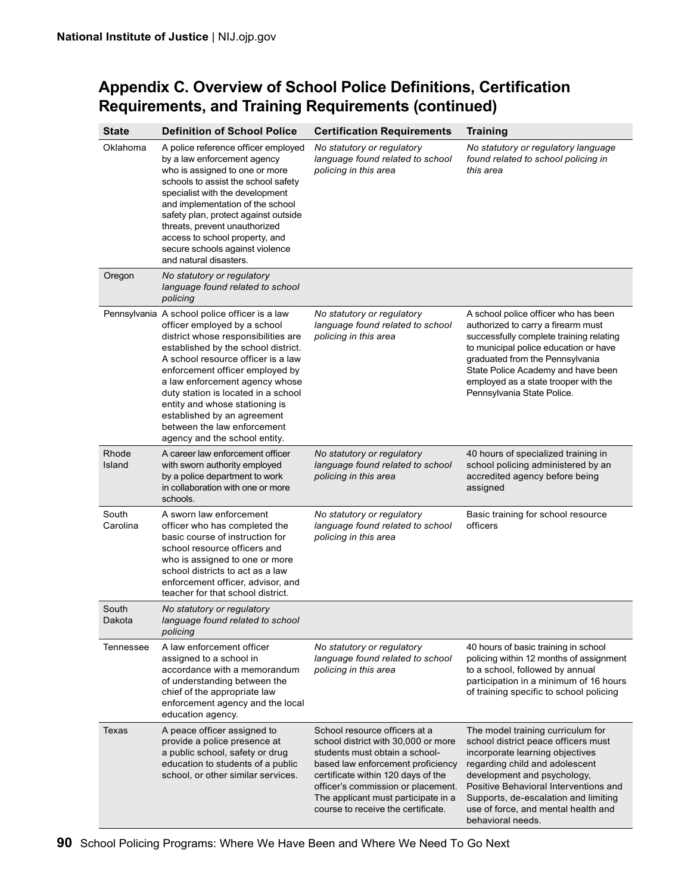## Appendix C. Overview of School Police Definitions, Certification Requirements, and Training Requirements (continued)

| State | Definition of School Police | Certification Requirements | Training |
|---|---|---|---|
| Oklahoma | A police reference officer employed by a law enforcement agency who is assigned to one or more schools to assist the school safety specialist with the development and implementation of the school safety plan, protect against outside threats, prevent unauthorized access to school property, and secure schools against violence and natural disasters. | *No statutory or regulatory language found related to school policing in this area* | *No statutory or regulatory language found related to school policing in this area* |
| Oregon | *No statutory or regulatory language found related to school policing* | | |
| Pennsylvania | A school police officer is a law officer employed by a school district whose responsibilities are established by the school district. A school resource officer is a law enforcement officer employed by a law enforcement agency whose duty station is located in a school entity and whose stationing is established by an agreement between the law enforcement agency and the school entity. | *No statutory or regulatory language found related to school policing in this area* | A school police officer who has been authorized to carry a firearm must successfully complete training relating to municipal police education or have graduated from the Pennsylvania State Police Academy and have been employed as a state trooper with the Pennsylvania State Police. |
| Rhode Island | A career law enforcement officer with sworn authority employed by a police department to work in collaboration with one or more schools. | *No statutory or regulatory language found related to school policing in this area* | 40 hours of specialized training in school policing administered by an accredited agency before being assigned |
| South Carolina | A sworn law enforcement officer who has completed the basic course of instruction for school resource officers and who is assigned to one or more school districts to act as a law enforcement officer, advisor, and teacher for that school district. | *No statutory or regulatory language found related to school policing in this area* | Basic training for school resource officers |
| South Dakota | *No statutory or regulatory language found related to school policing* | | |
| Tennessee | A law enforcement officer assigned to a school in accordance with a memorandum of understanding between the chief of the appropriate law enforcement agency and the local education agency. | *No statutory or regulatory language found related to school policing in this area* | 40 hours of basic training in school policing within 12 months of assignment to a school, followed by annual participation in a minimum of 16 hours of training specific to school policing |
| Texas | A peace officer assigned to provide a police presence at a public school, safety or drug education to students of a public school, or other similar services. | School resource officers at a school district with 30,000 or more students must obtain a school-based law enforcement proficiency certificate within 120 days of the officer's commission or placement. The applicant must participate in a course to receive the certificate. | The model training curriculum for school district peace officers must incorporate learning objectives regarding child and adolescent development and psychology, Positive Behavioral Interventions and Supports, de-escalation and limiting use of force, and mental health and behavioral needs. |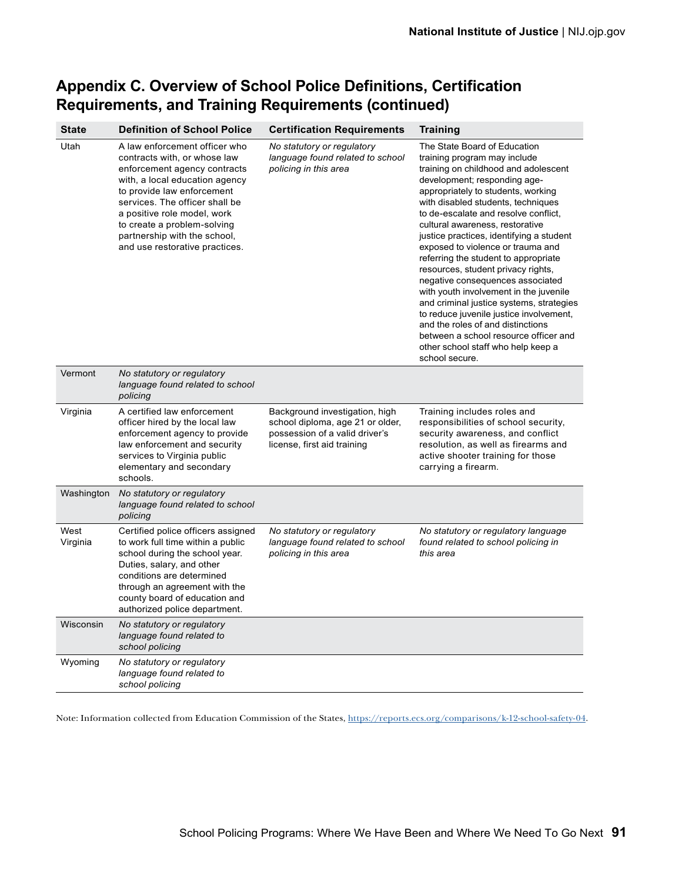## Appendix C. Overview of School Police Definitions, Certification Requirements, and Training Requirements (continued)

| State | Definition of School Police | Certification Requirements | Training |
|---|---|---|---|
| Utah | A law enforcement officer who contracts with, or whose law enforcement agency contracts with, a local education agency to provide law enforcement services. The officer shall be a positive role model, work to create a problem-solving partnership with the school, and use restorative practices. | *No statutory or regulatory language found related to school policing in this area* | The State Board of Education training program may include training on childhood and adolescent development; responding age-appropriately to students, working with disabled students, techniques to de-escalate and resolve conflict, cultural awareness, restorative justice practices, identifying a student exposed to violence or trauma and referring the student to appropriate resources, student privacy rights, negative consequences associated with youth involvement in the juvenile and criminal justice systems, strategies to reduce juvenile justice involvement, and the roles of and distinctions between a school resource officer and other school staff who help keep a school secure. |
| Vermont | *No statutory or regulatory language found related to school policing* | | |
| Virginia | A certified law enforcement officer hired by the local law enforcement agency to provide law enforcement and security services to Virginia public elementary and secondary schools. | Background investigation, high school diploma, age 21 or older, possession of a valid driver's license, first aid training | Training includes roles and responsibilities of school security, security awareness, and conflict resolution, as well as firearms and active shooter training for those carrying a firearm. |
| Washington | *No statutory or regulatory language found related to school policing* | | |
| West Virginia | Certified police officers assigned to work full time within a public school during the school year. Duties, salary, and other conditions are determined through an agreement with the county board of education and authorized police department. | *No statutory or regulatory language found related to school policing in this area* | *No statutory or regulatory language found related to school policing in this area* |
| Wisconsin | *No statutory or regulatory language found related to school policing* | | |
| Wyoming | *No statutory or regulatory language found related to school policing* | | |

Note: Information collected from Education Commission of the States, https://reports.ecs.org/comparisons/k-12-school-safety-04.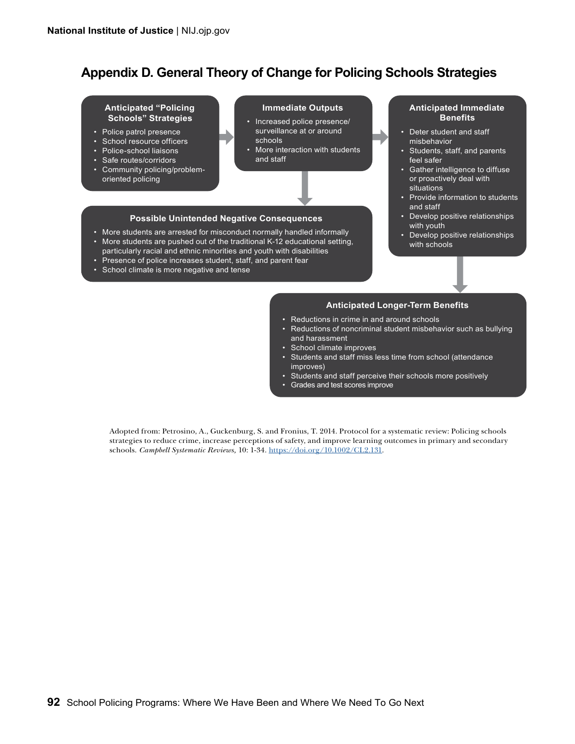## Appendix D. General Theory of Change for Policing Schools Strategies

**Anticipated "Policing Schools" Strategies**

- Police patrol presence
- School resource officers
- Police-school liaisons
- Safe routes/corridors
- Community policing/problem-oriented policing

**Immediate Outputs**

- Increased police presence/surveillance at or around schools
- More interaction with students and staff

**Anticipated Immediate Benefits**

- Deter student and staff misbehavior
- Students, staff, and parents feel safer
- Gather intelligence to diffuse or proactively deal with situations
- Provide information to students and staff
- Develop positive relationships with youth
- Develop positive relationships with schools

**Possible Unintended Negative Consequences**

- More students are arrested for misconduct normally handled informally
- More students are pushed out of the traditional K-12 educational setting, particularly racial and ethnic minorities and youth with disabilities
- Presence of police increases student, staff, and parent fear
- School climate is more negative and tense

**Anticipated Longer-Term Benefits**

- Reductions in crime in and around schools
- Reductions of noncriminal student misbehavior such as bullying and harassment
- School climate improves
- Students and staff miss less time from school (attendance improves)
- Students and staff perceive their schools more positively
- Grades and test scores improve

Adopted from: Petrosino, A., Guckenburg, S. and Fronius, T. 2014. Protocol for a systematic review: Policing schools strategies to reduce crime, increase perceptions of safety, and improve learning outcomes in primary and secondary schools. *Campbell Systematic Reviews,* 10: 1-34. https://doi.org/10.1002/CL2.131.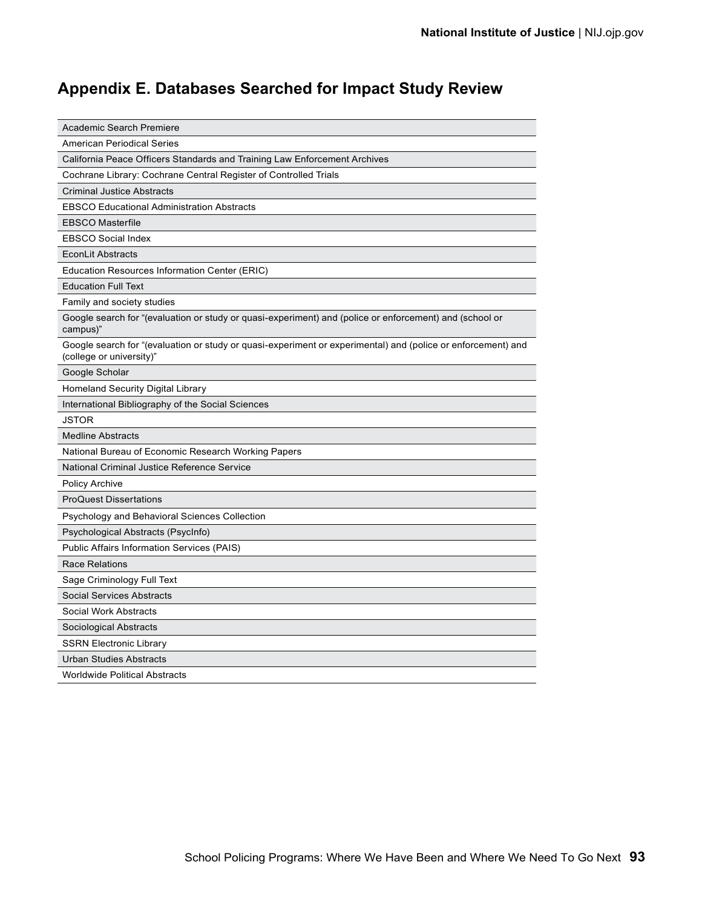## Appendix E. Databases Searched for Impact Study Review

| |
|---|
| Academic Search Premiere |
| American Periodical Series |
| California Peace Officers Standards and Training Law Enforcement Archives |
| Cochrane Library: Cochrane Central Register of Controlled Trials |
| Criminal Justice Abstracts |
| EBSCO Educational Administration Abstracts |
| EBSCO Masterfile |
| EBSCO Social Index |
| EconLit Abstracts |
| Education Resources Information Center (ERIC) |
| Education Full Text |
| Family and society studies |
| Google search for "(evaluation or study or quasi-experiment) and (police or enforcement) and (school or campus)" |
| Google search for "(evaluation or study or quasi-experiment or experimental) and (police or enforcement) and (college or university)" |
| Google Scholar |
| Homeland Security Digital Library |
| International Bibliography of the Social Sciences |
| JSTOR |
| Medline Abstracts |
| National Bureau of Economic Research Working Papers |
| National Criminal Justice Reference Service |
| Policy Archive |
| ProQuest Dissertations |
| Psychology and Behavioral Sciences Collection |
| Psychological Abstracts (PsycInfo) |
| Public Affairs Information Services (PAIS) |
| Race Relations |
| Sage Criminology Full Text |
| Social Services Abstracts |
| Social Work Abstracts |
| Sociological Abstracts |
| SSRN Electronic Library |
| Urban Studies Abstracts |
| Worldwide Political Abstracts |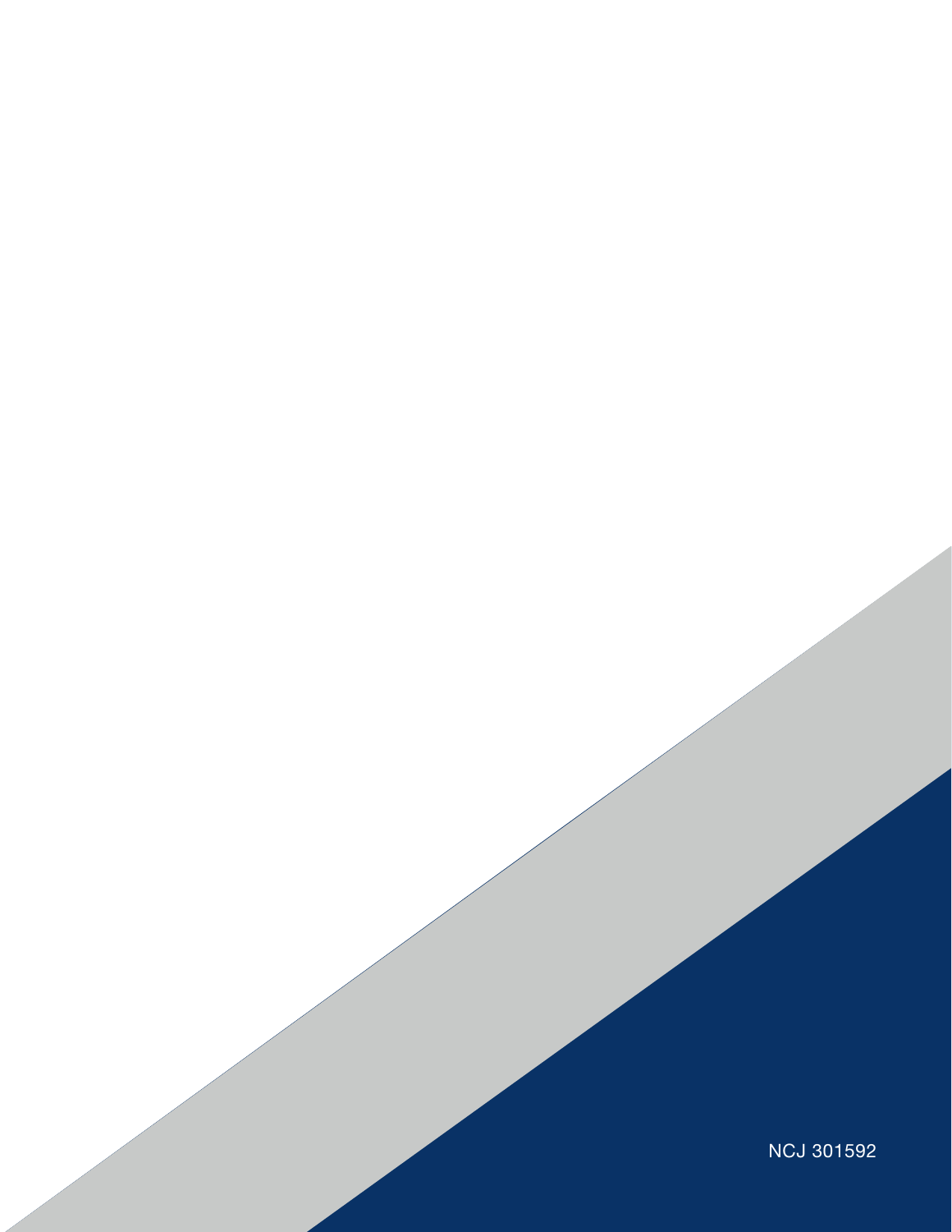NCJ 301592